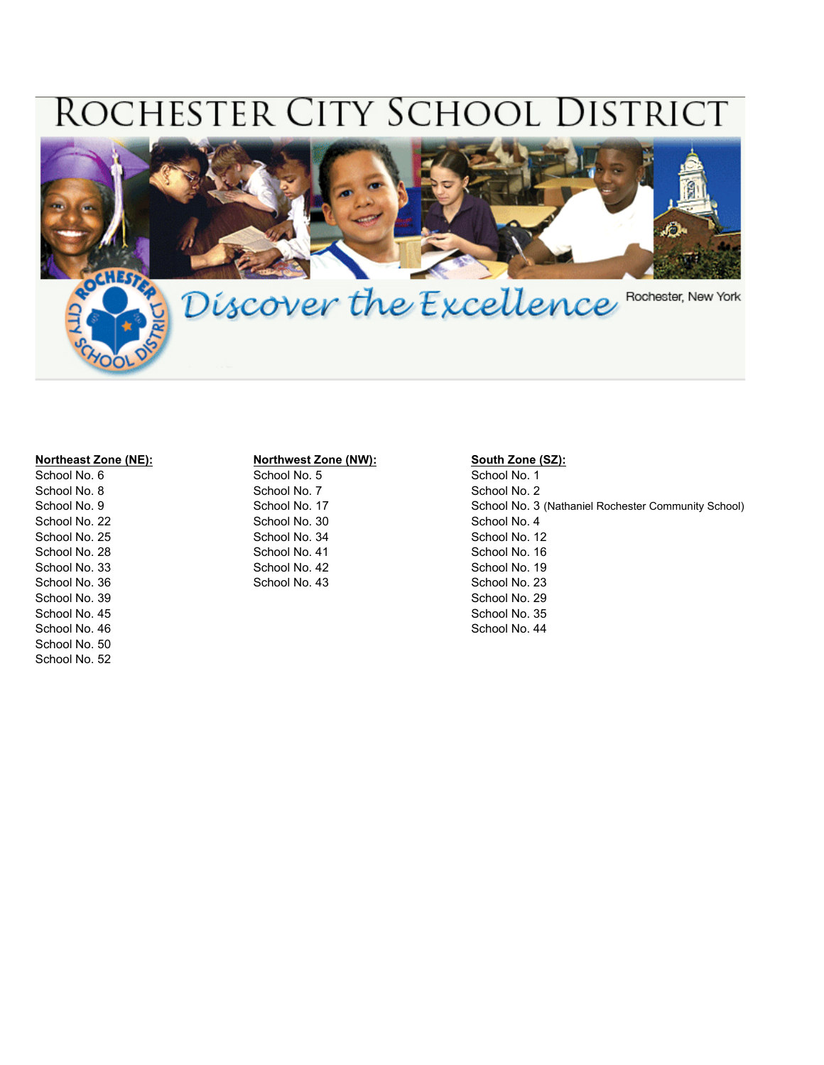# ROCHESTER CITY SCHOOL DISTRICT

Discover the Excellence

Rochester, New York

**Northeast Zone (NE):**
School No. 6
School No. 8
School No. 9
School No. 22
School No. 25
School No. 28
School No. 33
School No. 36
School No. 39
School No. 45
School No. 46
School No. 50
School No. 52

**Northwest Zone (NW):**
School No. 5
School No. 7
School No. 17
School No. 30
School No. 34
School No. 41
School No. 42
School No. 43

**South Zone (SZ):**
School No. 1
School No. 2
School No. 3 (Nathaniel Rochester Community School)
School No. 4
School No. 12
School No. 16
School No. 19
School No. 23
School No. 29
School No. 35
School No. 44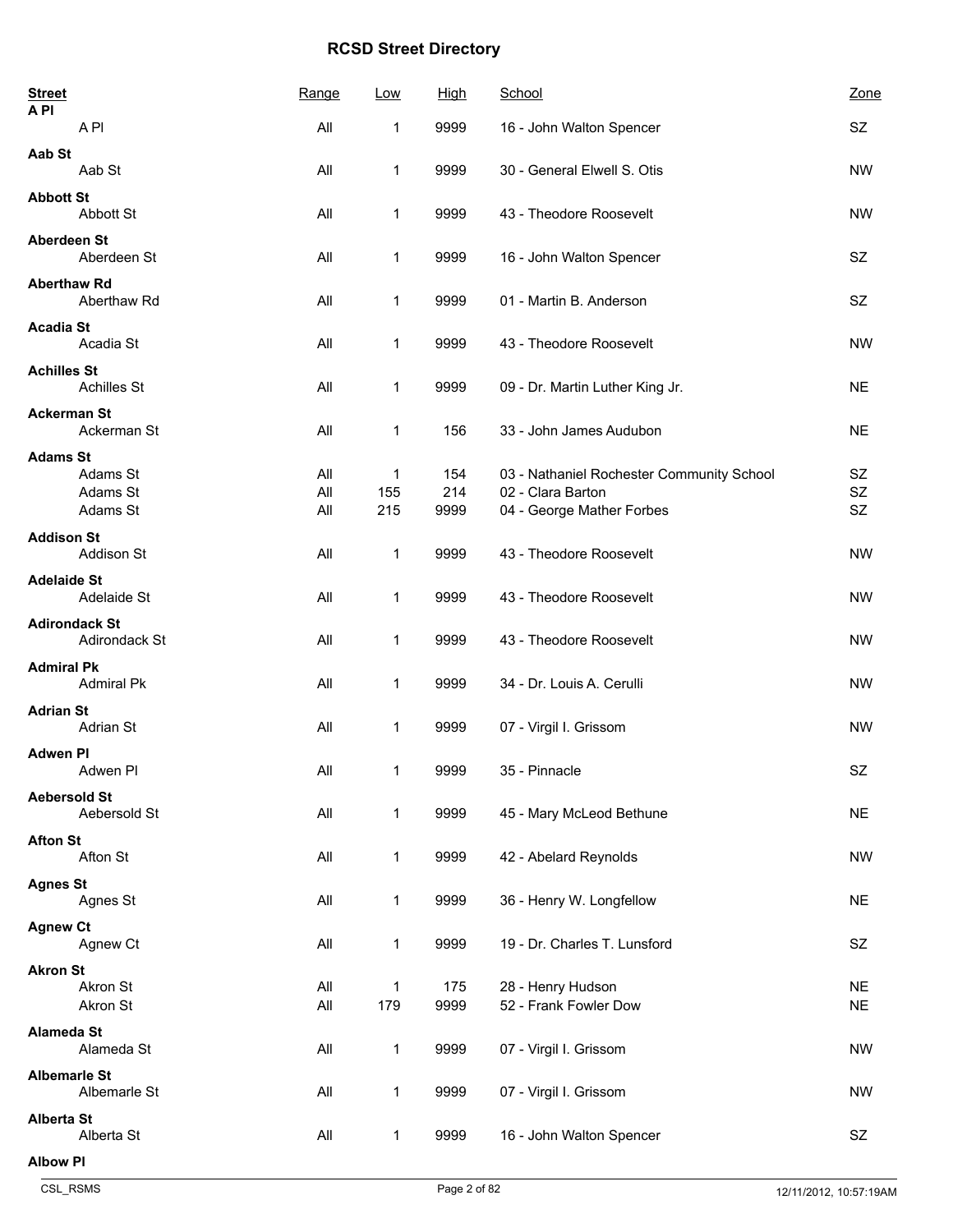# RCSD Street Directory

| Street | Range | Low | High | School | Zone |
|---|---|---|---|---|---|
| **A Pl** | | | | | |
| A Pl | All | 1 | 9999 | 16 - John Walton Spencer | SZ |
| **Aab St** | | | | | |
| Aab St | All | 1 | 9999 | 30 - General Elwell S. Otis | NW |
| **Abbott St** | | | | | |
| Abbott St | All | 1 | 9999 | 43 - Theodore Roosevelt | NW |
| **Aberdeen St** | | | | | |
| Aberdeen St | All | 1 | 9999 | 16 - John Walton Spencer | SZ |
| **Aberthaw Rd** | | | | | |
| Aberthaw Rd | All | 1 | 9999 | 01 - Martin B. Anderson | SZ |
| **Acadia St** | | | | | |
| Acadia St | All | 1 | 9999 | 43 - Theodore Roosevelt | NW |
| **Achilles St** | | | | | |
| Achilles St | All | 1 | 9999 | 09 - Dr. Martin Luther King Jr. | NE |
| **Ackerman St** | | | | | |
| Ackerman St | All | 1 | 156 | 33 - John James Audubon | NE |
| **Adams St** | | | | | |
| Adams St | All | 1 | 154 | 03 - Nathaniel Rochester Community School | SZ |
| Adams St | All | 155 | 214 | 02 - Clara Barton | SZ |
| Adams St | All | 215 | 9999 | 04 - George Mather Forbes | SZ |
| **Addison St** | | | | | |
| Addison St | All | 1 | 9999 | 43 - Theodore Roosevelt | NW |
| **Adelaide St** | | | | | |
| Adelaide St | All | 1 | 9999 | 43 - Theodore Roosevelt | NW |
| **Adirondack St** | | | | | |
| Adirondack St | All | 1 | 9999 | 43 - Theodore Roosevelt | NW |
| **Admiral Pk** | | | | | |
| Admiral Pk | All | 1 | 9999 | 34 - Dr. Louis A. Cerulli | NW |
| **Adrian St** | | | | | |
| Adrian St | All | 1 | 9999 | 07 - Virgil I. Grissom | NW |
| **Adwen Pl** | | | | | |
| Adwen Pl | All | 1 | 9999 | 35 - Pinnacle | SZ |
| **Aebersold St** | | | | | |
| Aebersold St | All | 1 | 9999 | 45 - Mary McLeod Bethune | NE |
| **Afton St** | | | | | |
| Afton St | All | 1 | 9999 | 42 - Abelard Reynolds | NW |
| **Agnes St** | | | | | |
| Agnes St | All | 1 | 9999 | 36 - Henry W. Longfellow | NE |
| **Agnew Ct** | | | | | |
| Agnew Ct | All | 1 | 9999 | 19 - Dr. Charles T. Lunsford | SZ |
| **Akron St** | | | | | |
| Akron St | All | 1 | 175 | 28 - Henry Hudson | NE |
| Akron St | All | 179 | 9999 | 52 - Frank Fowler Dow | NE |
| **Alameda St** | | | | | |
| Alameda St | All | 1 | 9999 | 07 - Virgil I. Grissom | NW |
| **Albemarle St** | | | | | |
| Albemarle St | All | 1 | 9999 | 07 - Virgil I. Grissom | NW |
| **Alberta St** | | | | | |
| Alberta St | All | 1 | 9999 | 16 - John Walton Spencer | SZ |
| **Albow Pl** | | | | | |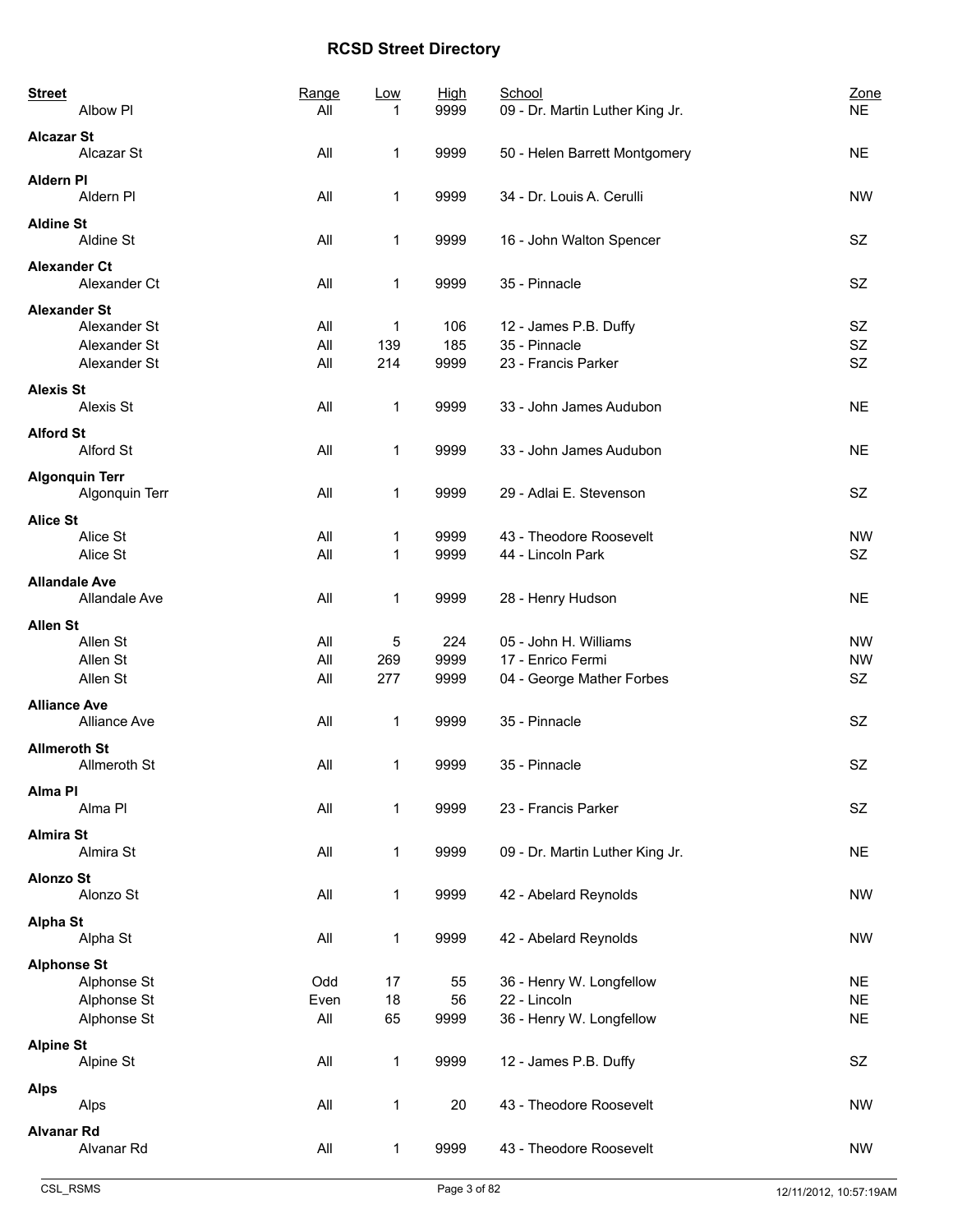# RCSD Street Directory

| Street | Range | Low | High | School | Zone |
|---|---|---|---|---|---|
| Albow Pl | All | 1 | 9999 | 09 - Dr. Martin Luther King Jr. | NE |
| **Alcazar St** | | | | | |
| Alcazar St | All | 1 | 9999 | 50 - Helen Barrett Montgomery | NE |
| **Aldern Pl** | | | | | |
| Aldern Pl | All | 1 | 9999 | 34 - Dr. Louis A. Cerulli | NW |
| **Aldine St** | | | | | |
| Aldine St | All | 1 | 9999 | 16 - John Walton Spencer | SZ |
| **Alexander Ct** | | | | | |
| Alexander Ct | All | 1 | 9999 | 35 - Pinnacle | SZ |
| **Alexander St** | | | | | |
| Alexander St | All | 1 | 106 | 12 - James P.B. Duffy | SZ |
| Alexander St | All | 139 | 185 | 35 - Pinnacle | SZ |
| Alexander St | All | 214 | 9999 | 23 - Francis Parker | SZ |
| **Alexis St** | | | | | |
| Alexis St | All | 1 | 9999 | 33 - John James Audubon | NE |
| **Alford St** | | | | | |
| Alford St | All | 1 | 9999 | 33 - John James Audubon | NE |
| **Algonquin Terr** | | | | | |
| Algonquin Terr | All | 1 | 9999 | 29 - Adlai E. Stevenson | SZ |
| **Alice St** | | | | | |
| Alice St | All | 1 | 9999 | 43 - Theodore Roosevelt | NW |
| Alice St | All | 1 | 9999 | 44 - Lincoln Park | SZ |
| **Allandale Ave** | | | | | |
| Allandale Ave | All | 1 | 9999 | 28 - Henry Hudson | NE |
| **Allen St** | | | | | |
| Allen St | All | 5 | 224 | 05 - John H. Williams | NW |
| Allen St | All | 269 | 9999 | 17 - Enrico Fermi | NW |
| Allen St | All | 277 | 9999 | 04 - George Mather Forbes | SZ |
| **Alliance Ave** | | | | | |
| Alliance Ave | All | 1 | 9999 | 35 - Pinnacle | SZ |
| **Allmeroth St** | | | | | |
| Allmeroth St | All | 1 | 9999 | 35 - Pinnacle | SZ |
| **Alma Pl** | | | | | |
| Alma Pl | All | 1 | 9999 | 23 - Francis Parker | SZ |
| **Almira St** | | | | | |
| Almira St | All | 1 | 9999 | 09 - Dr. Martin Luther King Jr. | NE |
| **Alonzo St** | | | | | |
| Alonzo St | All | 1 | 9999 | 42 - Abelard Reynolds | NW |
| **Alpha St** | | | | | |
| Alpha St | All | 1 | 9999 | 42 - Abelard Reynolds | NW |
| **Alphonse St** | | | | | |
| Alphonse St | Odd | 17 | 55 | 36 - Henry W. Longfellow | NE |
| Alphonse St | Even | 18 | 56 | 22 - Lincoln | NE |
| Alphonse St | All | 65 | 9999 | 36 - Henry W. Longfellow | NE |
| **Alpine St** | | | | | |
| Alpine St | All | 1 | 9999 | 12 - James P.B. Duffy | SZ |
| **Alps** | | | | | |
| Alps | All | 1 | 20 | 43 - Theodore Roosevelt | NW |
| **Alvanar Rd** | | | | | |
| Alvanar Rd | All | 1 | 9999 | 43 - Theodore Roosevelt | NW |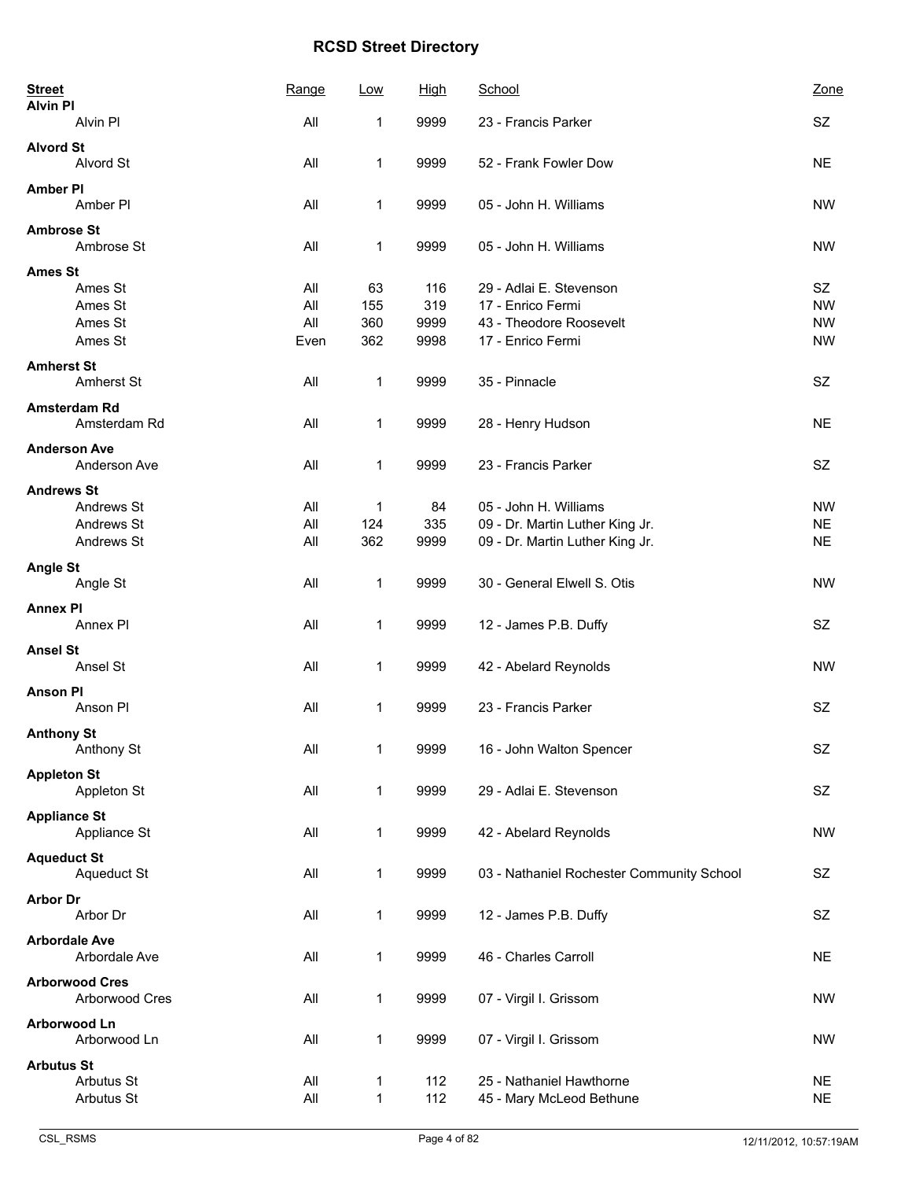# RCSD Street Directory

| Street | Range | Low | High | School | Zone |
|---|---|---|---|---|---|
| **Alvin Pl** | | | | | |
| Alvin Pl | All | 1 | 9999 | 23 - Francis Parker | SZ |
| **Alvord St** | | | | | |
| Alvord St | All | 1 | 9999 | 52 - Frank Fowler Dow | NE |
| **Amber Pl** | | | | | |
| Amber Pl | All | 1 | 9999 | 05 - John H. Williams | NW |
| **Ambrose St** | | | | | |
| Ambrose St | All | 1 | 9999 | 05 - John H. Williams | NW |
| **Ames St** | | | | | |
| Ames St | All | 63 | 116 | 29 - Adlai E. Stevenson | SZ |
| Ames St | All | 155 | 319 | 17 - Enrico Fermi | NW |
| Ames St | All | 360 | 9999 | 43 - Theodore Roosevelt | NW |
| Ames St | Even | 362 | 9998 | 17 - Enrico Fermi | NW |
| **Amherst St** | | | | | |
| Amherst St | All | 1 | 9999 | 35 - Pinnacle | SZ |
| **Amsterdam Rd** | | | | | |
| Amsterdam Rd | All | 1 | 9999 | 28 - Henry Hudson | NE |
| **Anderson Ave** | | | | | |
| Anderson Ave | All | 1 | 9999 | 23 - Francis Parker | SZ |
| **Andrews St** | | | | | |
| Andrews St | All | 1 | 84 | 05 - John H. Williams | NW |
| Andrews St | All | 124 | 335 | 09 - Dr. Martin Luther King Jr. | NE |
| Andrews St | All | 362 | 9999 | 09 - Dr. Martin Luther King Jr. | NE |
| **Angle St** | | | | | |
| Angle St | All | 1 | 9999 | 30 - General Elwell S. Otis | NW |
| **Annex Pl** | | | | | |
| Annex Pl | All | 1 | 9999 | 12 - James P.B. Duffy | SZ |
| **Ansel St** | | | | | |
| Ansel St | All | 1 | 9999 | 42 - Abelard Reynolds | NW |
| **Anson Pl** | | | | | |
| Anson Pl | All | 1 | 9999 | 23 - Francis Parker | SZ |
| **Anthony St** | | | | | |
| Anthony St | All | 1 | 9999 | 16 - John Walton Spencer | SZ |
| **Appleton St** | | | | | |
| Appleton St | All | 1 | 9999 | 29 - Adlai E. Stevenson | SZ |
| **Appliance St** | | | | | |
| Appliance St | All | 1 | 9999 | 42 - Abelard Reynolds | NW |
| **Aqueduct St** | | | | | |
| Aqueduct St | All | 1 | 9999 | 03 - Nathaniel Rochester Community School | SZ |
| **Arbor Dr** | | | | | |
| Arbor Dr | All | 1 | 9999 | 12 - James P.B. Duffy | SZ |
| **Arbordale Ave** | | | | | |
| Arbordale Ave | All | 1 | 9999 | 46 - Charles Carroll | NE |
| **Arborwood Cres** | | | | | |
| Arborwood Cres | All | 1 | 9999 | 07 - Virgil I. Grissom | NW |
| **Arborwood Ln** | | | | | |
| Arborwood Ln | All | 1 | 9999 | 07 - Virgil I. Grissom | NW |
| **Arbutus St** | | | | | |
| Arbutus St | All | 1 | 112 | 25 - Nathaniel Hawthorne | NE |
| Arbutus St | All | 1 | 112 | 45 - Mary McLeod Bethune | NE |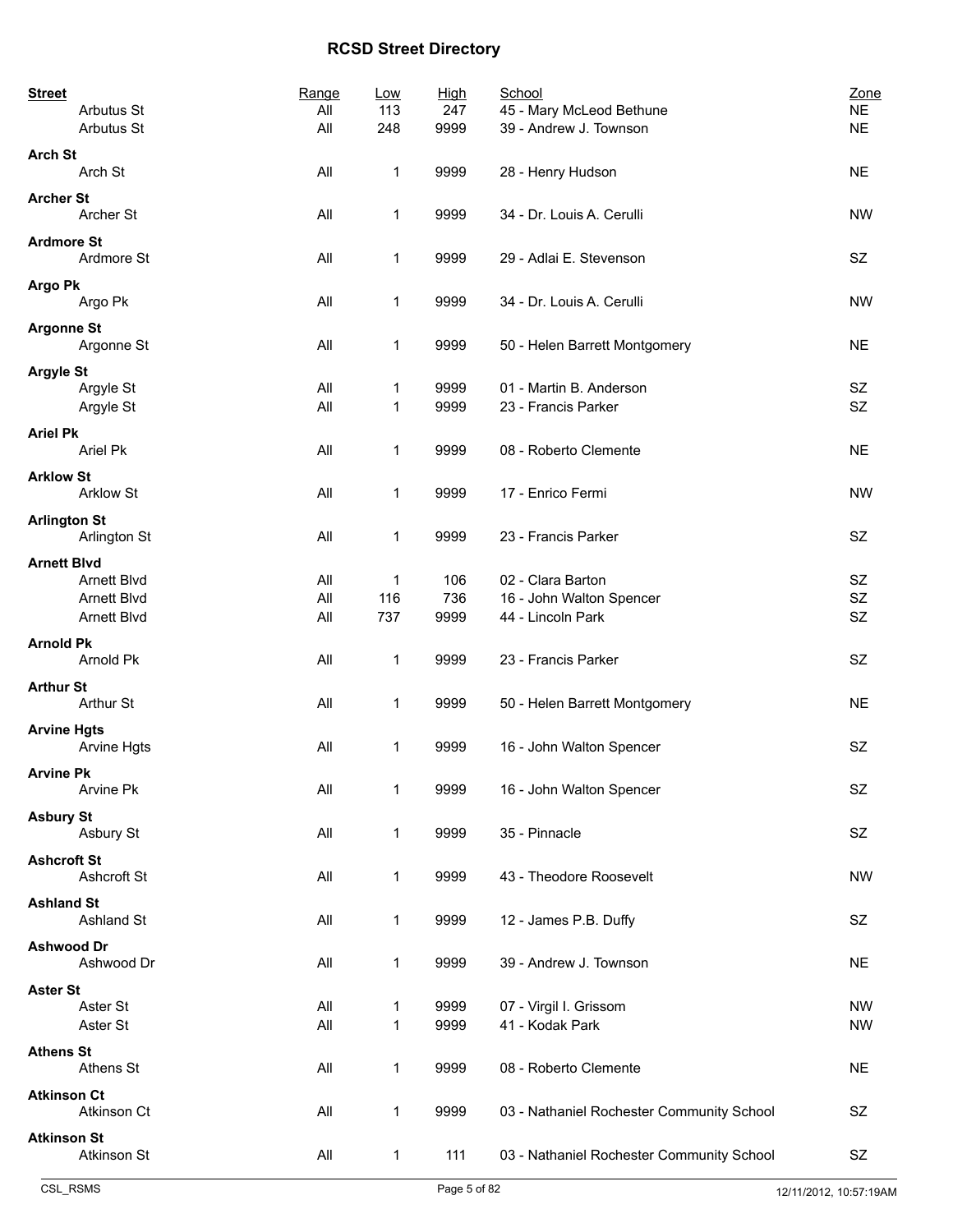# RCSD Street Directory

| Street | Range | Low | High | School | Zone |
|---|---|---|---|---|---|
| Arbutus St | All | 113 | 247 | 45 - Mary McLeod Bethune | NE |
| Arbutus St | All | 248 | 9999 | 39 - Andrew J. Townson | NE |
| **Arch St** | | | | | |
| Arch St | All | 1 | 9999 | 28 - Henry Hudson | NE |
| **Archer St** | | | | | |
| Archer St | All | 1 | 9999 | 34 - Dr. Louis A. Cerulli | NW |
| **Ardmore St** | | | | | |
| Ardmore St | All | 1 | 9999 | 29 - Adlai E. Stevenson | SZ |
| **Argo Pk** | | | | | |
| Argo Pk | All | 1 | 9999 | 34 - Dr. Louis A. Cerulli | NW |
| **Argonne St** | | | | | |
| Argonne St | All | 1 | 9999 | 50 - Helen Barrett Montgomery | NE |
| **Argyle St** | | | | | |
| Argyle St | All | 1 | 9999 | 01 - Martin B. Anderson | SZ |
| Argyle St | All | 1 | 9999 | 23 - Francis Parker | SZ |
| **Ariel Pk** | | | | | |
| Ariel Pk | All | 1 | 9999 | 08 - Roberto Clemente | NE |
| **Arklow St** | | | | | |
| Arklow St | All | 1 | 9999 | 17 - Enrico Fermi | NW |
| **Arlington St** | | | | | |
| Arlington St | All | 1 | 9999 | 23 - Francis Parker | SZ |
| **Arnett Blvd** | | | | | |
| Arnett Blvd | All | 1 | 106 | 02 - Clara Barton | SZ |
| Arnett Blvd | All | 116 | 736 | 16 - John Walton Spencer | SZ |
| Arnett Blvd | All | 737 | 9999 | 44 - Lincoln Park | SZ |
| **Arnold Pk** | | | | | |
| Arnold Pk | All | 1 | 9999 | 23 - Francis Parker | SZ |
| **Arthur St** | | | | | |
| Arthur St | All | 1 | 9999 | 50 - Helen Barrett Montgomery | NE |
| **Arvine Hgts** | | | | | |
| Arvine Hgts | All | 1 | 9999 | 16 - John Walton Spencer | SZ |
| **Arvine Pk** | | | | | |
| Arvine Pk | All | 1 | 9999 | 16 - John Walton Spencer | SZ |
| **Asbury St** | | | | | |
| Asbury St | All | 1 | 9999 | 35 - Pinnacle | SZ |
| **Ashcroft St** | | | | | |
| Ashcroft St | All | 1 | 9999 | 43 - Theodore Roosevelt | NW |
| **Ashland St** | | | | | |
| Ashland St | All | 1 | 9999 | 12 - James P.B. Duffy | SZ |
| **Ashwood Dr** | | | | | |
| Ashwood Dr | All | 1 | 9999 | 39 - Andrew J. Townson | NE |
| **Aster St** | | | | | |
| Aster St | All | 1 | 9999 | 07 - Virgil I. Grissom | NW |
| Aster St | All | 1 | 9999 | 41 - Kodak Park | NW |
| **Athens St** | | | | | |
| Athens St | All | 1 | 9999 | 08 - Roberto Clemente | NE |
| **Atkinson Ct** | | | | | |
| Atkinson Ct | All | 1 | 9999 | 03 - Nathaniel Rochester Community School | SZ |
| **Atkinson St** | | | | | |
| Atkinson St | All | 1 | 111 | 03 - Nathaniel Rochester Community School | SZ |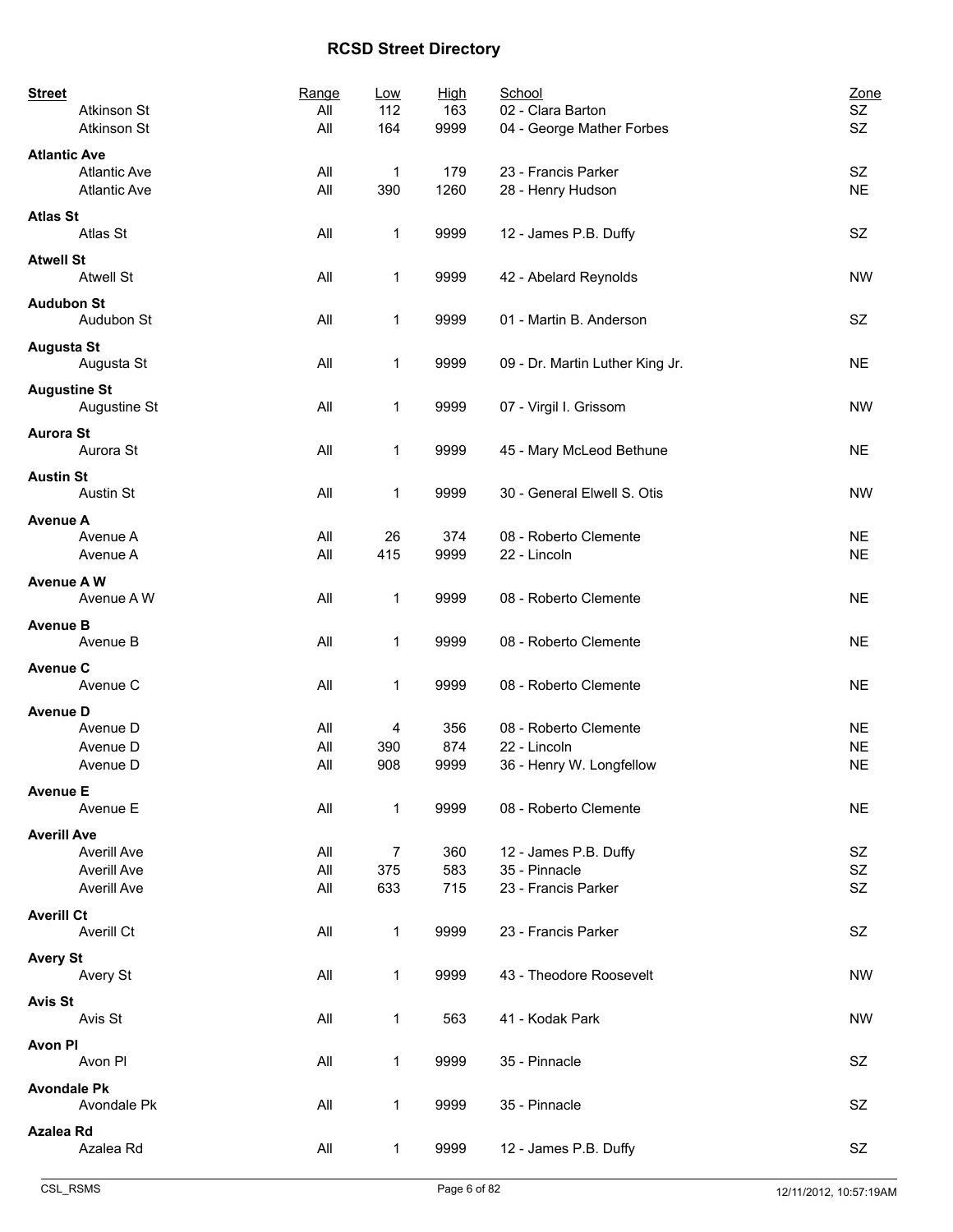# RCSD Street Directory

| Street | | Range | Low | High | School | Zone |
|---|---|---|---|---|---|---|
| | Atkinson St | All | 112 | 163 | 02 - Clara Barton | SZ |
| | Atkinson St | All | 164 | 9999 | 04 - George Mather Forbes | SZ |
| **Atlantic Ave** | | | | | | |
| | Atlantic Ave | All | 1 | 179 | 23 - Francis Parker | SZ |
| | Atlantic Ave | All | 390 | 1260 | 28 - Henry Hudson | NE |
| **Atlas St** | | | | | | |
| | Atlas St | All | 1 | 9999 | 12 - James P.B. Duffy | SZ |
| **Atwell St** | | | | | | |
| | Atwell St | All | 1 | 9999 | 42 - Abelard Reynolds | NW |
| **Audubon St** | | | | | | |
| | Audubon St | All | 1 | 9999 | 01 - Martin B. Anderson | SZ |
| **Augusta St** | | | | | | |
| | Augusta St | All | 1 | 9999 | 09 - Dr. Martin Luther King Jr. | NE |
| **Augustine St** | | | | | | |
| | Augustine St | All | 1 | 9999 | 07 - Virgil I. Grissom | NW |
| **Aurora St** | | | | | | |
| | Aurora St | All | 1 | 9999 | 45 - Mary McLeod Bethune | NE |
| **Austin St** | | | | | | |
| | Austin St | All | 1 | 9999 | 30 - General Elwell S. Otis | NW |
| **Avenue A** | | | | | | |
| | Avenue A | All | 26 | 374 | 08 - Roberto Clemente | NE |
| | Avenue A | All | 415 | 9999 | 22 - Lincoln | NE |
| **Avenue A W** | | | | | | |
| | Avenue A W | All | 1 | 9999 | 08 - Roberto Clemente | NE |
| **Avenue B** | | | | | | |
| | Avenue B | All | 1 | 9999 | 08 - Roberto Clemente | NE |
| **Avenue C** | | | | | | |
| | Avenue C | All | 1 | 9999 | 08 - Roberto Clemente | NE |
| **Avenue D** | | | | | | |
| | Avenue D | All | 4 | 356 | 08 - Roberto Clemente | NE |
| | Avenue D | All | 390 | 874 | 22 - Lincoln | NE |
| | Avenue D | All | 908 | 9999 | 36 - Henry W. Longfellow | NE |
| **Avenue E** | | | | | | |
| | Avenue E | All | 1 | 9999 | 08 - Roberto Clemente | NE |
| **Averill Ave** | | | | | | |
| | Averill Ave | All | 7 | 360 | 12 - James P.B. Duffy | SZ |
| | Averill Ave | All | 375 | 583 | 35 - Pinnacle | SZ |
| | Averill Ave | All | 633 | 715 | 23 - Francis Parker | SZ |
| **Averill Ct** | | | | | | |
| | Averill Ct | All | 1 | 9999 | 23 - Francis Parker | SZ |
| **Avery St** | | | | | | |
| | Avery St | All | 1 | 9999 | 43 - Theodore Roosevelt | NW |
| **Avis St** | | | | | | |
| | Avis St | All | 1 | 563 | 41 - Kodak Park | NW |
| **Avon Pl** | | | | | | |
| | Avon Pl | All | 1 | 9999 | 35 - Pinnacle | SZ |
| **Avondale Pk** | | | | | | |
| | Avondale Pk | All | 1 | 9999 | 35 - Pinnacle | SZ |
| **Azalea Rd** | | | | | | |
| | Azalea Rd | All | 1 | 9999 | 12 - James P.B. Duffy | SZ |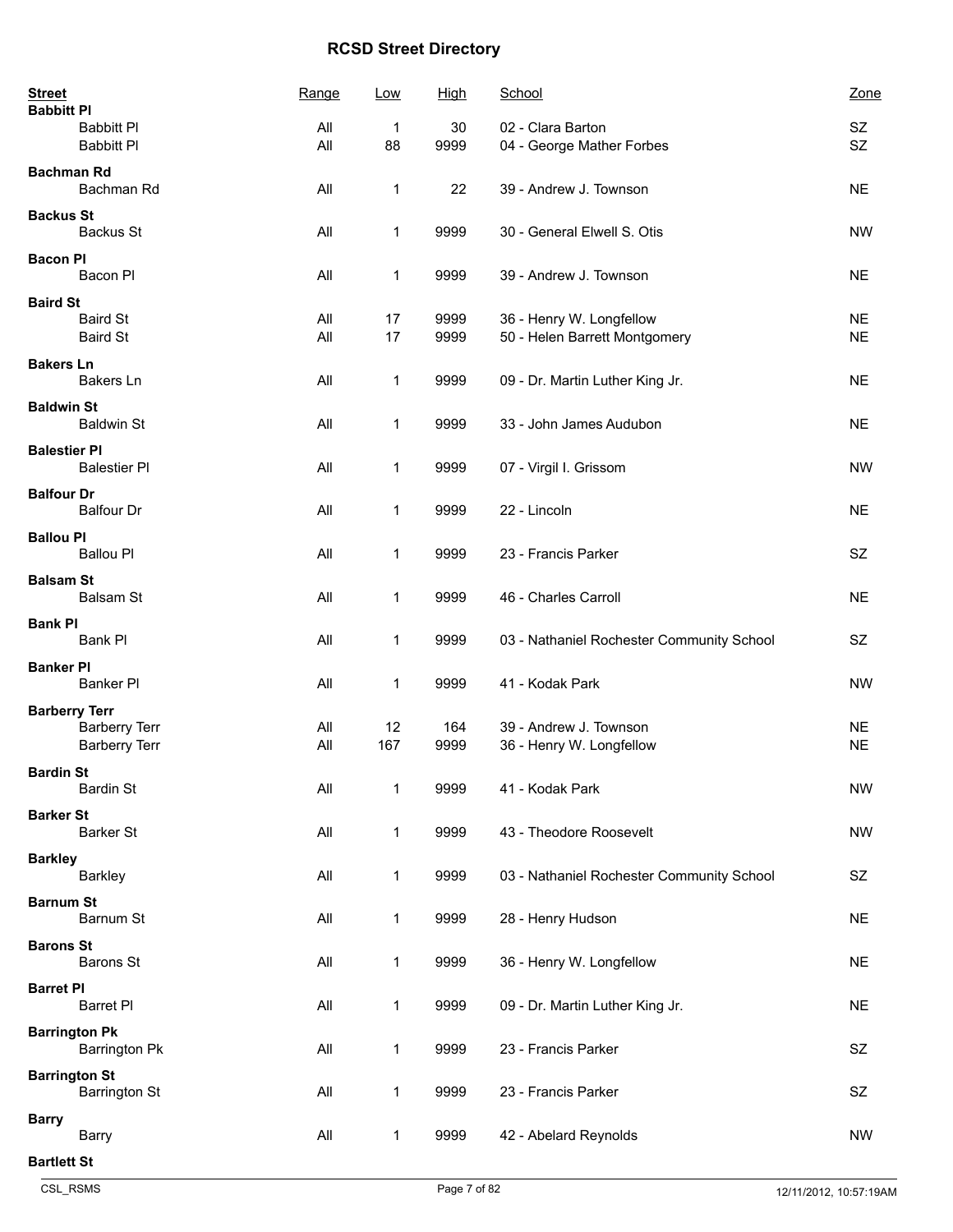# RCSD Street Directory

| Street | Range | Low | High | School | Zone |
|---|---|---|---|---|---|
| **Babbitt Pl** | | | | | |
| Babbitt Pl | All | 1 | 30 | 02 - Clara Barton | SZ |
| Babbitt Pl | All | 88 | 9999 | 04 - George Mather Forbes | SZ |
| **Bachman Rd** | | | | | |
| Bachman Rd | All | 1 | 22 | 39 - Andrew J. Townson | NE |
| **Backus St** | | | | | |
| Backus St | All | 1 | 9999 | 30 - General Elwell S. Otis | NW |
| **Bacon Pl** | | | | | |
| Bacon Pl | All | 1 | 9999 | 39 - Andrew J. Townson | NE |
| **Baird St** | | | | | |
| Baird St | All | 17 | 9999 | 36 - Henry W. Longfellow | NE |
| Baird St | All | 17 | 9999 | 50 - Helen Barrett Montgomery | NE |
| **Bakers Ln** | | | | | |
| Bakers Ln | All | 1 | 9999 | 09 - Dr. Martin Luther King Jr. | NE |
| **Baldwin St** | | | | | |
| Baldwin St | All | 1 | 9999 | 33 - John James Audubon | NE |
| **Balestier Pl** | | | | | |
| Balestier Pl | All | 1 | 9999 | 07 - Virgil I. Grissom | NW |
| **Balfour Dr** | | | | | |
| Balfour Dr | All | 1 | 9999 | 22 - Lincoln | NE |
| **Ballou Pl** | | | | | |
| Ballou Pl | All | 1 | 9999 | 23 - Francis Parker | SZ |
| **Balsam St** | | | | | |
| Balsam St | All | 1 | 9999 | 46 - Charles Carroll | NE |
| **Bank Pl** | | | | | |
| Bank Pl | All | 1 | 9999 | 03 - Nathaniel Rochester Community School | SZ |
| **Banker Pl** | | | | | |
| Banker Pl | All | 1 | 9999 | 41 - Kodak Park | NW |
| **Barberry Terr** | | | | | |
| Barberry Terr | All | 12 | 164 | 39 - Andrew J. Townson | NE |
| Barberry Terr | All | 167 | 9999 | 36 - Henry W. Longfellow | NE |
| **Bardin St** | | | | | |
| Bardin St | All | 1 | 9999 | 41 - Kodak Park | NW |
| **Barker St** | | | | | |
| Barker St | All | 1 | 9999 | 43 - Theodore Roosevelt | NW |
| **Barkley** | | | | | |
| Barkley | All | 1 | 9999 | 03 - Nathaniel Rochester Community School | SZ |
| **Barnum St** | | | | | |
| Barnum St | All | 1 | 9999 | 28 - Henry Hudson | NE |
| **Barons St** | | | | | |
| Barons St | All | 1 | 9999 | 36 - Henry W. Longfellow | NE |
| **Barret Pl** | | | | | |
| Barret Pl | All | 1 | 9999 | 09 - Dr. Martin Luther King Jr. | NE |
| **Barrington Pk** | | | | | |
| Barrington Pk | All | 1 | 9999 | 23 - Francis Parker | SZ |
| **Barrington St** | | | | | |
| Barrington St | All | 1 | 9999 | 23 - Francis Parker | SZ |
| **Barry** | | | | | |
| Barry | All | 1 | 9999 | 42 - Abelard Reynolds | NW |
| **Bartlett St** | | | | | |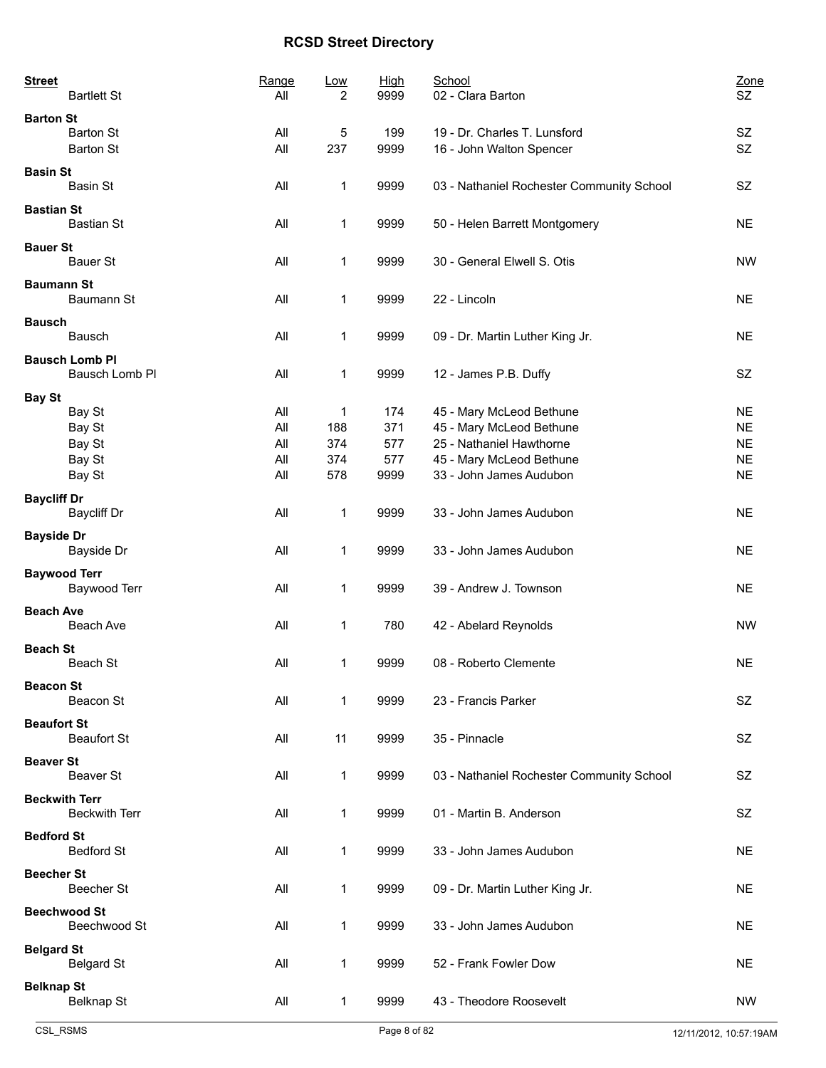# RCSD Street Directory

| Street | Range | Low | High | School | Zone |
|---|---|---|---|---|---|
| Bartlett St | All | 2 | 9999 | 02 - Clara Barton | SZ |
| **Barton St** | | | | | |
| Barton St | All | 5 | 199 | 19 - Dr. Charles T. Lunsford | SZ |
| Barton St | All | 237 | 9999 | 16 - John Walton Spencer | SZ |
| **Basin St** | | | | | |
| Basin St | All | 1 | 9999 | 03 - Nathaniel Rochester Community School | SZ |
| **Bastian St** | | | | | |
| Bastian St | All | 1 | 9999 | 50 - Helen Barrett Montgomery | NE |
| **Bauer St** | | | | | |
| Bauer St | All | 1 | 9999 | 30 - General Elwell S. Otis | NW |
| **Baumann St** | | | | | |
| Baumann St | All | 1 | 9999 | 22 - Lincoln | NE |
| **Bausch** | | | | | |
| Bausch | All | 1 | 9999 | 09 - Dr. Martin Luther King Jr. | NE |
| **Bausch Lomb Pl** | | | | | |
| Bausch Lomb Pl | All | 1 | 9999 | 12 - James P.B. Duffy | SZ |
| **Bay St** | | | | | |
| Bay St | All | 1 | 174 | 45 - Mary McLeod Bethune | NE |
| Bay St | All | 188 | 371 | 45 - Mary McLeod Bethune | NE |
| Bay St | All | 374 | 577 | 25 - Nathaniel Hawthorne | NE |
| Bay St | All | 374 | 577 | 45 - Mary McLeod Bethune | NE |
| Bay St | All | 578 | 9999 | 33 - John James Audubon | NE |
| **Baycliff Dr** | | | | | |
| Baycliff Dr | All | 1 | 9999 | 33 - John James Audubon | NE |
| **Bayside Dr** | | | | | |
| Bayside Dr | All | 1 | 9999 | 33 - John James Audubon | NE |
| **Baywood Terr** | | | | | |
| Baywood Terr | All | 1 | 9999 | 39 - Andrew J. Townson | NE |
| **Beach Ave** | | | | | |
| Beach Ave | All | 1 | 780 | 42 - Abelard Reynolds | NW |
| **Beach St** | | | | | |
| Beach St | All | 1 | 9999 | 08 - Roberto Clemente | NE |
| **Beacon St** | | | | | |
| Beacon St | All | 1 | 9999 | 23 - Francis Parker | SZ |
| **Beaufort St** | | | | | |
| Beaufort St | All | 11 | 9999 | 35 - Pinnacle | SZ |
| **Beaver St** | | | | | |
| Beaver St | All | 1 | 9999 | 03 - Nathaniel Rochester Community School | SZ |
| **Beckwith Terr** | | | | | |
| Beckwith Terr | All | 1 | 9999 | 01 - Martin B. Anderson | SZ |
| **Bedford St** | | | | | |
| Bedford St | All | 1 | 9999 | 33 - John James Audubon | NE |
| **Beecher St** | | | | | |
| Beecher St | All | 1 | 9999 | 09 - Dr. Martin Luther King Jr. | NE |
| **Beechwood St** | | | | | |
| Beechwood St | All | 1 | 9999 | 33 - John James Audubon | NE |
| **Belgard St** | | | | | |
| Belgard St | All | 1 | 9999 | 52 - Frank Fowler Dow | NE |
| **Belknap St** | | | | | |
| Belknap St | All | 1 | 9999 | 43 - Theodore Roosevelt | NW |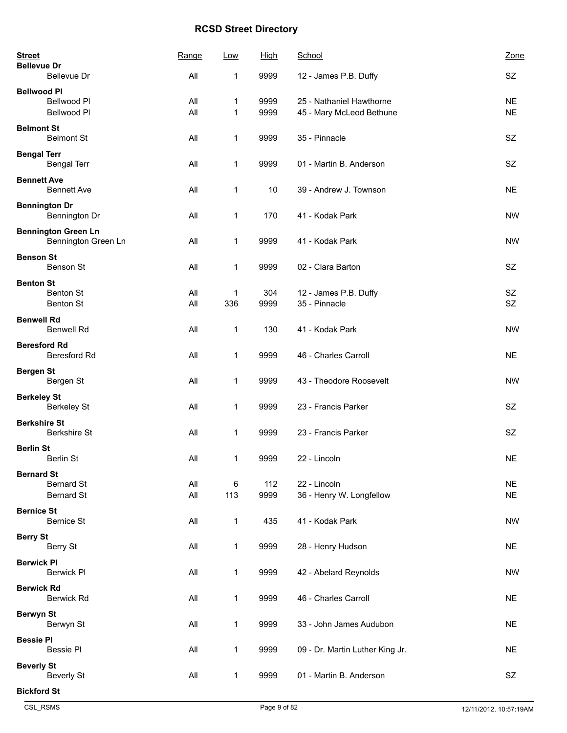# RCSD Street Directory

| Street | Range | Low | High | School | Zone |
|---|---|---|---|---|---|
| **Bellevue Dr** | | | | | |
| Bellevue Dr | All | 1 | 9999 | 12 - James P.B. Duffy | SZ |
| **Bellwood Pl** | | | | | |
| Bellwood Pl | All | 1 | 9999 | 25 - Nathaniel Hawthorne | NE |
| Bellwood Pl | All | 1 | 9999 | 45 - Mary McLeod Bethune | NE |
| **Belmont St** | | | | | |
| Belmont St | All | 1 | 9999 | 35 - Pinnacle | SZ |
| **Bengal Terr** | | | | | |
| Bengal Terr | All | 1 | 9999 | 01 - Martin B. Anderson | SZ |
| **Bennett Ave** | | | | | |
| Bennett Ave | All | 1 | 10 | 39 - Andrew J. Townson | NE |
| **Bennington Dr** | | | | | |
| Bennington Dr | All | 1 | 170 | 41 - Kodak Park | NW |
| **Bennington Green Ln** | | | | | |
| Bennington Green Ln | All | 1 | 9999 | 41 - Kodak Park | NW |
| **Benson St** | | | | | |
| Benson St | All | 1 | 9999 | 02 - Clara Barton | SZ |
| **Benton St** | | | | | |
| Benton St | All | 1 | 304 | 12 - James P.B. Duffy | SZ |
| Benton St | All | 336 | 9999 | 35 - Pinnacle | SZ |
| **Benwell Rd** | | | | | |
| Benwell Rd | All | 1 | 130 | 41 - Kodak Park | NW |
| **Beresford Rd** | | | | | |
| Beresford Rd | All | 1 | 9999 | 46 - Charles Carroll | NE |
| **Bergen St** | | | | | |
| Bergen St | All | 1 | 9999 | 43 - Theodore Roosevelt | NW |
| **Berkeley St** | | | | | |
| Berkeley St | All | 1 | 9999 | 23 - Francis Parker | SZ |
| **Berkshire St** | | | | | |
| Berkshire St | All | 1 | 9999 | 23 - Francis Parker | SZ |
| **Berlin St** | | | | | |
| Berlin St | All | 1 | 9999 | 22 - Lincoln | NE |
| **Bernard St** | | | | | |
| Bernard St | All | 6 | 112 | 22 - Lincoln | NE |
| Bernard St | All | 113 | 9999 | 36 - Henry W. Longfellow | NE |
| **Bernice St** | | | | | |
| Bernice St | All | 1 | 435 | 41 - Kodak Park | NW |
| **Berry St** | | | | | |
| Berry St | All | 1 | 9999 | 28 - Henry Hudson | NE |
| **Berwick Pl** | | | | | |
| Berwick Pl | All | 1 | 9999 | 42 - Abelard Reynolds | NW |
| **Berwick Rd** | | | | | |
| Berwick Rd | All | 1 | 9999 | 46 - Charles Carroll | NE |
| **Berwyn St** | | | | | |
| Berwyn St | All | 1 | 9999 | 33 - John James Audubon | NE |
| **Bessie Pl** | | | | | |
| Bessie Pl | All | 1 | 9999 | 09 - Dr. Martin Luther King Jr. | NE |
| **Beverly St** | | | | | |
| Beverly St | All | 1 | 9999 | 01 - Martin B. Anderson | SZ |
| **Bickford St** | | | | | |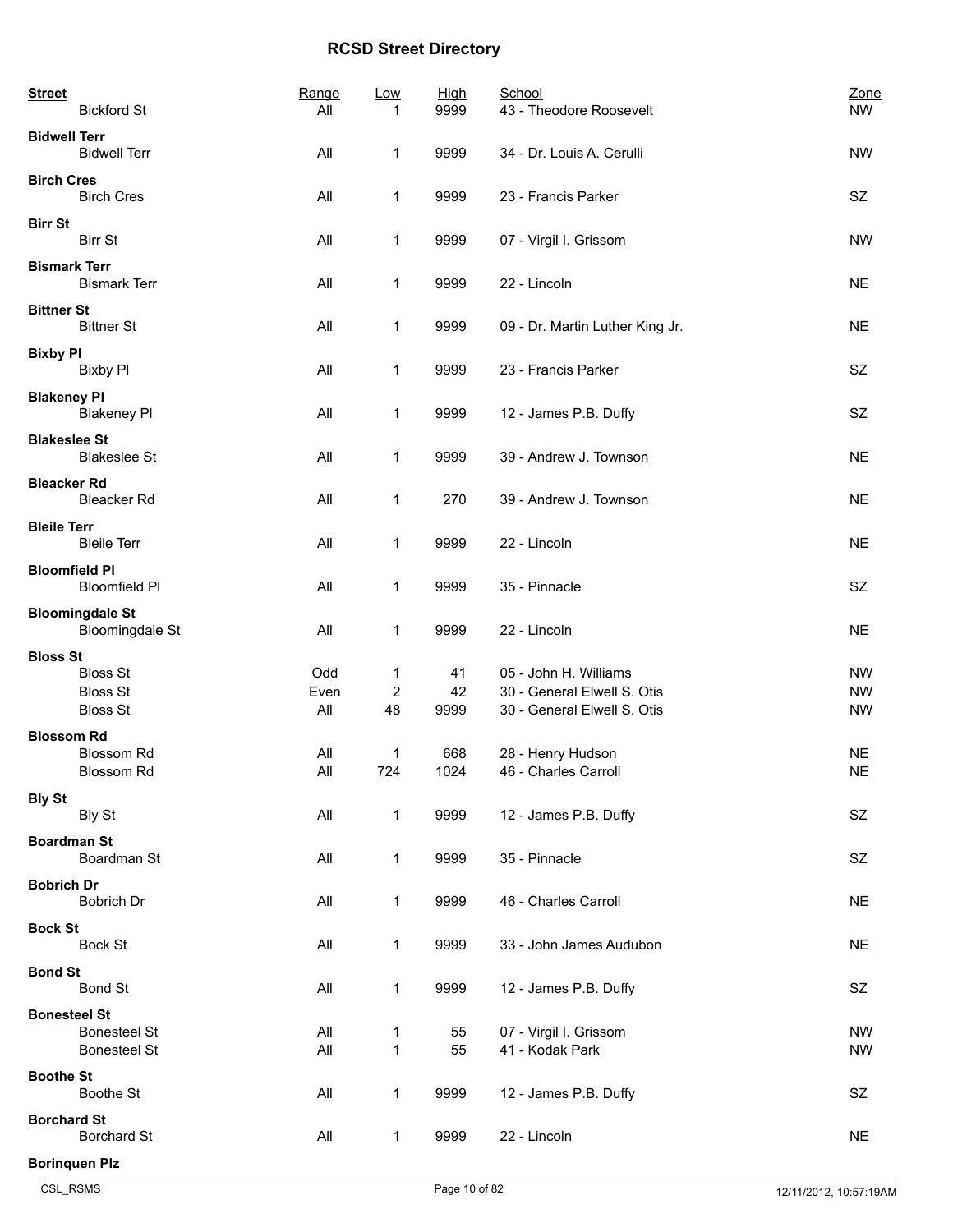# RCSD Street Directory

| Street | Range | Low | High | School | Zone |
|---|---|---|---|---|---|
| Bickford St | All | 1 | 9999 | 43 - Theodore Roosevelt | NW |
| **Bidwell Terr** | | | | | |
| Bidwell Terr | All | 1 | 9999 | 34 - Dr. Louis A. Cerulli | NW |
| **Birch Cres** | | | | | |
| Birch Cres | All | 1 | 9999 | 23 - Francis Parker | SZ |
| **Birr St** | | | | | |
| Birr St | All | 1 | 9999 | 07 - Virgil I. Grissom | NW |
| **Bismark Terr** | | | | | |
| Bismark Terr | All | 1 | 9999 | 22 - Lincoln | NE |
| **Bittner St** | | | | | |
| Bittner St | All | 1 | 9999 | 09 - Dr. Martin Luther King Jr. | NE |
| **Bixby Pl** | | | | | |
| Bixby Pl | All | 1 | 9999 | 23 - Francis Parker | SZ |
| **Blakeney Pl** | | | | | |
| Blakeney Pl | All | 1 | 9999 | 12 - James P.B. Duffy | SZ |
| **Blakeslee St** | | | | | |
| Blakeslee St | All | 1 | 9999 | 39 - Andrew J. Townson | NE |
| **Bleacker Rd** | | | | | |
| Bleacker Rd | All | 1 | 270 | 39 - Andrew J. Townson | NE |
| **Bleile Terr** | | | | | |
| Bleile Terr | All | 1 | 9999 | 22 - Lincoln | NE |
| **Bloomfield Pl** | | | | | |
| Bloomfield Pl | All | 1 | 9999 | 35 - Pinnacle | SZ |
| **Bloomingdale St** | | | | | |
| Bloomingdale St | All | 1 | 9999 | 22 - Lincoln | NE |
| **Bloss St** | | | | | |
| Bloss St | Odd | 1 | 41 | 05 - John H. Williams | NW |
| Bloss St | Even | 2 | 42 | 30 - General Elwell S. Otis | NW |
| Bloss St | All | 48 | 9999 | 30 - General Elwell S. Otis | NW |
| **Blossom Rd** | | | | | |
| Blossom Rd | All | 1 | 668 | 28 - Henry Hudson | NE |
| Blossom Rd | All | 724 | 1024 | 46 - Charles Carroll | NE |
| **Bly St** | | | | | |
| Bly St | All | 1 | 9999 | 12 - James P.B. Duffy | SZ |
| **Boardman St** | | | | | |
| Boardman St | All | 1 | 9999 | 35 - Pinnacle | SZ |
| **Bobrich Dr** | | | | | |
| Bobrich Dr | All | 1 | 9999 | 46 - Charles Carroll | NE |
| **Bock St** | | | | | |
| Bock St | All | 1 | 9999 | 33 - John James Audubon | NE |
| **Bond St** | | | | | |
| Bond St | All | 1 | 9999 | 12 - James P.B. Duffy | SZ |
| **Bonesteel St** | | | | | |
| Bonesteel St | All | 1 | 55 | 07 - Virgil I. Grissom | NW |
| Bonesteel St | All | 1 | 55 | 41 - Kodak Park | NW |
| **Boothe St** | | | | | |
| Boothe St | All | 1 | 9999 | 12 - James P.B. Duffy | SZ |
| **Borchard St** | | | | | |
| Borchard St | All | 1 | 9999 | 22 - Lincoln | NE |
| **Borinquen Plz** | | | | | |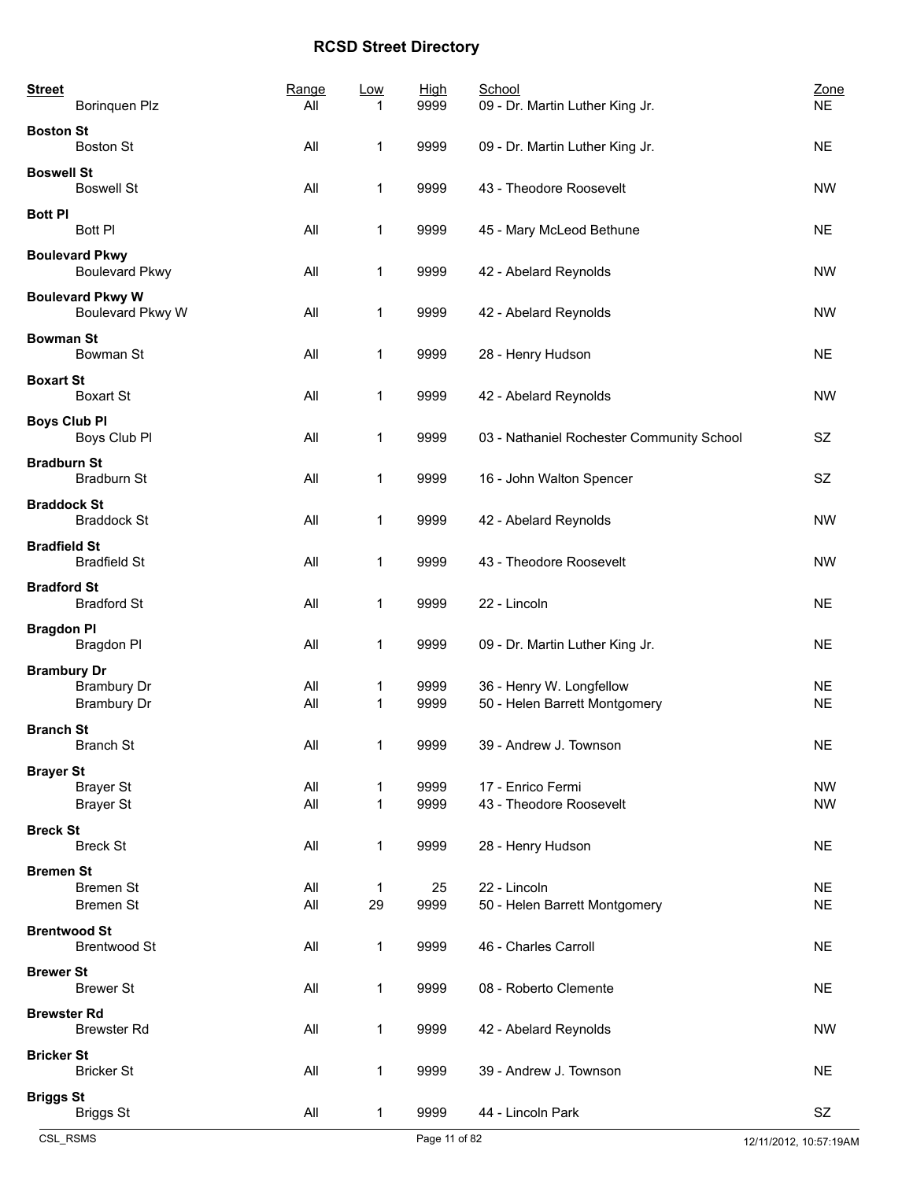# RCSD Street Directory

| Street | Range | Low | High | School | Zone |
|---|---|---|---|---|---|
| Borinquen Plz | All | 1 | 9999 | 09 - Dr. Martin Luther King Jr. | NE |
| **Boston St** | | | | | |
| Boston St | All | 1 | 9999 | 09 - Dr. Martin Luther King Jr. | NE |
| **Boswell St** | | | | | |
| Boswell St | All | 1 | 9999 | 43 - Theodore Roosevelt | NW |
| **Bott Pl** | | | | | |
| Bott Pl | All | 1 | 9999 | 45 - Mary McLeod Bethune | NE |
| **Boulevard Pkwy** | | | | | |
| Boulevard Pkwy | All | 1 | 9999 | 42 - Abelard Reynolds | NW |
| **Boulevard Pkwy W** | | | | | |
| Boulevard Pkwy W | All | 1 | 9999 | 42 - Abelard Reynolds | NW |
| **Bowman St** | | | | | |
| Bowman St | All | 1 | 9999 | 28 - Henry Hudson | NE |
| **Boxart St** | | | | | |
| Boxart St | All | 1 | 9999 | 42 - Abelard Reynolds | NW |
| **Boys Club Pl** | | | | | |
| Boys Club Pl | All | 1 | 9999 | 03 - Nathaniel Rochester Community School | SZ |
| **Bradburn St** | | | | | |
| Bradburn St | All | 1 | 9999 | 16 - John Walton Spencer | SZ |
| **Braddock St** | | | | | |
| Braddock St | All | 1 | 9999 | 42 - Abelard Reynolds | NW |
| **Bradfield St** | | | | | |
| Bradfield St | All | 1 | 9999 | 43 - Theodore Roosevelt | NW |
| **Bradford St** | | | | | |
| Bradford St | All | 1 | 9999 | 22 - Lincoln | NE |
| **Bragdon Pl** | | | | | |
| Bragdon Pl | All | 1 | 9999 | 09 - Dr. Martin Luther King Jr. | NE |
| **Brambury Dr** | | | | | |
| Brambury Dr | All | 1 | 9999 | 36 - Henry W. Longfellow | NE |
| Brambury Dr | All | 1 | 9999 | 50 - Helen Barrett Montgomery | NE |
| **Branch St** | | | | | |
| Branch St | All | 1 | 9999 | 39 - Andrew J. Townson | NE |
| **Brayer St** | | | | | |
| Brayer St | All | 1 | 9999 | 17 - Enrico Fermi | NW |
| Brayer St | All | 1 | 9999 | 43 - Theodore Roosevelt | NW |
| **Breck St** | | | | | |
| Breck St | All | 1 | 9999 | 28 - Henry Hudson | NE |
| **Bremen St** | | | | | |
| Bremen St | All | 1 | 25 | 22 - Lincoln | NE |
| Bremen St | All | 29 | 9999 | 50 - Helen Barrett Montgomery | NE |
| **Brentwood St** | | | | | |
| Brentwood St | All | 1 | 9999 | 46 - Charles Carroll | NE |
| **Brewer St** | | | | | |
| Brewer St | All | 1 | 9999 | 08 - Roberto Clemente | NE |
| **Brewster Rd** | | | | | |
| Brewster Rd | All | 1 | 9999 | 42 - Abelard Reynolds | NW |
| **Bricker St** | | | | | |
| Bricker St | All | 1 | 9999 | 39 - Andrew J. Townson | NE |
| **Briggs St** | | | | | |
| Briggs St | All | 1 | 9999 | 44 - Lincoln Park | SZ |

CSL_RSMS — 12/11/2012, 10:57:19AM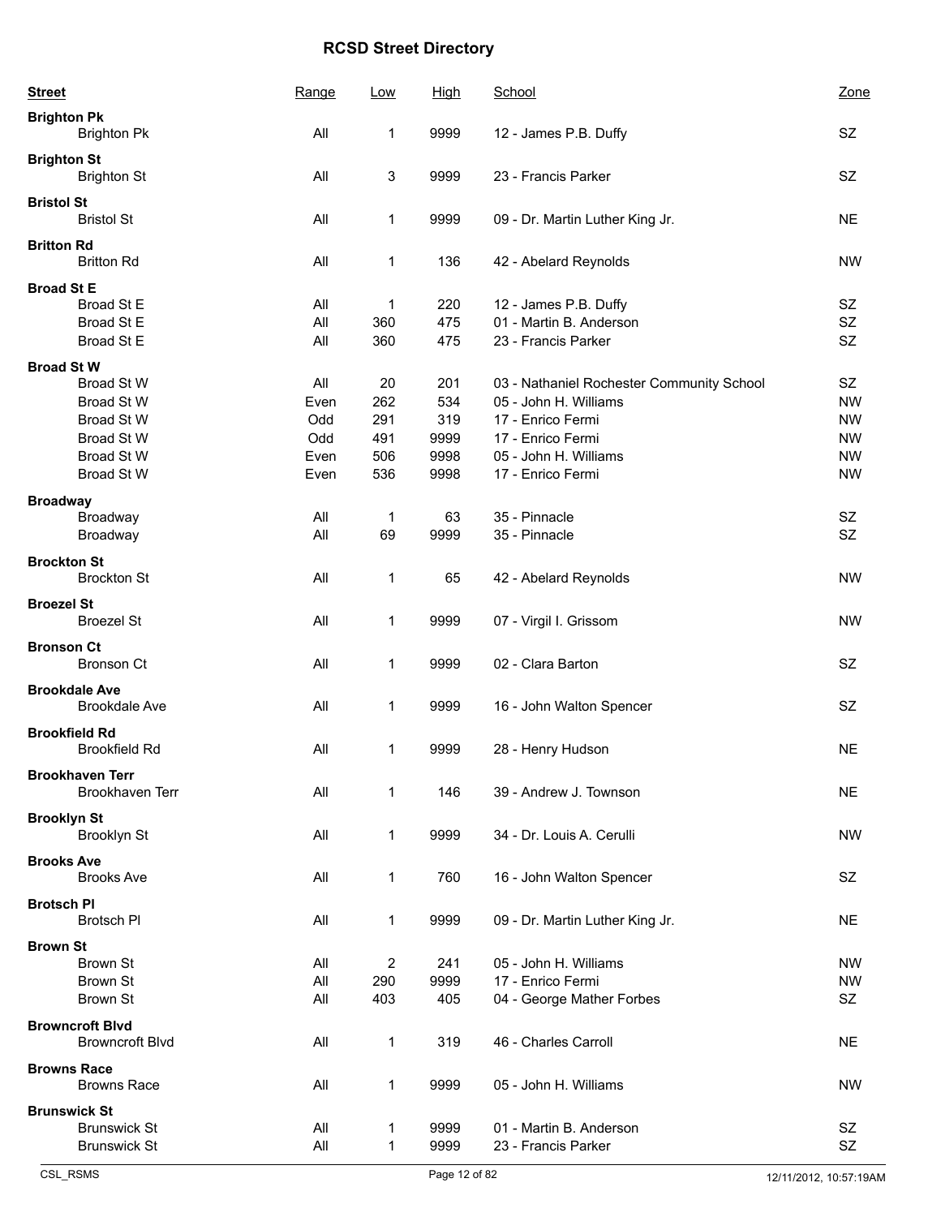# RCSD Street Directory

| Street | Range | Low | High | School | Zone |
|---|---|---|---|---|---|
| **Brighton Pk** | | | | | |
| Brighton Pk | All | 1 | 9999 | 12 - James P.B. Duffy | SZ |
| **Brighton St** | | | | | |
| Brighton St | All | 3 | 9999 | 23 - Francis Parker | SZ |
| **Bristol St** | | | | | |
| Bristol St | All | 1 | 9999 | 09 - Dr. Martin Luther King Jr. | NE |
| **Britton Rd** | | | | | |
| Britton Rd | All | 1 | 136 | 42 - Abelard Reynolds | NW |
| **Broad St E** | | | | | |
| Broad St E | All | 1 | 220 | 12 - James P.B. Duffy | SZ |
| Broad St E | All | 360 | 475 | 01 - Martin B. Anderson | SZ |
| Broad St E | All | 360 | 475 | 23 - Francis Parker | SZ |
| **Broad St W** | | | | | |
| Broad St W | All | 20 | 201 | 03 - Nathaniel Rochester Community School | SZ |
| Broad St W | Even | 262 | 534 | 05 - John H. Williams | NW |
| Broad St W | Odd | 291 | 319 | 17 - Enrico Fermi | NW |
| Broad St W | Odd | 491 | 9999 | 17 - Enrico Fermi | NW |
| Broad St W | Even | 506 | 9998 | 05 - John H. Williams | NW |
| Broad St W | Even | 536 | 9998 | 17 - Enrico Fermi | NW |
| **Broadway** | | | | | |
| Broadway | All | 1 | 63 | 35 - Pinnacle | SZ |
| Broadway | All | 69 | 9999 | 35 - Pinnacle | SZ |
| **Brockton St** | | | | | |
| Brockton St | All | 1 | 65 | 42 - Abelard Reynolds | NW |
| **Broezel St** | | | | | |
| Broezel St | All | 1 | 9999 | 07 - Virgil I. Grissom | NW |
| **Bronson Ct** | | | | | |
| Bronson Ct | All | 1 | 9999 | 02 - Clara Barton | SZ |
| **Brookdale Ave** | | | | | |
| Brookdale Ave | All | 1 | 9999 | 16 - John Walton Spencer | SZ |
| **Brookfield Rd** | | | | | |
| Brookfield Rd | All | 1 | 9999 | 28 - Henry Hudson | NE |
| **Brookhaven Terr** | | | | | |
| Brookhaven Terr | All | 1 | 146 | 39 - Andrew J. Townson | NE |
| **Brooklyn St** | | | | | |
| Brooklyn St | All | 1 | 9999 | 34 - Dr. Louis A. Cerulli | NW |
| **Brooks Ave** | | | | | |
| Brooks Ave | All | 1 | 760 | 16 - John Walton Spencer | SZ |
| **Brotsch Pl** | | | | | |
| Brotsch Pl | All | 1 | 9999 | 09 - Dr. Martin Luther King Jr. | NE |
| **Brown St** | | | | | |
| Brown St | All | 2 | 241 | 05 - John H. Williams | NW |
| Brown St | All | 290 | 9999 | 17 - Enrico Fermi | NW |
| Brown St | All | 403 | 405 | 04 - George Mather Forbes | SZ |
| **Browncroft Blvd** | | | | | |
| Browncroft Blvd | All | 1 | 319 | 46 - Charles Carroll | NE |
| **Browns Race** | | | | | |
| Browns Race | All | 1 | 9999 | 05 - John H. Williams | NW |
| **Brunswick St** | | | | | |
| Brunswick St | All | 1 | 9999 | 01 - Martin B. Anderson | SZ |
| Brunswick St | All | 1 | 9999 | 23 - Francis Parker | SZ |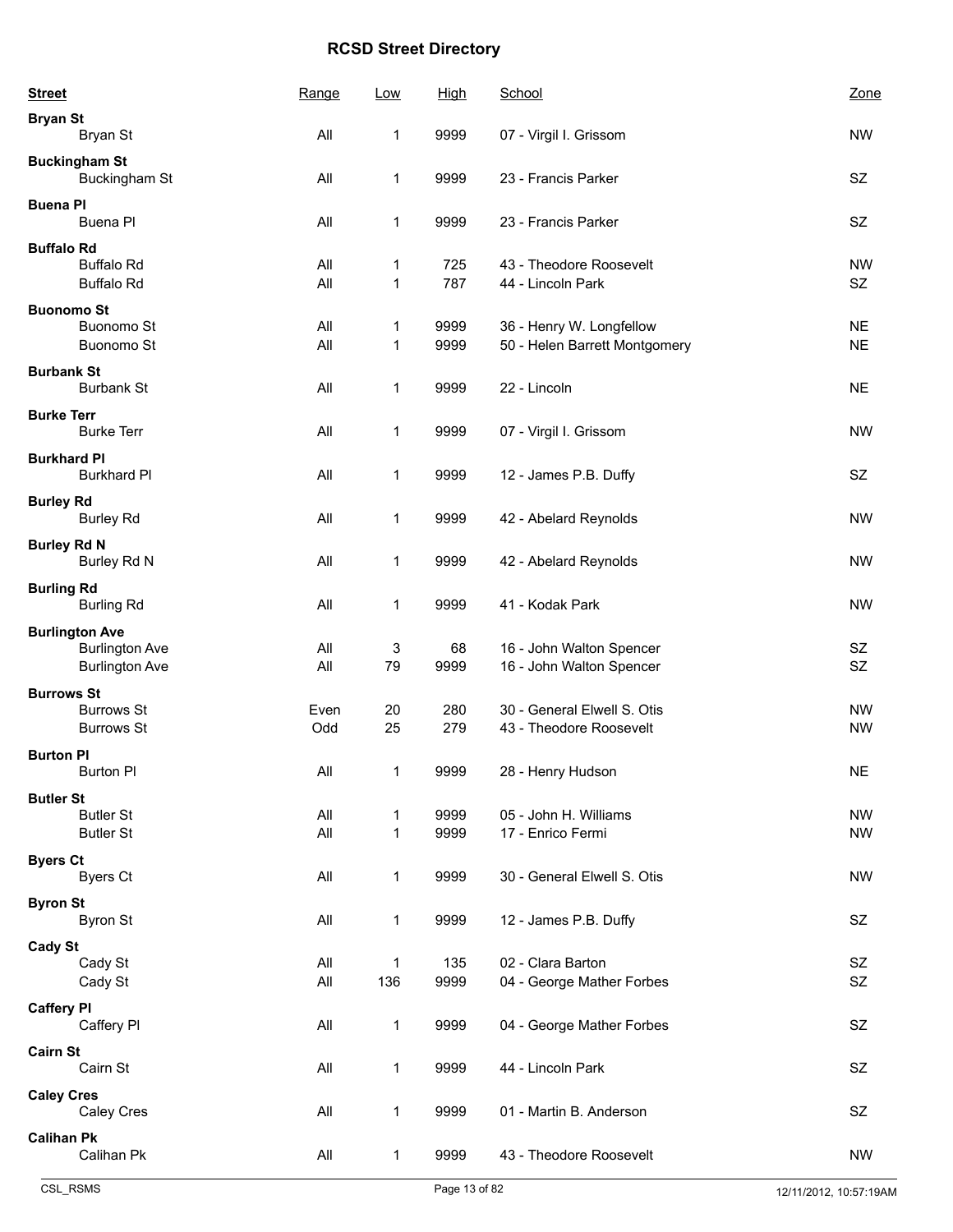# RCSD Street Directory

| Street | Range | Low | High | School | Zone |
|---|---|---|---|---|---|
| **Bryan St** | | | | | |
| Bryan St | All | 1 | 9999 | 07 - Virgil I. Grissom | NW |
| **Buckingham St** | | | | | |
| Buckingham St | All | 1 | 9999 | 23 - Francis Parker | SZ |
| **Buena Pl** | | | | | |
| Buena Pl | All | 1 | 9999 | 23 - Francis Parker | SZ |
| **Buffalo Rd** | | | | | |
| Buffalo Rd | All | 1 | 725 | 43 - Theodore Roosevelt | NW |
| Buffalo Rd | All | 1 | 787 | 44 - Lincoln Park | SZ |
| **Buonomo St** | | | | | |
| Buonomo St | All | 1 | 9999 | 36 - Henry W. Longfellow | NE |
| Buonomo St | All | 1 | 9999 | 50 - Helen Barrett Montgomery | NE |
| **Burbank St** | | | | | |
| Burbank St | All | 1 | 9999 | 22 - Lincoln | NE |
| **Burke Terr** | | | | | |
| Burke Terr | All | 1 | 9999 | 07 - Virgil I. Grissom | NW |
| **Burkhard Pl** | | | | | |
| Burkhard Pl | All | 1 | 9999 | 12 - James P.B. Duffy | SZ |
| **Burley Rd** | | | | | |
| Burley Rd | All | 1 | 9999 | 42 - Abelard Reynolds | NW |
| **Burley Rd N** | | | | | |
| Burley Rd N | All | 1 | 9999 | 42 - Abelard Reynolds | NW |
| **Burling Rd** | | | | | |
| Burling Rd | All | 1 | 9999 | 41 - Kodak Park | NW |
| **Burlington Ave** | | | | | |
| Burlington Ave | All | 3 | 68 | 16 - John Walton Spencer | SZ |
| Burlington Ave | All | 79 | 9999 | 16 - John Walton Spencer | SZ |
| **Burrows St** | | | | | |
| Burrows St | Even | 20 | 280 | 30 - General Elwell S. Otis | NW |
| Burrows St | Odd | 25 | 279 | 43 - Theodore Roosevelt | NW |
| **Burton Pl** | | | | | |
| Burton Pl | All | 1 | 9999 | 28 - Henry Hudson | NE |
| **Butler St** | | | | | |
| Butler St | All | 1 | 9999 | 05 - John H. Williams | NW |
| Butler St | All | 1 | 9999 | 17 - Enrico Fermi | NW |
| **Byers Ct** | | | | | |
| Byers Ct | All | 1 | 9999 | 30 - General Elwell S. Otis | NW |
| **Byron St** | | | | | |
| Byron St | All | 1 | 9999 | 12 - James P.B. Duffy | SZ |
| **Cady St** | | | | | |
| Cady St | All | 1 | 135 | 02 - Clara Barton | SZ |
| Cady St | All | 136 | 9999 | 04 - George Mather Forbes | SZ |
| **Caffery Pl** | | | | | |
| Caffery Pl | All | 1 | 9999 | 04 - George Mather Forbes | SZ |
| **Cairn St** | | | | | |
| Cairn St | All | 1 | 9999 | 44 - Lincoln Park | SZ |
| **Caley Cres** | | | | | |
| Caley Cres | All | 1 | 9999 | 01 - Martin B. Anderson | SZ |
| **Calihan Pk** | | | | | |
| Calihan Pk | All | 1 | 9999 | 43 - Theodore Roosevelt | NW |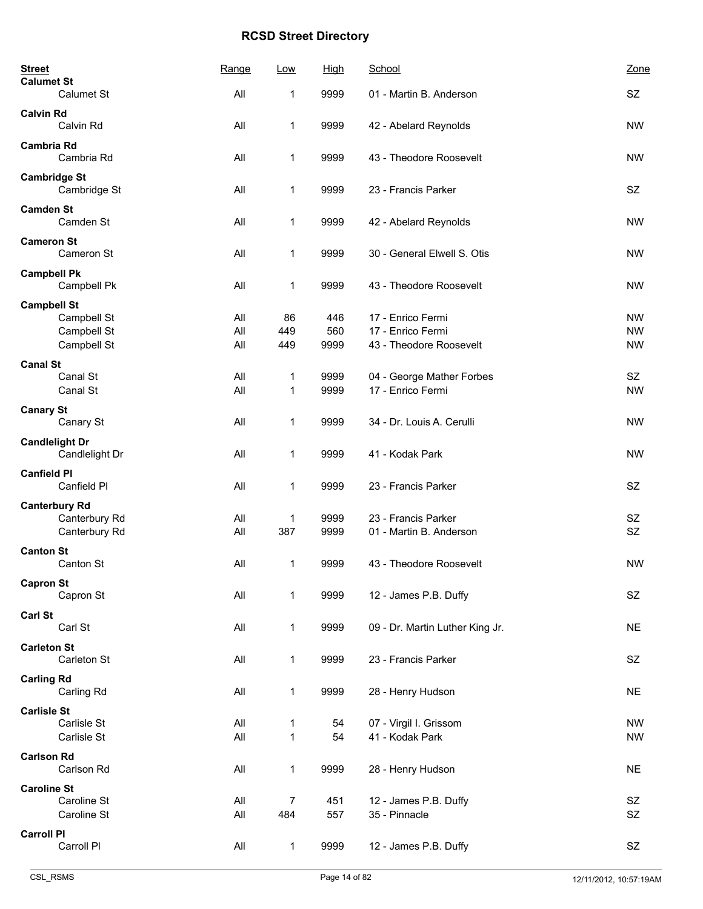# RCSD Street Directory

| Street | Range | Low | High | School | Zone |
|---|---|---|---|---|---|
| **Calumet St** | | | | | |
| Calumet St | All | 1 | 9999 | 01 - Martin B. Anderson | SZ |
| **Calvin Rd** | | | | | |
| Calvin Rd | All | 1 | 9999 | 42 - Abelard Reynolds | NW |
| **Cambria Rd** | | | | | |
| Cambria Rd | All | 1 | 9999 | 43 - Theodore Roosevelt | NW |
| **Cambridge St** | | | | | |
| Cambridge St | All | 1 | 9999 | 23 - Francis Parker | SZ |
| **Camden St** | | | | | |
| Camden St | All | 1 | 9999 | 42 - Abelard Reynolds | NW |
| **Cameron St** | | | | | |
| Cameron St | All | 1 | 9999 | 30 - General Elwell S. Otis | NW |
| **Campbell Pk** | | | | | |
| Campbell Pk | All | 1 | 9999 | 43 - Theodore Roosevelt | NW |
| **Campbell St** | | | | | |
| Campbell St | All | 86 | 446 | 17 - Enrico Fermi | NW |
| Campbell St | All | 449 | 560 | 17 - Enrico Fermi | NW |
| Campbell St | All | 449 | 9999 | 43 - Theodore Roosevelt | NW |
| **Canal St** | | | | | |
| Canal St | All | 1 | 9999 | 04 - George Mather Forbes | SZ |
| Canal St | All | 1 | 9999 | 17 - Enrico Fermi | NW |
| **Canary St** | | | | | |
| Canary St | All | 1 | 9999 | 34 - Dr. Louis A. Cerulli | NW |
| **Candlelight Dr** | | | | | |
| Candlelight Dr | All | 1 | 9999 | 41 - Kodak Park | NW |
| **Canfield Pl** | | | | | |
| Canfield Pl | All | 1 | 9999 | 23 - Francis Parker | SZ |
| **Canterbury Rd** | | | | | |
| Canterbury Rd | All | 1 | 9999 | 23 - Francis Parker | SZ |
| Canterbury Rd | All | 387 | 9999 | 01 - Martin B. Anderson | SZ |
| **Canton St** | | | | | |
| Canton St | All | 1 | 9999 | 43 - Theodore Roosevelt | NW |
| **Capron St** | | | | | |
| Capron St | All | 1 | 9999 | 12 - James P.B. Duffy | SZ |
| **Carl St** | | | | | |
| Carl St | All | 1 | 9999 | 09 - Dr. Martin Luther King Jr. | NE |
| **Carleton St** | | | | | |
| Carleton St | All | 1 | 9999 | 23 - Francis Parker | SZ |
| **Carling Rd** | | | | | |
| Carling Rd | All | 1 | 9999 | 28 - Henry Hudson | NE |
| **Carlisle St** | | | | | |
| Carlisle St | All | 1 | 54 | 07 - Virgil I. Grissom | NW |
| Carlisle St | All | 1 | 54 | 41 - Kodak Park | NW |
| **Carlson Rd** | | | | | |
| Carlson Rd | All | 1 | 9999 | 28 - Henry Hudson | NE |
| **Caroline St** | | | | | |
| Caroline St | All | 7 | 451 | 12 - James P.B. Duffy | SZ |
| Caroline St | All | 484 | 557 | 35 - Pinnacle | SZ |
| **Carroll Pl** | | | | | |
| Carroll Pl | All | 1 | 9999 | 12 - James P.B. Duffy | SZ |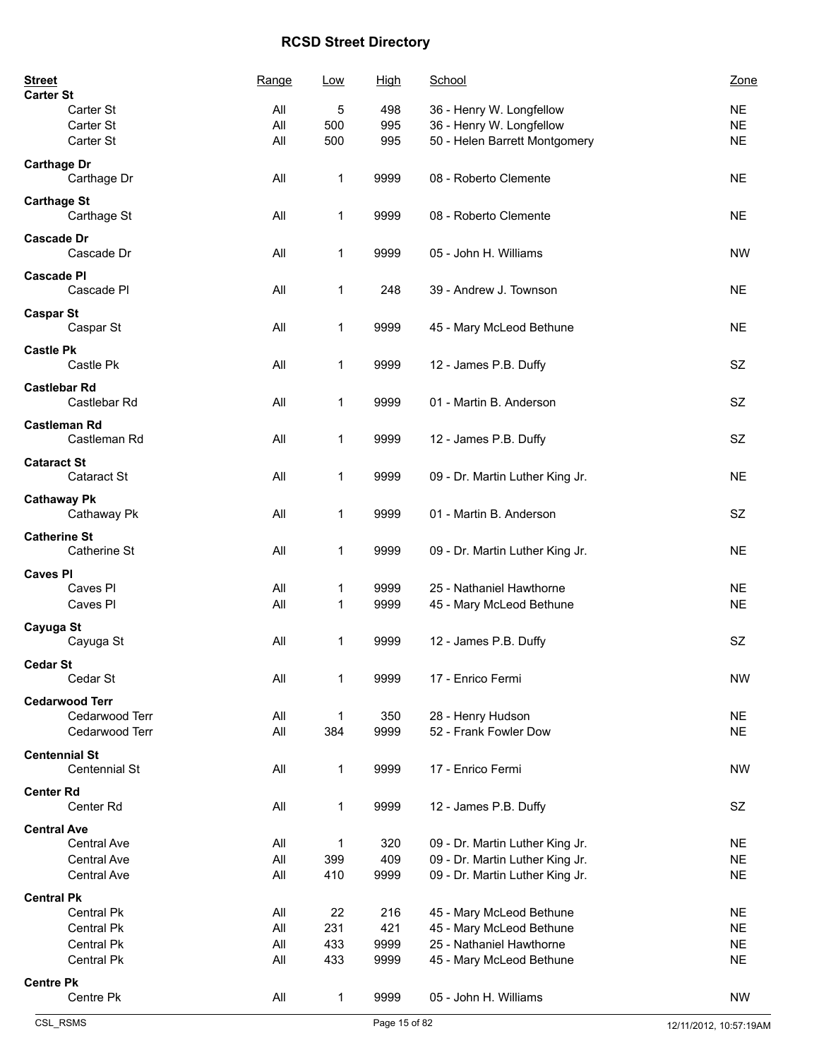# RCSD Street Directory

| Street | Range | Low | High | School | Zone |
|---|---|---|---|---|---|
| **Carter St** | | | | | |
| Carter St | All | 5 | 498 | 36 - Henry W. Longfellow | NE |
| Carter St | All | 500 | 995 | 36 - Henry W. Longfellow | NE |
| Carter St | All | 500 | 995 | 50 - Helen Barrett Montgomery | NE |
| **Carthage Dr** | | | | | |
| Carthage Dr | All | 1 | 9999 | 08 - Roberto Clemente | NE |
| **Carthage St** | | | | | |
| Carthage St | All | 1 | 9999 | 08 - Roberto Clemente | NE |
| **Cascade Dr** | | | | | |
| Cascade Dr | All | 1 | 9999 | 05 - John H. Williams | NW |
| **Cascade Pl** | | | | | |
| Cascade Pl | All | 1 | 248 | 39 - Andrew J. Townson | NE |
| **Caspar St** | | | | | |
| Caspar St | All | 1 | 9999 | 45 - Mary McLeod Bethune | NE |
| **Castle Pk** | | | | | |
| Castle Pk | All | 1 | 9999 | 12 - James P.B. Duffy | SZ |
| **Castlebar Rd** | | | | | |
| Castlebar Rd | All | 1 | 9999 | 01 - Martin B. Anderson | SZ |
| **Castleman Rd** | | | | | |
| Castleman Rd | All | 1 | 9999 | 12 - James P.B. Duffy | SZ |
| **Cataract St** | | | | | |
| Cataract St | All | 1 | 9999 | 09 - Dr. Martin Luther King Jr. | NE |
| **Cathaway Pk** | | | | | |
| Cathaway Pk | All | 1 | 9999 | 01 - Martin B. Anderson | SZ |
| **Catherine St** | | | | | |
| Catherine St | All | 1 | 9999 | 09 - Dr. Martin Luther King Jr. | NE |
| **Caves Pl** | | | | | |
| Caves Pl | All | 1 | 9999 | 25 - Nathaniel Hawthorne | NE |
| Caves Pl | All | 1 | 9999 | 45 - Mary McLeod Bethune | NE |
| **Cayuga St** | | | | | |
| Cayuga St | All | 1 | 9999 | 12 - James P.B. Duffy | SZ |
| **Cedar St** | | | | | |
| Cedar St | All | 1 | 9999 | 17 - Enrico Fermi | NW |
| **Cedarwood Terr** | | | | | |
| Cedarwood Terr | All | 1 | 350 | 28 - Henry Hudson | NE |
| Cedarwood Terr | All | 384 | 9999 | 52 - Frank Fowler Dow | NE |
| **Centennial St** | | | | | |
| Centennial St | All | 1 | 9999 | 17 - Enrico Fermi | NW |
| **Center Rd** | | | | | |
| Center Rd | All | 1 | 9999 | 12 - James P.B. Duffy | SZ |
| **Central Ave** | | | | | |
| Central Ave | All | 1 | 320 | 09 - Dr. Martin Luther King Jr. | NE |
| Central Ave | All | 399 | 409 | 09 - Dr. Martin Luther King Jr. | NE |
| Central Ave | All | 410 | 9999 | 09 - Dr. Martin Luther King Jr. | NE |
| **Central Pk** | | | | | |
| Central Pk | All | 22 | 216 | 45 - Mary McLeod Bethune | NE |
| Central Pk | All | 231 | 421 | 45 - Mary McLeod Bethune | NE |
| Central Pk | All | 433 | 9999 | 25 - Nathaniel Hawthorne | NE |
| Central Pk | All | 433 | 9999 | 45 - Mary McLeod Bethune | NE |
| **Centre Pk** | | | | | |
| Centre Pk | All | 1 | 9999 | 05 - John H. Williams | NW |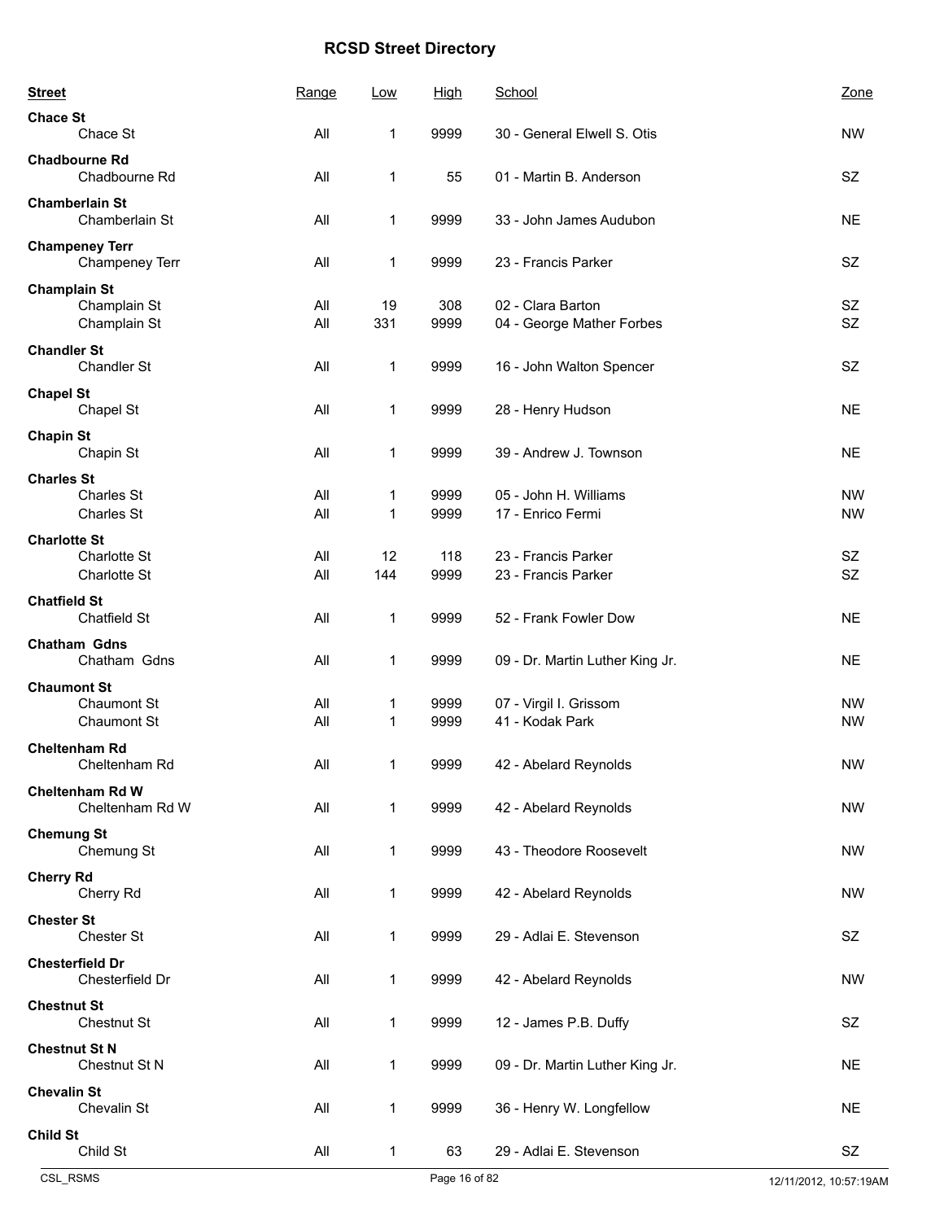# RCSD Street Directory

| Street | Range | Low | High | School | Zone |
|---|---|---|---|---|---|
| **Chace St** | | | | | |
| Chace St | All | 1 | 9999 | 30 - General Elwell S. Otis | NW |
| **Chadbourne Rd** | | | | | |
| Chadbourne Rd | All | 1 | 55 | 01 - Martin B. Anderson | SZ |
| **Chamberlain St** | | | | | |
| Chamberlain St | All | 1 | 9999 | 33 - John James Audubon | NE |
| **Champeney Terr** | | | | | |
| Champeney Terr | All | 1 | 9999 | 23 - Francis Parker | SZ |
| **Champlain St** | | | | | |
| Champlain St | All | 19 | 308 | 02 - Clara Barton | SZ |
| Champlain St | All | 331 | 9999 | 04 - George Mather Forbes | SZ |
| **Chandler St** | | | | | |
| Chandler St | All | 1 | 9999 | 16 - John Walton Spencer | SZ |
| **Chapel St** | | | | | |
| Chapel St | All | 1 | 9999 | 28 - Henry Hudson | NE |
| **Chapin St** | | | | | |
| Chapin St | All | 1 | 9999 | 39 - Andrew J. Townson | NE |
| **Charles St** | | | | | |
| Charles St | All | 1 | 9999 | 05 - John H. Williams | NW |
| Charles St | All | 1 | 9999 | 17 - Enrico Fermi | NW |
| **Charlotte St** | | | | | |
| Charlotte St | All | 12 | 118 | 23 - Francis Parker | SZ |
| Charlotte St | All | 144 | 9999 | 23 - Francis Parker | SZ |
| **Chatfield St** | | | | | |
| Chatfield St | All | 1 | 9999 | 52 - Frank Fowler Dow | NE |
| **Chatham Gdns** | | | | | |
| Chatham Gdns | All | 1 | 9999 | 09 - Dr. Martin Luther King Jr. | NE |
| **Chaumont St** | | | | | |
| Chaumont St | All | 1 | 9999 | 07 - Virgil I. Grissom | NW |
| Chaumont St | All | 1 | 9999 | 41 - Kodak Park | NW |
| **Cheltenham Rd** | | | | | |
| Cheltenham Rd | All | 1 | 9999 | 42 - Abelard Reynolds | NW |
| **Cheltenham Rd W** | | | | | |
| Cheltenham Rd W | All | 1 | 9999 | 42 - Abelard Reynolds | NW |
| **Chemung St** | | | | | |
| Chemung St | All | 1 | 9999 | 43 - Theodore Roosevelt | NW |
| **Cherry Rd** | | | | | |
| Cherry Rd | All | 1 | 9999 | 42 - Abelard Reynolds | NW |
| **Chester St** | | | | | |
| Chester St | All | 1 | 9999 | 29 - Adlai E. Stevenson | SZ |
| **Chesterfield Dr** | | | | | |
| Chesterfield Dr | All | 1 | 9999 | 42 - Abelard Reynolds | NW |
| **Chestnut St** | | | | | |
| Chestnut St | All | 1 | 9999 | 12 - James P.B. Duffy | SZ |
| **Chestnut St N** | | | | | |
| Chestnut St N | All | 1 | 9999 | 09 - Dr. Martin Luther King Jr. | NE |
| **Chevalin St** | | | | | |
| Chevalin St | All | 1 | 9999 | 36 - Henry W. Longfellow | NE |
| **Child St** | | | | | |
| Child St | All | 1 | 63 | 29 - Adlai E. Stevenson | SZ |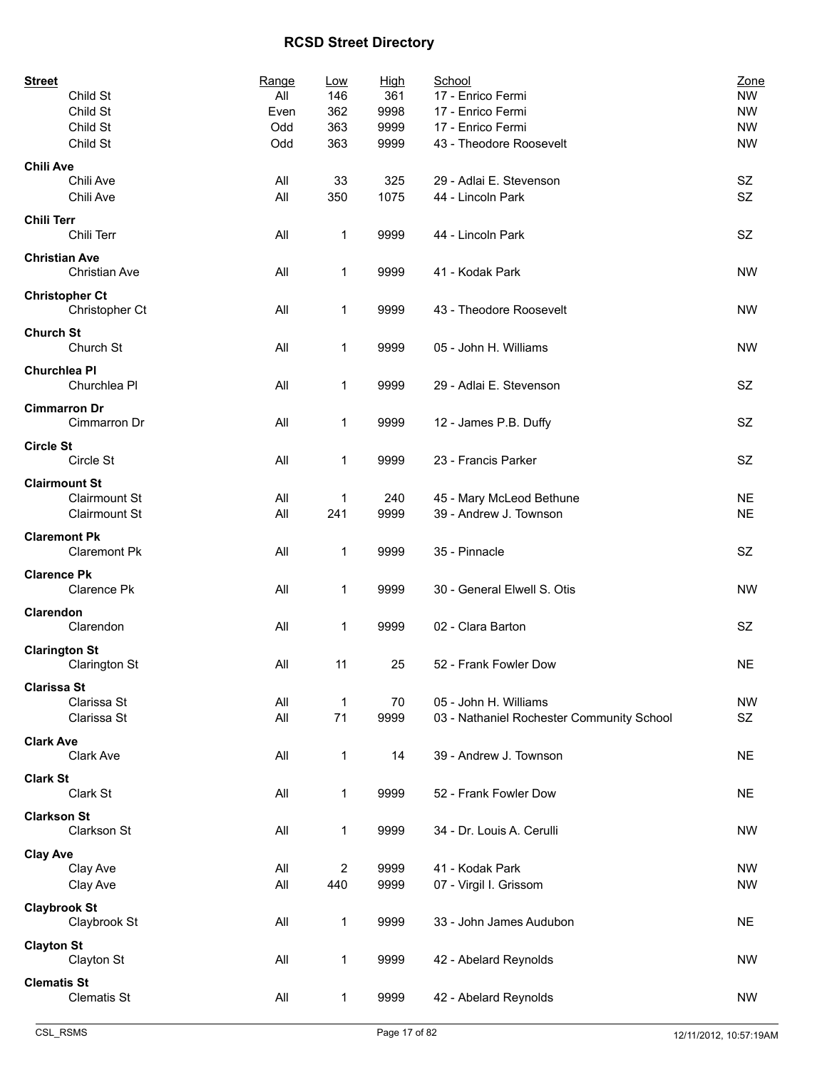# RCSD Street Directory

| Street | Range | Low | High | School | Zone |
|---|---|---|---|---|---|
| Child St | All | 146 | 361 | 17 - Enrico Fermi | NW |
| Child St | Even | 362 | 9998 | 17 - Enrico Fermi | NW |
| Child St | Odd | 363 | 9999 | 17 - Enrico Fermi | NW |
| Child St | Odd | 363 | 9999 | 43 - Theodore Roosevelt | NW |
| **Chili Ave** | | | | | |
| Chili Ave | All | 33 | 325 | 29 - Adlai E. Stevenson | SZ |
| Chili Ave | All | 350 | 1075 | 44 - Lincoln Park | SZ |
| **Chili Terr** | | | | | |
| Chili Terr | All | 1 | 9999 | 44 - Lincoln Park | SZ |
| **Christian Ave** | | | | | |
| Christian Ave | All | 1 | 9999 | 41 - Kodak Park | NW |
| **Christopher Ct** | | | | | |
| Christopher Ct | All | 1 | 9999 | 43 - Theodore Roosevelt | NW |
| **Church St** | | | | | |
| Church St | All | 1 | 9999 | 05 - John H. Williams | NW |
| **Churchlea Pl** | | | | | |
| Churchlea Pl | All | 1 | 9999 | 29 - Adlai E. Stevenson | SZ |
| **Cimmarron Dr** | | | | | |
| Cimmarron Dr | All | 1 | 9999 | 12 - James P.B. Duffy | SZ |
| **Circle St** | | | | | |
| Circle St | All | 1 | 9999 | 23 - Francis Parker | SZ |
| **Clairmount St** | | | | | |
| Clairmount St | All | 1 | 240 | 45 - Mary McLeod Bethune | NE |
| Clairmount St | All | 241 | 9999 | 39 - Andrew J. Townson | NE |
| **Claremont Pk** | | | | | |
| Claremont Pk | All | 1 | 9999 | 35 - Pinnacle | SZ |
| **Clarence Pk** | | | | | |
| Clarence Pk | All | 1 | 9999 | 30 - General Elwell S. Otis | NW |
| **Clarendon** | | | | | |
| Clarendon | All | 1 | 9999 | 02 - Clara Barton | SZ |
| **Clarington St** | | | | | |
| Clarington St | All | 11 | 25 | 52 - Frank Fowler Dow | NE |
| **Clarissa St** | | | | | |
| Clarissa St | All | 1 | 70 | 05 - John H. Williams | NW |
| Clarissa St | All | 71 | 9999 | 03 - Nathaniel Rochester Community School | SZ |
| **Clark Ave** | | | | | |
| Clark Ave | All | 1 | 14 | 39 - Andrew J. Townson | NE |
| **Clark St** | | | | | |
| Clark St | All | 1 | 9999 | 52 - Frank Fowler Dow | NE |
| **Clarkson St** | | | | | |
| Clarkson St | All | 1 | 9999 | 34 - Dr. Louis A. Cerulli | NW |
| **Clay Ave** | | | | | |
| Clay Ave | All | 2 | 9999 | 41 - Kodak Park | NW |
| Clay Ave | All | 440 | 9999 | 07 - Virgil I. Grissom | NW |
| **Claybrook St** | | | | | |
| Claybrook St | All | 1 | 9999 | 33 - John James Audubon | NE |
| **Clayton St** | | | | | |
| Clayton St | All | 1 | 9999 | 42 - Abelard Reynolds | NW |
| **Clematis St** | | | | | |
| Clematis St | All | 1 | 9999 | 42 - Abelard Reynolds | NW |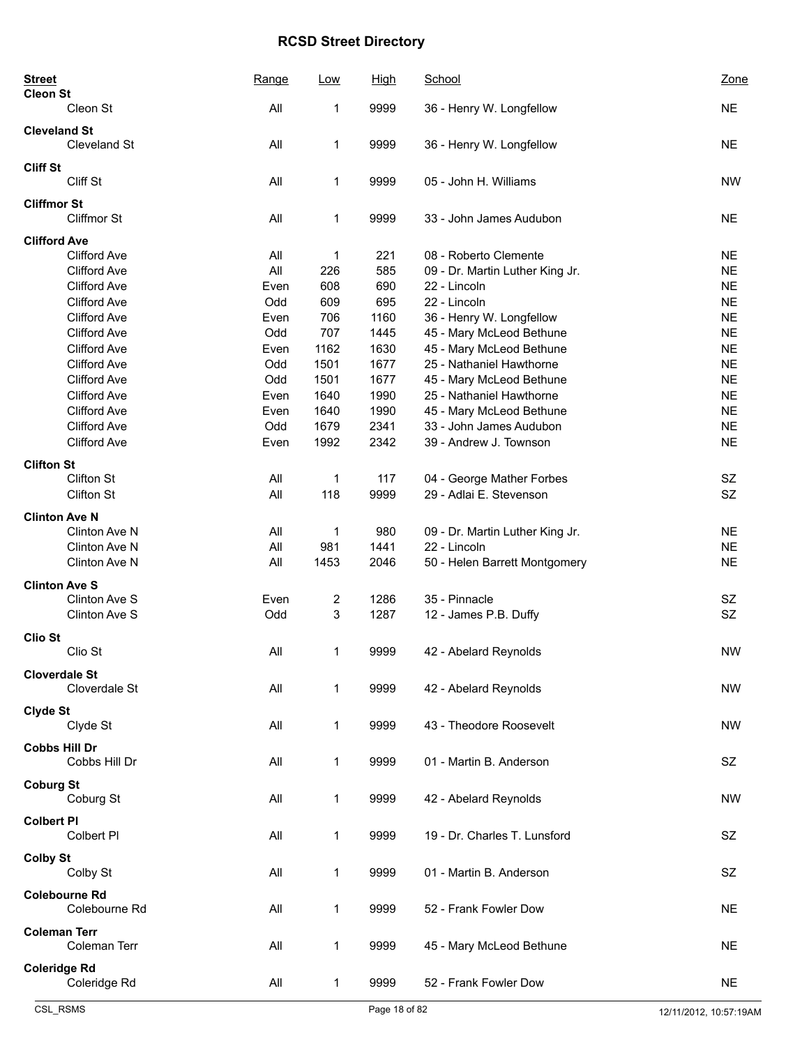# RCSD Street Directory

| Street | Range | Low | High | School | Zone |
|---|---|---|---|---|---|
| **Cleon St** | | | | | |
| Cleon St | All | 1 | 9999 | 36 - Henry W. Longfellow | NE |
| **Cleveland St** | | | | | |
| Cleveland St | All | 1 | 9999 | 36 - Henry W. Longfellow | NE |
| **Cliff St** | | | | | |
| Cliff St | All | 1 | 9999 | 05 - John H. Williams | NW |
| **Cliffmor St** | | | | | |
| Cliffmor St | All | 1 | 9999 | 33 - John James Audubon | NE |
| **Clifford Ave** | | | | | |
| Clifford Ave | All | 1 | 221 | 08 - Roberto Clemente | NE |
| Clifford Ave | All | 226 | 585 | 09 - Dr. Martin Luther King Jr. | NE |
| Clifford Ave | Even | 608 | 690 | 22 - Lincoln | NE |
| Clifford Ave | Odd | 609 | 695 | 22 - Lincoln | NE |
| Clifford Ave | Even | 706 | 1160 | 36 - Henry W. Longfellow | NE |
| Clifford Ave | Odd | 707 | 1445 | 45 - Mary McLeod Bethune | NE |
| Clifford Ave | Even | 1162 | 1630 | 45 - Mary McLeod Bethune | NE |
| Clifford Ave | Odd | 1501 | 1677 | 25 - Nathaniel Hawthorne | NE |
| Clifford Ave | Odd | 1501 | 1677 | 45 - Mary McLeod Bethune | NE |
| Clifford Ave | Even | 1640 | 1990 | 25 - Nathaniel Hawthorne | NE |
| Clifford Ave | Even | 1640 | 1990 | 45 - Mary McLeod Bethune | NE |
| Clifford Ave | Odd | 1679 | 2341 | 33 - John James Audubon | NE |
| Clifford Ave | Even | 1992 | 2342 | 39 - Andrew J. Townson | NE |
| **Clifton St** | | | | | |
| Clifton St | All | 1 | 117 | 04 - George Mather Forbes | SZ |
| Clifton St | All | 118 | 9999 | 29 - Adlai E. Stevenson | SZ |
| **Clinton Ave N** | | | | | |
| Clinton Ave N | All | 1 | 980 | 09 - Dr. Martin Luther King Jr. | NE |
| Clinton Ave N | All | 981 | 1441 | 22 - Lincoln | NE |
| Clinton Ave N | All | 1453 | 2046 | 50 - Helen Barrett Montgomery | NE |
| **Clinton Ave S** | | | | | |
| Clinton Ave S | Even | 2 | 1286 | 35 - Pinnacle | SZ |
| Clinton Ave S | Odd | 3 | 1287 | 12 - James P.B. Duffy | SZ |
| **Clio St** | | | | | |
| Clio St | All | 1 | 9999 | 42 - Abelard Reynolds | NW |
| **Cloverdale St** | | | | | |
| Cloverdale St | All | 1 | 9999 | 42 - Abelard Reynolds | NW |
| **Clyde St** | | | | | |
| Clyde St | All | 1 | 9999 | 43 - Theodore Roosevelt | NW |
| **Cobbs Hill Dr** | | | | | |
| Cobbs Hill Dr | All | 1 | 9999 | 01 - Martin B. Anderson | SZ |
| **Coburg St** | | | | | |
| Coburg St | All | 1 | 9999 | 42 - Abelard Reynolds | NW |
| **Colbert Pl** | | | | | |
| Colbert Pl | All | 1 | 9999 | 19 - Dr. Charles T. Lunsford | SZ |
| **Colby St** | | | | | |
| Colby St | All | 1 | 9999 | 01 - Martin B. Anderson | SZ |
| **Colebourne Rd** | | | | | |
| Colebourne Rd | All | 1 | 9999 | 52 - Frank Fowler Dow | NE |
| **Coleman Terr** | | | | | |
| Coleman Terr | All | 1 | 9999 | 45 - Mary McLeod Bethune | NE |
| **Coleridge Rd** | | | | | |
| Coleridge Rd | All | 1 | 9999 | 52 - Frank Fowler Dow | NE |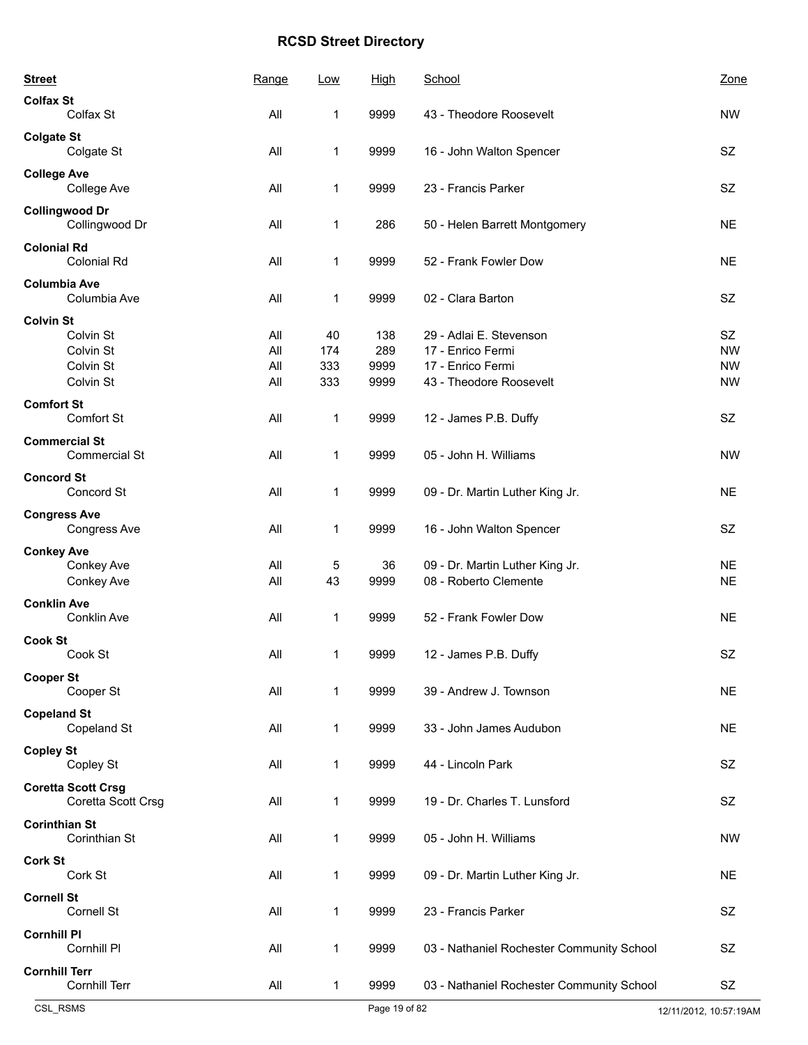# RCSD Street Directory

| Street | Range | Low | High | School | Zone |
|---|---|---|---|---|---|
| **Colfax St** | | | | | |
| Colfax St | All | 1 | 9999 | 43 - Theodore Roosevelt | NW |
| **Colgate St** | | | | | |
| Colgate St | All | 1 | 9999 | 16 - John Walton Spencer | SZ |
| **College Ave** | | | | | |
| College Ave | All | 1 | 9999 | 23 - Francis Parker | SZ |
| **Collingwood Dr** | | | | | |
| Collingwood Dr | All | 1 | 286 | 50 - Helen Barrett Montgomery | NE |
| **Colonial Rd** | | | | | |
| Colonial Rd | All | 1 | 9999 | 52 - Frank Fowler Dow | NE |
| **Columbia Ave** | | | | | |
| Columbia Ave | All | 1 | 9999 | 02 - Clara Barton | SZ |
| **Colvin St** | | | | | |
| Colvin St | All | 40 | 138 | 29 - Adlai E. Stevenson | SZ |
| Colvin St | All | 174 | 289 | 17 - Enrico Fermi | NW |
| Colvin St | All | 333 | 9999 | 17 - Enrico Fermi | NW |
| Colvin St | All | 333 | 9999 | 43 - Theodore Roosevelt | NW |
| **Comfort St** | | | | | |
| Comfort St | All | 1 | 9999 | 12 - James P.B. Duffy | SZ |
| **Commercial St** | | | | | |
| Commercial St | All | 1 | 9999 | 05 - John H. Williams | NW |
| **Concord St** | | | | | |
| Concord St | All | 1 | 9999 | 09 - Dr. Martin Luther King Jr. | NE |
| **Congress Ave** | | | | | |
| Congress Ave | All | 1 | 9999 | 16 - John Walton Spencer | SZ |
| **Conkey Ave** | | | | | |
| Conkey Ave | All | 5 | 36 | 09 - Dr. Martin Luther King Jr. | NE |
| Conkey Ave | All | 43 | 9999 | 08 - Roberto Clemente | NE |
| **Conklin Ave** | | | | | |
| Conklin Ave | All | 1 | 9999 | 52 - Frank Fowler Dow | NE |
| **Cook St** | | | | | |
| Cook St | All | 1 | 9999 | 12 - James P.B. Duffy | SZ |
| **Cooper St** | | | | | |
| Cooper St | All | 1 | 9999 | 39 - Andrew J. Townson | NE |
| **Copeland St** | | | | | |
| Copeland St | All | 1 | 9999 | 33 - John James Audubon | NE |
| **Copley St** | | | | | |
| Copley St | All | 1 | 9999 | 44 - Lincoln Park | SZ |
| **Coretta Scott Crsg** | | | | | |
| Coretta Scott Crsg | All | 1 | 9999 | 19 - Dr. Charles T. Lunsford | SZ |
| **Corinthian St** | | | | | |
| Corinthian St | All | 1 | 9999 | 05 - John H. Williams | NW |
| **Cork St** | | | | | |
| Cork St | All | 1 | 9999 | 09 - Dr. Martin Luther King Jr. | NE |
| **Cornell St** | | | | | |
| Cornell St | All | 1 | 9999 | 23 - Francis Parker | SZ |
| **Cornhill Pl** | | | | | |
| Cornhill Pl | All | 1 | 9999 | 03 - Nathaniel Rochester Community School | SZ |
| **Cornhill Terr** | | | | | |
| Cornhill Terr | All | 1 | 9999 | 03 - Nathaniel Rochester Community School | SZ |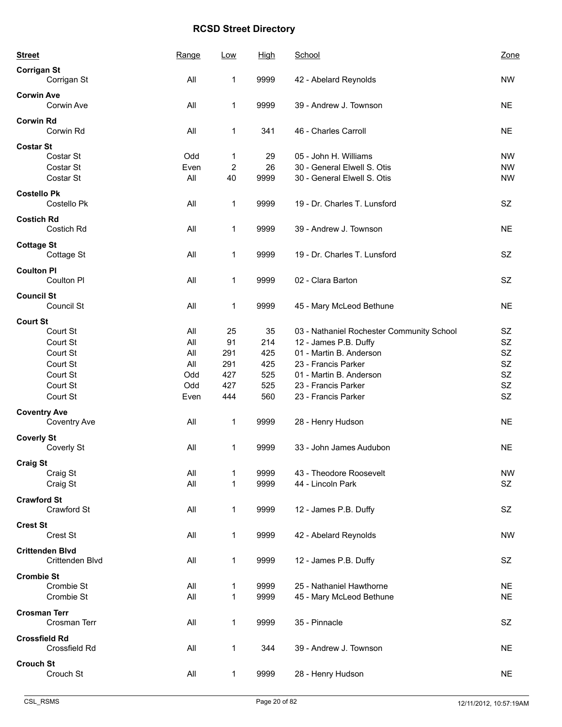# RCSD Street Directory

| Street | Range | Low | High | School | Zone |
|---|---|---|---|---|---|
| **Corrigan St** | | | | | |
| Corrigan St | All | 1 | 9999 | 42 - Abelard Reynolds | NW |
| **Corwin Ave** | | | | | |
| Corwin Ave | All | 1 | 9999 | 39 - Andrew J. Townson | NE |
| **Corwin Rd** | | | | | |
| Corwin Rd | All | 1 | 341 | 46 - Charles Carroll | NE |
| **Costar St** | | | | | |
| Costar St | Odd | 1 | 29 | 05 - John H. Williams | NW |
| Costar St | Even | 2 | 26 | 30 - General Elwell S. Otis | NW |
| Costar St | All | 40 | 9999 | 30 - General Elwell S. Otis | NW |
| **Costello Pk** | | | | | |
| Costello Pk | All | 1 | 9999 | 19 - Dr. Charles T. Lunsford | SZ |
| **Costich Rd** | | | | | |
| Costich Rd | All | 1 | 9999 | 39 - Andrew J. Townson | NE |
| **Cottage St** | | | | | |
| Cottage St | All | 1 | 9999 | 19 - Dr. Charles T. Lunsford | SZ |
| **Coulton Pl** | | | | | |
| Coulton Pl | All | 1 | 9999 | 02 - Clara Barton | SZ |
| **Council St** | | | | | |
| Council St | All | 1 | 9999 | 45 - Mary McLeod Bethune | NE |
| **Court St** | | | | | |
| Court St | All | 25 | 35 | 03 - Nathaniel Rochester Community School | SZ |
| Court St | All | 91 | 214 | 12 - James P.B. Duffy | SZ |
| Court St | All | 291 | 425 | 01 - Martin B. Anderson | SZ |
| Court St | All | 291 | 425 | 23 - Francis Parker | SZ |
| Court St | Odd | 427 | 525 | 01 - Martin B. Anderson | SZ |
| Court St | Odd | 427 | 525 | 23 - Francis Parker | SZ |
| Court St | Even | 444 | 560 | 23 - Francis Parker | SZ |
| **Coventry Ave** | | | | | |
| Coventry Ave | All | 1 | 9999 | 28 - Henry Hudson | NE |
| **Coverly St** | | | | | |
| Coverly St | All | 1 | 9999 | 33 - John James Audubon | NE |
| **Craig St** | | | | | |
| Craig St | All | 1 | 9999 | 43 - Theodore Roosevelt | NW |
| Craig St | All | 1 | 9999 | 44 - Lincoln Park | SZ |
| **Crawford St** | | | | | |
| Crawford St | All | 1 | 9999 | 12 - James P.B. Duffy | SZ |
| **Crest St** | | | | | |
| Crest St | All | 1 | 9999 | 42 - Abelard Reynolds | NW |
| **Crittenden Blvd** | | | | | |
| Crittenden Blvd | All | 1 | 9999 | 12 - James P.B. Duffy | SZ |
| **Crombie St** | | | | | |
| Crombie St | All | 1 | 9999 | 25 - Nathaniel Hawthorne | NE |
| Crombie St | All | 1 | 9999 | 45 - Mary McLeod Bethune | NE |
| **Crosman Terr** | | | | | |
| Crosman Terr | All | 1 | 9999 | 35 - Pinnacle | SZ |
| **Crossfield Rd** | | | | | |
| Crossfield Rd | All | 1 | 344 | 39 - Andrew J. Townson | NE |
| **Crouch St** | | | | | |
| Crouch St | All | 1 | 9999 | 28 - Henry Hudson | NE |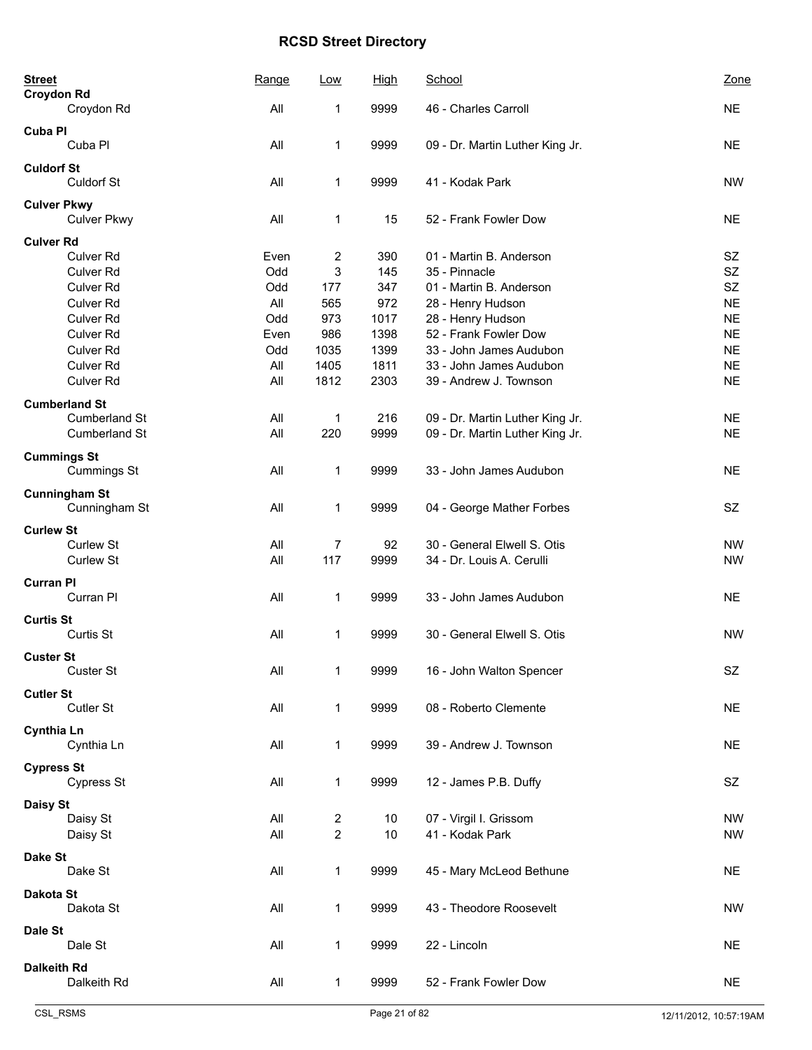# RCSD Street Directory

| Street | Range | Low | High | School | Zone |
|---|---|---|---|---|---|
| **Croydon Rd** | | | | | |
| Croydon Rd | All | 1 | 9999 | 46 - Charles Carroll | NE |
| **Cuba Pl** | | | | | |
| Cuba Pl | All | 1 | 9999 | 09 - Dr. Martin Luther King Jr. | NE |
| **Culdorf St** | | | | | |
| Culdorf St | All | 1 | 9999 | 41 - Kodak Park | NW |
| **Culver Pkwy** | | | | | |
| Culver Pkwy | All | 1 | 15 | 52 - Frank Fowler Dow | NE |
| **Culver Rd** | | | | | |
| Culver Rd | Even | 2 | 390 | 01 - Martin B. Anderson | SZ |
| Culver Rd | Odd | 3 | 145 | 35 - Pinnacle | SZ |
| Culver Rd | Odd | 177 | 347 | 01 - Martin B. Anderson | SZ |
| Culver Rd | All | 565 | 972 | 28 - Henry Hudson | NE |
| Culver Rd | Odd | 973 | 1017 | 28 - Henry Hudson | NE |
| Culver Rd | Even | 986 | 1398 | 52 - Frank Fowler Dow | NE |
| Culver Rd | Odd | 1035 | 1399 | 33 - John James Audubon | NE |
| Culver Rd | All | 1405 | 1811 | 33 - John James Audubon | NE |
| Culver Rd | All | 1812 | 2303 | 39 - Andrew J. Townson | NE |
| **Cumberland St** | | | | | |
| Cumberland St | All | 1 | 216 | 09 - Dr. Martin Luther King Jr. | NE |
| Cumberland St | All | 220 | 9999 | 09 - Dr. Martin Luther King Jr. | NE |
| **Cummings St** | | | | | |
| Cummings St | All | 1 | 9999 | 33 - John James Audubon | NE |
| **Cunningham St** | | | | | |
| Cunningham St | All | 1 | 9999 | 04 - George Mather Forbes | SZ |
| **Curlew St** | | | | | |
| Curlew St | All | 7 | 92 | 30 - General Elwell S. Otis | NW |
| Curlew St | All | 117 | 9999 | 34 - Dr. Louis A. Cerulli | NW |
| **Curran Pl** | | | | | |
| Curran Pl | All | 1 | 9999 | 33 - John James Audubon | NE |
| **Curtis St** | | | | | |
| Curtis St | All | 1 | 9999 | 30 - General Elwell S. Otis | NW |
| **Custer St** | | | | | |
| Custer St | All | 1 | 9999 | 16 - John Walton Spencer | SZ |
| **Cutler St** | | | | | |
| Cutler St | All | 1 | 9999 | 08 - Roberto Clemente | NE |
| **Cynthia Ln** | | | | | |
| Cynthia Ln | All | 1 | 9999 | 39 - Andrew J. Townson | NE |
| **Cypress St** | | | | | |
| Cypress St | All | 1 | 9999 | 12 - James P.B. Duffy | SZ |
| **Daisy St** | | | | | |
| Daisy St | All | 2 | 10 | 07 - Virgil I. Grissom | NW |
| Daisy St | All | 2 | 10 | 41 - Kodak Park | NW |
| **Dake St** | | | | | |
| Dake St | All | 1 | 9999 | 45 - Mary McLeod Bethune | NE |
| **Dakota St** | | | | | |
| Dakota St | All | 1 | 9999 | 43 - Theodore Roosevelt | NW |
| **Dale St** | | | | | |
| Dale St | All | 1 | 9999 | 22 - Lincoln | NE |
| **Dalkeith Rd** | | | | | |
| Dalkeith Rd | All | 1 | 9999 | 52 - Frank Fowler Dow | NE |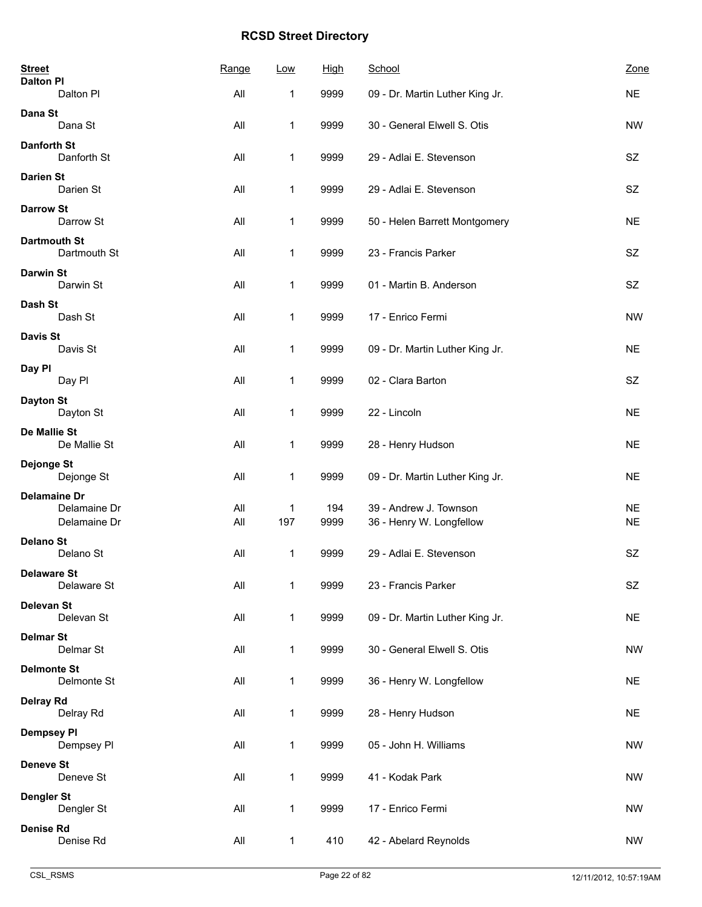# RCSD Street Directory

| Street | Range | Low | High | School | Zone |
|---|---|---|---|---|---|
| **Dalton Pl** | | | | | |
| Dalton Pl | All | 1 | 9999 | 09 - Dr. Martin Luther King Jr. | NE |
| **Dana St** | | | | | |
| Dana St | All | 1 | 9999 | 30 - General Elwell S. Otis | NW |
| **Danforth St** | | | | | |
| Danforth St | All | 1 | 9999 | 29 - Adlai E. Stevenson | SZ |
| **Darien St** | | | | | |
| Darien St | All | 1 | 9999 | 29 - Adlai E. Stevenson | SZ |
| **Darrow St** | | | | | |
| Darrow St | All | 1 | 9999 | 50 - Helen Barrett Montgomery | NE |
| **Dartmouth St** | | | | | |
| Dartmouth St | All | 1 | 9999 | 23 - Francis Parker | SZ |
| **Darwin St** | | | | | |
| Darwin St | All | 1 | 9999 | 01 - Martin B. Anderson | SZ |
| **Dash St** | | | | | |
| Dash St | All | 1 | 9999 | 17 - Enrico Fermi | NW |
| **Davis St** | | | | | |
| Davis St | All | 1 | 9999 | 09 - Dr. Martin Luther King Jr. | NE |
| **Day Pl** | | | | | |
| Day Pl | All | 1 | 9999 | 02 - Clara Barton | SZ |
| **Dayton St** | | | | | |
| Dayton St | All | 1 | 9999 | 22 - Lincoln | NE |
| **De Mallie St** | | | | | |
| De Mallie St | All | 1 | 9999 | 28 - Henry Hudson | NE |
| **Dejonge St** | | | | | |
| Dejonge St | All | 1 | 9999 | 09 - Dr. Martin Luther King Jr. | NE |
| **Delamaine Dr** | | | | | |
| Delamaine Dr | All | 1 | 194 | 39 - Andrew J. Townson | NE |
| Delamaine Dr | All | 197 | 9999 | 36 - Henry W. Longfellow | NE |
| **Delano St** | | | | | |
| Delano St | All | 1 | 9999 | 29 - Adlai E. Stevenson | SZ |
| **Delaware St** | | | | | |
| Delaware St | All | 1 | 9999 | 23 - Francis Parker | SZ |
| **Delevan St** | | | | | |
| Delevan St | All | 1 | 9999 | 09 - Dr. Martin Luther King Jr. | NE |
| **Delmar St** | | | | | |
| Delmar St | All | 1 | 9999 | 30 - General Elwell S. Otis | NW |
| **Delmonte St** | | | | | |
| Delmonte St | All | 1 | 9999 | 36 - Henry W. Longfellow | NE |
| **Delray Rd** | | | | | |
| Delray Rd | All | 1 | 9999 | 28 - Henry Hudson | NE |
| **Dempsey Pl** | | | | | |
| Dempsey Pl | All | 1 | 9999 | 05 - John H. Williams | NW |
| **Deneve St** | | | | | |
| Deneve St | All | 1 | 9999 | 41 - Kodak Park | NW |
| **Dengler St** | | | | | |
| Dengler St | All | 1 | 9999 | 17 - Enrico Fermi | NW |
| **Denise Rd** | | | | | |
| Denise Rd | All | 1 | 410 | 42 - Abelard Reynolds | NW |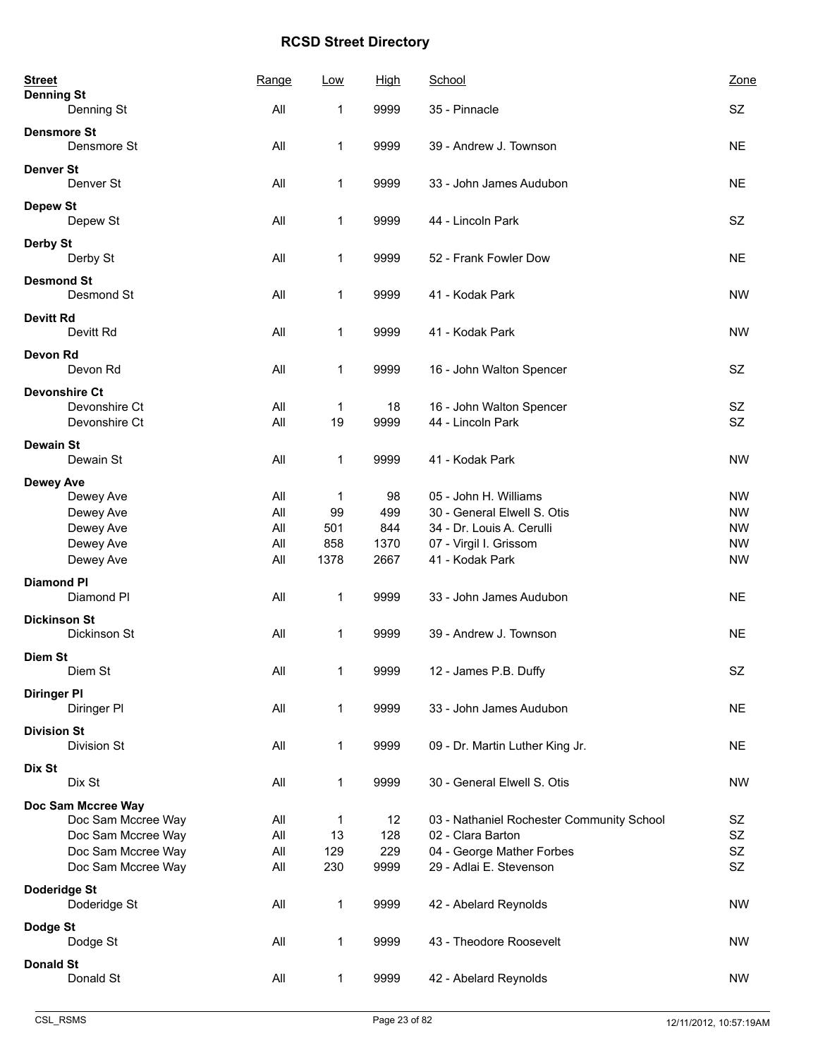# RCSD Street Directory

| Street | Range | Low | High | School | Zone |
|---|---|---|---|---|---|
| **Denning St** | | | | | |
| Denning St | All | 1 | 9999 | 35 - Pinnacle | SZ |
| **Densmore St** | | | | | |
| Densmore St | All | 1 | 9999 | 39 - Andrew J. Townson | NE |
| **Denver St** | | | | | |
| Denver St | All | 1 | 9999 | 33 - John James Audubon | NE |
| **Depew St** | | | | | |
| Depew St | All | 1 | 9999 | 44 - Lincoln Park | SZ |
| **Derby St** | | | | | |
| Derby St | All | 1 | 9999 | 52 - Frank Fowler Dow | NE |
| **Desmond St** | | | | | |
| Desmond St | All | 1 | 9999 | 41 - Kodak Park | NW |
| **Devitt Rd** | | | | | |
| Devitt Rd | All | 1 | 9999 | 41 - Kodak Park | NW |
| **Devon Rd** | | | | | |
| Devon Rd | All | 1 | 9999 | 16 - John Walton Spencer | SZ |
| **Devonshire Ct** | | | | | |
| Devonshire Ct | All | 1 | 18 | 16 - John Walton Spencer | SZ |
| Devonshire Ct | All | 19 | 9999 | 44 - Lincoln Park | SZ |
| **Dewain St** | | | | | |
| Dewain St | All | 1 | 9999 | 41 - Kodak Park | NW |
| **Dewey Ave** | | | | | |
| Dewey Ave | All | 1 | 98 | 05 - John H. Williams | NW |
| Dewey Ave | All | 99 | 499 | 30 - General Elwell S. Otis | NW |
| Dewey Ave | All | 501 | 844 | 34 - Dr. Louis A. Cerulli | NW |
| Dewey Ave | All | 858 | 1370 | 07 - Virgil I. Grissom | NW |
| Dewey Ave | All | 1378 | 2667 | 41 - Kodak Park | NW |
| **Diamond Pl** | | | | | |
| Diamond Pl | All | 1 | 9999 | 33 - John James Audubon | NE |
| **Dickinson St** | | | | | |
| Dickinson St | All | 1 | 9999 | 39 - Andrew J. Townson | NE |
| **Diem St** | | | | | |
| Diem St | All | 1 | 9999 | 12 - James P.B. Duffy | SZ |
| **Diringer Pl** | | | | | |
| Diringer Pl | All | 1 | 9999 | 33 - John James Audubon | NE |
| **Division St** | | | | | |
| Division St | All | 1 | 9999 | 09 - Dr. Martin Luther King Jr. | NE |
| **Dix St** | | | | | |
| Dix St | All | 1 | 9999 | 30 - General Elwell S. Otis | NW |
| **Doc Sam Mccree Way** | | | | | |
| Doc Sam Mccree Way | All | 1 | 12 | 03 - Nathaniel Rochester Community School | SZ |
| Doc Sam Mccree Way | All | 13 | 128 | 02 - Clara Barton | SZ |
| Doc Sam Mccree Way | All | 129 | 229 | 04 - George Mather Forbes | SZ |
| Doc Sam Mccree Way | All | 230 | 9999 | 29 - Adlai E. Stevenson | SZ |
| **Doderidge St** | | | | | |
| Doderidge St | All | 1 | 9999 | 42 - Abelard Reynolds | NW |
| **Dodge St** | | | | | |
| Dodge St | All | 1 | 9999 | 43 - Theodore Roosevelt | NW |
| **Donald St** | | | | | |
| Donald St | All | 1 | 9999 | 42 - Abelard Reynolds | NW |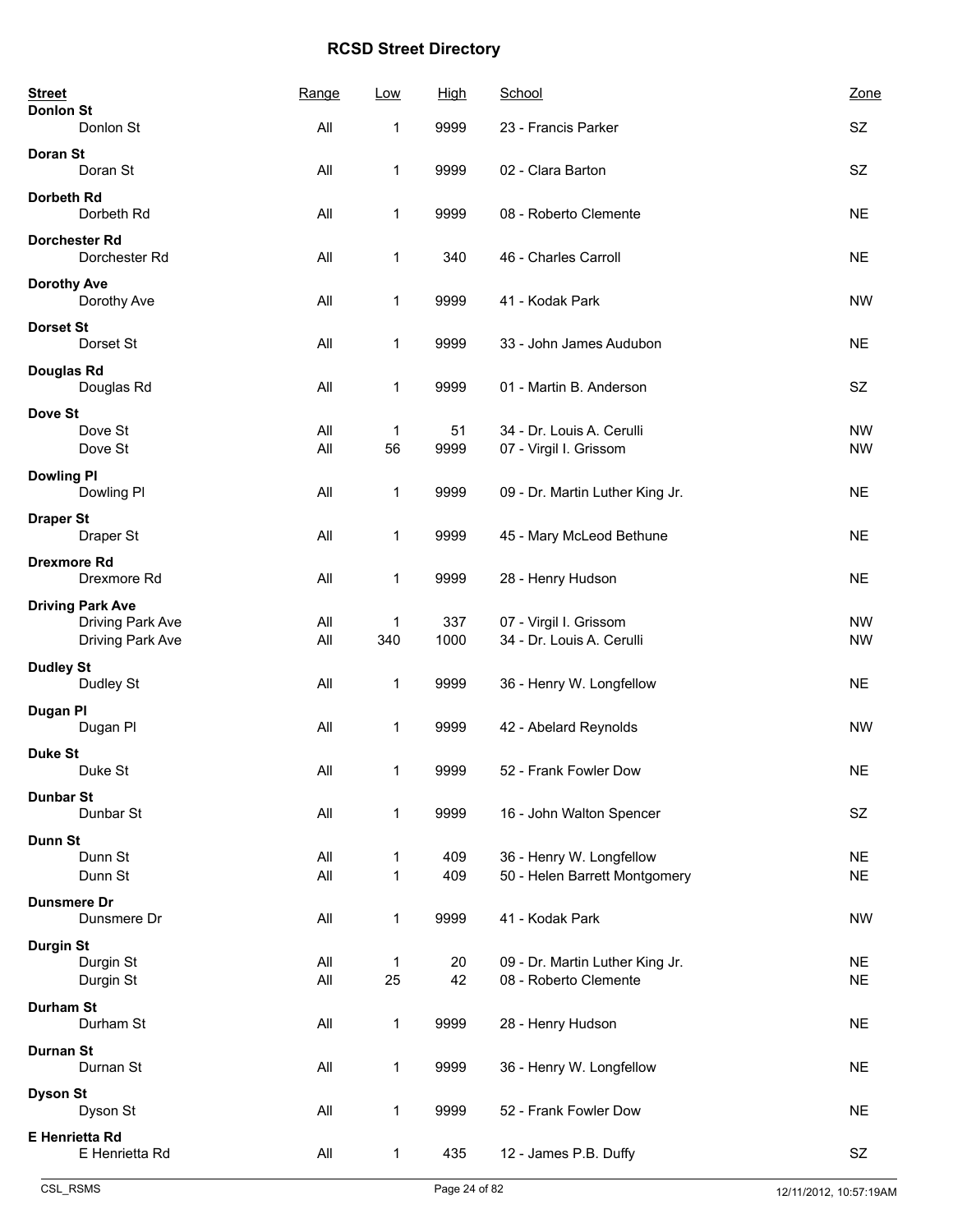# RCSD Street Directory

| Street | Range | Low | High | School | Zone |
|---|---|---|---|---|---|
| **Donlon St** | | | | | |
| Donlon St | All | 1 | 9999 | 23 - Francis Parker | SZ |
| **Doran St** | | | | | |
| Doran St | All | 1 | 9999 | 02 - Clara Barton | SZ |
| **Dorbeth Rd** | | | | | |
| Dorbeth Rd | All | 1 | 9999 | 08 - Roberto Clemente | NE |
| **Dorchester Rd** | | | | | |
| Dorchester Rd | All | 1 | 340 | 46 - Charles Carroll | NE |
| **Dorothy Ave** | | | | | |
| Dorothy Ave | All | 1 | 9999 | 41 - Kodak Park | NW |
| **Dorset St** | | | | | |
| Dorset St | All | 1 | 9999 | 33 - John James Audubon | NE |
| **Douglas Rd** | | | | | |
| Douglas Rd | All | 1 | 9999 | 01 - Martin B. Anderson | SZ |
| **Dove St** | | | | | |
| Dove St | All | 1 | 51 | 34 - Dr. Louis A. Cerulli | NW |
| Dove St | All | 56 | 9999 | 07 - Virgil I. Grissom | NW |
| **Dowling Pl** | | | | | |
| Dowling Pl | All | 1 | 9999 | 09 - Dr. Martin Luther King Jr. | NE |
| **Draper St** | | | | | |
| Draper St | All | 1 | 9999 | 45 - Mary McLeod Bethune | NE |
| **Drexmore Rd** | | | | | |
| Drexmore Rd | All | 1 | 9999 | 28 - Henry Hudson | NE |
| **Driving Park Ave** | | | | | |
| Driving Park Ave | All | 1 | 337 | 07 - Virgil I. Grissom | NW |
| Driving Park Ave | All | 340 | 1000 | 34 - Dr. Louis A. Cerulli | NW |
| **Dudley St** | | | | | |
| Dudley St | All | 1 | 9999 | 36 - Henry W. Longfellow | NE |
| **Dugan Pl** | | | | | |
| Dugan Pl | All | 1 | 9999 | 42 - Abelard Reynolds | NW |
| **Duke St** | | | | | |
| Duke St | All | 1 | 9999 | 52 - Frank Fowler Dow | NE |
| **Dunbar St** | | | | | |
| Dunbar St | All | 1 | 9999 | 16 - John Walton Spencer | SZ |
| **Dunn St** | | | | | |
| Dunn St | All | 1 | 409 | 36 - Henry W. Longfellow | NE |
| Dunn St | All | 1 | 409 | 50 - Helen Barrett Montgomery | NE |
| **Dunsmere Dr** | | | | | |
| Dunsmere Dr | All | 1 | 9999 | 41 - Kodak Park | NW |
| **Durgin St** | | | | | |
| Durgin St | All | 1 | 20 | 09 - Dr. Martin Luther King Jr. | NE |
| Durgin St | All | 25 | 42 | 08 - Roberto Clemente | NE |
| **Durham St** | | | | | |
| Durham St | All | 1 | 9999 | 28 - Henry Hudson | NE |
| **Durnan St** | | | | | |
| Durnan St | All | 1 | 9999 | 36 - Henry W. Longfellow | NE |
| **Dyson St** | | | | | |
| Dyson St | All | 1 | 9999 | 52 - Frank Fowler Dow | NE |
| **E Henrietta Rd** | | | | | |
| E Henrietta Rd | All | 1 | 435 | 12 - James P.B. Duffy | SZ |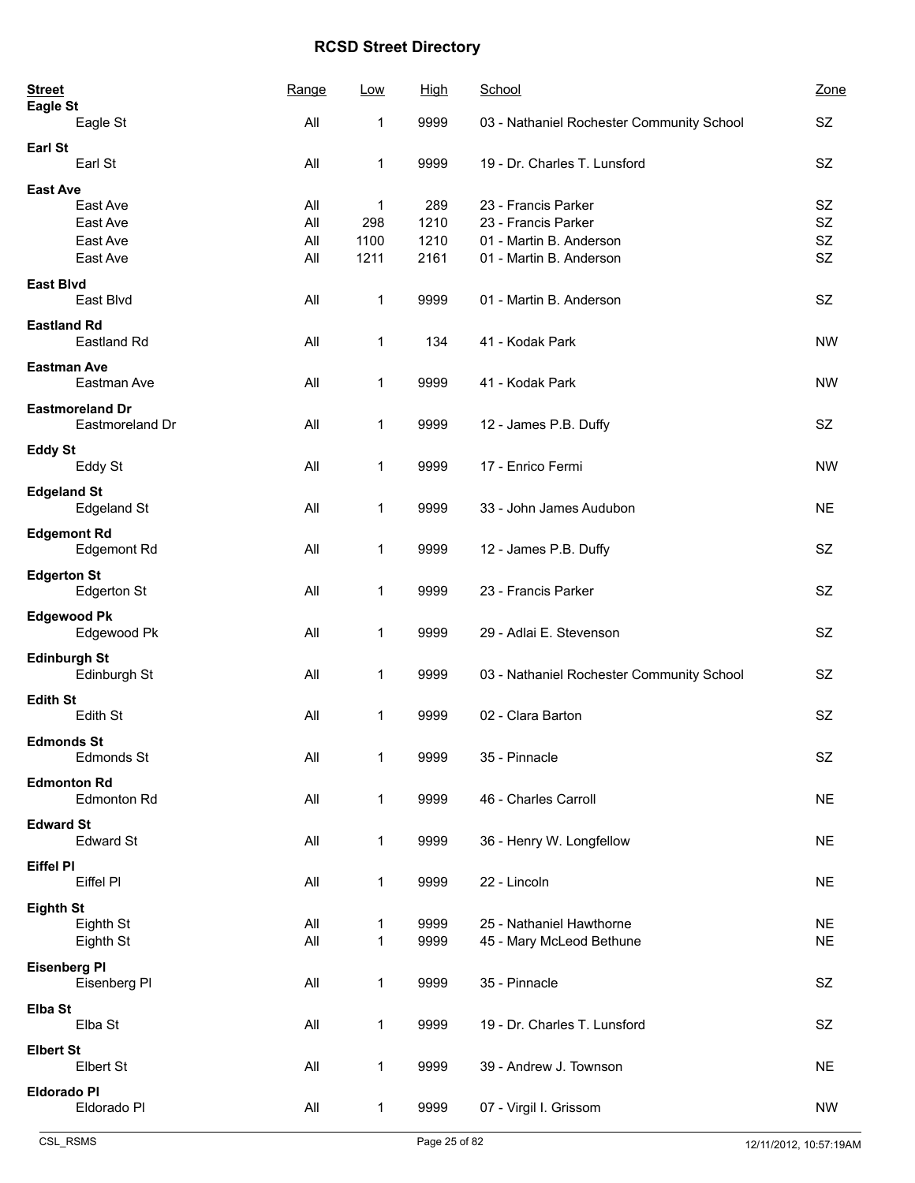# RCSD Street Directory

| Street | Range | Low | High | School | Zone |
|---|---|---|---|---|---|
| **Eagle St** | | | | | |
| Eagle St | All | 1 | 9999 | 03 - Nathaniel Rochester Community School | SZ |
| **Earl St** | | | | | |
| Earl St | All | 1 | 9999 | 19 - Dr. Charles T. Lunsford | SZ |
| **East Ave** | | | | | |
| East Ave | All | 1 | 289 | 23 - Francis Parker | SZ |
| East Ave | All | 298 | 1210 | 23 - Francis Parker | SZ |
| East Ave | All | 1100 | 1210 | 01 - Martin B. Anderson | SZ |
| East Ave | All | 1211 | 2161 | 01 - Martin B. Anderson | SZ |
| **East Blvd** | | | | | |
| East Blvd | All | 1 | 9999 | 01 - Martin B. Anderson | SZ |
| **Eastland Rd** | | | | | |
| Eastland Rd | All | 1 | 134 | 41 - Kodak Park | NW |
| **Eastman Ave** | | | | | |
| Eastman Ave | All | 1 | 9999 | 41 - Kodak Park | NW |
| **Eastmoreland Dr** | | | | | |
| Eastmoreland Dr | All | 1 | 9999 | 12 - James P.B. Duffy | SZ |
| **Eddy St** | | | | | |
| Eddy St | All | 1 | 9999 | 17 - Enrico Fermi | NW |
| **Edgeland St** | | | | | |
| Edgeland St | All | 1 | 9999 | 33 - John James Audubon | NE |
| **Edgemont Rd** | | | | | |
| Edgemont Rd | All | 1 | 9999 | 12 - James P.B. Duffy | SZ |
| **Edgerton St** | | | | | |
| Edgerton St | All | 1 | 9999 | 23 - Francis Parker | SZ |
| **Edgewood Pk** | | | | | |
| Edgewood Pk | All | 1 | 9999 | 29 - Adlai E. Stevenson | SZ |
| **Edinburgh St** | | | | | |
| Edinburgh St | All | 1 | 9999 | 03 - Nathaniel Rochester Community School | SZ |
| **Edith St** | | | | | |
| Edith St | All | 1 | 9999 | 02 - Clara Barton | SZ |
| **Edmonds St** | | | | | |
| Edmonds St | All | 1 | 9999 | 35 - Pinnacle | SZ |
| **Edmonton Rd** | | | | | |
| Edmonton Rd | All | 1 | 9999 | 46 - Charles Carroll | NE |
| **Edward St** | | | | | |
| Edward St | All | 1 | 9999 | 36 - Henry W. Longfellow | NE |
| **Eiffel Pl** | | | | | |
| Eiffel Pl | All | 1 | 9999 | 22 - Lincoln | NE |
| **Eighth St** | | | | | |
| Eighth St | All | 1 | 9999 | 25 - Nathaniel Hawthorne | NE |
| Eighth St | All | 1 | 9999 | 45 - Mary McLeod Bethune | NE |
| **Eisenberg Pl** | | | | | |
| Eisenberg Pl | All | 1 | 9999 | 35 - Pinnacle | SZ |
| **Elba St** | | | | | |
| Elba St | All | 1 | 9999 | 19 - Dr. Charles T. Lunsford | SZ |
| **Elbert St** | | | | | |
| Elbert St | All | 1 | 9999 | 39 - Andrew J. Townson | NE |
| **Eldorado Pl** | | | | | |
| Eldorado Pl | All | 1 | 9999 | 07 - Virgil I. Grissom | NW |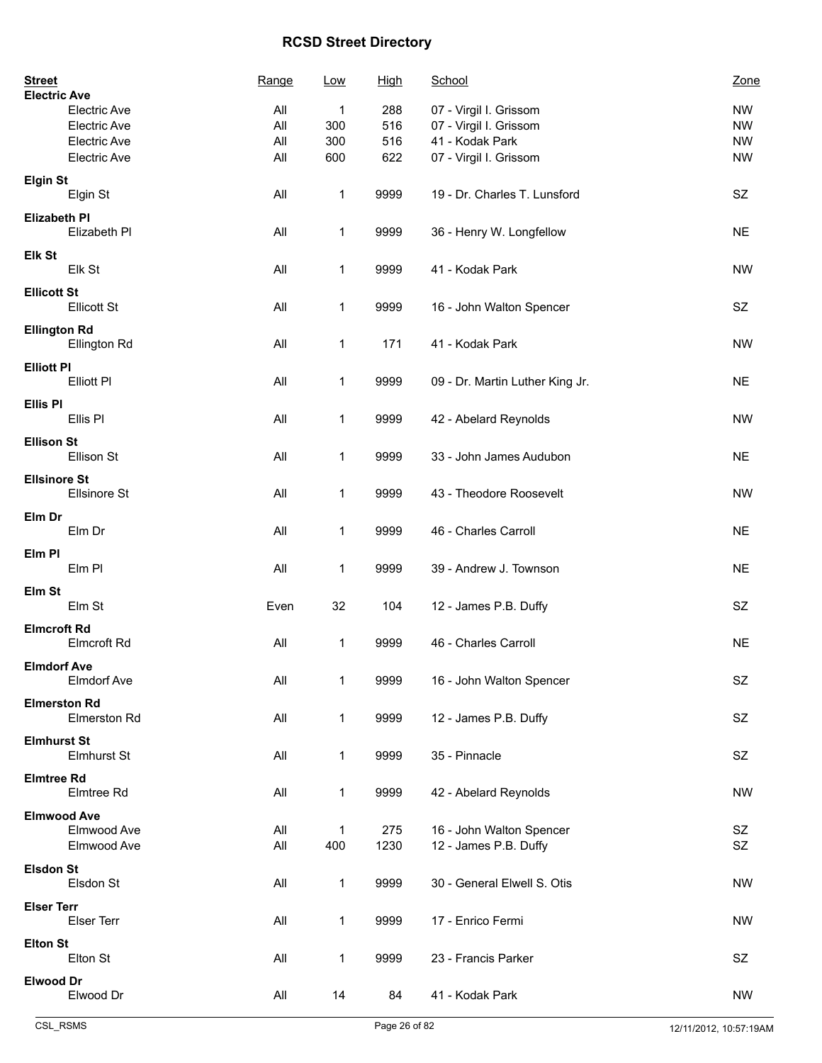# RCSD Street Directory

| Street | Range | Low | High | School | Zone |
|---|---|---|---|---|---|
| **Electric Ave** | | | | | |
| Electric Ave | All | 1 | 288 | 07 - Virgil I. Grissom | NW |
| Electric Ave | All | 300 | 516 | 07 - Virgil I. Grissom | NW |
| Electric Ave | All | 300 | 516 | 41 - Kodak Park | NW |
| Electric Ave | All | 600 | 622 | 07 - Virgil I. Grissom | NW |
| **Elgin St** | | | | | |
| Elgin St | All | 1 | 9999 | 19 - Dr. Charles T. Lunsford | SZ |
| **Elizabeth Pl** | | | | | |
| Elizabeth Pl | All | 1 | 9999 | 36 - Henry W. Longfellow | NE |
| **Elk St** | | | | | |
| Elk St | All | 1 | 9999 | 41 - Kodak Park | NW |
| **Ellicott St** | | | | | |
| Ellicott St | All | 1 | 9999 | 16 - John Walton Spencer | SZ |
| **Ellington Rd** | | | | | |
| Ellington Rd | All | 1 | 171 | 41 - Kodak Park | NW |
| **Elliott Pl** | | | | | |
| Elliott Pl | All | 1 | 9999 | 09 - Dr. Martin Luther King Jr. | NE |
| **Ellis Pl** | | | | | |
| Ellis Pl | All | 1 | 9999 | 42 - Abelard Reynolds | NW |
| **Ellison St** | | | | | |
| Ellison St | All | 1 | 9999 | 33 - John James Audubon | NE |
| **Ellsinore St** | | | | | |
| Ellsinore St | All | 1 | 9999 | 43 - Theodore Roosevelt | NW |
| **Elm Dr** | | | | | |
| Elm Dr | All | 1 | 9999 | 46 - Charles Carroll | NE |
| **Elm Pl** | | | | | |
| Elm Pl | All | 1 | 9999 | 39 - Andrew J. Townson | NE |
| **Elm St** | | | | | |
| Elm St | Even | 32 | 104 | 12 - James P.B. Duffy | SZ |
| **Elmcroft Rd** | | | | | |
| Elmcroft Rd | All | 1 | 9999 | 46 - Charles Carroll | NE |
| **Elmdorf Ave** | | | | | |
| Elmdorf Ave | All | 1 | 9999 | 16 - John Walton Spencer | SZ |
| **Elmerston Rd** | | | | | |
| Elmerston Rd | All | 1 | 9999 | 12 - James P.B. Duffy | SZ |
| **Elmhurst St** | | | | | |
| Elmhurst St | All | 1 | 9999 | 35 - Pinnacle | SZ |
| **Elmtree Rd** | | | | | |
| Elmtree Rd | All | 1 | 9999 | 42 - Abelard Reynolds | NW |
| **Elmwood Ave** | | | | | |
| Elmwood Ave | All | 1 | 275 | 16 - John Walton Spencer | SZ |
| Elmwood Ave | All | 400 | 1230 | 12 - James P.B. Duffy | SZ |
| **Elsdon St** | | | | | |
| Elsdon St | All | 1 | 9999 | 30 - General Elwell S. Otis | NW |
| **Elser Terr** | | | | | |
| Elser Terr | All | 1 | 9999 | 17 - Enrico Fermi | NW |
| **Elton St** | | | | | |
| Elton St | All | 1 | 9999 | 23 - Francis Parker | SZ |
| **Elwood Dr** | | | | | |
| Elwood Dr | All | 14 | 84 | 41 - Kodak Park | NW |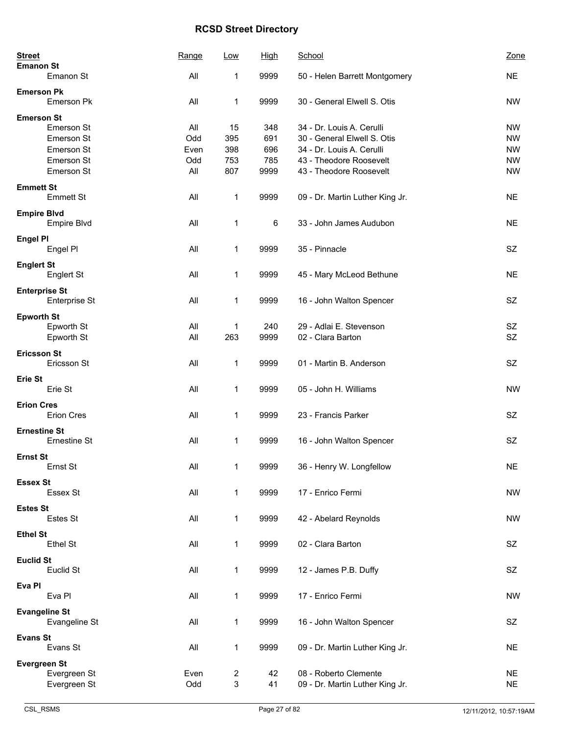# RCSD Street Directory

| Street | Range | Low | High | School | Zone |
|---|---|---|---|---|---|
| **Emanon St** | | | | | |
| Emanon St | All | 1 | 9999 | 50 - Helen Barrett Montgomery | NE |
| **Emerson Pk** | | | | | |
| Emerson Pk | All | 1 | 9999 | 30 - General Elwell S. Otis | NW |
| **Emerson St** | | | | | |
| Emerson St | All | 15 | 348 | 34 - Dr. Louis A. Cerulli | NW |
| Emerson St | Odd | 395 | 691 | 30 - General Elwell S. Otis | NW |
| Emerson St | Even | 398 | 696 | 34 - Dr. Louis A. Cerulli | NW |
| Emerson St | Odd | 753 | 785 | 43 - Theodore Roosevelt | NW |
| Emerson St | All | 807 | 9999 | 43 - Theodore Roosevelt | NW |
| **Emmett St** | | | | | |
| Emmett St | All | 1 | 9999 | 09 - Dr. Martin Luther King Jr. | NE |
| **Empire Blvd** | | | | | |
| Empire Blvd | All | 1 | 6 | 33 - John James Audubon | NE |
| **Engel Pl** | | | | | |
| Engel Pl | All | 1 | 9999 | 35 - Pinnacle | SZ |
| **Englert St** | | | | | |
| Englert St | All | 1 | 9999 | 45 - Mary McLeod Bethune | NE |
| **Enterprise St** | | | | | |
| Enterprise St | All | 1 | 9999 | 16 - John Walton Spencer | SZ |
| **Epworth St** | | | | | |
| Epworth St | All | 1 | 240 | 29 - Adlai E. Stevenson | SZ |
| Epworth St | All | 263 | 9999 | 02 - Clara Barton | SZ |
| **Ericsson St** | | | | | |
| Ericsson St | All | 1 | 9999 | 01 - Martin B. Anderson | SZ |
| **Erie St** | | | | | |
| Erie St | All | 1 | 9999 | 05 - John H. Williams | NW |
| **Erion Cres** | | | | | |
| Erion Cres | All | 1 | 9999 | 23 - Francis Parker | SZ |
| **Ernestine St** | | | | | |
| Ernestine St | All | 1 | 9999 | 16 - John Walton Spencer | SZ |
| **Ernst St** | | | | | |
| Ernst St | All | 1 | 9999 | 36 - Henry W. Longfellow | NE |
| **Essex St** | | | | | |
| Essex St | All | 1 | 9999 | 17 - Enrico Fermi | NW |
| **Estes St** | | | | | |
| Estes St | All | 1 | 9999 | 42 - Abelard Reynolds | NW |
| **Ethel St** | | | | | |
| Ethel St | All | 1 | 9999 | 02 - Clara Barton | SZ |
| **Euclid St** | | | | | |
| Euclid St | All | 1 | 9999 | 12 - James P.B. Duffy | SZ |
| **Eva Pl** | | | | | |
| Eva Pl | All | 1 | 9999 | 17 - Enrico Fermi | NW |
| **Evangeline St** | | | | | |
| Evangeline St | All | 1 | 9999 | 16 - John Walton Spencer | SZ |
| **Evans St** | | | | | |
| Evans St | All | 1 | 9999 | 09 - Dr. Martin Luther King Jr. | NE |
| **Evergreen St** | | | | | |
| Evergreen St | Even | 2 | 42 | 08 - Roberto Clemente | NE |
| Evergreen St | Odd | 3 | 41 | 09 - Dr. Martin Luther King Jr. | NE |

CSL_RSMS 12/11/2012, 10:57:19AM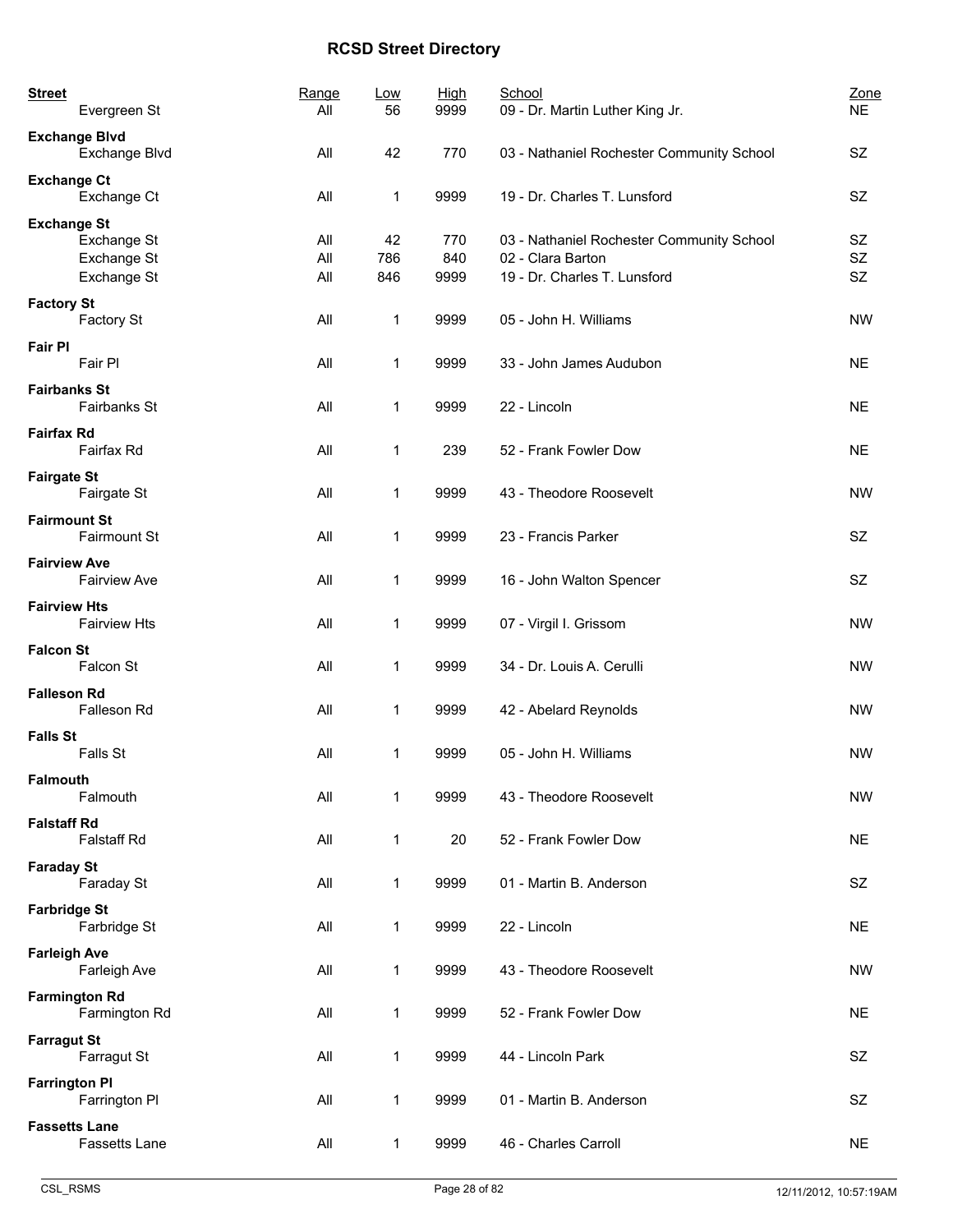# RCSD Street Directory

| Street | Range | Low | High | School | Zone |
|---|---|---|---|---|---|
| Evergreen St | All | 56 | 9999 | 09 - Dr. Martin Luther King Jr. | NE |
| **Exchange Blvd** | | | | | |
| Exchange Blvd | All | 42 | 770 | 03 - Nathaniel Rochester Community School | SZ |
| **Exchange Ct** | | | | | |
| Exchange Ct | All | 1 | 9999 | 19 - Dr. Charles T. Lunsford | SZ |
| **Exchange St** | | | | | |
| Exchange St | All | 42 | 770 | 03 - Nathaniel Rochester Community School | SZ |
| Exchange St | All | 786 | 840 | 02 - Clara Barton | SZ |
| Exchange St | All | 846 | 9999 | 19 - Dr. Charles T. Lunsford | SZ |
| **Factory St** | | | | | |
| Factory St | All | 1 | 9999 | 05 - John H. Williams | NW |
| **Fair Pl** | | | | | |
| Fair Pl | All | 1 | 9999 | 33 - John James Audubon | NE |
| **Fairbanks St** | | | | | |
| Fairbanks St | All | 1 | 9999 | 22 - Lincoln | NE |
| **Fairfax Rd** | | | | | |
| Fairfax Rd | All | 1 | 239 | 52 - Frank Fowler Dow | NE |
| **Fairgate St** | | | | | |
| Fairgate St | All | 1 | 9999 | 43 - Theodore Roosevelt | NW |
| **Fairmount St** | | | | | |
| Fairmount St | All | 1 | 9999 | 23 - Francis Parker | SZ |
| **Fairview Ave** | | | | | |
| Fairview Ave | All | 1 | 9999 | 16 - John Walton Spencer | SZ |
| **Fairview Hts** | | | | | |
| Fairview Hts | All | 1 | 9999 | 07 - Virgil I. Grissom | NW |
| **Falcon St** | | | | | |
| Falcon St | All | 1 | 9999 | 34 - Dr. Louis A. Cerulli | NW |
| **Falleson Rd** | | | | | |
| Falleson Rd | All | 1 | 9999 | 42 - Abelard Reynolds | NW |
| **Falls St** | | | | | |
| Falls St | All | 1 | 9999 | 05 - John H. Williams | NW |
| **Falmouth** | | | | | |
| Falmouth | All | 1 | 9999 | 43 - Theodore Roosevelt | NW |
| **Falstaff Rd** | | | | | |
| Falstaff Rd | All | 1 | 20 | 52 - Frank Fowler Dow | NE |
| **Faraday St** | | | | | |
| Faraday St | All | 1 | 9999 | 01 - Martin B. Anderson | SZ |
| **Farbridge St** | | | | | |
| Farbridge St | All | 1 | 9999 | 22 - Lincoln | NE |
| **Farleigh Ave** | | | | | |
| Farleigh Ave | All | 1 | 9999 | 43 - Theodore Roosevelt | NW |
| **Farmington Rd** | | | | | |
| Farmington Rd | All | 1 | 9999 | 52 - Frank Fowler Dow | NE |
| **Farragut St** | | | | | |
| Farragut St | All | 1 | 9999 | 44 - Lincoln Park | SZ |
| **Farrington Pl** | | | | | |
| Farrington Pl | All | 1 | 9999 | 01 - Martin B. Anderson | SZ |
| **Fassetts Lane** | | | | | |
| Fassetts Lane | All | 1 | 9999 | 46 - Charles Carroll | NE |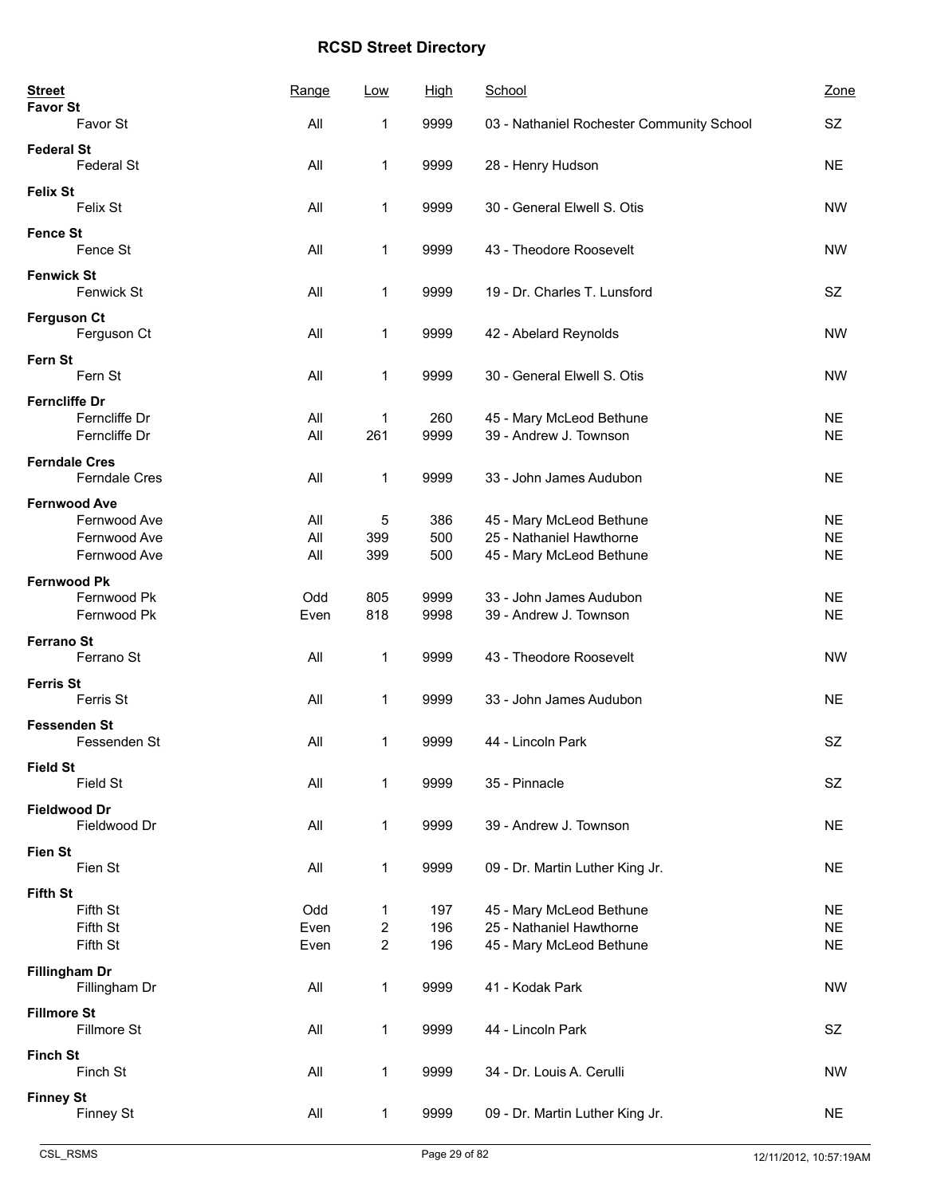# RCSD Street Directory

| Street | Range | Low | High | School | Zone |
|---|---|---|---|---|---|
| **Favor St** | | | | | |
| Favor St | All | 1 | 9999 | 03 - Nathaniel Rochester Community School | SZ |
| **Federal St** | | | | | |
| Federal St | All | 1 | 9999 | 28 - Henry Hudson | NE |
| **Felix St** | | | | | |
| Felix St | All | 1 | 9999 | 30 - General Elwell S. Otis | NW |
| **Fence St** | | | | | |
| Fence St | All | 1 | 9999 | 43 - Theodore Roosevelt | NW |
| **Fenwick St** | | | | | |
| Fenwick St | All | 1 | 9999 | 19 - Dr. Charles T. Lunsford | SZ |
| **Ferguson Ct** | | | | | |
| Ferguson Ct | All | 1 | 9999 | 42 - Abelard Reynolds | NW |
| **Fern St** | | | | | |
| Fern St | All | 1 | 9999 | 30 - General Elwell S. Otis | NW |
| **Ferncliffe Dr** | | | | | |
| Ferncliffe Dr | All | 1 | 260 | 45 - Mary McLeod Bethune | NE |
| Ferncliffe Dr | All | 261 | 9999 | 39 - Andrew J. Townson | NE |
| **Ferndale Cres** | | | | | |
| Ferndale Cres | All | 1 | 9999 | 33 - John James Audubon | NE |
| **Fernwood Ave** | | | | | |
| Fernwood Ave | All | 5 | 386 | 45 - Mary McLeod Bethune | NE |
| Fernwood Ave | All | 399 | 500 | 25 - Nathaniel Hawthorne | NE |
| Fernwood Ave | All | 399 | 500 | 45 - Mary McLeod Bethune | NE |
| **Fernwood Pk** | | | | | |
| Fernwood Pk | Odd | 805 | 9999 | 33 - John James Audubon | NE |
| Fernwood Pk | Even | 818 | 9998 | 39 - Andrew J. Townson | NE |
| **Ferrano St** | | | | | |
| Ferrano St | All | 1 | 9999 | 43 - Theodore Roosevelt | NW |
| **Ferris St** | | | | | |
| Ferris St | All | 1 | 9999 | 33 - John James Audubon | NE |
| **Fessenden St** | | | | | |
| Fessenden St | All | 1 | 9999 | 44 - Lincoln Park | SZ |
| **Field St** | | | | | |
| Field St | All | 1 | 9999 | 35 - Pinnacle | SZ |
| **Fieldwood Dr** | | | | | |
| Fieldwood Dr | All | 1 | 9999 | 39 - Andrew J. Townson | NE |
| **Fien St** | | | | | |
| Fien St | All | 1 | 9999 | 09 - Dr. Martin Luther King Jr. | NE |
| **Fifth St** | | | | | |
| Fifth St | Odd | 1 | 197 | 45 - Mary McLeod Bethune | NE |
| Fifth St | Even | 2 | 196 | 25 - Nathaniel Hawthorne | NE |
| Fifth St | Even | 2 | 196 | 45 - Mary McLeod Bethune | NE |
| **Fillingham Dr** | | | | | |
| Fillingham Dr | All | 1 | 9999 | 41 - Kodak Park | NW |
| **Fillmore St** | | | | | |
| Fillmore St | All | 1 | 9999 | 44 - Lincoln Park | SZ |
| **Finch St** | | | | | |
| Finch St | All | 1 | 9999 | 34 - Dr. Louis A. Cerulli | NW |
| **Finney St** | | | | | |
| Finney St | All | 1 | 9999 | 09 - Dr. Martin Luther King Jr. | NE |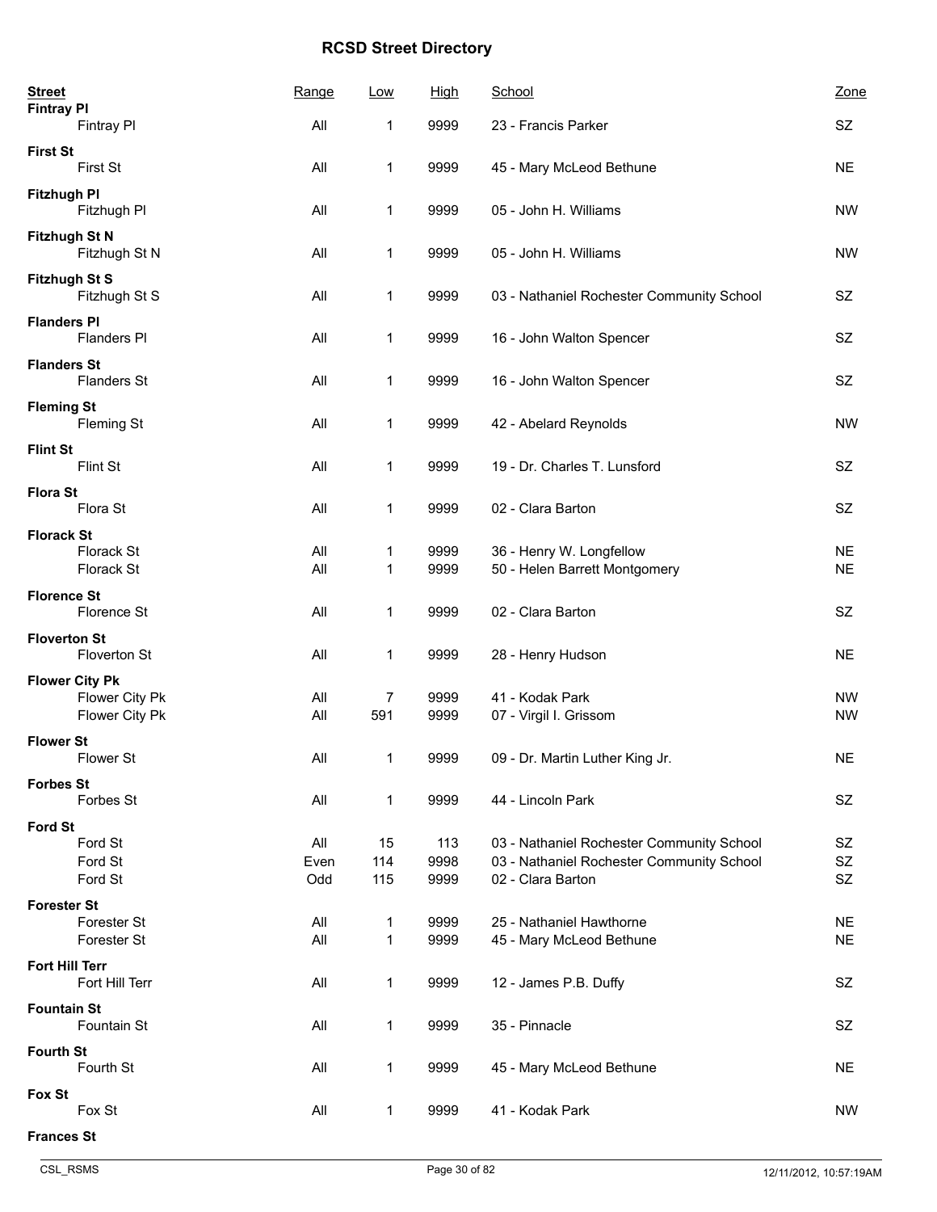# RCSD Street Directory

| Street | Range | Low | High | School | Zone |
|---|---|---|---|---|---|
| **Fintray Pl** | | | | | |
| Fintray Pl | All | 1 | 9999 | 23 - Francis Parker | SZ |
| **First St** | | | | | |
| First St | All | 1 | 9999 | 45 - Mary McLeod Bethune | NE |
| **Fitzhugh Pl** | | | | | |
| Fitzhugh Pl | All | 1 | 9999 | 05 - John H. Williams | NW |
| **Fitzhugh St N** | | | | | |
| Fitzhugh St N | All | 1 | 9999 | 05 - John H. Williams | NW |
| **Fitzhugh St S** | | | | | |
| Fitzhugh St S | All | 1 | 9999 | 03 - Nathaniel Rochester Community School | SZ |
| **Flanders Pl** | | | | | |
| Flanders Pl | All | 1 | 9999 | 16 - John Walton Spencer | SZ |
| **Flanders St** | | | | | |
| Flanders St | All | 1 | 9999 | 16 - John Walton Spencer | SZ |
| **Fleming St** | | | | | |
| Fleming St | All | 1 | 9999 | 42 - Abelard Reynolds | NW |
| **Flint St** | | | | | |
| Flint St | All | 1 | 9999 | 19 - Dr. Charles T. Lunsford | SZ |
| **Flora St** | | | | | |
| Flora St | All | 1 | 9999 | 02 - Clara Barton | SZ |
| **Florack St** | | | | | |
| Florack St | All | 1 | 9999 | 36 - Henry W. Longfellow | NE |
| Florack St | All | 1 | 9999 | 50 - Helen Barrett Montgomery | NE |
| **Florence St** | | | | | |
| Florence St | All | 1 | 9999 | 02 - Clara Barton | SZ |
| **Floverton St** | | | | | |
| Floverton St | All | 1 | 9999 | 28 - Henry Hudson | NE |
| **Flower City Pk** | | | | | |
| Flower City Pk | All | 7 | 9999 | 41 - Kodak Park | NW |
| Flower City Pk | All | 591 | 9999 | 07 - Virgil I. Grissom | NW |
| **Flower St** | | | | | |
| Flower St | All | 1 | 9999 | 09 - Dr. Martin Luther King Jr. | NE |
| **Forbes St** | | | | | |
| Forbes St | All | 1 | 9999 | 44 - Lincoln Park | SZ |
| **Ford St** | | | | | |
| Ford St | All | 15 | 113 | 03 - Nathaniel Rochester Community School | SZ |
| Ford St | Even | 114 | 9998 | 03 - Nathaniel Rochester Community School | SZ |
| Ford St | Odd | 115 | 9999 | 02 - Clara Barton | SZ |
| **Forester St** | | | | | |
| Forester St | All | 1 | 9999 | 25 - Nathaniel Hawthorne | NE |
| Forester St | All | 1 | 9999 | 45 - Mary McLeod Bethune | NE |
| **Fort Hill Terr** | | | | | |
| Fort Hill Terr | All | 1 | 9999 | 12 - James P.B. Duffy | SZ |
| **Fountain St** | | | | | |
| Fountain St | All | 1 | 9999 | 35 - Pinnacle | SZ |
| **Fourth St** | | | | | |
| Fourth St | All | 1 | 9999 | 45 - Mary McLeod Bethune | NE |
| **Fox St** | | | | | |
| Fox St | All | 1 | 9999 | 41 - Kodak Park | NW |
| **Frances St** | | | | | |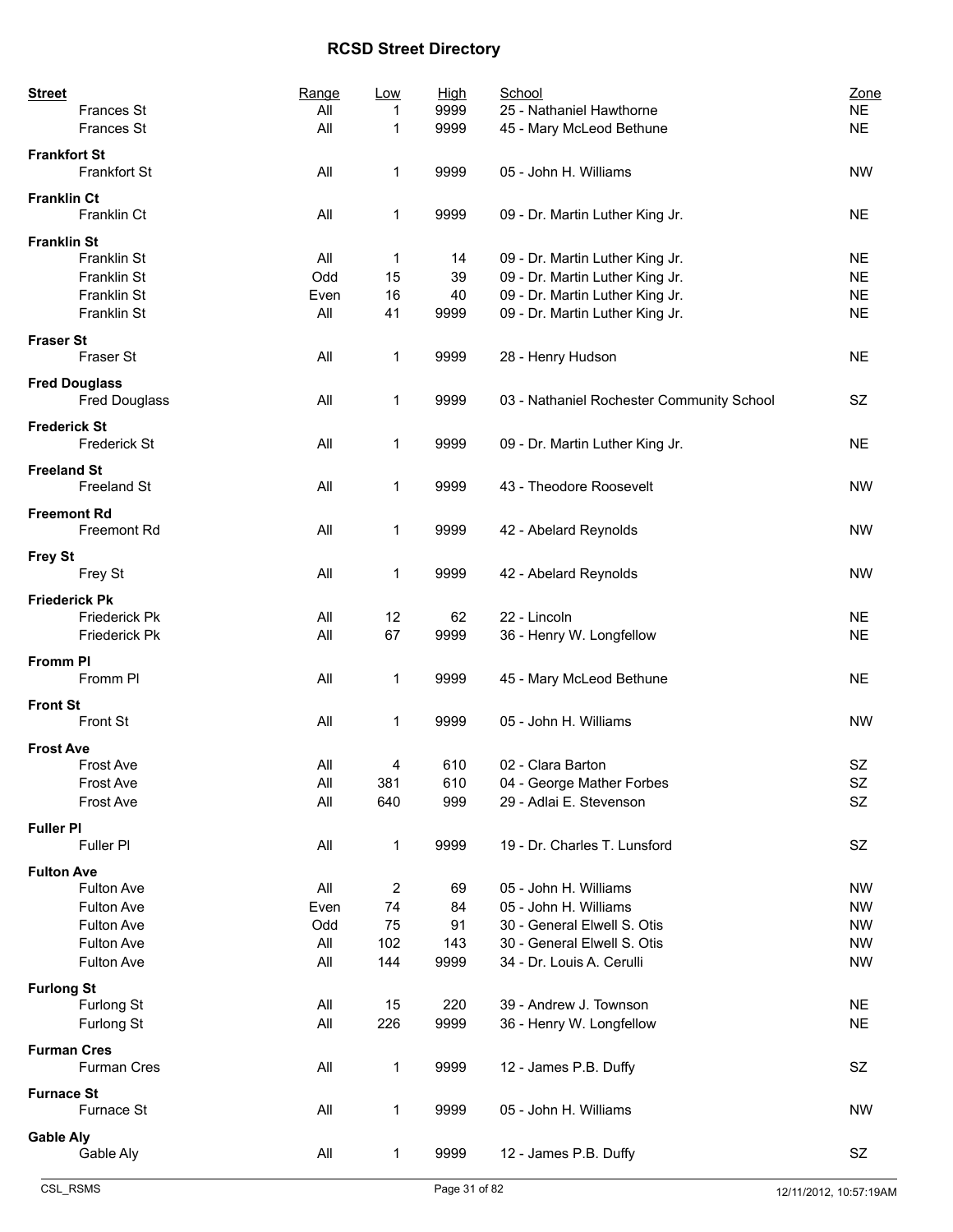# RCSD Street Directory

| Street | Range | Low | High | School | Zone |
|---|---|---|---|---|---|
| Frances St | All | 1 | 9999 | 25 - Nathaniel Hawthorne | NE |
| Frances St | All | 1 | 9999 | 45 - Mary McLeod Bethune | NE |
| **Frankfort St** | | | | | |
| Frankfort St | All | 1 | 9999 | 05 - John H. Williams | NW |
| **Franklin Ct** | | | | | |
| Franklin Ct | All | 1 | 9999 | 09 - Dr. Martin Luther King Jr. | NE |
| **Franklin St** | | | | | |
| Franklin St | All | 1 | 14 | 09 - Dr. Martin Luther King Jr. | NE |
| Franklin St | Odd | 15 | 39 | 09 - Dr. Martin Luther King Jr. | NE |
| Franklin St | Even | 16 | 40 | 09 - Dr. Martin Luther King Jr. | NE |
| Franklin St | All | 41 | 9999 | 09 - Dr. Martin Luther King Jr. | NE |
| **Fraser St** | | | | | |
| Fraser St | All | 1 | 9999 | 28 - Henry Hudson | NE |
| **Fred Douglass** | | | | | |
| Fred Douglass | All | 1 | 9999 | 03 - Nathaniel Rochester Community School | SZ |
| **Frederick St** | | | | | |
| Frederick St | All | 1 | 9999 | 09 - Dr. Martin Luther King Jr. | NE |
| **Freeland St** | | | | | |
| Freeland St | All | 1 | 9999 | 43 - Theodore Roosevelt | NW |
| **Freemont Rd** | | | | | |
| Freemont Rd | All | 1 | 9999 | 42 - Abelard Reynolds | NW |
| **Frey St** | | | | | |
| Frey St | All | 1 | 9999 | 42 - Abelard Reynolds | NW |
| **Friederick Pk** | | | | | |
| Friederick Pk | All | 12 | 62 | 22 - Lincoln | NE |
| Friederick Pk | All | 67 | 9999 | 36 - Henry W. Longfellow | NE |
| **Fromm Pl** | | | | | |
| Fromm Pl | All | 1 | 9999 | 45 - Mary McLeod Bethune | NE |
| **Front St** | | | | | |
| Front St | All | 1 | 9999 | 05 - John H. Williams | NW |
| **Frost Ave** | | | | | |
| Frost Ave | All | 4 | 610 | 02 - Clara Barton | SZ |
| Frost Ave | All | 381 | 610 | 04 - George Mather Forbes | SZ |
| Frost Ave | All | 640 | 999 | 29 - Adlai E. Stevenson | SZ |
| **Fuller Pl** | | | | | |
| Fuller Pl | All | 1 | 9999 | 19 - Dr. Charles T. Lunsford | SZ |
| **Fulton Ave** | | | | | |
| Fulton Ave | All | 2 | 69 | 05 - John H. Williams | NW |
| Fulton Ave | Even | 74 | 84 | 05 - John H. Williams | NW |
| Fulton Ave | Odd | 75 | 91 | 30 - General Elwell S. Otis | NW |
| Fulton Ave | All | 102 | 143 | 30 - General Elwell S. Otis | NW |
| Fulton Ave | All | 144 | 9999 | 34 - Dr. Louis A. Cerulli | NW |
| **Furlong St** | | | | | |
| Furlong St | All | 15 | 220 | 39 - Andrew J. Townson | NE |
| Furlong St | All | 226 | 9999 | 36 - Henry W. Longfellow | NE |
| **Furman Cres** | | | | | |
| Furman Cres | All | 1 | 9999 | 12 - James P.B. Duffy | SZ |
| **Furnace St** | | | | | |
| Furnace St | All | 1 | 9999 | 05 - John H. Williams | NW |
| **Gable Aly** | | | | | |
| Gable Aly | All | 1 | 9999 | 12 - James P.B. Duffy | SZ |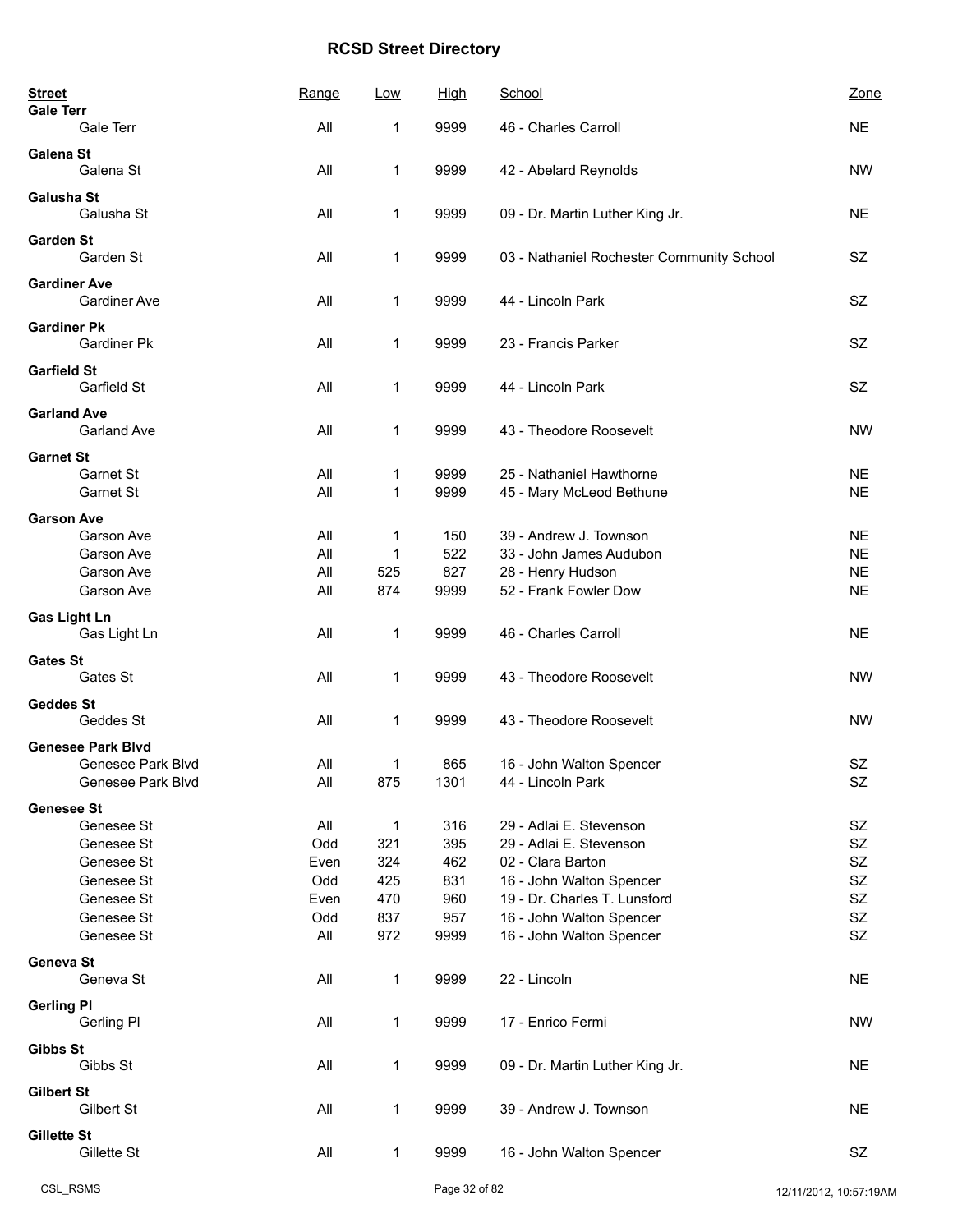# RCSD Street Directory

| Street | Range | Low | High | School | Zone |
|---|---|---|---|---|---|
| **Gale Terr** | | | | | |
| Gale Terr | All | 1 | 9999 | 46 - Charles Carroll | NE |
| **Galena St** | | | | | |
| Galena St | All | 1 | 9999 | 42 - Abelard Reynolds | NW |
| **Galusha St** | | | | | |
| Galusha St | All | 1 | 9999 | 09 - Dr. Martin Luther King Jr. | NE |
| **Garden St** | | | | | |
| Garden St | All | 1 | 9999 | 03 - Nathaniel Rochester Community School | SZ |
| **Gardiner Ave** | | | | | |
| Gardiner Ave | All | 1 | 9999 | 44 - Lincoln Park | SZ |
| **Gardiner Pk** | | | | | |
| Gardiner Pk | All | 1 | 9999 | 23 - Francis Parker | SZ |
| **Garfield St** | | | | | |
| Garfield St | All | 1 | 9999 | 44 - Lincoln Park | SZ |
| **Garland Ave** | | | | | |
| Garland Ave | All | 1 | 9999 | 43 - Theodore Roosevelt | NW |
| **Garnet St** | | | | | |
| Garnet St | All | 1 | 9999 | 25 - Nathaniel Hawthorne | NE |
| Garnet St | All | 1 | 9999 | 45 - Mary McLeod Bethune | NE |
| **Garson Ave** | | | | | |
| Garson Ave | All | 1 | 150 | 39 - Andrew J. Townson | NE |
| Garson Ave | All | 1 | 522 | 33 - John James Audubon | NE |
| Garson Ave | All | 525 | 827 | 28 - Henry Hudson | NE |
| Garson Ave | All | 874 | 9999 | 52 - Frank Fowler Dow | NE |
| **Gas Light Ln** | | | | | |
| Gas Light Ln | All | 1 | 9999 | 46 - Charles Carroll | NE |
| **Gates St** | | | | | |
| Gates St | All | 1 | 9999 | 43 - Theodore Roosevelt | NW |
| **Geddes St** | | | | | |
| Geddes St | All | 1 | 9999 | 43 - Theodore Roosevelt | NW |
| **Genesee Park Blvd** | | | | | |
| Genesee Park Blvd | All | 1 | 865 | 16 - John Walton Spencer | SZ |
| Genesee Park Blvd | All | 875 | 1301 | 44 - Lincoln Park | SZ |
| **Genesee St** | | | | | |
| Genesee St | All | 1 | 316 | 29 - Adlai E. Stevenson | SZ |
| Genesee St | Odd | 321 | 395 | 29 - Adlai E. Stevenson | SZ |
| Genesee St | Even | 324 | 462 | 02 - Clara Barton | SZ |
| Genesee St | Odd | 425 | 831 | 16 - John Walton Spencer | SZ |
| Genesee St | Even | 470 | 960 | 19 - Dr. Charles T. Lunsford | SZ |
| Genesee St | Odd | 837 | 957 | 16 - John Walton Spencer | SZ |
| Genesee St | All | 972 | 9999 | 16 - John Walton Spencer | SZ |
| **Geneva St** | | | | | |
| Geneva St | All | 1 | 9999 | 22 - Lincoln | NE |
| **Gerling Pl** | | | | | |
| Gerling Pl | All | 1 | 9999 | 17 - Enrico Fermi | NW |
| **Gibbs St** | | | | | |
| Gibbs St | All | 1 | 9999 | 09 - Dr. Martin Luther King Jr. | NE |
| **Gilbert St** | | | | | |
| Gilbert St | All | 1 | 9999 | 39 - Andrew J. Townson | NE |
| **Gillette St** | | | | | |
| Gillette St | All | 1 | 9999 | 16 - John Walton Spencer | SZ |

CSL_RSMS 12/11/2012, 10:57:19AM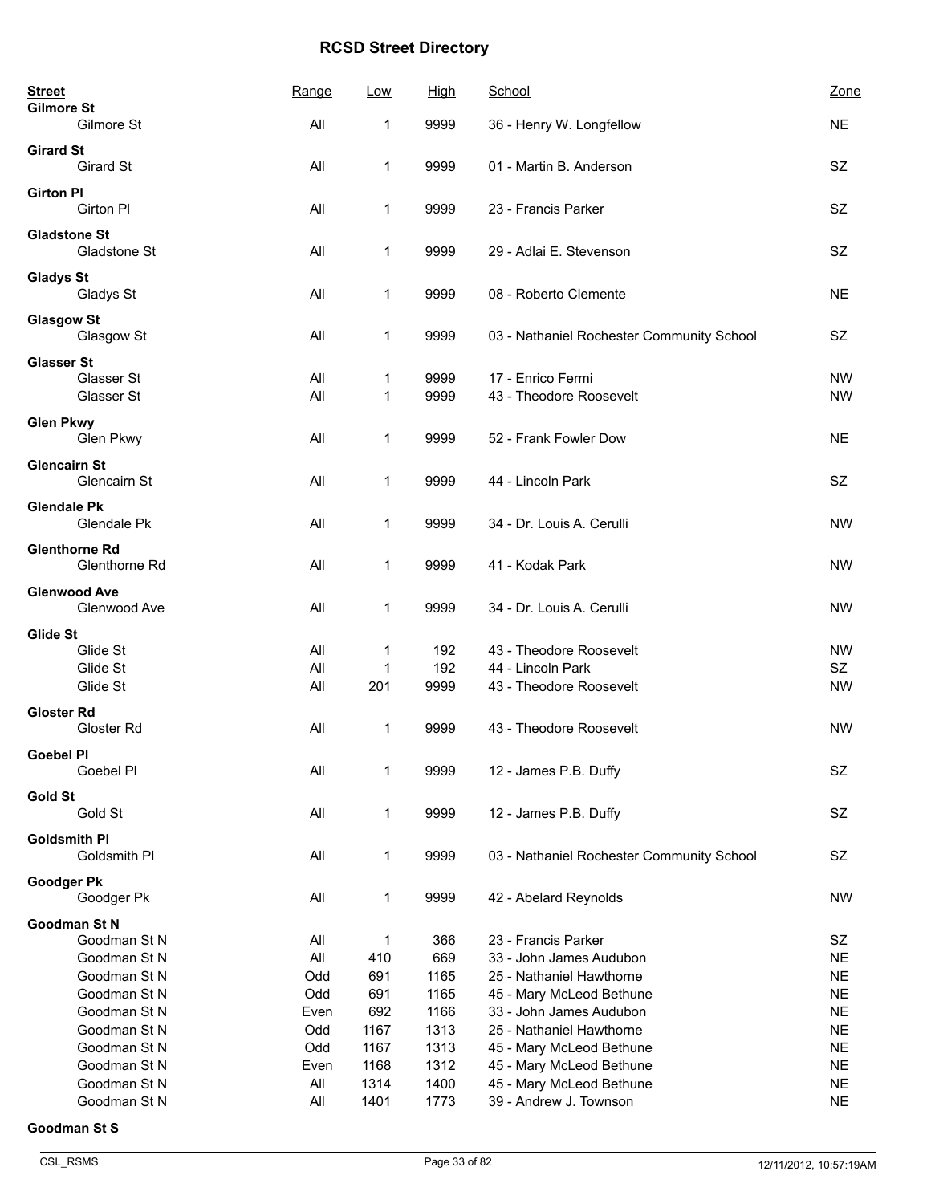# RCSD Street Directory

| Street | Range | Low | High | School | Zone |
|---|---|---|---|---|---|
| **Gilmore St** | | | | | |
| Gilmore St | All | 1 | 9999 | 36 - Henry W. Longfellow | NE |
| **Girard St** | | | | | |
| Girard St | All | 1 | 9999 | 01 - Martin B. Anderson | SZ |
| **Girton Pl** | | | | | |
| Girton Pl | All | 1 | 9999 | 23 - Francis Parker | SZ |
| **Gladstone St** | | | | | |
| Gladstone St | All | 1 | 9999 | 29 - Adlai E. Stevenson | SZ |
| **Gladys St** | | | | | |
| Gladys St | All | 1 | 9999 | 08 - Roberto Clemente | NE |
| **Glasgow St** | | | | | |
| Glasgow St | All | 1 | 9999 | 03 - Nathaniel Rochester Community School | SZ |
| **Glasser St** | | | | | |
| Glasser St | All | 1 | 9999 | 17 - Enrico Fermi | NW |
| Glasser St | All | 1 | 9999 | 43 - Theodore Roosevelt | NW |
| **Glen Pkwy** | | | | | |
| Glen Pkwy | All | 1 | 9999 | 52 - Frank Fowler Dow | NE |
| **Glencairn St** | | | | | |
| Glencairn St | All | 1 | 9999 | 44 - Lincoln Park | SZ |
| **Glendale Pk** | | | | | |
| Glendale Pk | All | 1 | 9999 | 34 - Dr. Louis A. Cerulli | NW |
| **Glenthorne Rd** | | | | | |
| Glenthorne Rd | All | 1 | 9999 | 41 - Kodak Park | NW |
| **Glenwood Ave** | | | | | |
| Glenwood Ave | All | 1 | 9999 | 34 - Dr. Louis A. Cerulli | NW |
| **Glide St** | | | | | |
| Glide St | All | 1 | 192 | 43 - Theodore Roosevelt | NW |
| Glide St | All | 1 | 192 | 44 - Lincoln Park | SZ |
| Glide St | All | 201 | 9999 | 43 - Theodore Roosevelt | NW |
| **Gloster Rd** | | | | | |
| Gloster Rd | All | 1 | 9999 | 43 - Theodore Roosevelt | NW |
| **Goebel Pl** | | | | | |
| Goebel Pl | All | 1 | 9999 | 12 - James P.B. Duffy | SZ |
| **Gold St** | | | | | |
| Gold St | All | 1 | 9999 | 12 - James P.B. Duffy | SZ |
| **Goldsmith Pl** | | | | | |
| Goldsmith Pl | All | 1 | 9999 | 03 - Nathaniel Rochester Community School | SZ |
| **Goodger Pk** | | | | | |
| Goodger Pk | All | 1 | 9999 | 42 - Abelard Reynolds | NW |
| **Goodman St N** | | | | | |
| Goodman St N | All | 1 | 366 | 23 - Francis Parker | SZ |
| Goodman St N | All | 410 | 669 | 33 - John James Audubon | NE |
| Goodman St N | Odd | 691 | 1165 | 25 - Nathaniel Hawthorne | NE |
| Goodman St N | Odd | 691 | 1165 | 45 - Mary McLeod Bethune | NE |
| Goodman St N | Even | 692 | 1166 | 33 - John James Audubon | NE |
| Goodman St N | Odd | 1167 | 1313 | 25 - Nathaniel Hawthorne | NE |
| Goodman St N | Odd | 1167 | 1313 | 45 - Mary McLeod Bethune | NE |
| Goodman St N | Even | 1168 | 1312 | 45 - Mary McLeod Bethune | NE |
| Goodman St N | All | 1314 | 1400 | 45 - Mary McLeod Bethune | NE |
| Goodman St N | All | 1401 | 1773 | 39 - Andrew J. Townson | NE |
| **Goodman St S** | | | | | |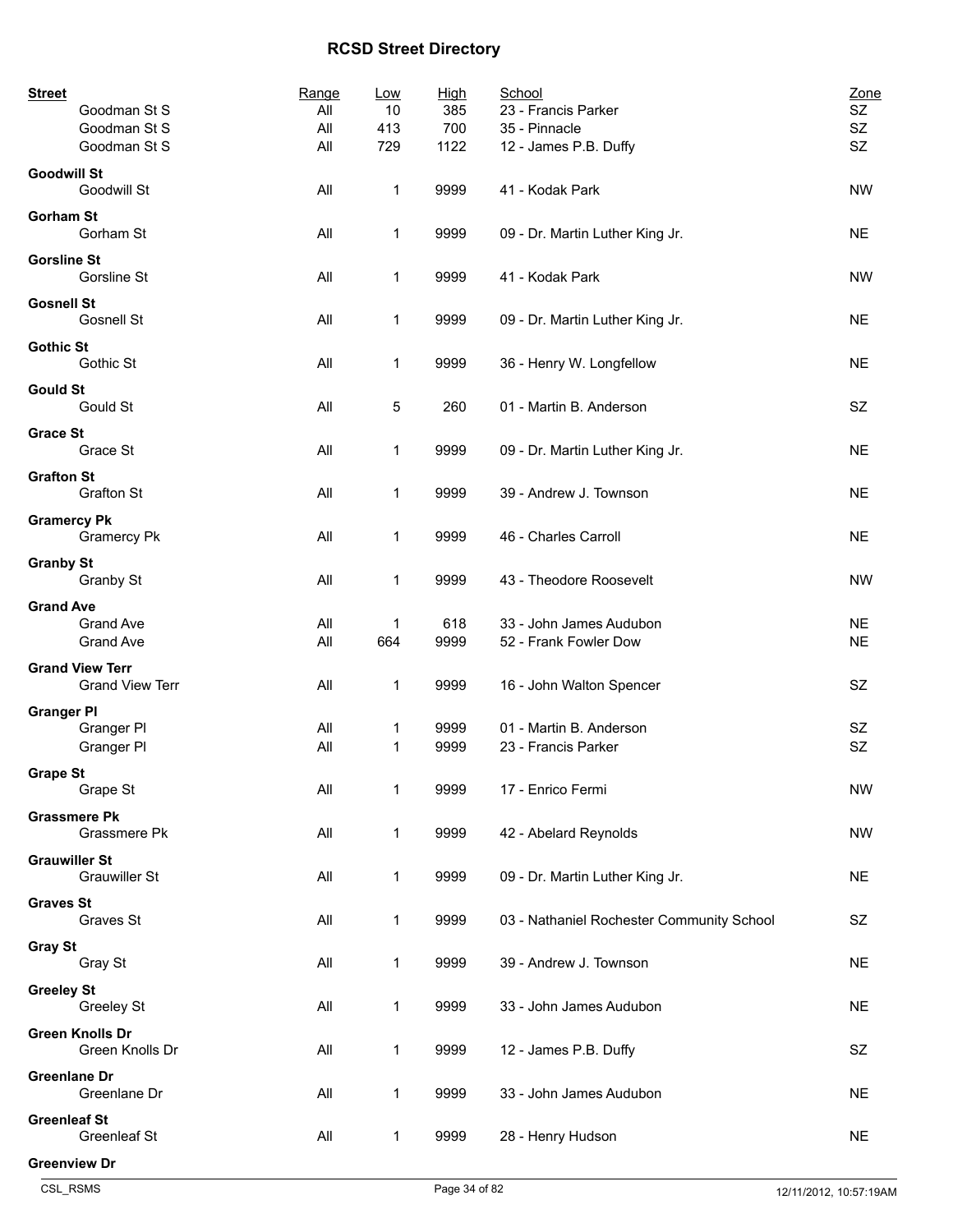# RCSD Street Directory

| Street | Range | Low | High | School | Zone |
|---|---|---|---|---|---|
| Goodman St S | All | 10 | 385 | 23 - Francis Parker | SZ |
| Goodman St S | All | 413 | 700 | 35 - Pinnacle | SZ |
| Goodman St S | All | 729 | 1122 | 12 - James P.B. Duffy | SZ |
| **Goodwill St** | | | | | |
| Goodwill St | All | 1 | 9999 | 41 - Kodak Park | NW |
| **Gorham St** | | | | | |
| Gorham St | All | 1 | 9999 | 09 - Dr. Martin Luther King Jr. | NE |
| **Gorsline St** | | | | | |
| Gorsline St | All | 1 | 9999 | 41 - Kodak Park | NW |
| **Gosnell St** | | | | | |
| Gosnell St | All | 1 | 9999 | 09 - Dr. Martin Luther King Jr. | NE |
| **Gothic St** | | | | | |
| Gothic St | All | 1 | 9999 | 36 - Henry W. Longfellow | NE |
| **Gould St** | | | | | |
| Gould St | All | 5 | 260 | 01 - Martin B. Anderson | SZ |
| **Grace St** | | | | | |
| Grace St | All | 1 | 9999 | 09 - Dr. Martin Luther King Jr. | NE |
| **Grafton St** | | | | | |
| Grafton St | All | 1 | 9999 | 39 - Andrew J. Townson | NE |
| **Gramercy Pk** | | | | | |
| Gramercy Pk | All | 1 | 9999 | 46 - Charles Carroll | NE |
| **Granby St** | | | | | |
| Granby St | All | 1 | 9999 | 43 - Theodore Roosevelt | NW |
| **Grand Ave** | | | | | |
| Grand Ave | All | 1 | 618 | 33 - John James Audubon | NE |
| Grand Ave | All | 664 | 9999 | 52 - Frank Fowler Dow | NE |
| **Grand View Terr** | | | | | |
| Grand View Terr | All | 1 | 9999 | 16 - John Walton Spencer | SZ |
| **Granger Pl** | | | | | |
| Granger Pl | All | 1 | 9999 | 01 - Martin B. Anderson | SZ |
| Granger Pl | All | 1 | 9999 | 23 - Francis Parker | SZ |
| **Grape St** | | | | | |
| Grape St | All | 1 | 9999 | 17 - Enrico Fermi | NW |
| **Grassmere Pk** | | | | | |
| Grassmere Pk | All | 1 | 9999 | 42 - Abelard Reynolds | NW |
| **Grauwiller St** | | | | | |
| Grauwiller St | All | 1 | 9999 | 09 - Dr. Martin Luther King Jr. | NE |
| **Graves St** | | | | | |
| Graves St | All | 1 | 9999 | 03 - Nathaniel Rochester Community School | SZ |
| **Gray St** | | | | | |
| Gray St | All | 1 | 9999 | 39 - Andrew J. Townson | NE |
| **Greeley St** | | | | | |
| Greeley St | All | 1 | 9999 | 33 - John James Audubon | NE |
| **Green Knolls Dr** | | | | | |
| Green Knolls Dr | All | 1 | 9999 | 12 - James P.B. Duffy | SZ |
| **Greenlane Dr** | | | | | |
| Greenlane Dr | All | 1 | 9999 | 33 - John James Audubon | NE |
| **Greenleaf St** | | | | | |
| Greenleaf St | All | 1 | 9999 | 28 - Henry Hudson | NE |
| **Greenview Dr** | | | | | |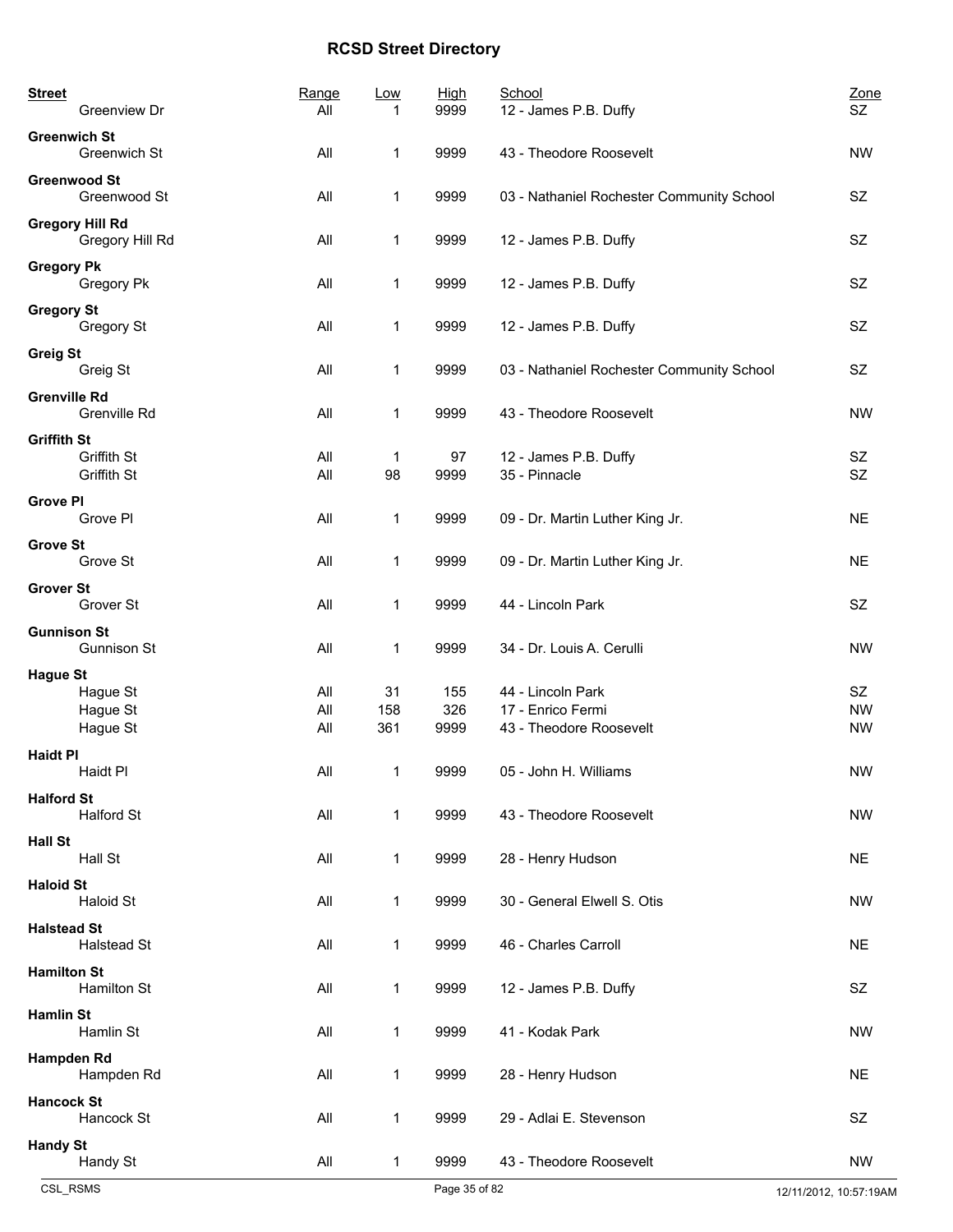# RCSD Street Directory

| Street | Range | Low | High | School | Zone |
|---|---|---|---|---|---|
| Greenview Dr | All | 1 | 9999 | 12 - James P.B. Duffy | SZ |
| **Greenwich St** | | | | | |
| Greenwich St | All | 1 | 9999 | 43 - Theodore Roosevelt | NW |
| **Greenwood St** | | | | | |
| Greenwood St | All | 1 | 9999 | 03 - Nathaniel Rochester Community School | SZ |
| **Gregory Hill Rd** | | | | | |
| Gregory Hill Rd | All | 1 | 9999 | 12 - James P.B. Duffy | SZ |
| **Gregory Pk** | | | | | |
| Gregory Pk | All | 1 | 9999 | 12 - James P.B. Duffy | SZ |
| **Gregory St** | | | | | |
| Gregory St | All | 1 | 9999 | 12 - James P.B. Duffy | SZ |
| **Greig St** | | | | | |
| Greig St | All | 1 | 9999 | 03 - Nathaniel Rochester Community School | SZ |
| **Grenville Rd** | | | | | |
| Grenville Rd | All | 1 | 9999 | 43 - Theodore Roosevelt | NW |
| **Griffith St** | | | | | |
| Griffith St | All | 1 | 97 | 12 - James P.B. Duffy | SZ |
| Griffith St | All | 98 | 9999 | 35 - Pinnacle | SZ |
| **Grove Pl** | | | | | |
| Grove Pl | All | 1 | 9999 | 09 - Dr. Martin Luther King Jr. | NE |
| **Grove St** | | | | | |
| Grove St | All | 1 | 9999 | 09 - Dr. Martin Luther King Jr. | NE |
| **Grover St** | | | | | |
| Grover St | All | 1 | 9999 | 44 - Lincoln Park | SZ |
| **Gunnison St** | | | | | |
| Gunnison St | All | 1 | 9999 | 34 - Dr. Louis A. Cerulli | NW |
| **Hague St** | | | | | |
| Hague St | All | 31 | 155 | 44 - Lincoln Park | SZ |
| Hague St | All | 158 | 326 | 17 - Enrico Fermi | NW |
| Hague St | All | 361 | 9999 | 43 - Theodore Roosevelt | NW |
| **Haidt Pl** | | | | | |
| Haidt Pl | All | 1 | 9999 | 05 - John H. Williams | NW |
| **Halford St** | | | | | |
| Halford St | All | 1 | 9999 | 43 - Theodore Roosevelt | NW |
| **Hall St** | | | | | |
| Hall St | All | 1 | 9999 | 28 - Henry Hudson | NE |
| **Haloid St** | | | | | |
| Haloid St | All | 1 | 9999 | 30 - General Elwell S. Otis | NW |
| **Halstead St** | | | | | |
| Halstead St | All | 1 | 9999 | 46 - Charles Carroll | NE |
| **Hamilton St** | | | | | |
| Hamilton St | All | 1 | 9999 | 12 - James P.B. Duffy | SZ |
| **Hamlin St** | | | | | |
| Hamlin St | All | 1 | 9999 | 41 - Kodak Park | NW |
| **Hampden Rd** | | | | | |
| Hampden Rd | All | 1 | 9999 | 28 - Henry Hudson | NE |
| **Hancock St** | | | | | |
| Hancock St | All | 1 | 9999 | 29 - Adlai E. Stevenson | SZ |
| **Handy St** | | | | | |
| Handy St | All | 1 | 9999 | 43 - Theodore Roosevelt | NW |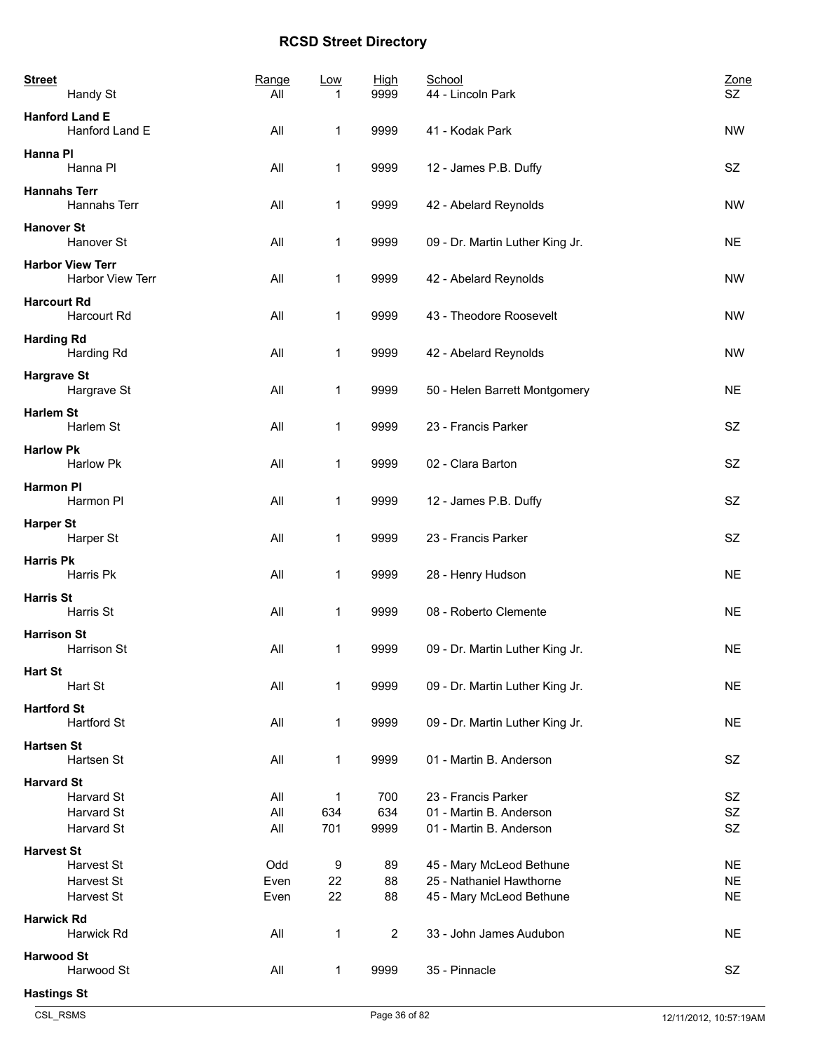# RCSD Street Directory

| Street | Range | Low | High | School | Zone |
|---|---|---|---|---|---|
| Handy St | All | 1 | 9999 | 44 - Lincoln Park | SZ |
| **Hanford Land E** | | | | | |
| Hanford Land E | All | 1 | 9999 | 41 - Kodak Park | NW |
| **Hanna Pl** | | | | | |
| Hanna Pl | All | 1 | 9999 | 12 - James P.B. Duffy | SZ |
| **Hannahs Terr** | | | | | |
| Hannahs Terr | All | 1 | 9999 | 42 - Abelard Reynolds | NW |
| **Hanover St** | | | | | |
| Hanover St | All | 1 | 9999 | 09 - Dr. Martin Luther King Jr. | NE |
| **Harbor View Terr** | | | | | |
| Harbor View Terr | All | 1 | 9999 | 42 - Abelard Reynolds | NW |
| **Harcourt Rd** | | | | | |
| Harcourt Rd | All | 1 | 9999 | 43 - Theodore Roosevelt | NW |
| **Harding Rd** | | | | | |
| Harding Rd | All | 1 | 9999 | 42 - Abelard Reynolds | NW |
| **Hargrave St** | | | | | |
| Hargrave St | All | 1 | 9999 | 50 - Helen Barrett Montgomery | NE |
| **Harlem St** | | | | | |
| Harlem St | All | 1 | 9999 | 23 - Francis Parker | SZ |
| **Harlow Pk** | | | | | |
| Harlow Pk | All | 1 | 9999 | 02 - Clara Barton | SZ |
| **Harmon Pl** | | | | | |
| Harmon Pl | All | 1 | 9999 | 12 - James P.B. Duffy | SZ |
| **Harper St** | | | | | |
| Harper St | All | 1 | 9999 | 23 - Francis Parker | SZ |
| **Harris Pk** | | | | | |
| Harris Pk | All | 1 | 9999 | 28 - Henry Hudson | NE |
| **Harris St** | | | | | |
| Harris St | All | 1 | 9999 | 08 - Roberto Clemente | NE |
| **Harrison St** | | | | | |
| Harrison St | All | 1 | 9999 | 09 - Dr. Martin Luther King Jr. | NE |
| **Hart St** | | | | | |
| Hart St | All | 1 | 9999 | 09 - Dr. Martin Luther King Jr. | NE |
| **Hartford St** | | | | | |
| Hartford St | All | 1 | 9999 | 09 - Dr. Martin Luther King Jr. | NE |
| **Hartsen St** | | | | | |
| Hartsen St | All | 1 | 9999 | 01 - Martin B. Anderson | SZ |
| **Harvard St** | | | | | |
| Harvard St | All | 1 | 700 | 23 - Francis Parker | SZ |
| Harvard St | All | 634 | 634 | 01 - Martin B. Anderson | SZ |
| Harvard St | All | 701 | 9999 | 01 - Martin B. Anderson | SZ |
| **Harvest St** | | | | | |
| Harvest St | Odd | 9 | 89 | 45 - Mary McLeod Bethune | NE |
| Harvest St | Even | 22 | 88 | 25 - Nathaniel Hawthorne | NE |
| Harvest St | Even | 22 | 88 | 45 - Mary McLeod Bethune | NE |
| **Harwick Rd** | | | | | |
| Harwick Rd | All | 1 | 2 | 33 - John James Audubon | NE |
| **Harwood St** | | | | | |
| Harwood St | All | 1 | 9999 | 35 - Pinnacle | SZ |
| **Hastings St** | | | | | |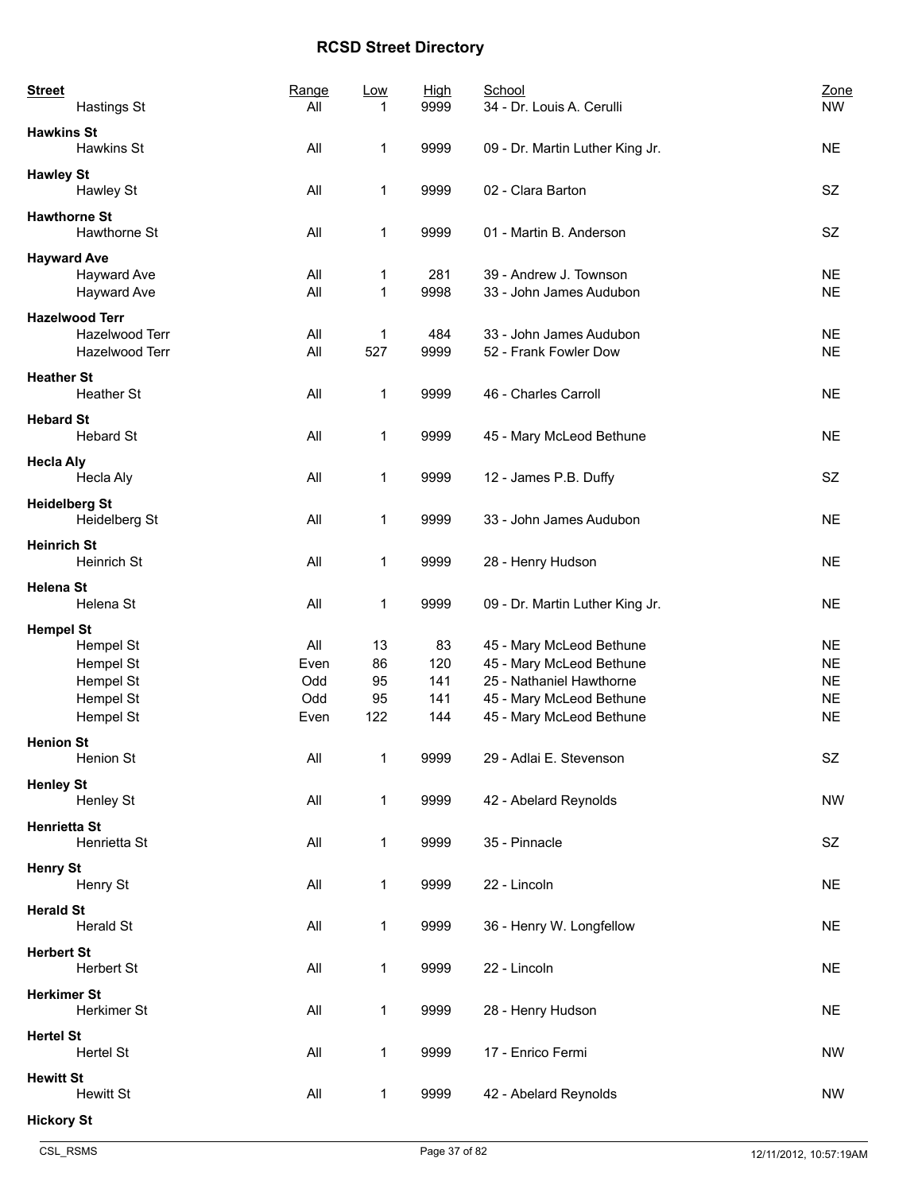# RCSD Street Directory

| Street | Range | Low | High | School | Zone |
|---|---|---|---|---|---|
| Hastings St | All | 1 | 9999 | 34 - Dr. Louis A. Cerulli | NW |
| **Hawkins St** | | | | | |
| Hawkins St | All | 1 | 9999 | 09 - Dr. Martin Luther King Jr. | NE |
| **Hawley St** | | | | | |
| Hawley St | All | 1 | 9999 | 02 - Clara Barton | SZ |
| **Hawthorne St** | | | | | |
| Hawthorne St | All | 1 | 9999 | 01 - Martin B. Anderson | SZ |
| **Hayward Ave** | | | | | |
| Hayward Ave | All | 1 | 281 | 39 - Andrew J. Townson | NE |
| Hayward Ave | All | 1 | 9998 | 33 - John James Audubon | NE |
| **Hazelwood Terr** | | | | | |
| Hazelwood Terr | All | 1 | 484 | 33 - John James Audubon | NE |
| Hazelwood Terr | All | 527 | 9999 | 52 - Frank Fowler Dow | NE |
| **Heather St** | | | | | |
| Heather St | All | 1 | 9999 | 46 - Charles Carroll | NE |
| **Hebard St** | | | | | |
| Hebard St | All | 1 | 9999 | 45 - Mary McLeod Bethune | NE |
| **Hecla Aly** | | | | | |
| Hecla Aly | All | 1 | 9999 | 12 - James P.B. Duffy | SZ |
| **Heidelberg St** | | | | | |
| Heidelberg St | All | 1 | 9999 | 33 - John James Audubon | NE |
| **Heinrich St** | | | | | |
| Heinrich St | All | 1 | 9999 | 28 - Henry Hudson | NE |
| **Helena St** | | | | | |
| Helena St | All | 1 | 9999 | 09 - Dr. Martin Luther King Jr. | NE |
| **Hempel St** | | | | | |
| Hempel St | All | 13 | 83 | 45 - Mary McLeod Bethune | NE |
| Hempel St | Even | 86 | 120 | 45 - Mary McLeod Bethune | NE |
| Hempel St | Odd | 95 | 141 | 25 - Nathaniel Hawthorne | NE |
| Hempel St | Odd | 95 | 141 | 45 - Mary McLeod Bethune | NE |
| Hempel St | Even | 122 | 144 | 45 - Mary McLeod Bethune | NE |
| **Henion St** | | | | | |
| Henion St | All | 1 | 9999 | 29 - Adlai E. Stevenson | SZ |
| **Henley St** | | | | | |
| Henley St | All | 1 | 9999 | 42 - Abelard Reynolds | NW |
| **Henrietta St** | | | | | |
| Henrietta St | All | 1 | 9999 | 35 - Pinnacle | SZ |
| **Henry St** | | | | | |
| Henry St | All | 1 | 9999 | 22 - Lincoln | NE |
| **Herald St** | | | | | |
| Herald St | All | 1 | 9999 | 36 - Henry W. Longfellow | NE |
| **Herbert St** | | | | | |
| Herbert St | All | 1 | 9999 | 22 - Lincoln | NE |
| **Herkimer St** | | | | | |
| Herkimer St | All | 1 | 9999 | 28 - Henry Hudson | NE |
| **Hertel St** | | | | | |
| Hertel St | All | 1 | 9999 | 17 - Enrico Fermi | NW |
| **Hewitt St** | | | | | |
| Hewitt St | All | 1 | 9999 | 42 - Abelard Reynolds | NW |
| **Hickory St** | | | | | |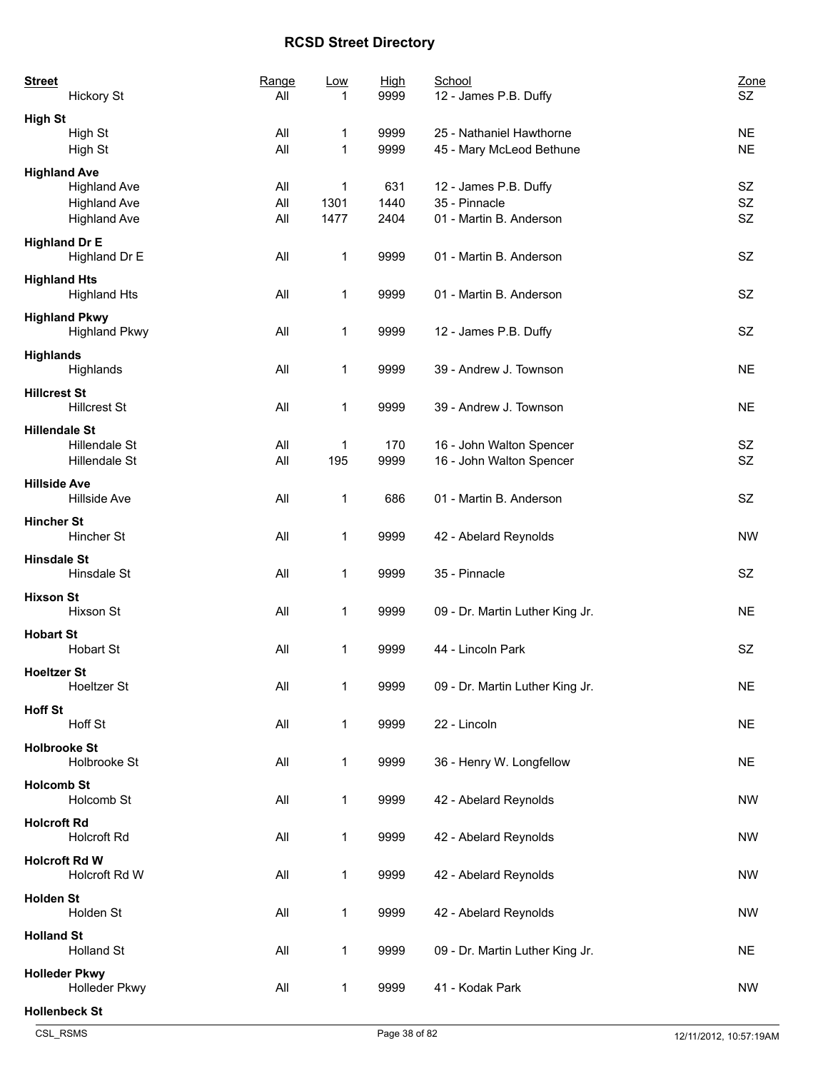# RCSD Street Directory

| Street | Range | Low | High | School | Zone |
|---|---|---|---|---|---|
| Hickory St | All | 1 | 9999 | 12 - James P.B. Duffy | SZ |
| **High St** | | | | | |
| High St | All | 1 | 9999 | 25 - Nathaniel Hawthorne | NE |
| High St | All | 1 | 9999 | 45 - Mary McLeod Bethune | NE |
| **Highland Ave** | | | | | |
| Highland Ave | All | 1 | 631 | 12 - James P.B. Duffy | SZ |
| Highland Ave | All | 1301 | 1440 | 35 - Pinnacle | SZ |
| Highland Ave | All | 1477 | 2404 | 01 - Martin B. Anderson | SZ |
| **Highland Dr E** | | | | | |
| Highland Dr E | All | 1 | 9999 | 01 - Martin B. Anderson | SZ |
| **Highland Hts** | | | | | |
| Highland Hts | All | 1 | 9999 | 01 - Martin B. Anderson | SZ |
| **Highland Pkwy** | | | | | |
| Highland Pkwy | All | 1 | 9999 | 12 - James P.B. Duffy | SZ |
| **Highlands** | | | | | |
| Highlands | All | 1 | 9999 | 39 - Andrew J. Townson | NE |
| **Hillcrest St** | | | | | |
| Hillcrest St | All | 1 | 9999 | 39 - Andrew J. Townson | NE |
| **Hillendale St** | | | | | |
| Hillendale St | All | 1 | 170 | 16 - John Walton Spencer | SZ |
| Hillendale St | All | 195 | 9999 | 16 - John Walton Spencer | SZ |
| **Hillside Ave** | | | | | |
| Hillside Ave | All | 1 | 686 | 01 - Martin B. Anderson | SZ |
| **Hincher St** | | | | | |
| Hincher St | All | 1 | 9999 | 42 - Abelard Reynolds | NW |
| **Hinsdale St** | | | | | |
| Hinsdale St | All | 1 | 9999 | 35 - Pinnacle | SZ |
| **Hixson St** | | | | | |
| Hixson St | All | 1 | 9999 | 09 - Dr. Martin Luther King Jr. | NE |
| **Hobart St** | | | | | |
| Hobart St | All | 1 | 9999 | 44 - Lincoln Park | SZ |
| **Hoeltzer St** | | | | | |
| Hoeltzer St | All | 1 | 9999 | 09 - Dr. Martin Luther King Jr. | NE |
| **Hoff St** | | | | | |
| Hoff St | All | 1 | 9999 | 22 - Lincoln | NE |
| **Holbrooke St** | | | | | |
| Holbrooke St | All | 1 | 9999 | 36 - Henry W. Longfellow | NE |
| **Holcomb St** | | | | | |
| Holcomb St | All | 1 | 9999 | 42 - Abelard Reynolds | NW |
| **Holcroft Rd** | | | | | |
| Holcroft Rd | All | 1 | 9999 | 42 - Abelard Reynolds | NW |
| **Holcroft Rd W** | | | | | |
| Holcroft Rd W | All | 1 | 9999 | 42 - Abelard Reynolds | NW |
| **Holden St** | | | | | |
| Holden St | All | 1 | 9999 | 42 - Abelard Reynolds | NW |
| **Holland St** | | | | | |
| Holland St | All | 1 | 9999 | 09 - Dr. Martin Luther King Jr. | NE |
| **Holleder Pkwy** | | | | | |
| Holleder Pkwy | All | 1 | 9999 | 41 - Kodak Park | NW |
| **Hollenbeck St** | | | | | |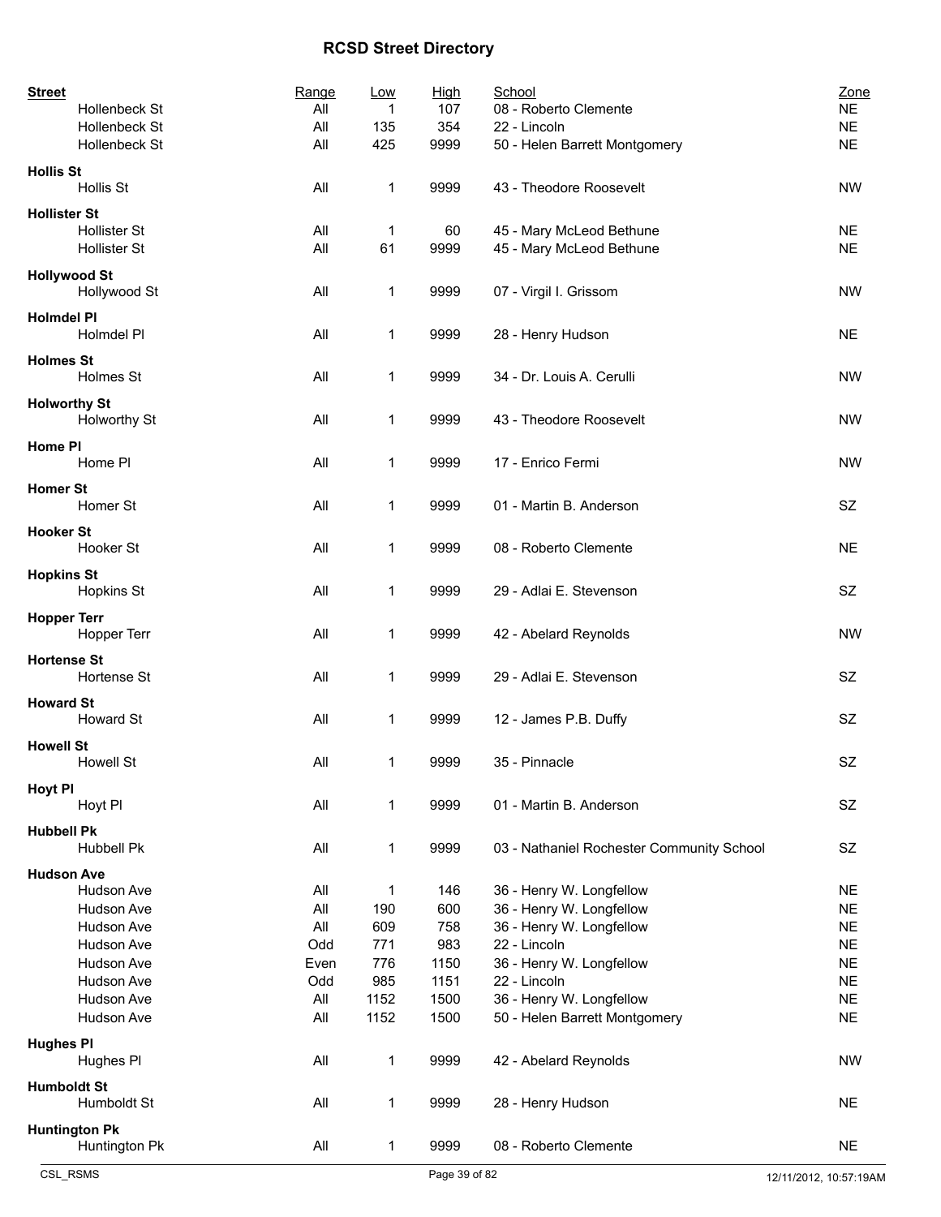# RCSD Street Directory

| Street | Range | Low | High | School | Zone |
|---|---|---|---|---|---|
| Hollenbeck St | All | 1 | 107 | 08 - Roberto Clemente | NE |
| Hollenbeck St | All | 135 | 354 | 22 - Lincoln | NE |
| Hollenbeck St | All | 425 | 9999 | 50 - Helen Barrett Montgomery | NE |
| **Hollis St** | | | | | |
| Hollis St | All | 1 | 9999 | 43 - Theodore Roosevelt | NW |
| **Hollister St** | | | | | |
| Hollister St | All | 1 | 60 | 45 - Mary McLeod Bethune | NE |
| Hollister St | All | 61 | 9999 | 45 - Mary McLeod Bethune | NE |
| **Hollywood St** | | | | | |
| Hollywood St | All | 1 | 9999 | 07 - Virgil I. Grissom | NW |
| **Holmdel Pl** | | | | | |
| Holmdel Pl | All | 1 | 9999 | 28 - Henry Hudson | NE |
| **Holmes St** | | | | | |
| Holmes St | All | 1 | 9999 | 34 - Dr. Louis A. Cerulli | NW |
| **Holworthy St** | | | | | |
| Holworthy St | All | 1 | 9999 | 43 - Theodore Roosevelt | NW |
| **Home Pl** | | | | | |
| Home Pl | All | 1 | 9999 | 17 - Enrico Fermi | NW |
| **Homer St** | | | | | |
| Homer St | All | 1 | 9999 | 01 - Martin B. Anderson | SZ |
| **Hooker St** | | | | | |
| Hooker St | All | 1 | 9999 | 08 - Roberto Clemente | NE |
| **Hopkins St** | | | | | |
| Hopkins St | All | 1 | 9999 | 29 - Adlai E. Stevenson | SZ |
| **Hopper Terr** | | | | | |
| Hopper Terr | All | 1 | 9999 | 42 - Abelard Reynolds | NW |
| **Hortense St** | | | | | |
| Hortense St | All | 1 | 9999 | 29 - Adlai E. Stevenson | SZ |
| **Howard St** | | | | | |
| Howard St | All | 1 | 9999 | 12 - James P.B. Duffy | SZ |
| **Howell St** | | | | | |
| Howell St | All | 1 | 9999 | 35 - Pinnacle | SZ |
| **Hoyt Pl** | | | | | |
| Hoyt Pl | All | 1 | 9999 | 01 - Martin B. Anderson | SZ |
| **Hubbell Pk** | | | | | |
| Hubbell Pk | All | 1 | 9999 | 03 - Nathaniel Rochester Community School | SZ |
| **Hudson Ave** | | | | | |
| Hudson Ave | All | 1 | 146 | 36 - Henry W. Longfellow | NE |
| Hudson Ave | All | 190 | 600 | 36 - Henry W. Longfellow | NE |
| Hudson Ave | All | 609 | 758 | 36 - Henry W. Longfellow | NE |
| Hudson Ave | Odd | 771 | 983 | 22 - Lincoln | NE |
| Hudson Ave | Even | 776 | 1150 | 36 - Henry W. Longfellow | NE |
| Hudson Ave | Odd | 985 | 1151 | 22 - Lincoln | NE |
| Hudson Ave | All | 1152 | 1500 | 36 - Henry W. Longfellow | NE |
| Hudson Ave | All | 1152 | 1500 | 50 - Helen Barrett Montgomery | NE |
| **Hughes Pl** | | | | | |
| Hughes Pl | All | 1 | 9999 | 42 - Abelard Reynolds | NW |
| **Humboldt St** | | | | | |
| Humboldt St | All | 1 | 9999 | 28 - Henry Hudson | NE |
| **Huntington Pk** | | | | | |
| Huntington Pk | All | 1 | 9999 | 08 - Roberto Clemente | NE |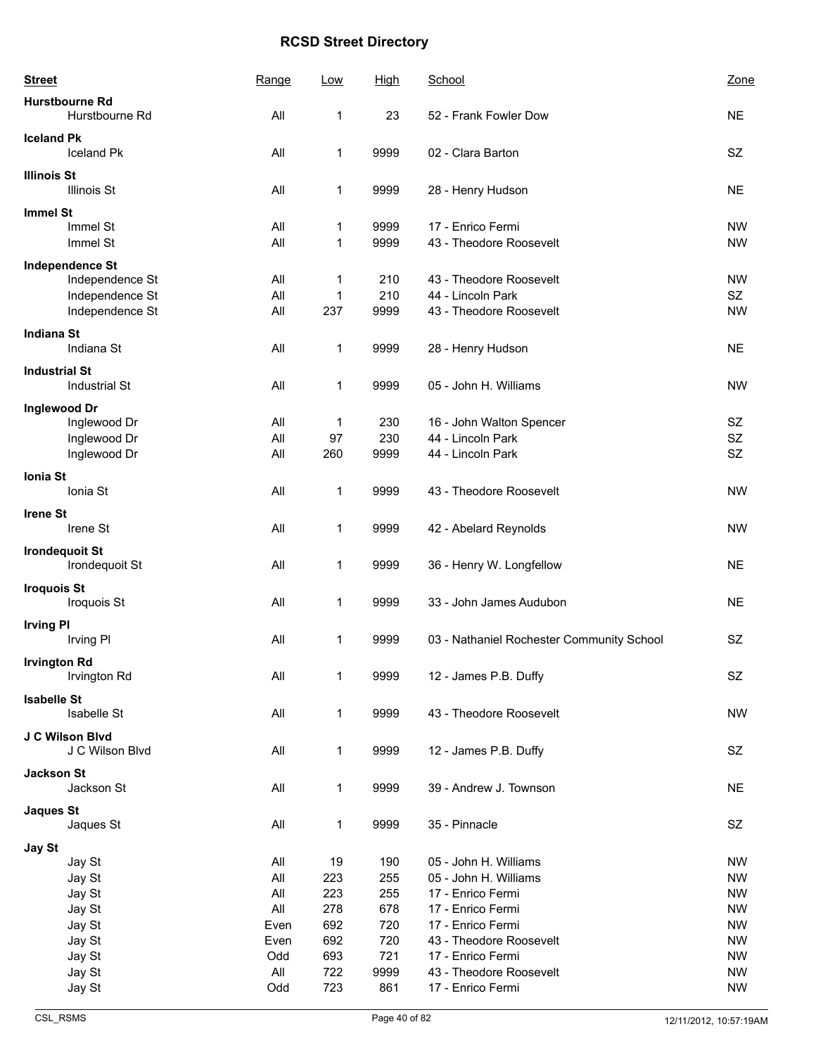# RCSD Street Directory

| Street | Range | Low | High | School | Zone |
|---|---|---|---|---|---|
| **Hurstbourne Rd** | | | | | |
| Hurstbourne Rd | All | 1 | 23 | 52 - Frank Fowler Dow | NE |
| **Iceland Pk** | | | | | |
| Iceland Pk | All | 1 | 9999 | 02 - Clara Barton | SZ |
| **Illinois St** | | | | | |
| Illinois St | All | 1 | 9999 | 28 - Henry Hudson | NE |
| **Immel St** | | | | | |
| Immel St | All | 1 | 9999 | 17 - Enrico Fermi | NW |
| Immel St | All | 1 | 9999 | 43 - Theodore Roosevelt | NW |
| **Independence St** | | | | | |
| Independence St | All | 1 | 210 | 43 - Theodore Roosevelt | NW |
| Independence St | All | 1 | 210 | 44 - Lincoln Park | SZ |
| Independence St | All | 237 | 9999 | 43 - Theodore Roosevelt | NW |
| **Indiana St** | | | | | |
| Indiana St | All | 1 | 9999 | 28 - Henry Hudson | NE |
| **Industrial St** | | | | | |
| Industrial St | All | 1 | 9999 | 05 - John H. Williams | NW |
| **Inglewood Dr** | | | | | |
| Inglewood Dr | All | 1 | 230 | 16 - John Walton Spencer | SZ |
| Inglewood Dr | All | 97 | 230 | 44 - Lincoln Park | SZ |
| Inglewood Dr | All | 260 | 9999 | 44 - Lincoln Park | SZ |
| **Ionia St** | | | | | |
| Ionia St | All | 1 | 9999 | 43 - Theodore Roosevelt | NW |
| **Irene St** | | | | | |
| Irene St | All | 1 | 9999 | 42 - Abelard Reynolds | NW |
| **Irondequoit St** | | | | | |
| Irondequoit St | All | 1 | 9999 | 36 - Henry W. Longfellow | NE |
| **Iroquois St** | | | | | |
| Iroquois St | All | 1 | 9999 | 33 - John James Audubon | NE |
| **Irving Pl** | | | | | |
| Irving Pl | All | 1 | 9999 | 03 - Nathaniel Rochester Community School | SZ |
| **Irvington Rd** | | | | | |
| Irvington Rd | All | 1 | 9999 | 12 - James P.B. Duffy | SZ |
| **Isabelle St** | | | | | |
| Isabelle St | All | 1 | 9999 | 43 - Theodore Roosevelt | NW |
| **J C Wilson Blvd** | | | | | |
| J C Wilson Blvd | All | 1 | 9999 | 12 - James P.B. Duffy | SZ |
| **Jackson St** | | | | | |
| Jackson St | All | 1 | 9999 | 39 - Andrew J. Townson | NE |
| **Jaques St** | | | | | |
| Jaques St | All | 1 | 9999 | 35 - Pinnacle | SZ |
| **Jay St** | | | | | |
| Jay St | All | 19 | 190 | 05 - John H. Williams | NW |
| Jay St | All | 223 | 255 | 05 - John H. Williams | NW |
| Jay St | All | 223 | 255 | 17 - Enrico Fermi | NW |
| Jay St | All | 278 | 678 | 17 - Enrico Fermi | NW |
| Jay St | Even | 692 | 720 | 17 - Enrico Fermi | NW |
| Jay St | Even | 692 | 720 | 43 - Theodore Roosevelt | NW |
| Jay St | Odd | 693 | 721 | 17 - Enrico Fermi | NW |
| Jay St | All | 722 | 9999 | 43 - Theodore Roosevelt | NW |
| Jay St | Odd | 723 | 861 | 17 - Enrico Fermi | NW |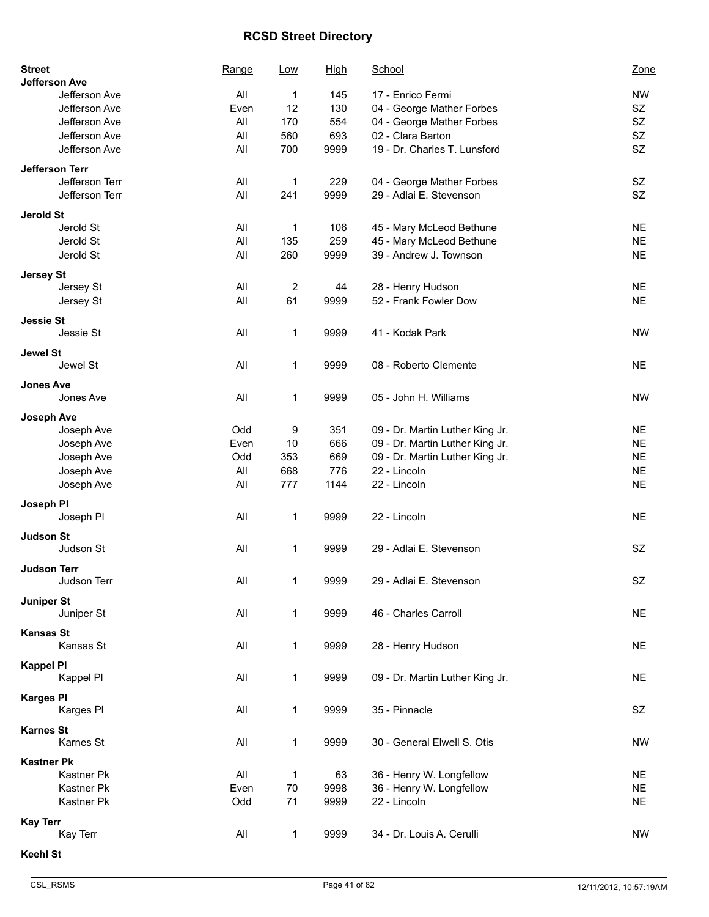# RCSD Street Directory

| Street | Range | Low | High | School | Zone |
|---|---|---|---|---|---|
| **Jefferson Ave** | | | | | |
| Jefferson Ave | All | 1 | 145 | 17 - Enrico Fermi | NW |
| Jefferson Ave | Even | 12 | 130 | 04 - George Mather Forbes | SZ |
| Jefferson Ave | All | 170 | 554 | 04 - George Mather Forbes | SZ |
| Jefferson Ave | All | 560 | 693 | 02 - Clara Barton | SZ |
| Jefferson Ave | All | 700 | 9999 | 19 - Dr. Charles T. Lunsford | SZ |
| **Jefferson Terr** | | | | | |
| Jefferson Terr | All | 1 | 229 | 04 - George Mather Forbes | SZ |
| Jefferson Terr | All | 241 | 9999 | 29 - Adlai E. Stevenson | SZ |
| **Jerold St** | | | | | |
| Jerold St | All | 1 | 106 | 45 - Mary McLeod Bethune | NE |
| Jerold St | All | 135 | 259 | 45 - Mary McLeod Bethune | NE |
| Jerold St | All | 260 | 9999 | 39 - Andrew J. Townson | NE |
| **Jersey St** | | | | | |
| Jersey St | All | 2 | 44 | 28 - Henry Hudson | NE |
| Jersey St | All | 61 | 9999 | 52 - Frank Fowler Dow | NE |
| **Jessie St** | | | | | |
| Jessie St | All | 1 | 9999 | 41 - Kodak Park | NW |
| **Jewel St** | | | | | |
| Jewel St | All | 1 | 9999 | 08 - Roberto Clemente | NE |
| **Jones Ave** | | | | | |
| Jones Ave | All | 1 | 9999 | 05 - John H. Williams | NW |
| **Joseph Ave** | | | | | |
| Joseph Ave | Odd | 9 | 351 | 09 - Dr. Martin Luther King Jr. | NE |
| Joseph Ave | Even | 10 | 666 | 09 - Dr. Martin Luther King Jr. | NE |
| Joseph Ave | Odd | 353 | 669 | 09 - Dr. Martin Luther King Jr. | NE |
| Joseph Ave | All | 668 | 776 | 22 - Lincoln | NE |
| Joseph Ave | All | 777 | 1144 | 22 - Lincoln | NE |
| **Joseph Pl** | | | | | |
| Joseph Pl | All | 1 | 9999 | 22 - Lincoln | NE |
| **Judson St** | | | | | |
| Judson St | All | 1 | 9999 | 29 - Adlai E. Stevenson | SZ |
| **Judson Terr** | | | | | |
| Judson Terr | All | 1 | 9999 | 29 - Adlai E. Stevenson | SZ |
| **Juniper St** | | | | | |
| Juniper St | All | 1 | 9999 | 46 - Charles Carroll | NE |
| **Kansas St** | | | | | |
| Kansas St | All | 1 | 9999 | 28 - Henry Hudson | NE |
| **Kappel Pl** | | | | | |
| Kappel Pl | All | 1 | 9999 | 09 - Dr. Martin Luther King Jr. | NE |
| **Karges Pl** | | | | | |
| Karges Pl | All | 1 | 9999 | 35 - Pinnacle | SZ |
| **Karnes St** | | | | | |
| Karnes St | All | 1 | 9999 | 30 - General Elwell S. Otis | NW |
| **Kastner Pk** | | | | | |
| Kastner Pk | All | 1 | 63 | 36 - Henry W. Longfellow | NE |
| Kastner Pk | Even | 70 | 9998 | 36 - Henry W. Longfellow | NE |
| Kastner Pk | Odd | 71 | 9999 | 22 - Lincoln | NE |
| **Kay Terr** | | | | | |
| Kay Terr | All | 1 | 9999 | 34 - Dr. Louis A. Cerulli | NW |
| **Keehl St** | | | | | |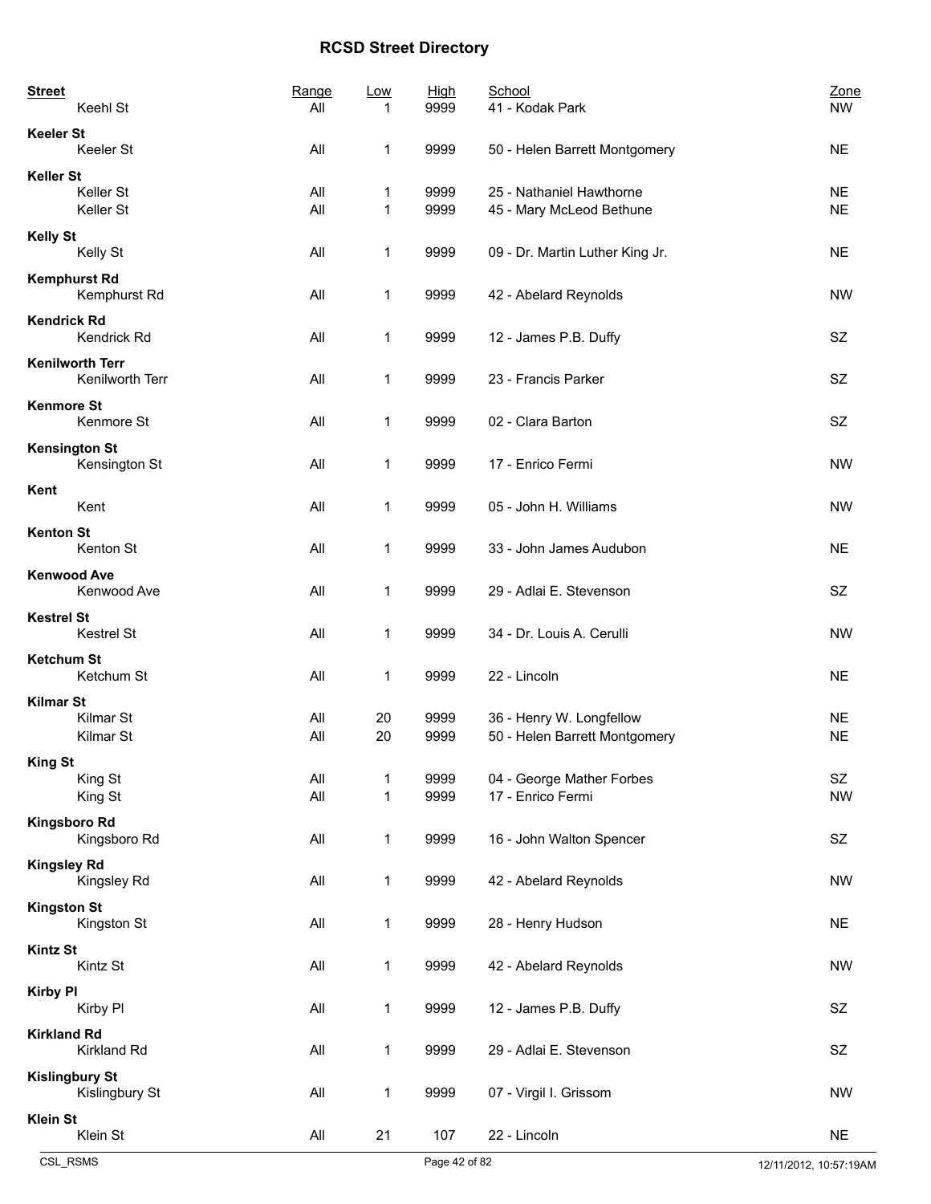# RCSD Street Directory

| Street | Range | Low | High | School | Zone |
|---|---|---|---|---|---|
| Keehl St | All | 1 | 9999 | 41 - Kodak Park | NW |
| **Keeler St** | | | | | |
| Keeler St | All | 1 | 9999 | 50 - Helen Barrett Montgomery | NE |
| **Keller St** | | | | | |
| Keller St | All | 1 | 9999 | 25 - Nathaniel Hawthorne | NE |
| Keller St | All | 1 | 9999 | 45 - Mary McLeod Bethune | NE |
| **Kelly St** | | | | | |
| Kelly St | All | 1 | 9999 | 09 - Dr. Martin Luther King Jr. | NE |
| **Kemphurst Rd** | | | | | |
| Kemphurst Rd | All | 1 | 9999 | 42 - Abelard Reynolds | NW |
| **Kendrick Rd** | | | | | |
| Kendrick Rd | All | 1 | 9999 | 12 - James P.B. Duffy | SZ |
| **Kenilworth Terr** | | | | | |
| Kenilworth Terr | All | 1 | 9999 | 23 - Francis Parker | SZ |
| **Kenmore St** | | | | | |
| Kenmore St | All | 1 | 9999 | 02 - Clara Barton | SZ |
| **Kensington St** | | | | | |
| Kensington St | All | 1 | 9999 | 17 - Enrico Fermi | NW |
| **Kent** | | | | | |
| Kent | All | 1 | 9999 | 05 - John H. Williams | NW |
| **Kenton St** | | | | | |
| Kenton St | All | 1 | 9999 | 33 - John James Audubon | NE |
| **Kenwood Ave** | | | | | |
| Kenwood Ave | All | 1 | 9999 | 29 - Adlai E. Stevenson | SZ |
| **Kestrel St** | | | | | |
| Kestrel St | All | 1 | 9999 | 34 - Dr. Louis A. Cerulli | NW |
| **Ketchum St** | | | | | |
| Ketchum St | All | 1 | 9999 | 22 - Lincoln | NE |
| **Kilmar St** | | | | | |
| Kilmar St | All | 20 | 9999 | 36 - Henry W. Longfellow | NE |
| Kilmar St | All | 20 | 9999 | 50 - Helen Barrett Montgomery | NE |
| **King St** | | | | | |
| King St | All | 1 | 9999 | 04 - George Mather Forbes | SZ |
| King St | All | 1 | 9999 | 17 - Enrico Fermi | NW |
| **Kingsboro Rd** | | | | | |
| Kingsboro Rd | All | 1 | 9999 | 16 - John Walton Spencer | SZ |
| **Kingsley Rd** | | | | | |
| Kingsley Rd | All | 1 | 9999 | 42 - Abelard Reynolds | NW |
| **Kingston St** | | | | | |
| Kingston St | All | 1 | 9999 | 28 - Henry Hudson | NE |
| **Kintz St** | | | | | |
| Kintz St | All | 1 | 9999 | 42 - Abelard Reynolds | NW |
| **Kirby Pl** | | | | | |
| Kirby Pl | All | 1 | 9999 | 12 - James P.B. Duffy | SZ |
| **Kirkland Rd** | | | | | |
| Kirkland Rd | All | 1 | 9999 | 29 - Adlai E. Stevenson | SZ |
| **Kislingbury St** | | | | | |
| Kislingbury St | All | 1 | 9999 | 07 - Virgil I. Grissom | NW |
| **Klein St** | | | | | |
| Klein St | All | 21 | 107 | 22 - Lincoln | NE |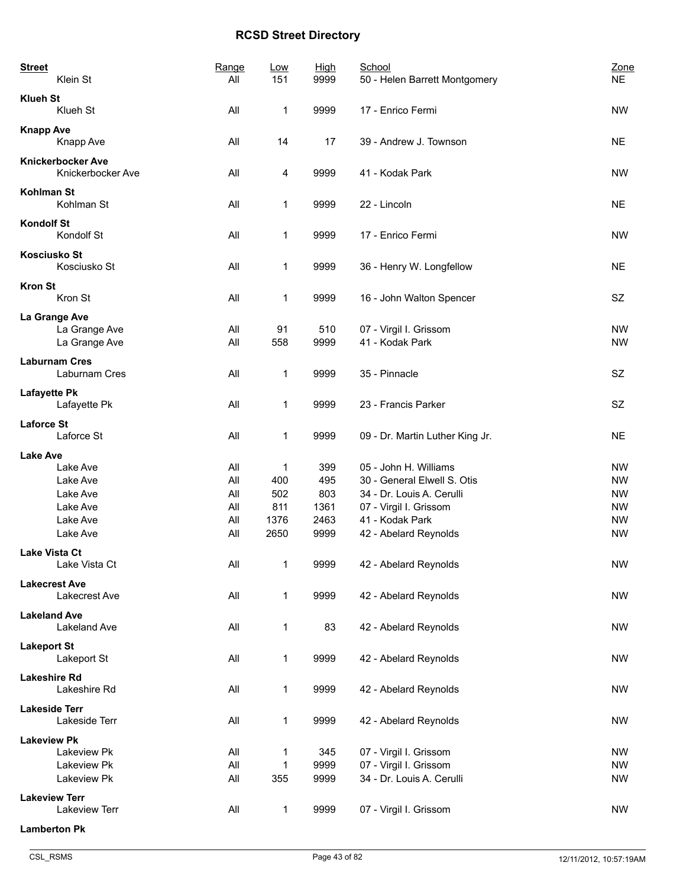## RCSD Street Directory

| Street | Range | Low | High | School | Zone |
|---|---|---|---|---|---|
| Klein St | All | 151 | 9999 | 50 - Helen Barrett Montgomery | NE |
| **Klueh St** | | | | | |
| Klueh St | All | 1 | 9999 | 17 - Enrico Fermi | NW |
| **Knapp Ave** | | | | | |
| Knapp Ave | All | 14 | 17 | 39 - Andrew J. Townson | NE |
| **Knickerbocker Ave** | | | | | |
| Knickerbocker Ave | All | 4 | 9999 | 41 - Kodak Park | NW |
| **Kohlman St** | | | | | |
| Kohlman St | All | 1 | 9999 | 22 - Lincoln | NE |
| **Kondolf St** | | | | | |
| Kondolf St | All | 1 | 9999 | 17 - Enrico Fermi | NW |
| **Kosciusko St** | | | | | |
| Kosciusko St | All | 1 | 9999 | 36 - Henry W. Longfellow | NE |
| **Kron St** | | | | | |
| Kron St | All | 1 | 9999 | 16 - John Walton Spencer | SZ |
| **La Grange Ave** | | | | | |
| La Grange Ave | All | 91 | 510 | 07 - Virgil I. Grissom | NW |
| La Grange Ave | All | 558 | 9999 | 41 - Kodak Park | NW |
| **Laburnam Cres** | | | | | |
| Laburnam Cres | All | 1 | 9999 | 35 - Pinnacle | SZ |
| **Lafayette Pk** | | | | | |
| Lafayette Pk | All | 1 | 9999 | 23 - Francis Parker | SZ |
| **Laforce St** | | | | | |
| Laforce St | All | 1 | 9999 | 09 - Dr. Martin Luther King Jr. | NE |
| **Lake Ave** | | | | | |
| Lake Ave | All | 1 | 399 | 05 - John H. Williams | NW |
| Lake Ave | All | 400 | 495 | 30 - General Elwell S. Otis | NW |
| Lake Ave | All | 502 | 803 | 34 - Dr. Louis A. Cerulli | NW |
| Lake Ave | All | 811 | 1361 | 07 - Virgil I. Grissom | NW |
| Lake Ave | All | 1376 | 2463 | 41 - Kodak Park | NW |
| Lake Ave | All | 2650 | 9999 | 42 - Abelard Reynolds | NW |
| **Lake Vista Ct** | | | | | |
| Lake Vista Ct | All | 1 | 9999 | 42 - Abelard Reynolds | NW |
| **Lakecrest Ave** | | | | | |
| Lakecrest Ave | All | 1 | 9999 | 42 - Abelard Reynolds | NW |
| **Lakeland Ave** | | | | | |
| Lakeland Ave | All | 1 | 83 | 42 - Abelard Reynolds | NW |
| **Lakeport St** | | | | | |
| Lakeport St | All | 1 | 9999 | 42 - Abelard Reynolds | NW |
| **Lakeshire Rd** | | | | | |
| Lakeshire Rd | All | 1 | 9999 | 42 - Abelard Reynolds | NW |
| **Lakeside Terr** | | | | | |
| Lakeside Terr | All | 1 | 9999 | 42 - Abelard Reynolds | NW |
| **Lakeview Pk** | | | | | |
| Lakeview Pk | All | 1 | 345 | 07 - Virgil I. Grissom | NW |
| Lakeview Pk | All | 1 | 9999 | 07 - Virgil I. Grissom | NW |
| Lakeview Pk | All | 355 | 9999 | 34 - Dr. Louis A. Cerulli | NW |
| **Lakeview Terr** | | | | | |
| Lakeview Terr | All | 1 | 9999 | 07 - Virgil I. Grissom | NW |
| **Lamberton Pk** | | | | | |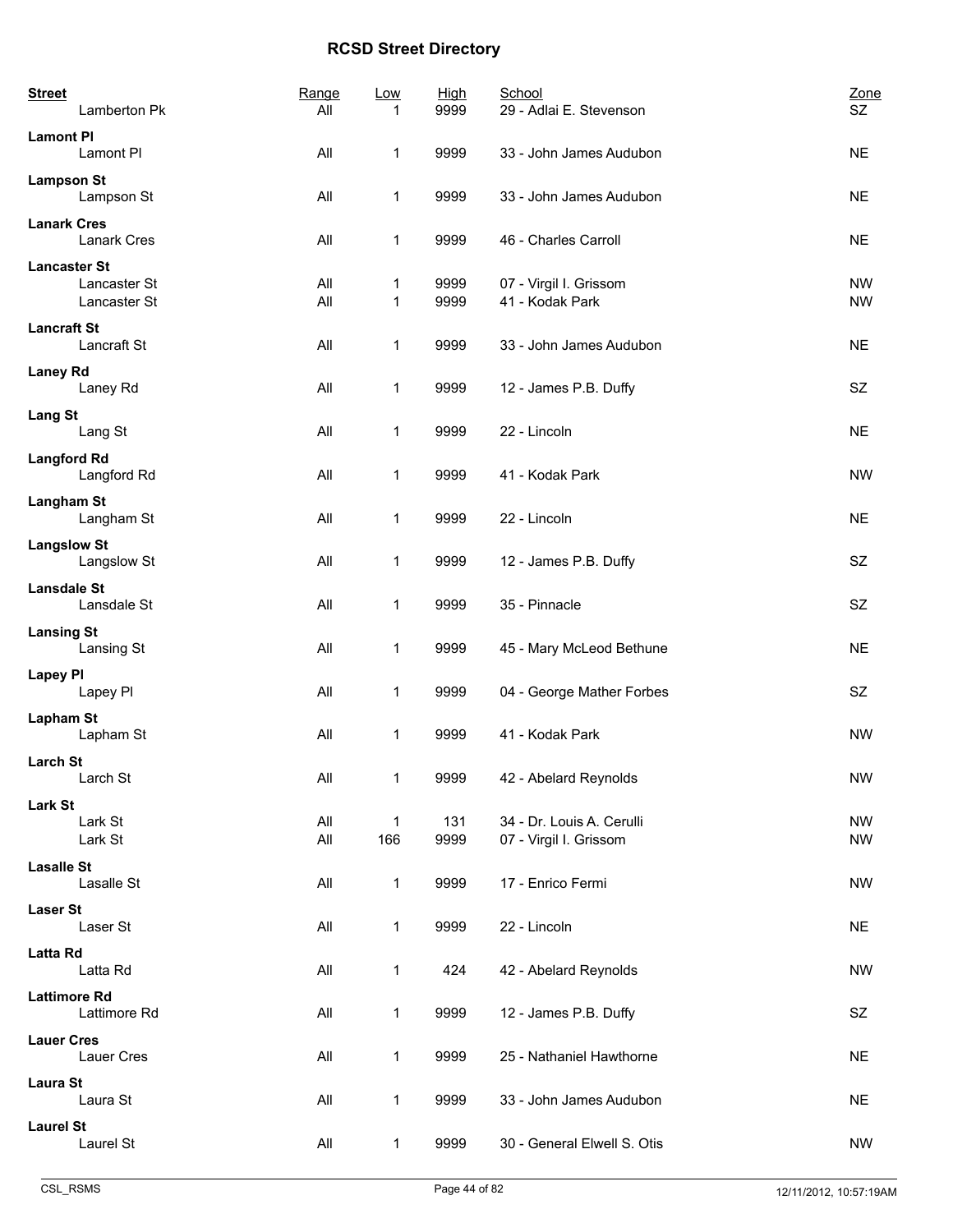# RCSD Street Directory

| Street | Range | Low | High | School | Zone |
|---|---|---|---|---|---|
| Lamberton Pk | All | 1 | 9999 | 29 - Adlai E. Stevenson | SZ |
| **Lamont Pl** | | | | | |
| Lamont Pl | All | 1 | 9999 | 33 - John James Audubon | NE |
| **Lampson St** | | | | | |
| Lampson St | All | 1 | 9999 | 33 - John James Audubon | NE |
| **Lanark Cres** | | | | | |
| Lanark Cres | All | 1 | 9999 | 46 - Charles Carroll | NE |
| **Lancaster St** | | | | | |
| Lancaster St | All | 1 | 9999 | 07 - Virgil I. Grissom | NW |
| Lancaster St | All | 1 | 9999 | 41 - Kodak Park | NW |
| **Lancraft St** | | | | | |
| Lancraft St | All | 1 | 9999 | 33 - John James Audubon | NE |
| **Laney Rd** | | | | | |
| Laney Rd | All | 1 | 9999 | 12 - James P.B. Duffy | SZ |
| **Lang St** | | | | | |
| Lang St | All | 1 | 9999 | 22 - Lincoln | NE |
| **Langford Rd** | | | | | |
| Langford Rd | All | 1 | 9999 | 41 - Kodak Park | NW |
| **Langham St** | | | | | |
| Langham St | All | 1 | 9999 | 22 - Lincoln | NE |
| **Langslow St** | | | | | |
| Langslow St | All | 1 | 9999 | 12 - James P.B. Duffy | SZ |
| **Lansdale St** | | | | | |
| Lansdale St | All | 1 | 9999 | 35 - Pinnacle | SZ |
| **Lansing St** | | | | | |
| Lansing St | All | 1 | 9999 | 45 - Mary McLeod Bethune | NE |
| **Lapey Pl** | | | | | |
| Lapey Pl | All | 1 | 9999 | 04 - George Mather Forbes | SZ |
| **Lapham St** | | | | | |
| Lapham St | All | 1 | 9999 | 41 - Kodak Park | NW |
| **Larch St** | | | | | |
| Larch St | All | 1 | 9999 | 42 - Abelard Reynolds | NW |
| **Lark St** | | | | | |
| Lark St | All | 1 | 131 | 34 - Dr. Louis A. Cerulli | NW |
| Lark St | All | 166 | 9999 | 07 - Virgil I. Grissom | NW |
| **Lasalle St** | | | | | |
| Lasalle St | All | 1 | 9999 | 17 - Enrico Fermi | NW |
| **Laser St** | | | | | |
| Laser St | All | 1 | 9999 | 22 - Lincoln | NE |
| **Latta Rd** | | | | | |
| Latta Rd | All | 1 | 424 | 42 - Abelard Reynolds | NW |
| **Lattimore Rd** | | | | | |
| Lattimore Rd | All | 1 | 9999 | 12 - James P.B. Duffy | SZ |
| **Lauer Cres** | | | | | |
| Lauer Cres | All | 1 | 9999 | 25 - Nathaniel Hawthorne | NE |
| **Laura St** | | | | | |
| Laura St | All | 1 | 9999 | 33 - John James Audubon | NE |
| **Laurel St** | | | | | |
| Laurel St | All | 1 | 9999 | 30 - General Elwell S. Otis | NW |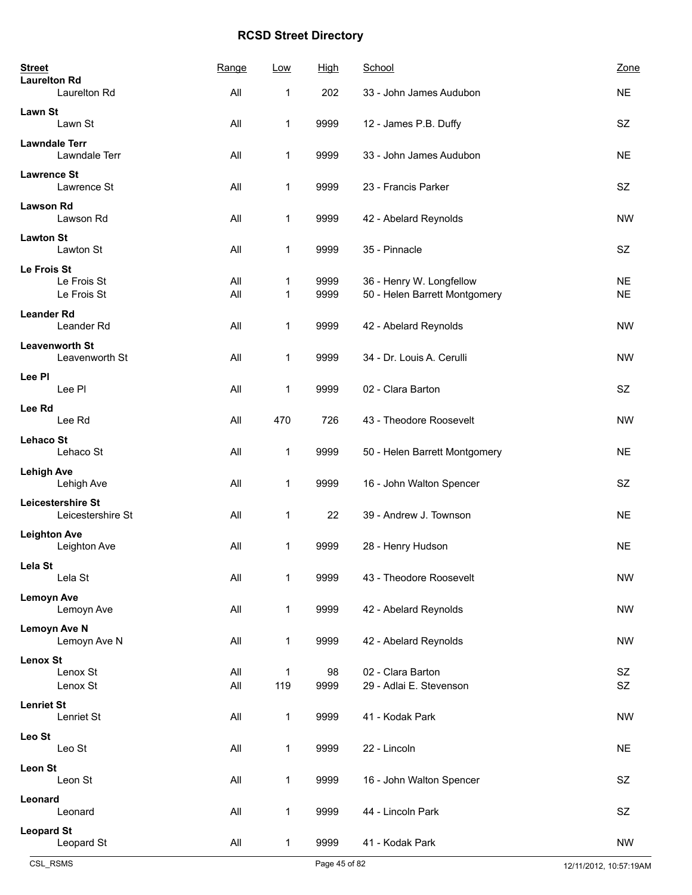# RCSD Street Directory

| Street | Range | Low | High | School | Zone |
|---|---|---|---|---|---|
| **Laurelton Rd** | | | | | |
| Laurelton Rd | All | 1 | 202 | 33 - John James Audubon | NE |
| **Lawn St** | | | | | |
| Lawn St | All | 1 | 9999 | 12 - James P.B. Duffy | SZ |
| **Lawndale Terr** | | | | | |
| Lawndale Terr | All | 1 | 9999 | 33 - John James Audubon | NE |
| **Lawrence St** | | | | | |
| Lawrence St | All | 1 | 9999 | 23 - Francis Parker | SZ |
| **Lawson Rd** | | | | | |
| Lawson Rd | All | 1 | 9999 | 42 - Abelard Reynolds | NW |
| **Lawton St** | | | | | |
| Lawton St | All | 1 | 9999 | 35 - Pinnacle | SZ |
| **Le Frois St** | | | | | |
| Le Frois St | All | 1 | 9999 | 36 - Henry W. Longfellow | NE |
| Le Frois St | All | 1 | 9999 | 50 - Helen Barrett Montgomery | NE |
| **Leander Rd** | | | | | |
| Leander Rd | All | 1 | 9999 | 42 - Abelard Reynolds | NW |
| **Leavenworth St** | | | | | |
| Leavenworth St | All | 1 | 9999 | 34 - Dr. Louis A. Cerulli | NW |
| **Lee Pl** | | | | | |
| Lee Pl | All | 1 | 9999 | 02 - Clara Barton | SZ |
| **Lee Rd** | | | | | |
| Lee Rd | All | 470 | 726 | 43 - Theodore Roosevelt | NW |
| **Lehaco St** | | | | | |
| Lehaco St | All | 1 | 9999 | 50 - Helen Barrett Montgomery | NE |
| **Lehigh Ave** | | | | | |
| Lehigh Ave | All | 1 | 9999 | 16 - John Walton Spencer | SZ |
| **Leicestershire St** | | | | | |
| Leicestershire St | All | 1 | 22 | 39 - Andrew J. Townson | NE |
| **Leighton Ave** | | | | | |
| Leighton Ave | All | 1 | 9999 | 28 - Henry Hudson | NE |
| **Lela St** | | | | | |
| Lela St | All | 1 | 9999 | 43 - Theodore Roosevelt | NW |
| **Lemoyn Ave** | | | | | |
| Lemoyn Ave | All | 1 | 9999 | 42 - Abelard Reynolds | NW |
| **Lemoyn Ave N** | | | | | |
| Lemoyn Ave N | All | 1 | 9999 | 42 - Abelard Reynolds | NW |
| **Lenox St** | | | | | |
| Lenox St | All | 1 | 98 | 02 - Clara Barton | SZ |
| Lenox St | All | 119 | 9999 | 29 - Adlai E. Stevenson | SZ |
| **Lenriet St** | | | | | |
| Lenriet St | All | 1 | 9999 | 41 - Kodak Park | NW |
| **Leo St** | | | | | |
| Leo St | All | 1 | 9999 | 22 - Lincoln | NE |
| **Leon St** | | | | | |
| Leon St | All | 1 | 9999 | 16 - John Walton Spencer | SZ |
| **Leonard** | | | | | |
| Leonard | All | 1 | 9999 | 44 - Lincoln Park | SZ |
| **Leopard St** | | | | | |
| Leopard St | All | 1 | 9999 | 41 - Kodak Park | NW |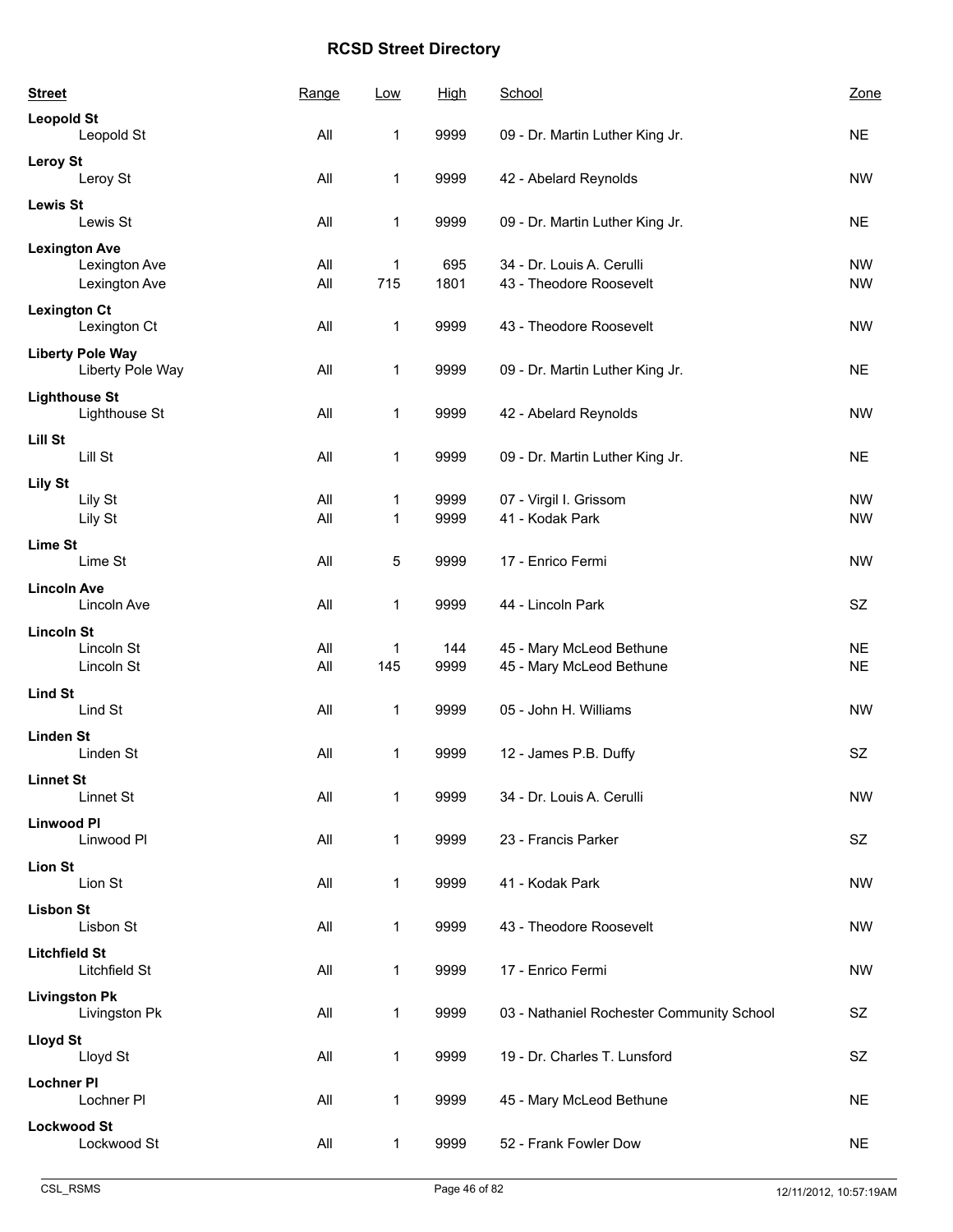# RCSD Street Directory

| Street | Range | Low | High | School | Zone |
|---|---|---|---|---|---|
| **Leopold St** | | | | | |
| Leopold St | All | 1 | 9999 | 09 - Dr. Martin Luther King Jr. | NE |
| **Leroy St** | | | | | |
| Leroy St | All | 1 | 9999 | 42 - Abelard Reynolds | NW |
| **Lewis St** | | | | | |
| Lewis St | All | 1 | 9999 | 09 - Dr. Martin Luther King Jr. | NE |
| **Lexington Ave** | | | | | |
| Lexington Ave | All | 1 | 695 | 34 - Dr. Louis A. Cerulli | NW |
| Lexington Ave | All | 715 | 1801 | 43 - Theodore Roosevelt | NW |
| **Lexington Ct** | | | | | |
| Lexington Ct | All | 1 | 9999 | 43 - Theodore Roosevelt | NW |
| **Liberty Pole Way** | | | | | |
| Liberty Pole Way | All | 1 | 9999 | 09 - Dr. Martin Luther King Jr. | NE |
| **Lighthouse St** | | | | | |
| Lighthouse St | All | 1 | 9999 | 42 - Abelard Reynolds | NW |
| **Lill St** | | | | | |
| Lill St | All | 1 | 9999 | 09 - Dr. Martin Luther King Jr. | NE |
| **Lily St** | | | | | |
| Lily St | All | 1 | 9999 | 07 - Virgil I. Grissom | NW |
| Lily St | All | 1 | 9999 | 41 - Kodak Park | NW |
| **Lime St** | | | | | |
| Lime St | All | 5 | 9999 | 17 - Enrico Fermi | NW |
| **Lincoln Ave** | | | | | |
| Lincoln Ave | All | 1 | 9999 | 44 - Lincoln Park | SZ |
| **Lincoln St** | | | | | |
| Lincoln St | All | 1 | 144 | 45 - Mary McLeod Bethune | NE |
| Lincoln St | All | 145 | 9999 | 45 - Mary McLeod Bethune | NE |
| **Lind St** | | | | | |
| Lind St | All | 1 | 9999 | 05 - John H. Williams | NW |
| **Linden St** | | | | | |
| Linden St | All | 1 | 9999 | 12 - James P.B. Duffy | SZ |
| **Linnet St** | | | | | |
| Linnet St | All | 1 | 9999 | 34 - Dr. Louis A. Cerulli | NW |
| **Linwood Pl** | | | | | |
| Linwood Pl | All | 1 | 9999 | 23 - Francis Parker | SZ |
| **Lion St** | | | | | |
| Lion St | All | 1 | 9999 | 41 - Kodak Park | NW |
| **Lisbon St** | | | | | |
| Lisbon St | All | 1 | 9999 | 43 - Theodore Roosevelt | NW |
| **Litchfield St** | | | | | |
| Litchfield St | All | 1 | 9999 | 17 - Enrico Fermi | NW |
| **Livingston Pk** | | | | | |
| Livingston Pk | All | 1 | 9999 | 03 - Nathaniel Rochester Community School | SZ |
| **Lloyd St** | | | | | |
| Lloyd St | All | 1 | 9999 | 19 - Dr. Charles T. Lunsford | SZ |
| **Lochner Pl** | | | | | |
| Lochner Pl | All | 1 | 9999 | 45 - Mary McLeod Bethune | NE |
| **Lockwood St** | | | | | |
| Lockwood St | All | 1 | 9999 | 52 - Frank Fowler Dow | NE |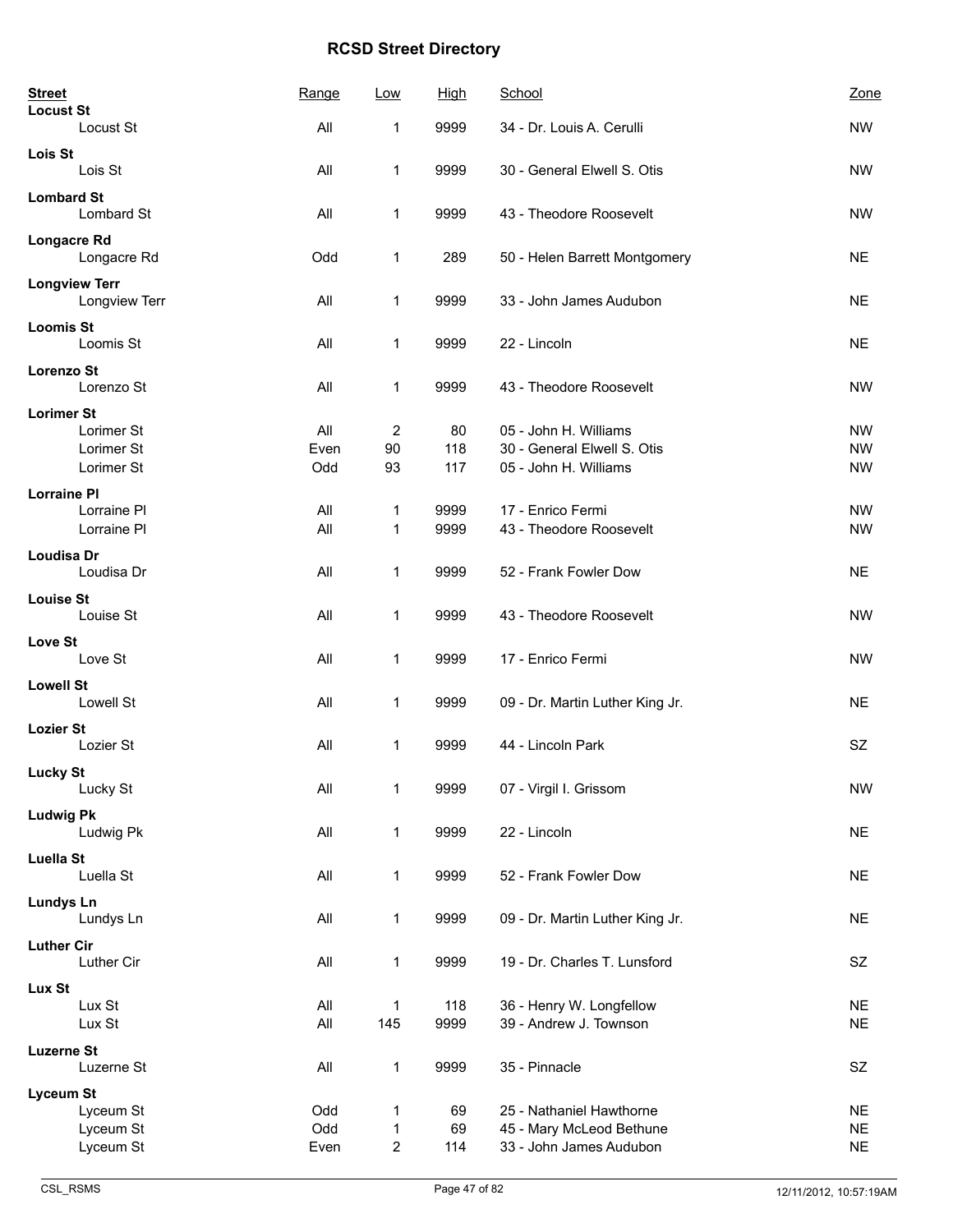# RCSD Street Directory

| Street | Range | Low | High | School | Zone |
|---|---|---|---|---|---|
| **Locust St** | | | | | |
| Locust St | All | 1 | 9999 | 34 - Dr. Louis A. Cerulli | NW |
| **Lois St** | | | | | |
| Lois St | All | 1 | 9999 | 30 - General Elwell S. Otis | NW |
| **Lombard St** | | | | | |
| Lombard St | All | 1 | 9999 | 43 - Theodore Roosevelt | NW |
| **Longacre Rd** | | | | | |
| Longacre Rd | Odd | 1 | 289 | 50 - Helen Barrett Montgomery | NE |
| **Longview Terr** | | | | | |
| Longview Terr | All | 1 | 9999 | 33 - John James Audubon | NE |
| **Loomis St** | | | | | |
| Loomis St | All | 1 | 9999 | 22 - Lincoln | NE |
| **Lorenzo St** | | | | | |
| Lorenzo St | All | 1 | 9999 | 43 - Theodore Roosevelt | NW |
| **Lorimer St** | | | | | |
| Lorimer St | All | 2 | 80 | 05 - John H. Williams | NW |
| Lorimer St | Even | 90 | 118 | 30 - General Elwell S. Otis | NW |
| Lorimer St | Odd | 93 | 117 | 05 - John H. Williams | NW |
| **Lorraine Pl** | | | | | |
| Lorraine Pl | All | 1 | 9999 | 17 - Enrico Fermi | NW |
| Lorraine Pl | All | 1 | 9999 | 43 - Theodore Roosevelt | NW |
| **Loudisa Dr** | | | | | |
| Loudisa Dr | All | 1 | 9999 | 52 - Frank Fowler Dow | NE |
| **Louise St** | | | | | |
| Louise St | All | 1 | 9999 | 43 - Theodore Roosevelt | NW |
| **Love St** | | | | | |
| Love St | All | 1 | 9999 | 17 - Enrico Fermi | NW |
| **Lowell St** | | | | | |
| Lowell St | All | 1 | 9999 | 09 - Dr. Martin Luther King Jr. | NE |
| **Lozier St** | | | | | |
| Lozier St | All | 1 | 9999 | 44 - Lincoln Park | SZ |
| **Lucky St** | | | | | |
| Lucky St | All | 1 | 9999 | 07 - Virgil I. Grissom | NW |
| **Ludwig Pk** | | | | | |
| Ludwig Pk | All | 1 | 9999 | 22 - Lincoln | NE |
| **Luella St** | | | | | |
| Luella St | All | 1 | 9999 | 52 - Frank Fowler Dow | NE |
| **Lundys Ln** | | | | | |
| Lundys Ln | All | 1 | 9999 | 09 - Dr. Martin Luther King Jr. | NE |
| **Luther Cir** | | | | | |
| Luther Cir | All | 1 | 9999 | 19 - Dr. Charles T. Lunsford | SZ |
| **Lux St** | | | | | |
| Lux St | All | 1 | 118 | 36 - Henry W. Longfellow | NE |
| Lux St | All | 145 | 9999 | 39 - Andrew J. Townson | NE |
| **Luzerne St** | | | | | |
| Luzerne St | All | 1 | 9999 | 35 - Pinnacle | SZ |
| **Lyceum St** | | | | | |
| Lyceum St | Odd | 1 | 69 | 25 - Nathaniel Hawthorne | NE |
| Lyceum St | Odd | 1 | 69 | 45 - Mary McLeod Bethune | NE |
| Lyceum St | Even | 2 | 114 | 33 - John James Audubon | NE |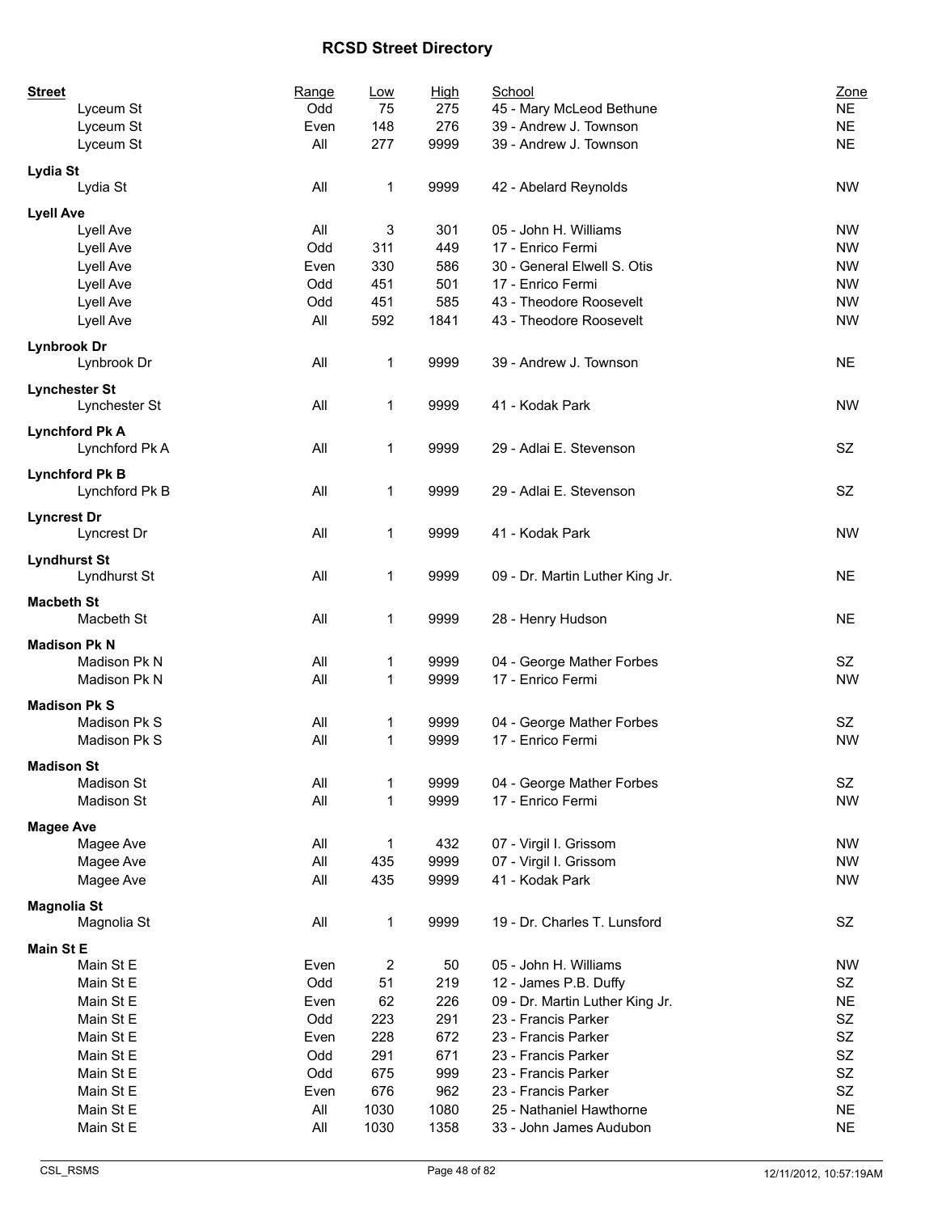# RCSD Street Directory

| Street | Range | Low | High | School | Zone |
|---|---|---|---|---|---|
| Lyceum St | Odd | 75 | 275 | 45 - Mary McLeod Bethune | NE |
| Lyceum St | Even | 148 | 276 | 39 - Andrew J. Townson | NE |
| Lyceum St | All | 277 | 9999 | 39 - Andrew J. Townson | NE |
| **Lydia St** | | | | | |
| Lydia St | All | 1 | 9999 | 42 - Abelard Reynolds | NW |
| **Lyell Ave** | | | | | |
| Lyell Ave | All | 3 | 301 | 05 - John H. Williams | NW |
| Lyell Ave | Odd | 311 | 449 | 17 - Enrico Fermi | NW |
| Lyell Ave | Even | 330 | 586 | 30 - General Elwell S. Otis | NW |
| Lyell Ave | Odd | 451 | 501 | 17 - Enrico Fermi | NW |
| Lyell Ave | Odd | 451 | 585 | 43 - Theodore Roosevelt | NW |
| Lyell Ave | All | 592 | 1841 | 43 - Theodore Roosevelt | NW |
| **Lynbrook Dr** | | | | | |
| Lynbrook Dr | All | 1 | 9999 | 39 - Andrew J. Townson | NE |
| **Lynchester St** | | | | | |
| Lynchester St | All | 1 | 9999 | 41 - Kodak Park | NW |
| **Lynchford Pk A** | | | | | |
| Lynchford Pk A | All | 1 | 9999 | 29 - Adlai E. Stevenson | SZ |
| **Lynchford Pk B** | | | | | |
| Lynchford Pk B | All | 1 | 9999 | 29 - Adlai E. Stevenson | SZ |
| **Lyncrest Dr** | | | | | |
| Lyncrest Dr | All | 1 | 9999 | 41 - Kodak Park | NW |
| **Lyndhurst St** | | | | | |
| Lyndhurst St | All | 1 | 9999 | 09 - Dr. Martin Luther King Jr. | NE |
| **Macbeth St** | | | | | |
| Macbeth St | All | 1 | 9999 | 28 - Henry Hudson | NE |
| **Madison Pk N** | | | | | |
| Madison Pk N | All | 1 | 9999 | 04 - George Mather Forbes | SZ |
| Madison Pk N | All | 1 | 9999 | 17 - Enrico Fermi | NW |
| **Madison Pk S** | | | | | |
| Madison Pk S | All | 1 | 9999 | 04 - George Mather Forbes | SZ |
| Madison Pk S | All | 1 | 9999 | 17 - Enrico Fermi | NW |
| **Madison St** | | | | | |
| Madison St | All | 1 | 9999 | 04 - George Mather Forbes | SZ |
| Madison St | All | 1 | 9999 | 17 - Enrico Fermi | NW |
| **Magee Ave** | | | | | |
| Magee Ave | All | 1 | 432 | 07 - Virgil I. Grissom | NW |
| Magee Ave | All | 435 | 9999 | 07 - Virgil I. Grissom | NW |
| Magee Ave | All | 435 | 9999 | 41 - Kodak Park | NW |
| **Magnolia St** | | | | | |
| Magnolia St | All | 1 | 9999 | 19 - Dr. Charles T. Lunsford | SZ |
| **Main St E** | | | | | |
| Main St E | Even | 2 | 50 | 05 - John H. Williams | NW |
| Main St E | Odd | 51 | 219 | 12 - James P.B. Duffy | SZ |
| Main St E | Even | 62 | 226 | 09 - Dr. Martin Luther King Jr. | NE |
| Main St E | Odd | 223 | 291 | 23 - Francis Parker | SZ |
| Main St E | Even | 228 | 672 | 23 - Francis Parker | SZ |
| Main St E | Odd | 291 | 671 | 23 - Francis Parker | SZ |
| Main St E | Odd | 675 | 999 | 23 - Francis Parker | SZ |
| Main St E | Even | 676 | 962 | 23 - Francis Parker | SZ |
| Main St E | All | 1030 | 1080 | 25 - Nathaniel Hawthorne | NE |
| Main St E | All | 1030 | 1358 | 33 - John James Audubon | NE |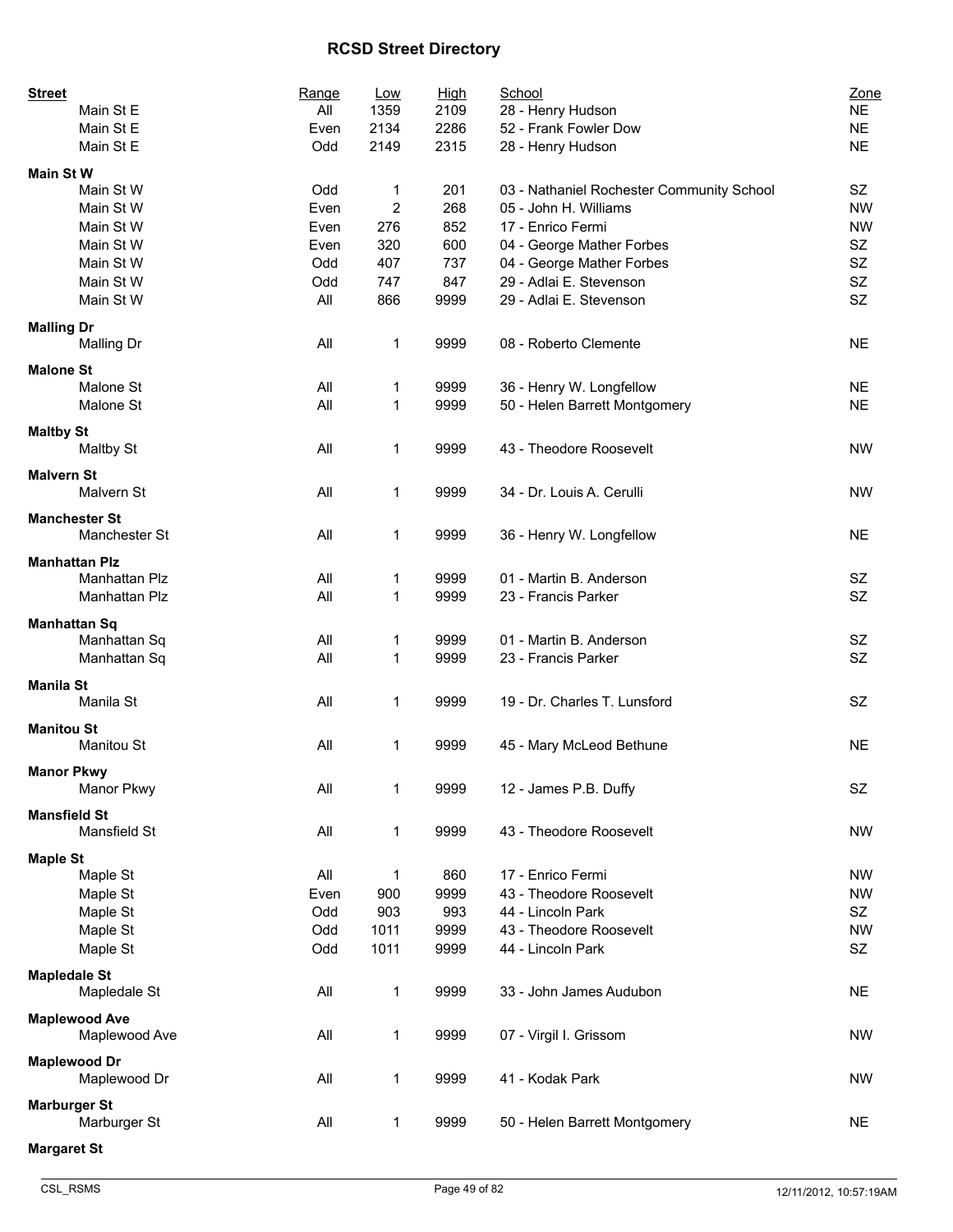# RCSD Street Directory

| Street | Range | Low | High | School | Zone |
|---|---|---|---|---|---|
| Main St E | All | 1359 | 2109 | 28 - Henry Hudson | NE |
| Main St E | Even | 2134 | 2286 | 52 - Frank Fowler Dow | NE |
| Main St E | Odd | 2149 | 2315 | 28 - Henry Hudson | NE |
| **Main St W** | | | | | |
| Main St W | Odd | 1 | 201 | 03 - Nathaniel Rochester Community School | SZ |
| Main St W | Even | 2 | 268 | 05 - John H. Williams | NW |
| Main St W | Even | 276 | 852 | 17 - Enrico Fermi | NW |
| Main St W | Even | 320 | 600 | 04 - George Mather Forbes | SZ |
| Main St W | Odd | 407 | 737 | 04 - George Mather Forbes | SZ |
| Main St W | Odd | 747 | 847 | 29 - Adlai E. Stevenson | SZ |
| Main St W | All | 866 | 9999 | 29 - Adlai E. Stevenson | SZ |
| **Malling Dr** | | | | | |
| Malling Dr | All | 1 | 9999 | 08 - Roberto Clemente | NE |
| **Malone St** | | | | | |
| Malone St | All | 1 | 9999 | 36 - Henry W. Longfellow | NE |
| Malone St | All | 1 | 9999 | 50 - Helen Barrett Montgomery | NE |
| **Maltby St** | | | | | |
| Maltby St | All | 1 | 9999 | 43 - Theodore Roosevelt | NW |
| **Malvern St** | | | | | |
| Malvern St | All | 1 | 9999 | 34 - Dr. Louis A. Cerulli | NW |
| **Manchester St** | | | | | |
| Manchester St | All | 1 | 9999 | 36 - Henry W. Longfellow | NE |
| **Manhattan Plz** | | | | | |
| Manhattan Plz | All | 1 | 9999 | 01 - Martin B. Anderson | SZ |
| Manhattan Plz | All | 1 | 9999 | 23 - Francis Parker | SZ |
| **Manhattan Sq** | | | | | |
| Manhattan Sq | All | 1 | 9999 | 01 - Martin B. Anderson | SZ |
| Manhattan Sq | All | 1 | 9999 | 23 - Francis Parker | SZ |
| **Manila St** | | | | | |
| Manila St | All | 1 | 9999 | 19 - Dr. Charles T. Lunsford | SZ |
| **Manitou St** | | | | | |
| Manitou St | All | 1 | 9999 | 45 - Mary McLeod Bethune | NE |
| **Manor Pkwy** | | | | | |
| Manor Pkwy | All | 1 | 9999 | 12 - James P.B. Duffy | SZ |
| **Mansfield St** | | | | | |
| Mansfield St | All | 1 | 9999 | 43 - Theodore Roosevelt | NW |
| **Maple St** | | | | | |
| Maple St | All | 1 | 860 | 17 - Enrico Fermi | NW |
| Maple St | Even | 900 | 9999 | 43 - Theodore Roosevelt | NW |
| Maple St | Odd | 903 | 993 | 44 - Lincoln Park | SZ |
| Maple St | Odd | 1011 | 9999 | 43 - Theodore Roosevelt | NW |
| Maple St | Odd | 1011 | 9999 | 44 - Lincoln Park | SZ |
| **Mapledale St** | | | | | |
| Mapledale St | All | 1 | 9999 | 33 - John James Audubon | NE |
| **Maplewood Ave** | | | | | |
| Maplewood Ave | All | 1 | 9999 | 07 - Virgil I. Grissom | NW |
| **Maplewood Dr** | | | | | |
| Maplewood Dr | All | 1 | 9999 | 41 - Kodak Park | NW |
| **Marburger St** | | | | | |
| Marburger St | All | 1 | 9999 | 50 - Helen Barrett Montgomery | NE |
| **Margaret St** | | | | | |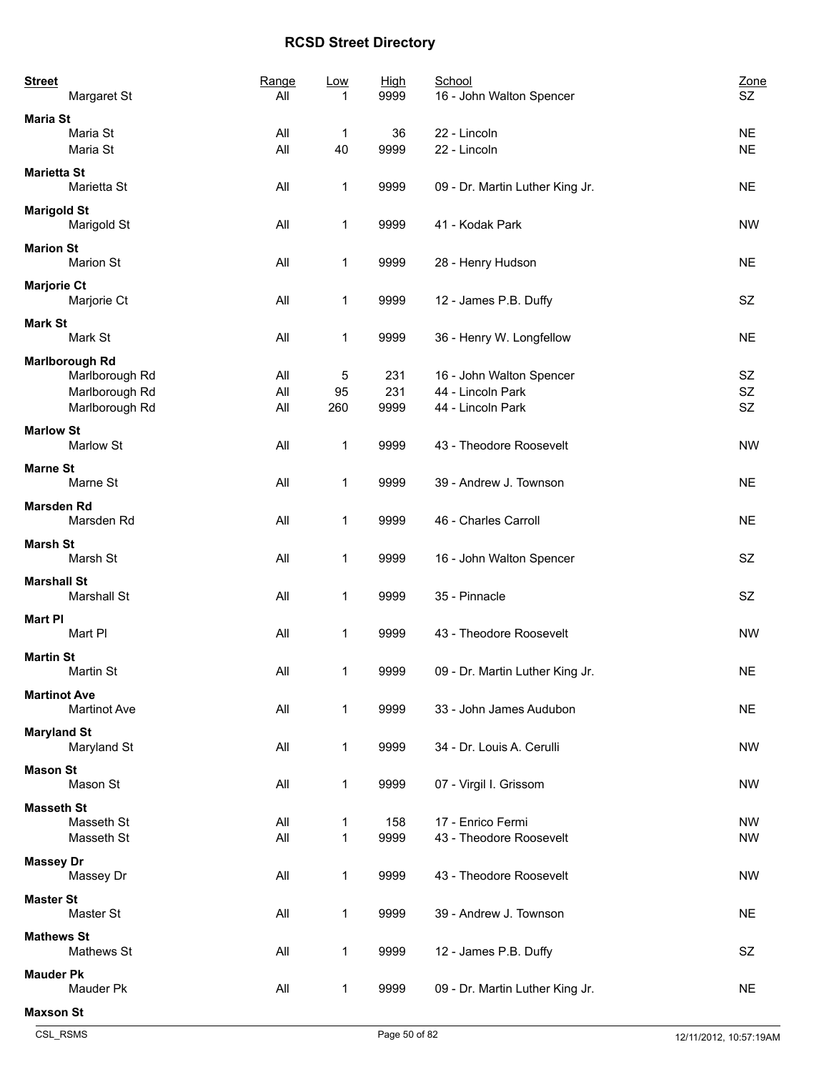# RCSD Street Directory

| Street | Range | Low | High | School | Zone |
|---|---|---|---|---|---|
| Margaret St | All | 1 | 9999 | 16 - John Walton Spencer | SZ |
| **Maria St** | | | | | |
| Maria St | All | 1 | 36 | 22 - Lincoln | NE |
| Maria St | All | 40 | 9999 | 22 - Lincoln | NE |
| **Marietta St** | | | | | |
| Marietta St | All | 1 | 9999 | 09 - Dr. Martin Luther King Jr. | NE |
| **Marigold St** | | | | | |
| Marigold St | All | 1 | 9999 | 41 - Kodak Park | NW |
| **Marion St** | | | | | |
| Marion St | All | 1 | 9999 | 28 - Henry Hudson | NE |
| **Marjorie Ct** | | | | | |
| Marjorie Ct | All | 1 | 9999 | 12 - James P.B. Duffy | SZ |
| **Mark St** | | | | | |
| Mark St | All | 1 | 9999 | 36 - Henry W. Longfellow | NE |
| **Marlborough Rd** | | | | | |
| Marlborough Rd | All | 5 | 231 | 16 - John Walton Spencer | SZ |
| Marlborough Rd | All | 95 | 231 | 44 - Lincoln Park | SZ |
| Marlborough Rd | All | 260 | 9999 | 44 - Lincoln Park | SZ |
| **Marlow St** | | | | | |
| Marlow St | All | 1 | 9999 | 43 - Theodore Roosevelt | NW |
| **Marne St** | | | | | |
| Marne St | All | 1 | 9999 | 39 - Andrew J. Townson | NE |
| **Marsden Rd** | | | | | |
| Marsden Rd | All | 1 | 9999 | 46 - Charles Carroll | NE |
| **Marsh St** | | | | | |
| Marsh St | All | 1 | 9999 | 16 - John Walton Spencer | SZ |
| **Marshall St** | | | | | |
| Marshall St | All | 1 | 9999 | 35 - Pinnacle | SZ |
| **Mart Pl** | | | | | |
| Mart Pl | All | 1 | 9999 | 43 - Theodore Roosevelt | NW |
| **Martin St** | | | | | |
| Martin St | All | 1 | 9999 | 09 - Dr. Martin Luther King Jr. | NE |
| **Martinot Ave** | | | | | |
| Martinot Ave | All | 1 | 9999 | 33 - John James Audubon | NE |
| **Maryland St** | | | | | |
| Maryland St | All | 1 | 9999 | 34 - Dr. Louis A. Cerulli | NW |
| **Mason St** | | | | | |
| Mason St | All | 1 | 9999 | 07 - Virgil I. Grissom | NW |
| **Masseth St** | | | | | |
| Masseth St | All | 1 | 158 | 17 - Enrico Fermi | NW |
| Masseth St | All | 1 | 9999 | 43 - Theodore Roosevelt | NW |
| **Massey Dr** | | | | | |
| Massey Dr | All | 1 | 9999 | 43 - Theodore Roosevelt | NW |
| **Master St** | | | | | |
| Master St | All | 1 | 9999 | 39 - Andrew J. Townson | NE |
| **Mathews St** | | | | | |
| Mathews St | All | 1 | 9999 | 12 - James P.B. Duffy | SZ |
| **Mauder Pk** | | | | | |
| Mauder Pk | All | 1 | 9999 | 09 - Dr. Martin Luther King Jr. | NE |
| **Maxson St** | | | | | |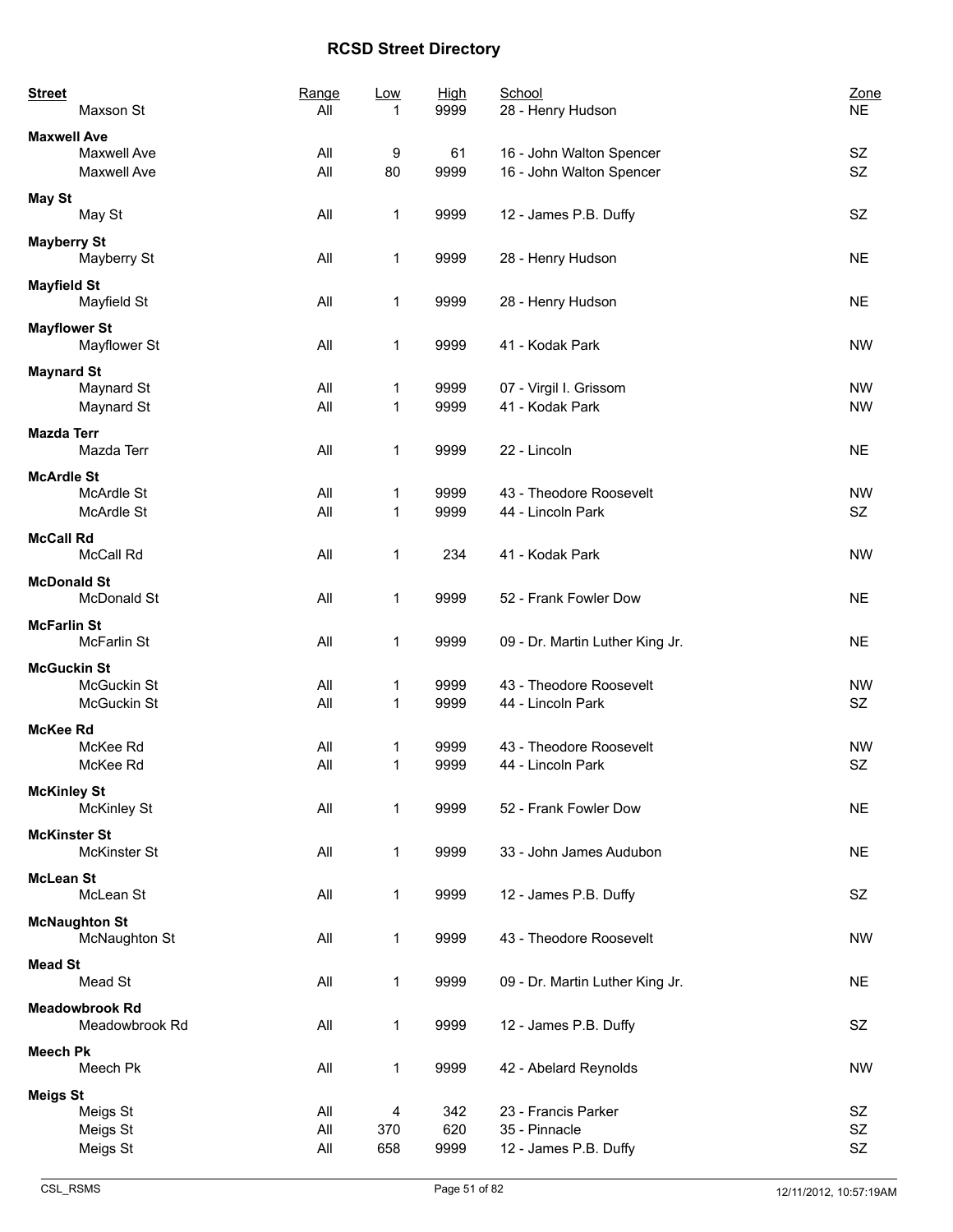# RCSD Street Directory

| Street | Range | Low | High | School | Zone |
|---|---|---|---|---|---|
| Maxson St | All | 1 | 9999 | 28 - Henry Hudson | NE |
| **Maxwell Ave** | | | | | |
| Maxwell Ave | All | 9 | 61 | 16 - John Walton Spencer | SZ |
| Maxwell Ave | All | 80 | 9999 | 16 - John Walton Spencer | SZ |
| **May St** | | | | | |
| May St | All | 1 | 9999 | 12 - James P.B. Duffy | SZ |
| **Mayberry St** | | | | | |
| Mayberry St | All | 1 | 9999 | 28 - Henry Hudson | NE |
| **Mayfield St** | | | | | |
| Mayfield St | All | 1 | 9999 | 28 - Henry Hudson | NE |
| **Mayflower St** | | | | | |
| Mayflower St | All | 1 | 9999 | 41 - Kodak Park | NW |
| **Maynard St** | | | | | |
| Maynard St | All | 1 | 9999 | 07 - Virgil I. Grissom | NW |
| Maynard St | All | 1 | 9999 | 41 - Kodak Park | NW |
| **Mazda Terr** | | | | | |
| Mazda Terr | All | 1 | 9999 | 22 - Lincoln | NE |
| **McArdle St** | | | | | |
| McArdle St | All | 1 | 9999 | 43 - Theodore Roosevelt | NW |
| McArdle St | All | 1 | 9999 | 44 - Lincoln Park | SZ |
| **McCall Rd** | | | | | |
| McCall Rd | All | 1 | 234 | 41 - Kodak Park | NW |
| **McDonald St** | | | | | |
| McDonald St | All | 1 | 9999 | 52 - Frank Fowler Dow | NE |
| **McFarlin St** | | | | | |
| McFarlin St | All | 1 | 9999 | 09 - Dr. Martin Luther King Jr. | NE |
| **McGuckin St** | | | | | |
| McGuckin St | All | 1 | 9999 | 43 - Theodore Roosevelt | NW |
| McGuckin St | All | 1 | 9999 | 44 - Lincoln Park | SZ |
| **McKee Rd** | | | | | |
| McKee Rd | All | 1 | 9999 | 43 - Theodore Roosevelt | NW |
| McKee Rd | All | 1 | 9999 | 44 - Lincoln Park | SZ |
| **McKinley St** | | | | | |
| McKinley St | All | 1 | 9999 | 52 - Frank Fowler Dow | NE |
| **McKinster St** | | | | | |
| McKinster St | All | 1 | 9999 | 33 - John James Audubon | NE |
| **McLean St** | | | | | |
| McLean St | All | 1 | 9999 | 12 - James P.B. Duffy | SZ |
| **McNaughton St** | | | | | |
| McNaughton St | All | 1 | 9999 | 43 - Theodore Roosevelt | NW |
| **Mead St** | | | | | |
| Mead St | All | 1 | 9999 | 09 - Dr. Martin Luther King Jr. | NE |
| **Meadowbrook Rd** | | | | | |
| Meadowbrook Rd | All | 1 | 9999 | 12 - James P.B. Duffy | SZ |
| **Meech Pk** | | | | | |
| Meech Pk | All | 1 | 9999 | 42 - Abelard Reynolds | NW |
| **Meigs St** | | | | | |
| Meigs St | All | 4 | 342 | 23 - Francis Parker | SZ |
| Meigs St | All | 370 | 620 | 35 - Pinnacle | SZ |
| Meigs St | All | 658 | 9999 | 12 - James P.B. Duffy | SZ |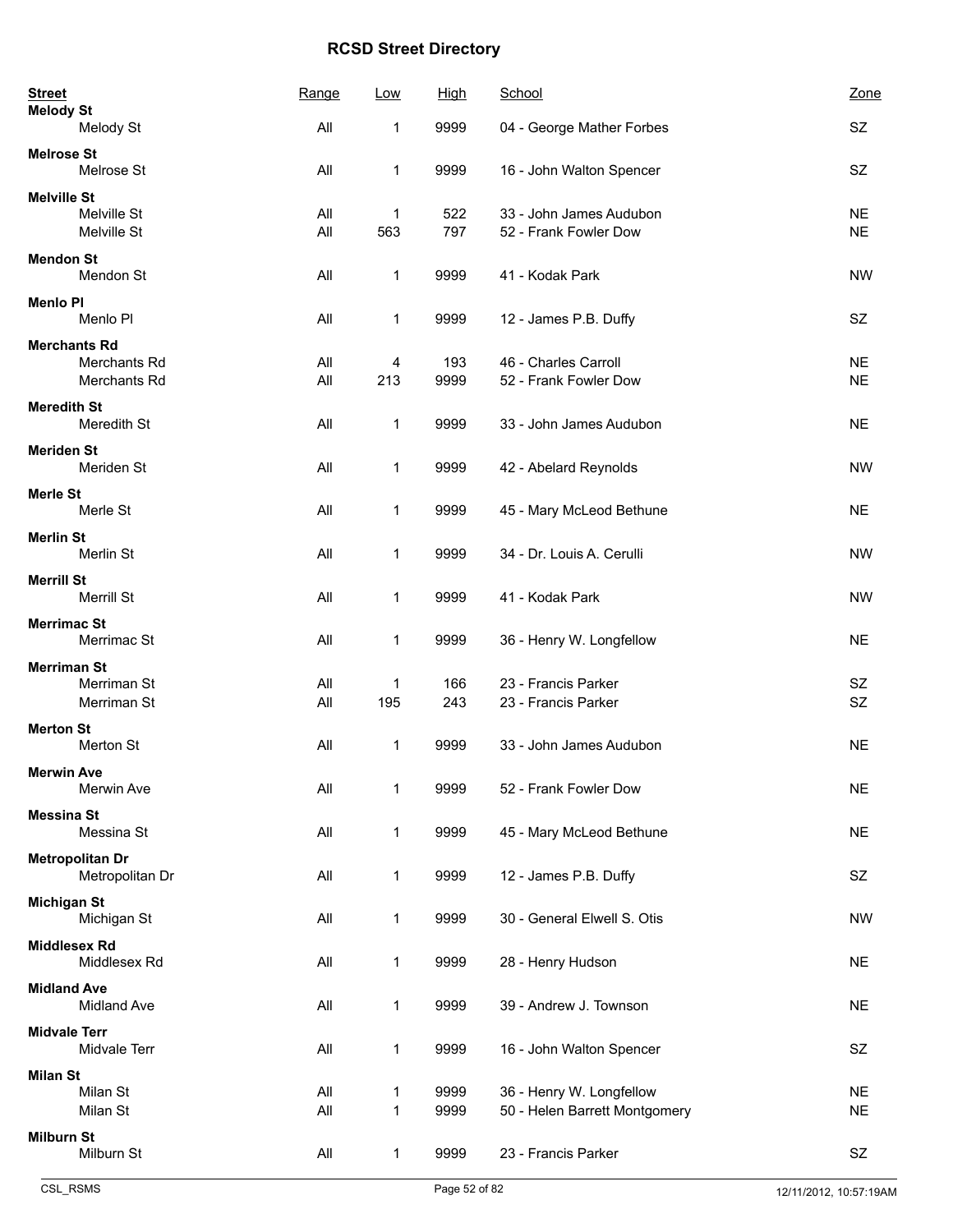# RCSD Street Directory

| Street | Range | Low | High | School | Zone |
|---|---|---|---|---|---|
| **Melody St** | | | | | |
| Melody St | All | 1 | 9999 | 04 - George Mather Forbes | SZ |
| **Melrose St** | | | | | |
| Melrose St | All | 1 | 9999 | 16 - John Walton Spencer | SZ |
| **Melville St** | | | | | |
| Melville St | All | 1 | 522 | 33 - John James Audubon | NE |
| Melville St | All | 563 | 797 | 52 - Frank Fowler Dow | NE |
| **Mendon St** | | | | | |
| Mendon St | All | 1 | 9999 | 41 - Kodak Park | NW |
| **Menlo Pl** | | | | | |
| Menlo Pl | All | 1 | 9999 | 12 - James P.B. Duffy | SZ |
| **Merchants Rd** | | | | | |
| Merchants Rd | All | 4 | 193 | 46 - Charles Carroll | NE |
| Merchants Rd | All | 213 | 9999 | 52 - Frank Fowler Dow | NE |
| **Meredith St** | | | | | |
| Meredith St | All | 1 | 9999 | 33 - John James Audubon | NE |
| **Meriden St** | | | | | |
| Meriden St | All | 1 | 9999 | 42 - Abelard Reynolds | NW |
| **Merle St** | | | | | |
| Merle St | All | 1 | 9999 | 45 - Mary McLeod Bethune | NE |
| **Merlin St** | | | | | |
| Merlin St | All | 1 | 9999 | 34 - Dr. Louis A. Cerulli | NW |
| **Merrill St** | | | | | |
| Merrill St | All | 1 | 9999 | 41 - Kodak Park | NW |
| **Merrimac St** | | | | | |
| Merrimac St | All | 1 | 9999 | 36 - Henry W. Longfellow | NE |
| **Merriman St** | | | | | |
| Merriman St | All | 1 | 166 | 23 - Francis Parker | SZ |
| Merriman St | All | 195 | 243 | 23 - Francis Parker | SZ |
| **Merton St** | | | | | |
| Merton St | All | 1 | 9999 | 33 - John James Audubon | NE |
| **Merwin Ave** | | | | | |
| Merwin Ave | All | 1 | 9999 | 52 - Frank Fowler Dow | NE |
| **Messina St** | | | | | |
| Messina St | All | 1 | 9999 | 45 - Mary McLeod Bethune | NE |
| **Metropolitan Dr** | | | | | |
| Metropolitan Dr | All | 1 | 9999 | 12 - James P.B. Duffy | SZ |
| **Michigan St** | | | | | |
| Michigan St | All | 1 | 9999 | 30 - General Elwell S. Otis | NW |
| **Middlesex Rd** | | | | | |
| Middlesex Rd | All | 1 | 9999 | 28 - Henry Hudson | NE |
| **Midland Ave** | | | | | |
| Midland Ave | All | 1 | 9999 | 39 - Andrew J. Townson | NE |
| **Midvale Terr** | | | | | |
| Midvale Terr | All | 1 | 9999 | 16 - John Walton Spencer | SZ |
| **Milan St** | | | | | |
| Milan St | All | 1 | 9999 | 36 - Henry W. Longfellow | NE |
| Milan St | All | 1 | 9999 | 50 - Helen Barrett Montgomery | NE |
| **Milburn St** | | | | | |
| Milburn St | All | 1 | 9999 | 23 - Francis Parker | SZ |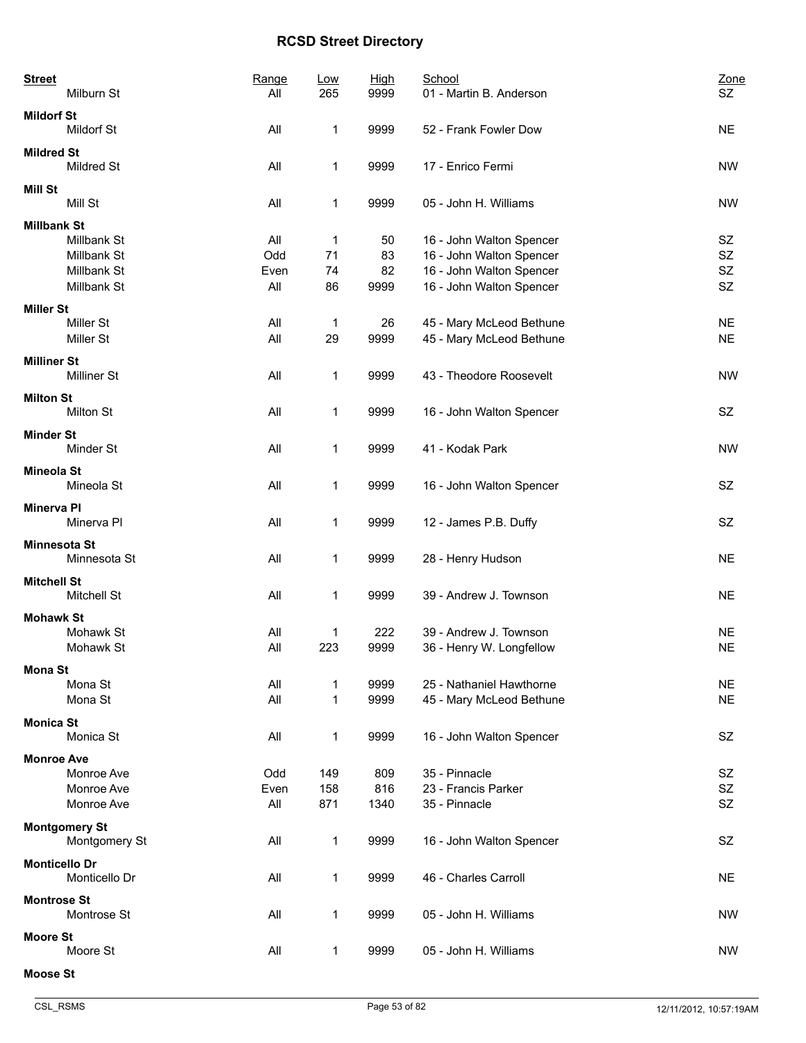# RCSD Street Directory

| Street | Range | Low | High | School | Zone |
|---|---|---|---|---|---|
| Milburn St | All | 265 | 9999 | 01 - Martin B. Anderson | SZ |
| **Mildorf St** | | | | | |
| Mildorf St | All | 1 | 9999 | 52 - Frank Fowler Dow | NE |
| **Mildred St** | | | | | |
| Mildred St | All | 1 | 9999 | 17 - Enrico Fermi | NW |
| **Mill St** | | | | | |
| Mill St | All | 1 | 9999 | 05 - John H. Williams | NW |
| **Millbank St** | | | | | |
| Millbank St | All | 1 | 50 | 16 - John Walton Spencer | SZ |
| Millbank St | Odd | 71 | 83 | 16 - John Walton Spencer | SZ |
| Millbank St | Even | 74 | 82 | 16 - John Walton Spencer | SZ |
| Millbank St | All | 86 | 9999 | 16 - John Walton Spencer | SZ |
| **Miller St** | | | | | |
| Miller St | All | 1 | 26 | 45 - Mary McLeod Bethune | NE |
| Miller St | All | 29 | 9999 | 45 - Mary McLeod Bethune | NE |
| **Milliner St** | | | | | |
| Milliner St | All | 1 | 9999 | 43 - Theodore Roosevelt | NW |
| **Milton St** | | | | | |
| Milton St | All | 1 | 9999 | 16 - John Walton Spencer | SZ |
| **Minder St** | | | | | |
| Minder St | All | 1 | 9999 | 41 - Kodak Park | NW |
| **Mineola St** | | | | | |
| Mineola St | All | 1 | 9999 | 16 - John Walton Spencer | SZ |
| **Minerva Pl** | | | | | |
| Minerva Pl | All | 1 | 9999 | 12 - James P.B. Duffy | SZ |
| **Minnesota St** | | | | | |
| Minnesota St | All | 1 | 9999 | 28 - Henry Hudson | NE |
| **Mitchell St** | | | | | |
| Mitchell St | All | 1 | 9999 | 39 - Andrew J. Townson | NE |
| **Mohawk St** | | | | | |
| Mohawk St | All | 1 | 222 | 39 - Andrew J. Townson | NE |
| Mohawk St | All | 223 | 9999 | 36 - Henry W. Longfellow | NE |
| **Mona St** | | | | | |
| Mona St | All | 1 | 9999 | 25 - Nathaniel Hawthorne | NE |
| Mona St | All | 1 | 9999 | 45 - Mary McLeod Bethune | NE |
| **Monica St** | | | | | |
| Monica St | All | 1 | 9999 | 16 - John Walton Spencer | SZ |
| **Monroe Ave** | | | | | |
| Monroe Ave | Odd | 149 | 809 | 35 - Pinnacle | SZ |
| Monroe Ave | Even | 158 | 816 | 23 - Francis Parker | SZ |
| Monroe Ave | All | 871 | 1340 | 35 - Pinnacle | SZ |
| **Montgomery St** | | | | | |
| Montgomery St | All | 1 | 9999 | 16 - John Walton Spencer | SZ |
| **Monticello Dr** | | | | | |
| Monticello Dr | All | 1 | 9999 | 46 - Charles Carroll | NE |
| **Montrose St** | | | | | |
| Montrose St | All | 1 | 9999 | 05 - John H. Williams | NW |
| **Moore St** | | | | | |
| Moore St | All | 1 | 9999 | 05 - John H. Williams | NW |
| **Moose St** | | | | | |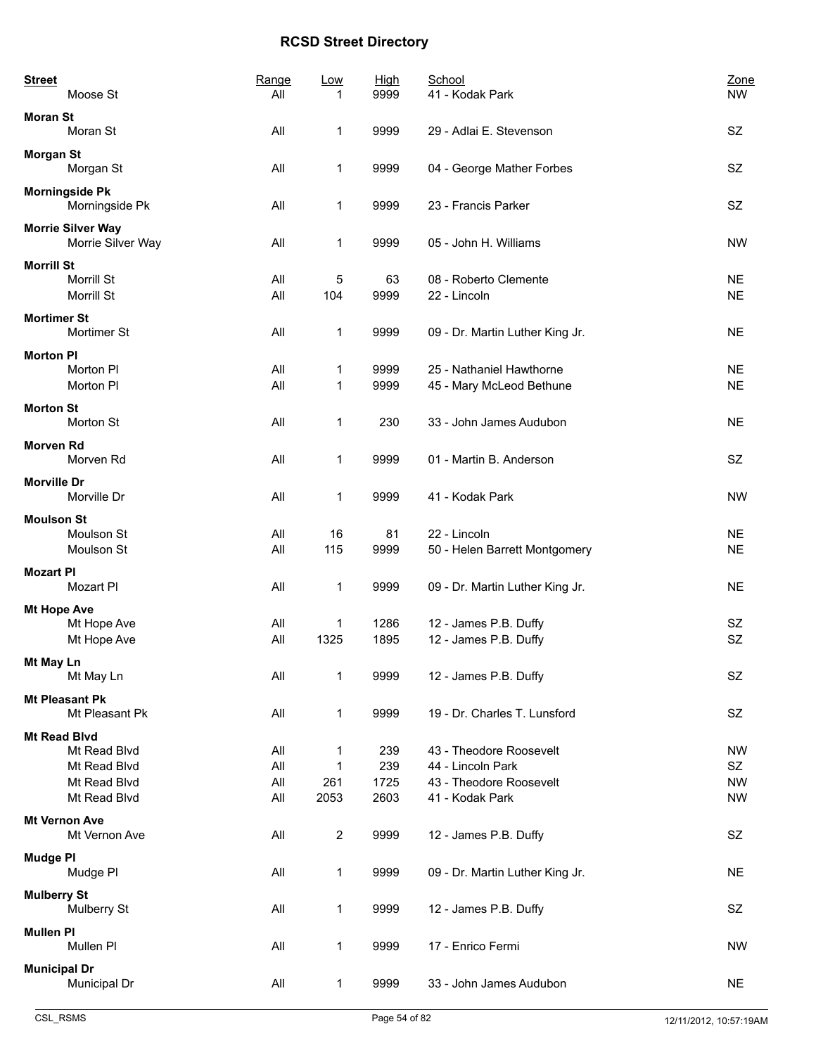# RCSD Street Directory

| Street | Range | Low | High | School | Zone |
|---|---|---|---|---|---|
| Moose St | All | 1 | 9999 | 41 - Kodak Park | NW |
| **Moran St** | | | | | |
| Moran St | All | 1 | 9999 | 29 - Adlai E. Stevenson | SZ |
| **Morgan St** | | | | | |
| Morgan St | All | 1 | 9999 | 04 - George Mather Forbes | SZ |
| **Morningside Pk** | | | | | |
| Morningside Pk | All | 1 | 9999 | 23 - Francis Parker | SZ |
| **Morrie Silver Way** | | | | | |
| Morrie Silver Way | All | 1 | 9999 | 05 - John H. Williams | NW |
| **Morrill St** | | | | | |
| Morrill St | All | 5 | 63 | 08 - Roberto Clemente | NE |
| Morrill St | All | 104 | 9999 | 22 - Lincoln | NE |
| **Mortimer St** | | | | | |
| Mortimer St | All | 1 | 9999 | 09 - Dr. Martin Luther King Jr. | NE |
| **Morton Pl** | | | | | |
| Morton Pl | All | 1 | 9999 | 25 - Nathaniel Hawthorne | NE |
| Morton Pl | All | 1 | 9999 | 45 - Mary McLeod Bethune | NE |
| **Morton St** | | | | | |
| Morton St | All | 1 | 230 | 33 - John James Audubon | NE |
| **Morven Rd** | | | | | |
| Morven Rd | All | 1 | 9999 | 01 - Martin B. Anderson | SZ |
| **Morville Dr** | | | | | |
| Morville Dr | All | 1 | 9999 | 41 - Kodak Park | NW |
| **Moulson St** | | | | | |
| Moulson St | All | 16 | 81 | 22 - Lincoln | NE |
| Moulson St | All | 115 | 9999 | 50 - Helen Barrett Montgomery | NE |
| **Mozart Pl** | | | | | |
| Mozart Pl | All | 1 | 9999 | 09 - Dr. Martin Luther King Jr. | NE |
| **Mt Hope Ave** | | | | | |
| Mt Hope Ave | All | 1 | 1286 | 12 - James P.B. Duffy | SZ |
| Mt Hope Ave | All | 1325 | 1895 | 12 - James P.B. Duffy | SZ |
| **Mt May Ln** | | | | | |
| Mt May Ln | All | 1 | 9999 | 12 - James P.B. Duffy | SZ |
| **Mt Pleasant Pk** | | | | | |
| Mt Pleasant Pk | All | 1 | 9999 | 19 - Dr. Charles T. Lunsford | SZ |
| **Mt Read Blvd** | | | | | |
| Mt Read Blvd | All | 1 | 239 | 43 - Theodore Roosevelt | NW |
| Mt Read Blvd | All | 1 | 239 | 44 - Lincoln Park | SZ |
| Mt Read Blvd | All | 261 | 1725 | 43 - Theodore Roosevelt | NW |
| Mt Read Blvd | All | 2053 | 2603 | 41 - Kodak Park | NW |
| **Mt Vernon Ave** | | | | | |
| Mt Vernon Ave | All | 2 | 9999 | 12 - James P.B. Duffy | SZ |
| **Mudge Pl** | | | | | |
| Mudge Pl | All | 1 | 9999 | 09 - Dr. Martin Luther King Jr. | NE |
| **Mulberry St** | | | | | |
| Mulberry St | All | 1 | 9999 | 12 - James P.B. Duffy | SZ |
| **Mullen Pl** | | | | | |
| Mullen Pl | All | 1 | 9999 | 17 - Enrico Fermi | NW |
| **Municipal Dr** | | | | | |
| Municipal Dr | All | 1 | 9999 | 33 - John James Audubon | NE |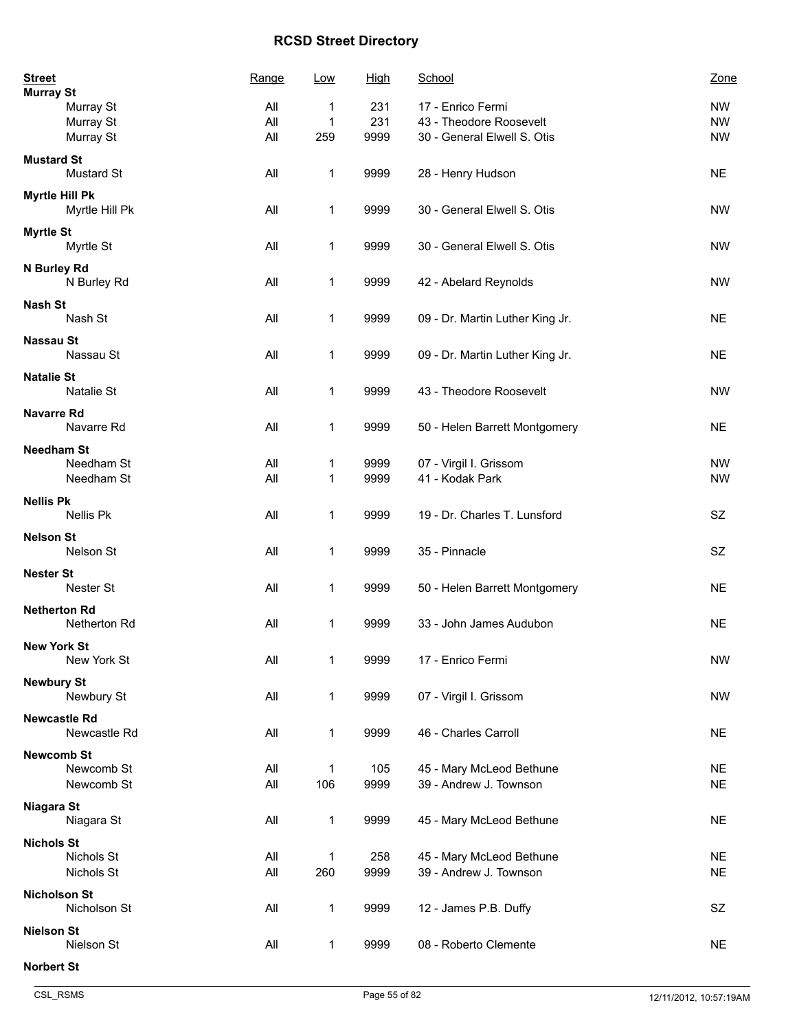## RCSD Street Directory

| Street | Range | Low | High | School | Zone |
|---|---|---|---|---|---|
| **Murray St** | | | | | |
| Murray St | All | 1 | 231 | 17 - Enrico Fermi | NW |
| Murray St | All | 1 | 231 | 43 - Theodore Roosevelt | NW |
| Murray St | All | 259 | 9999 | 30 - General Elwell S. Otis | NW |
| **Mustard St** | | | | | |
| Mustard St | All | 1 | 9999 | 28 - Henry Hudson | NE |
| **Myrtle Hill Pk** | | | | | |
| Myrtle Hill Pk | All | 1 | 9999 | 30 - General Elwell S. Otis | NW |
| **Myrtle St** | | | | | |
| Myrtle St | All | 1 | 9999 | 30 - General Elwell S. Otis | NW |
| **N Burley Rd** | | | | | |
| N Burley Rd | All | 1 | 9999 | 42 - Abelard Reynolds | NW |
| **Nash St** | | | | | |
| Nash St | All | 1 | 9999 | 09 - Dr. Martin Luther King Jr. | NE |
| **Nassau St** | | | | | |
| Nassau St | All | 1 | 9999 | 09 - Dr. Martin Luther King Jr. | NE |
| **Natalie St** | | | | | |
| Natalie St | All | 1 | 9999 | 43 - Theodore Roosevelt | NW |
| **Navarre Rd** | | | | | |
| Navarre Rd | All | 1 | 9999 | 50 - Helen Barrett Montgomery | NE |
| **Needham St** | | | | | |
| Needham St | All | 1 | 9999 | 07 - Virgil I. Grissom | NW |
| Needham St | All | 1 | 9999 | 41 - Kodak Park | NW |
| **Nellis Pk** | | | | | |
| Nellis Pk | All | 1 | 9999 | 19 - Dr. Charles T. Lunsford | SZ |
| **Nelson St** | | | | | |
| Nelson St | All | 1 | 9999 | 35 - Pinnacle | SZ |
| **Nester St** | | | | | |
| Nester St | All | 1 | 9999 | 50 - Helen Barrett Montgomery | NE |
| **Netherton Rd** | | | | | |
| Netherton Rd | All | 1 | 9999 | 33 - John James Audubon | NE |
| **New York St** | | | | | |
| New York St | All | 1 | 9999 | 17 - Enrico Fermi | NW |
| **Newbury St** | | | | | |
| Newbury St | All | 1 | 9999 | 07 - Virgil I. Grissom | NW |
| **Newcastle Rd** | | | | | |
| Newcastle Rd | All | 1 | 9999 | 46 - Charles Carroll | NE |
| **Newcomb St** | | | | | |
| Newcomb St | All | 1 | 105 | 45 - Mary McLeod Bethune | NE |
| Newcomb St | All | 106 | 9999 | 39 - Andrew J. Townson | NE |
| **Niagara St** | | | | | |
| Niagara St | All | 1 | 9999 | 45 - Mary McLeod Bethune | NE |
| **Nichols St** | | | | | |
| Nichols St | All | 1 | 258 | 45 - Mary McLeod Bethune | NE |
| Nichols St | All | 260 | 9999 | 39 - Andrew J. Townson | NE |
| **Nicholson St** | | | | | |
| Nicholson St | All | 1 | 9999 | 12 - James P.B. Duffy | SZ |
| **Nielson St** | | | | | |
| Nielson St | All | 1 | 9999 | 08 - Roberto Clemente | NE |
| **Norbert St** | | | | | |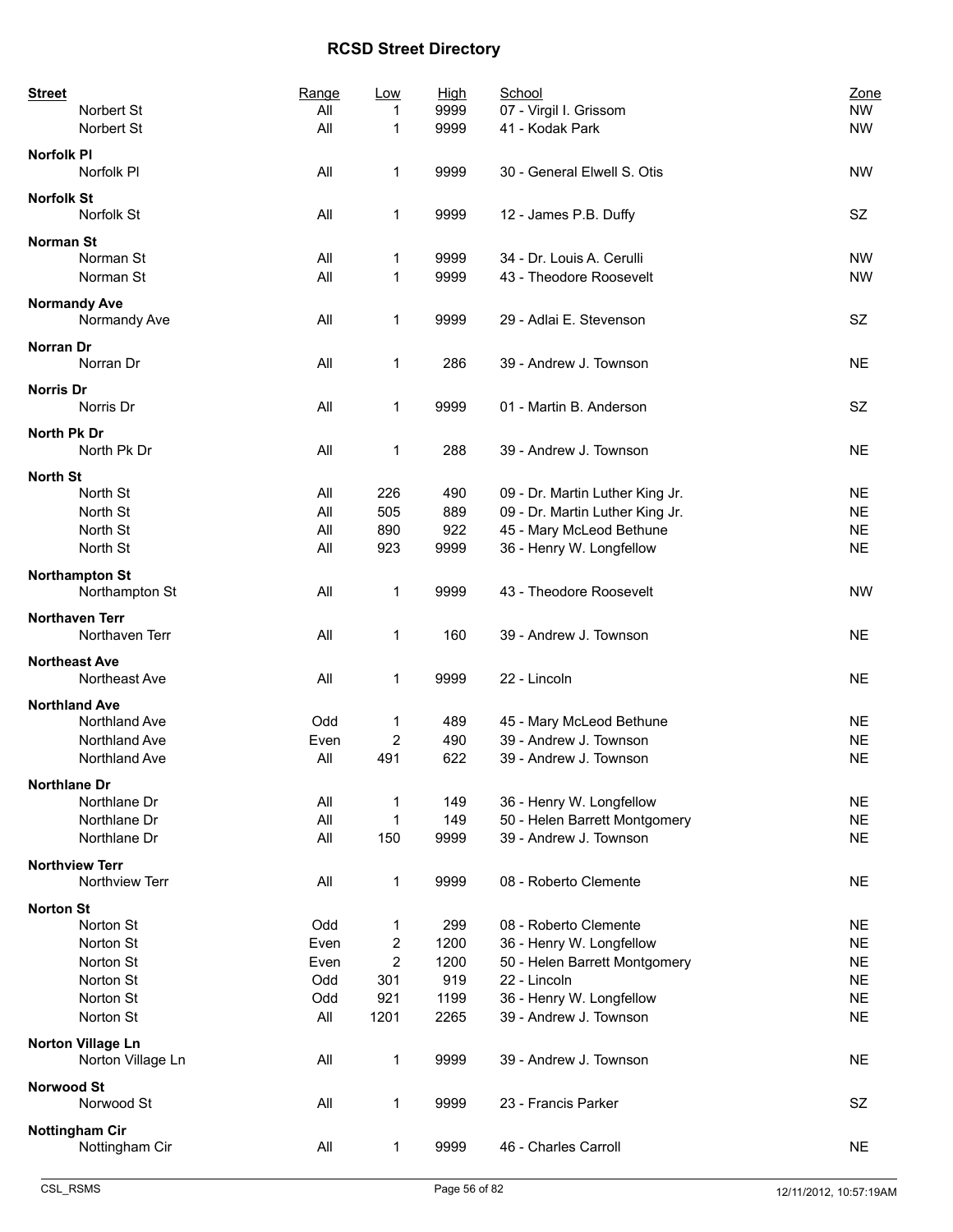# RCSD Street Directory

| Street | Range | Low | High | School | Zone |
|---|---|---|---|---|---|
| Norbert St | All | 1 | 9999 | 07 - Virgil I. Grissom | NW |
| Norbert St | All | 1 | 9999 | 41 - Kodak Park | NW |
| **Norfolk Pl** | | | | | |
| Norfolk Pl | All | 1 | 9999 | 30 - General Elwell S. Otis | NW |
| **Norfolk St** | | | | | |
| Norfolk St | All | 1 | 9999 | 12 - James P.B. Duffy | SZ |
| **Norman St** | | | | | |
| Norman St | All | 1 | 9999 | 34 - Dr. Louis A. Cerulli | NW |
| Norman St | All | 1 | 9999 | 43 - Theodore Roosevelt | NW |
| **Normandy Ave** | | | | | |
| Normandy Ave | All | 1 | 9999 | 29 - Adlai E. Stevenson | SZ |
| **Norran Dr** | | | | | |
| Norran Dr | All | 1 | 286 | 39 - Andrew J. Townson | NE |
| **Norris Dr** | | | | | |
| Norris Dr | All | 1 | 9999 | 01 - Martin B. Anderson | SZ |
| **North Pk Dr** | | | | | |
| North Pk Dr | All | 1 | 288 | 39 - Andrew J. Townson | NE |
| **North St** | | | | | |
| North St | All | 226 | 490 | 09 - Dr. Martin Luther King Jr. | NE |
| North St | All | 505 | 889 | 09 - Dr. Martin Luther King Jr. | NE |
| North St | All | 890 | 922 | 45 - Mary McLeod Bethune | NE |
| North St | All | 923 | 9999 | 36 - Henry W. Longfellow | NE |
| **Northampton St** | | | | | |
| Northampton St | All | 1 | 9999 | 43 - Theodore Roosevelt | NW |
| **Northaven Terr** | | | | | |
| Northaven Terr | All | 1 | 160 | 39 - Andrew J. Townson | NE |
| **Northeast Ave** | | | | | |
| Northeast Ave | All | 1 | 9999 | 22 - Lincoln | NE |
| **Northland Ave** | | | | | |
| Northland Ave | Odd | 1 | 489 | 45 - Mary McLeod Bethune | NE |
| Northland Ave | Even | 2 | 490 | 39 - Andrew J. Townson | NE |
| Northland Ave | All | 491 | 622 | 39 - Andrew J. Townson | NE |
| **Northlane Dr** | | | | | |
| Northlane Dr | All | 1 | 149 | 36 - Henry W. Longfellow | NE |
| Northlane Dr | All | 1 | 149 | 50 - Helen Barrett Montgomery | NE |
| Northlane Dr | All | 150 | 9999 | 39 - Andrew J. Townson | NE |
| **Northview Terr** | | | | | |
| Northview Terr | All | 1 | 9999 | 08 - Roberto Clemente | NE |
| **Norton St** | | | | | |
| Norton St | Odd | 1 | 299 | 08 - Roberto Clemente | NE |
| Norton St | Even | 2 | 1200 | 36 - Henry W. Longfellow | NE |
| Norton St | Even | 2 | 1200 | 50 - Helen Barrett Montgomery | NE |
| Norton St | Odd | 301 | 919 | 22 - Lincoln | NE |
| Norton St | Odd | 921 | 1199 | 36 - Henry W. Longfellow | NE |
| Norton St | All | 1201 | 2265 | 39 - Andrew J. Townson | NE |
| **Norton Village Ln** | | | | | |
| Norton Village Ln | All | 1 | 9999 | 39 - Andrew J. Townson | NE |
| **Norwood St** | | | | | |
| Norwood St | All | 1 | 9999 | 23 - Francis Parker | SZ |
| **Nottingham Cir** | | | | | |
| Nottingham Cir | All | 1 | 9999 | 46 - Charles Carroll | NE |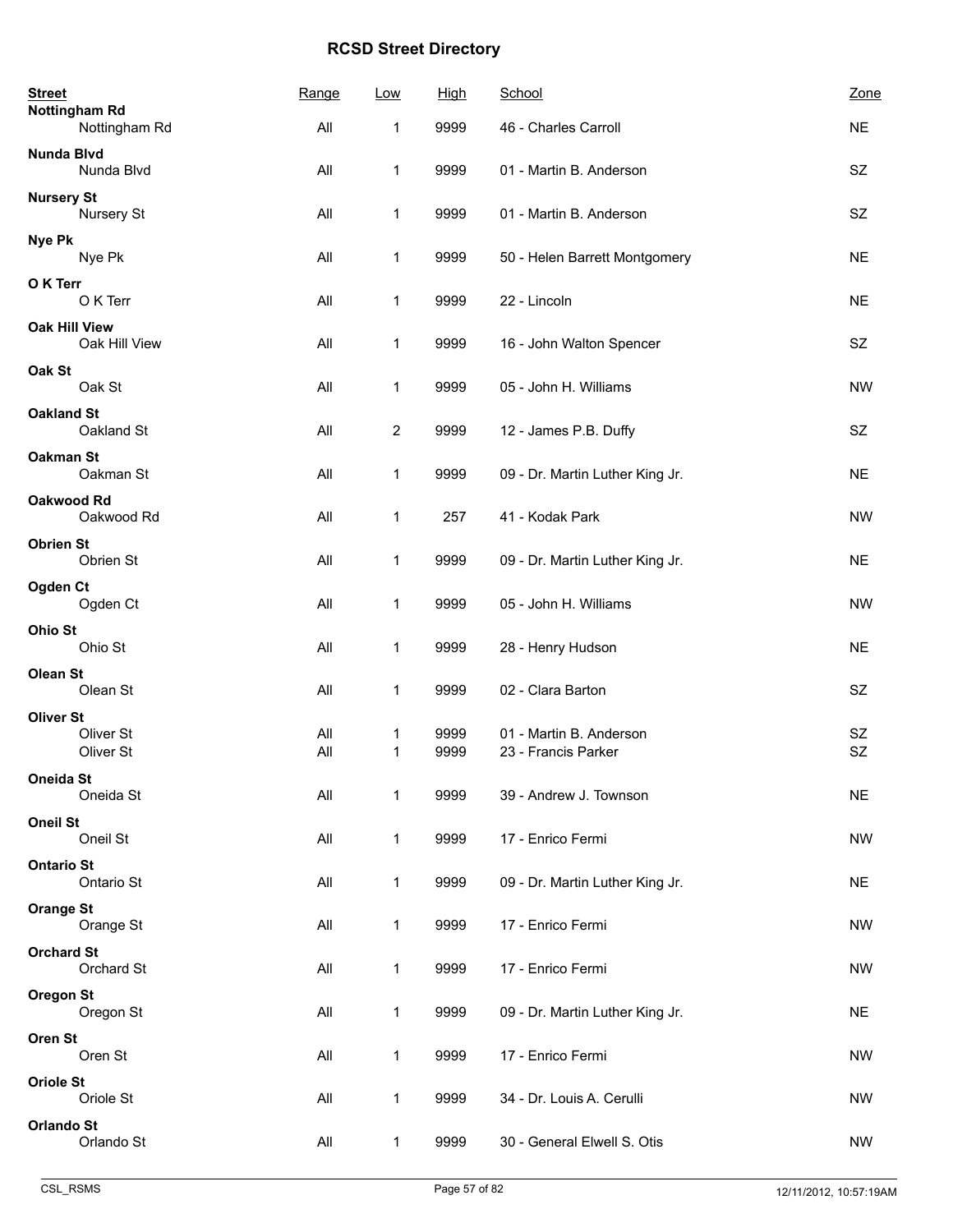# RCSD Street Directory

| Street | Range | Low | High | School | Zone |
|---|---|---|---|---|---|
| **Nottingham Rd** | | | | | |
| Nottingham Rd | All | 1 | 9999 | 46 - Charles Carroll | NE |
| **Nunda Blvd** | | | | | |
| Nunda Blvd | All | 1 | 9999 | 01 - Martin B. Anderson | SZ |
| **Nursery St** | | | | | |
| Nursery St | All | 1 | 9999 | 01 - Martin B. Anderson | SZ |
| **Nye Pk** | | | | | |
| Nye Pk | All | 1 | 9999 | 50 - Helen Barrett Montgomery | NE |
| **O K Terr** | | | | | |
| O K Terr | All | 1 | 9999 | 22 - Lincoln | NE |
| **Oak Hill View** | | | | | |
| Oak Hill View | All | 1 | 9999 | 16 - John Walton Spencer | SZ |
| **Oak St** | | | | | |
| Oak St | All | 1 | 9999 | 05 - John H. Williams | NW |
| **Oakland St** | | | | | |
| Oakland St | All | 2 | 9999 | 12 - James P.B. Duffy | SZ |
| **Oakman St** | | | | | |
| Oakman St | All | 1 | 9999 | 09 - Dr. Martin Luther King Jr. | NE |
| **Oakwood Rd** | | | | | |
| Oakwood Rd | All | 1 | 257 | 41 - Kodak Park | NW |
| **Obrien St** | | | | | |
| Obrien St | All | 1 | 9999 | 09 - Dr. Martin Luther King Jr. | NE |
| **Ogden Ct** | | | | | |
| Ogden Ct | All | 1 | 9999 | 05 - John H. Williams | NW |
| **Ohio St** | | | | | |
| Ohio St | All | 1 | 9999 | 28 - Henry Hudson | NE |
| **Olean St** | | | | | |
| Olean St | All | 1 | 9999 | 02 - Clara Barton | SZ |
| **Oliver St** | | | | | |
| Oliver St | All | 1 | 9999 | 01 - Martin B. Anderson | SZ |
| Oliver St | All | 1 | 9999 | 23 - Francis Parker | SZ |
| **Oneida St** | | | | | |
| Oneida St | All | 1 | 9999 | 39 - Andrew J. Townson | NE |
| **Oneil St** | | | | | |
| Oneil St | All | 1 | 9999 | 17 - Enrico Fermi | NW |
| **Ontario St** | | | | | |
| Ontario St | All | 1 | 9999 | 09 - Dr. Martin Luther King Jr. | NE |
| **Orange St** | | | | | |
| Orange St | All | 1 | 9999 | 17 - Enrico Fermi | NW |
| **Orchard St** | | | | | |
| Orchard St | All | 1 | 9999 | 17 - Enrico Fermi | NW |
| **Oregon St** | | | | | |
| Oregon St | All | 1 | 9999 | 09 - Dr. Martin Luther King Jr. | NE |
| **Oren St** | | | | | |
| Oren St | All | 1 | 9999 | 17 - Enrico Fermi | NW |
| **Oriole St** | | | | | |
| Oriole St | All | 1 | 9999 | 34 - Dr. Louis A. Cerulli | NW |
| **Orlando St** | | | | | |
| Orlando St | All | 1 | 9999 | 30 - General Elwell S. Otis | NW |

CSL_RSMS 12/11/2012, 10:57:19AM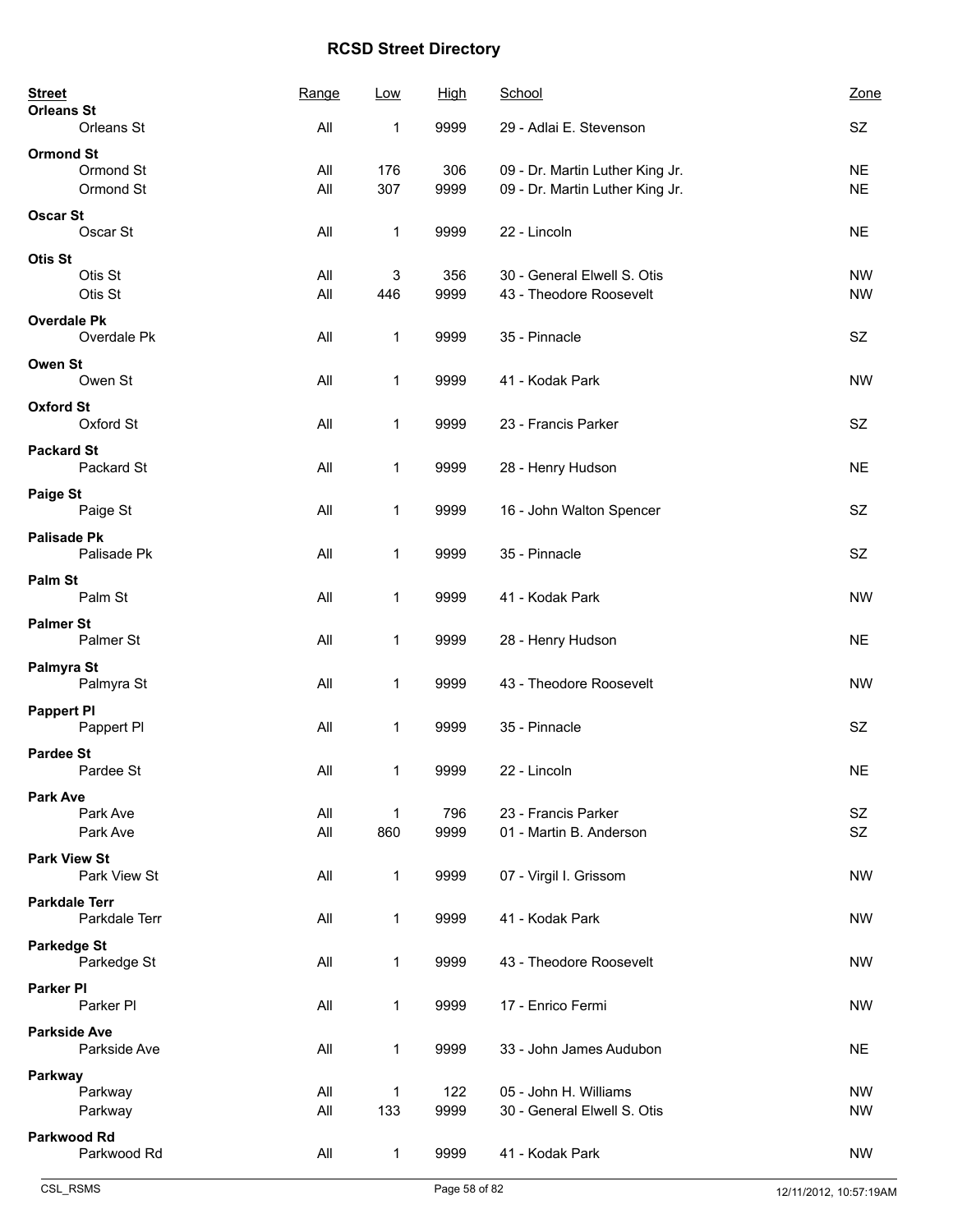# RCSD Street Directory

| Street | Range | Low | High | School | Zone |
|---|---|---|---|---|---|
| **Orleans St** | | | | | |
| Orleans St | All | 1 | 9999 | 29 - Adlai E. Stevenson | SZ |
| **Ormond St** | | | | | |
| Ormond St | All | 176 | 306 | 09 - Dr. Martin Luther King Jr. | NE |
| Ormond St | All | 307 | 9999 | 09 - Dr. Martin Luther King Jr. | NE |
| **Oscar St** | | | | | |
| Oscar St | All | 1 | 9999 | 22 - Lincoln | NE |
| **Otis St** | | | | | |
| Otis St | All | 3 | 356 | 30 - General Elwell S. Otis | NW |
| Otis St | All | 446 | 9999 | 43 - Theodore Roosevelt | NW |
| **Overdale Pk** | | | | | |
| Overdale Pk | All | 1 | 9999 | 35 - Pinnacle | SZ |
| **Owen St** | | | | | |
| Owen St | All | 1 | 9999 | 41 - Kodak Park | NW |
| **Oxford St** | | | | | |
| Oxford St | All | 1 | 9999 | 23 - Francis Parker | SZ |
| **Packard St** | | | | | |
| Packard St | All | 1 | 9999 | 28 - Henry Hudson | NE |
| **Paige St** | | | | | |
| Paige St | All | 1 | 9999 | 16 - John Walton Spencer | SZ |
| **Palisade Pk** | | | | | |
| Palisade Pk | All | 1 | 9999 | 35 - Pinnacle | SZ |
| **Palm St** | | | | | |
| Palm St | All | 1 | 9999 | 41 - Kodak Park | NW |
| **Palmer St** | | | | | |
| Palmer St | All | 1 | 9999 | 28 - Henry Hudson | NE |
| **Palmyra St** | | | | | |
| Palmyra St | All | 1 | 9999 | 43 - Theodore Roosevelt | NW |
| **Pappert Pl** | | | | | |
| Pappert Pl | All | 1 | 9999 | 35 - Pinnacle | SZ |
| **Pardee St** | | | | | |
| Pardee St | All | 1 | 9999 | 22 - Lincoln | NE |
| **Park Ave** | | | | | |
| Park Ave | All | 1 | 796 | 23 - Francis Parker | SZ |
| Park Ave | All | 860 | 9999 | 01 - Martin B. Anderson | SZ |
| **Park View St** | | | | | |
| Park View St | All | 1 | 9999 | 07 - Virgil I. Grissom | NW |
| **Parkdale Terr** | | | | | |
| Parkdale Terr | All | 1 | 9999 | 41 - Kodak Park | NW |
| **Parkedge St** | | | | | |
| Parkedge St | All | 1 | 9999 | 43 - Theodore Roosevelt | NW |
| **Parker Pl** | | | | | |
| Parker Pl | All | 1 | 9999 | 17 - Enrico Fermi | NW |
| **Parkside Ave** | | | | | |
| Parkside Ave | All | 1 | 9999 | 33 - John James Audubon | NE |
| **Parkway** | | | | | |
| Parkway | All | 1 | 122 | 05 - John H. Williams | NW |
| Parkway | All | 133 | 9999 | 30 - General Elwell S. Otis | NW |
| **Parkwood Rd** | | | | | |
| Parkwood Rd | All | 1 | 9999 | 41 - Kodak Park | NW |

CSL_RSMS 12/11/2012, 10:57:19AM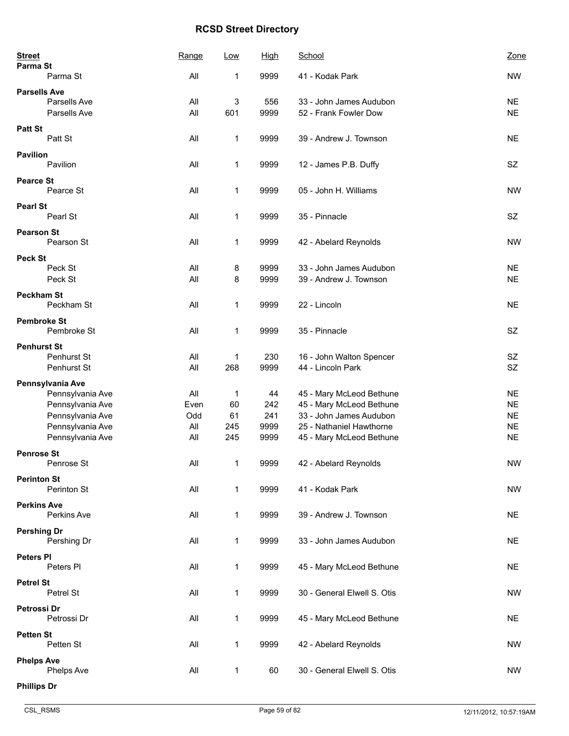# RCSD Street Directory

| Street | Range | Low | High | School | Zone |
|---|---|---|---|---|---|
| **Parma St** | | | | | |
| Parma St | All | 1 | 9999 | 41 - Kodak Park | NW |
| **Parsells Ave** | | | | | |
| Parsells Ave | All | 3 | 556 | 33 - John James Audubon | NE |
| Parsells Ave | All | 601 | 9999 | 52 - Frank Fowler Dow | NE |
| **Patt St** | | | | | |
| Patt St | All | 1 | 9999 | 39 - Andrew J. Townson | NE |
| **Pavilion** | | | | | |
| Pavilion | All | 1 | 9999 | 12 - James P.B. Duffy | SZ |
| **Pearce St** | | | | | |
| Pearce St | All | 1 | 9999 | 05 - John H. Williams | NW |
| **Pearl St** | | | | | |
| Pearl St | All | 1 | 9999 | 35 - Pinnacle | SZ |
| **Pearson St** | | | | | |
| Pearson St | All | 1 | 9999 | 42 - Abelard Reynolds | NW |
| **Peck St** | | | | | |
| Peck St | All | 8 | 9999 | 33 - John James Audubon | NE |
| Peck St | All | 8 | 9999 | 39 - Andrew J. Townson | NE |
| **Peckham St** | | | | | |
| Peckham St | All | 1 | 9999 | 22 - Lincoln | NE |
| **Pembroke St** | | | | | |
| Pembroke St | All | 1 | 9999 | 35 - Pinnacle | SZ |
| **Penhurst St** | | | | | |
| Penhurst St | All | 1 | 230 | 16 - John Walton Spencer | SZ |
| Penhurst St | All | 268 | 9999 | 44 - Lincoln Park | SZ |
| **Pennsylvania Ave** | | | | | |
| Pennsylvania Ave | All | 1 | 44 | 45 - Mary McLeod Bethune | NE |
| Pennsylvania Ave | Even | 60 | 242 | 45 - Mary McLeod Bethune | NE |
| Pennsylvania Ave | Odd | 61 | 241 | 33 - John James Audubon | NE |
| Pennsylvania Ave | All | 245 | 9999 | 25 - Nathaniel Hawthorne | NE |
| Pennsylvania Ave | All | 245 | 9999 | 45 - Mary McLeod Bethune | NE |
| **Penrose St** | | | | | |
| Penrose St | All | 1 | 9999 | 42 - Abelard Reynolds | NW |
| **Perinton St** | | | | | |
| Perinton St | All | 1 | 9999 | 41 - Kodak Park | NW |
| **Perkins Ave** | | | | | |
| Perkins Ave | All | 1 | 9999 | 39 - Andrew J. Townson | NE |
| **Pershing Dr** | | | | | |
| Pershing Dr | All | 1 | 9999 | 33 - John James Audubon | NE |
| **Peters Pl** | | | | | |
| Peters Pl | All | 1 | 9999 | 45 - Mary McLeod Bethune | NE |
| **Petrel St** | | | | | |
| Petrel St | All | 1 | 9999 | 30 - General Elwell S. Otis | NW |
| **Petrossi Dr** | | | | | |
| Petrossi Dr | All | 1 | 9999 | 45 - Mary McLeod Bethune | NE |
| **Petten St** | | | | | |
| Petten St | All | 1 | 9999 | 42 - Abelard Reynolds | NW |
| **Phelps Ave** | | | | | |
| Phelps Ave | All | 1 | 60 | 30 - General Elwell S. Otis | NW |
| **Phillips Dr** | | | | | |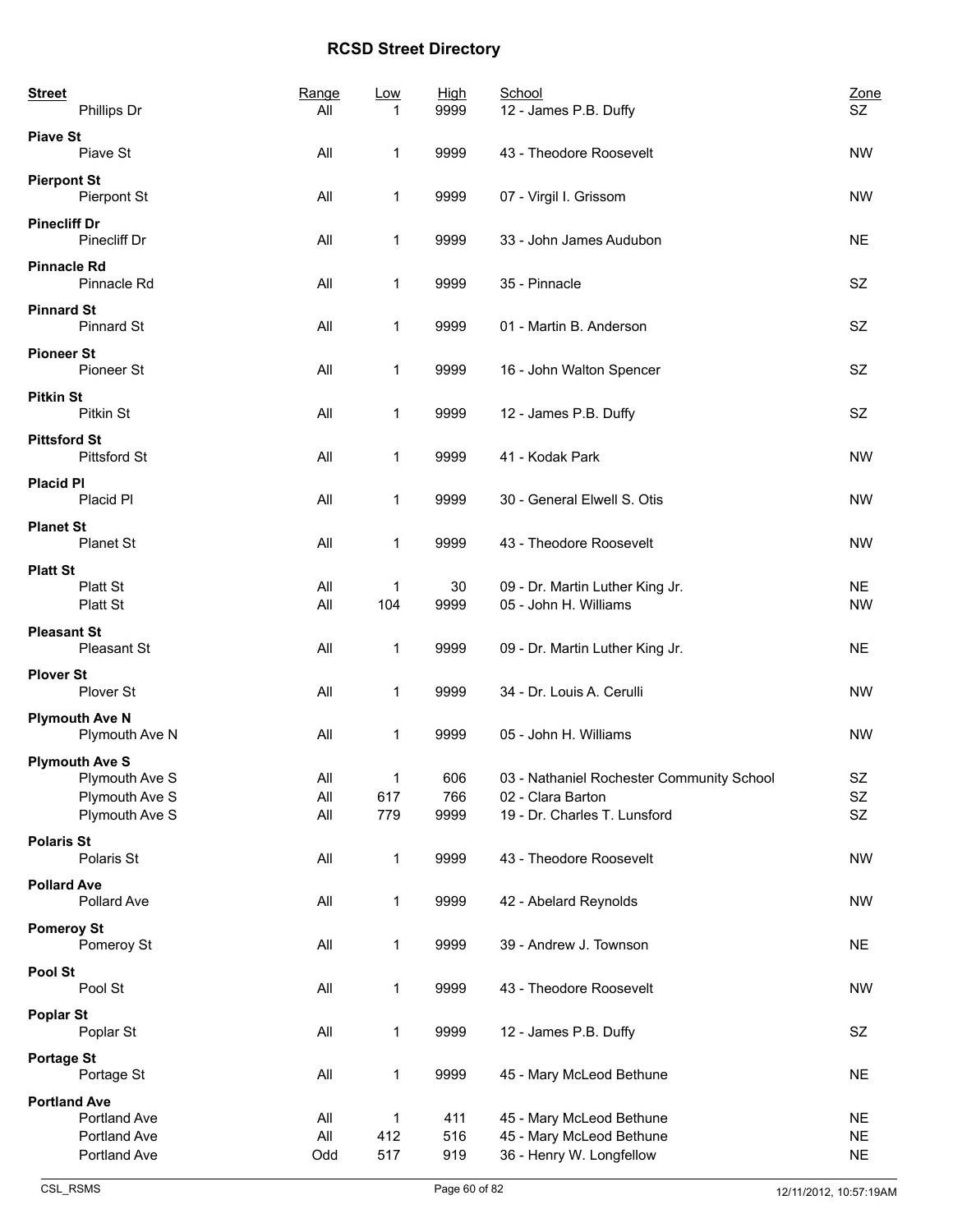# RCSD Street Directory

| Street | Range | Low | High | School | Zone |
|---|---|---|---|---|---|
| Phillips Dr | All | 1 | 9999 | 12 - James P.B. Duffy | SZ |
| **Piave St** | | | | | |
| Piave St | All | 1 | 9999 | 43 - Theodore Roosevelt | NW |
| **Pierpont St** | | | | | |
| Pierpont St | All | 1 | 9999 | 07 - Virgil I. Grissom | NW |
| **Pinecliff Dr** | | | | | |
| Pinecliff Dr | All | 1 | 9999 | 33 - John James Audubon | NE |
| **Pinnacle Rd** | | | | | |
| Pinnacle Rd | All | 1 | 9999 | 35 - Pinnacle | SZ |
| **Pinnard St** | | | | | |
| Pinnard St | All | 1 | 9999 | 01 - Martin B. Anderson | SZ |
| **Pioneer St** | | | | | |
| Pioneer St | All | 1 | 9999 | 16 - John Walton Spencer | SZ |
| **Pitkin St** | | | | | |
| Pitkin St | All | 1 | 9999 | 12 - James P.B. Duffy | SZ |
| **Pittsford St** | | | | | |
| Pittsford St | All | 1 | 9999 | 41 - Kodak Park | NW |
| **Placid Pl** | | | | | |
| Placid Pl | All | 1 | 9999 | 30 - General Elwell S. Otis | NW |
| **Planet St** | | | | | |
| Planet St | All | 1 | 9999 | 43 - Theodore Roosevelt | NW |
| **Platt St** | | | | | |
| Platt St | All | 1 | 30 | 09 - Dr. Martin Luther King Jr. | NE |
| Platt St | All | 104 | 9999 | 05 - John H. Williams | NW |
| **Pleasant St** | | | | | |
| Pleasant St | All | 1 | 9999 | 09 - Dr. Martin Luther King Jr. | NE |
| **Plover St** | | | | | |
| Plover St | All | 1 | 9999 | 34 - Dr. Louis A. Cerulli | NW |
| **Plymouth Ave N** | | | | | |
| Plymouth Ave N | All | 1 | 9999 | 05 - John H. Williams | NW |
| **Plymouth Ave S** | | | | | |
| Plymouth Ave S | All | 1 | 606 | 03 - Nathaniel Rochester Community School | SZ |
| Plymouth Ave S | All | 617 | 766 | 02 - Clara Barton | SZ |
| Plymouth Ave S | All | 779 | 9999 | 19 - Dr. Charles T. Lunsford | SZ |
| **Polaris St** | | | | | |
| Polaris St | All | 1 | 9999 | 43 - Theodore Roosevelt | NW |
| **Pollard Ave** | | | | | |
| Pollard Ave | All | 1 | 9999 | 42 - Abelard Reynolds | NW |
| **Pomeroy St** | | | | | |
| Pomeroy St | All | 1 | 9999 | 39 - Andrew J. Townson | NE |
| **Pool St** | | | | | |
| Pool St | All | 1 | 9999 | 43 - Theodore Roosevelt | NW |
| **Poplar St** | | | | | |
| Poplar St | All | 1 | 9999 | 12 - James P.B. Duffy | SZ |
| **Portage St** | | | | | |
| Portage St | All | 1 | 9999 | 45 - Mary McLeod Bethune | NE |
| **Portland Ave** | | | | | |
| Portland Ave | All | 1 | 411 | 45 - Mary McLeod Bethune | NE |
| Portland Ave | All | 412 | 516 | 45 - Mary McLeod Bethune | NE |
| Portland Ave | Odd | 517 | 919 | 36 - Henry W. Longfellow | NE |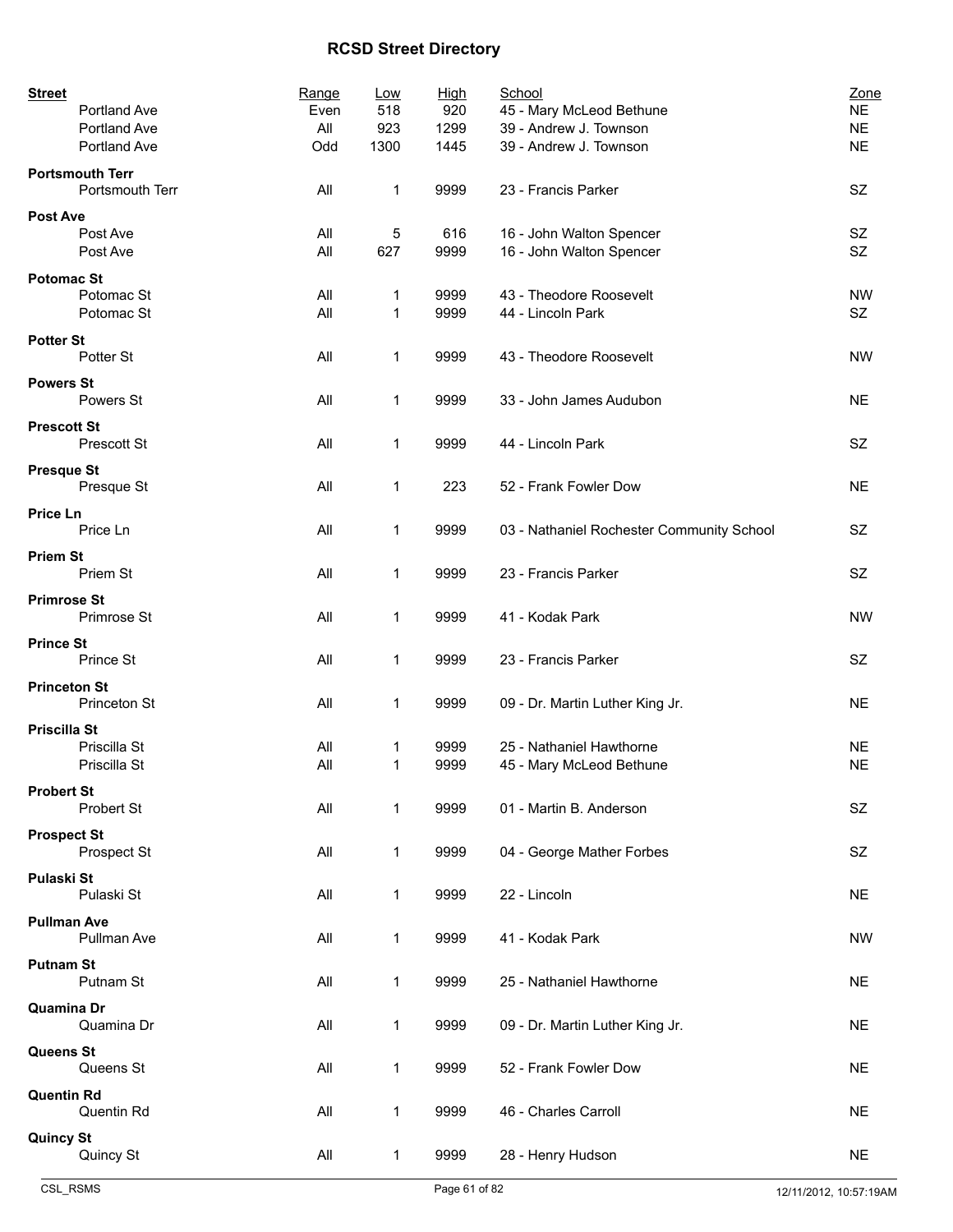# RCSD Street Directory

| Street | Range | Low | High | School | Zone |
|---|---|---|---|---|---|
| Portland Ave | Even | 518 | 920 | 45 - Mary McLeod Bethune | NE |
| Portland Ave | All | 923 | 1299 | 39 - Andrew J. Townson | NE |
| Portland Ave | Odd | 1300 | 1445 | 39 - Andrew J. Townson | NE |
| **Portsmouth Terr** | | | | | |
| Portsmouth Terr | All | 1 | 9999 | 23 - Francis Parker | SZ |
| **Post Ave** | | | | | |
| Post Ave | All | 5 | 616 | 16 - John Walton Spencer | SZ |
| Post Ave | All | 627 | 9999 | 16 - John Walton Spencer | SZ |
| **Potomac St** | | | | | |
| Potomac St | All | 1 | 9999 | 43 - Theodore Roosevelt | NW |
| Potomac St | All | 1 | 9999 | 44 - Lincoln Park | SZ |
| **Potter St** | | | | | |
| Potter St | All | 1 | 9999 | 43 - Theodore Roosevelt | NW |
| **Powers St** | | | | | |
| Powers St | All | 1 | 9999 | 33 - John James Audubon | NE |
| **Prescott St** | | | | | |
| Prescott St | All | 1 | 9999 | 44 - Lincoln Park | SZ |
| **Presque St** | | | | | |
| Presque St | All | 1 | 223 | 52 - Frank Fowler Dow | NE |
| **Price Ln** | | | | | |
| Price Ln | All | 1 | 9999 | 03 - Nathaniel Rochester Community School | SZ |
| **Priem St** | | | | | |
| Priem St | All | 1 | 9999 | 23 - Francis Parker | SZ |
| **Primrose St** | | | | | |
| Primrose St | All | 1 | 9999 | 41 - Kodak Park | NW |
| **Prince St** | | | | | |
| Prince St | All | 1 | 9999 | 23 - Francis Parker | SZ |
| **Princeton St** | | | | | |
| Princeton St | All | 1 | 9999 | 09 - Dr. Martin Luther King Jr. | NE |
| **Priscilla St** | | | | | |
| Priscilla St | All | 1 | 9999 | 25 - Nathaniel Hawthorne | NE |
| Priscilla St | All | 1 | 9999 | 45 - Mary McLeod Bethune | NE |
| **Probert St** | | | | | |
| Probert St | All | 1 | 9999 | 01 - Martin B. Anderson | SZ |
| **Prospect St** | | | | | |
| Prospect St | All | 1 | 9999 | 04 - George Mather Forbes | SZ |
| **Pulaski St** | | | | | |
| Pulaski St | All | 1 | 9999 | 22 - Lincoln | NE |
| **Pullman Ave** | | | | | |
| Pullman Ave | All | 1 | 9999 | 41 - Kodak Park | NW |
| **Putnam St** | | | | | |
| Putnam St | All | 1 | 9999 | 25 - Nathaniel Hawthorne | NE |
| **Quamina Dr** | | | | | |
| Quamina Dr | All | 1 | 9999 | 09 - Dr. Martin Luther King Jr. | NE |
| **Queens St** | | | | | |
| Queens St | All | 1 | 9999 | 52 - Frank Fowler Dow | NE |
| **Quentin Rd** | | | | | |
| Quentin Rd | All | 1 | 9999 | 46 - Charles Carroll | NE |
| **Quincy St** | | | | | |
| Quincy St | All | 1 | 9999 | 28 - Henry Hudson | NE |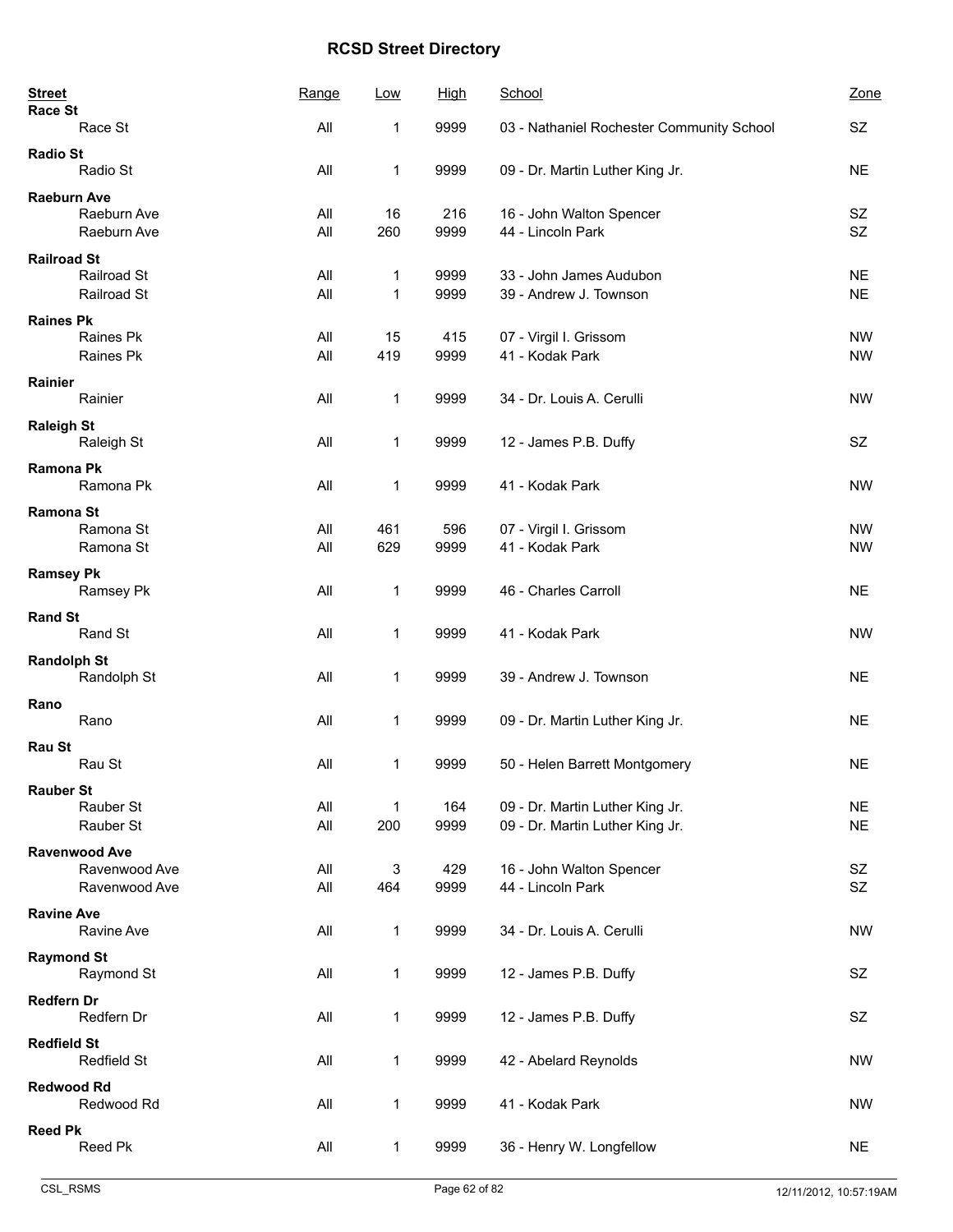# RCSD Street Directory

| Street | Range | Low | High | School | Zone |
|---|---|---|---|---|---|
| **Race St** | | | | | |
| Race St | All | 1 | 9999 | 03 - Nathaniel Rochester Community School | SZ |
| **Radio St** | | | | | |
| Radio St | All | 1 | 9999 | 09 - Dr. Martin Luther King Jr. | NE |
| **Raeburn Ave** | | | | | |
| Raeburn Ave | All | 16 | 216 | 16 - John Walton Spencer | SZ |
| Raeburn Ave | All | 260 | 9999 | 44 - Lincoln Park | SZ |
| **Railroad St** | | | | | |
| Railroad St | All | 1 | 9999 | 33 - John James Audubon | NE |
| Railroad St | All | 1 | 9999 | 39 - Andrew J. Townson | NE |
| **Raines Pk** | | | | | |
| Raines Pk | All | 15 | 415 | 07 - Virgil I. Grissom | NW |
| Raines Pk | All | 419 | 9999 | 41 - Kodak Park | NW |
| **Rainier** | | | | | |
| Rainier | All | 1 | 9999 | 34 - Dr. Louis A. Cerulli | NW |
| **Raleigh St** | | | | | |
| Raleigh St | All | 1 | 9999 | 12 - James P.B. Duffy | SZ |
| **Ramona Pk** | | | | | |
| Ramona Pk | All | 1 | 9999 | 41 - Kodak Park | NW |
| **Ramona St** | | | | | |
| Ramona St | All | 461 | 596 | 07 - Virgil I. Grissom | NW |
| Ramona St | All | 629 | 9999 | 41 - Kodak Park | NW |
| **Ramsey Pk** | | | | | |
| Ramsey Pk | All | 1 | 9999 | 46 - Charles Carroll | NE |
| **Rand St** | | | | | |
| Rand St | All | 1 | 9999 | 41 - Kodak Park | NW |
| **Randolph St** | | | | | |
| Randolph St | All | 1 | 9999 | 39 - Andrew J. Townson | NE |
| **Rano** | | | | | |
| Rano | All | 1 | 9999 | 09 - Dr. Martin Luther King Jr. | NE |
| **Rau St** | | | | | |
| Rau St | All | 1 | 9999 | 50 - Helen Barrett Montgomery | NE |
| **Rauber St** | | | | | |
| Rauber St | All | 1 | 164 | 09 - Dr. Martin Luther King Jr. | NE |
| Rauber St | All | 200 | 9999 | 09 - Dr. Martin Luther King Jr. | NE |
| **Ravenwood Ave** | | | | | |
| Ravenwood Ave | All | 3 | 429 | 16 - John Walton Spencer | SZ |
| Ravenwood Ave | All | 464 | 9999 | 44 - Lincoln Park | SZ |
| **Ravine Ave** | | | | | |
| Ravine Ave | All | 1 | 9999 | 34 - Dr. Louis A. Cerulli | NW |
| **Raymond St** | | | | | |
| Raymond St | All | 1 | 9999 | 12 - James P.B. Duffy | SZ |
| **Redfern Dr** | | | | | |
| Redfern Dr | All | 1 | 9999 | 12 - James P.B. Duffy | SZ |
| **Redfield St** | | | | | |
| Redfield St | All | 1 | 9999 | 42 - Abelard Reynolds | NW |
| **Redwood Rd** | | | | | |
| Redwood Rd | All | 1 | 9999 | 41 - Kodak Park | NW |
| **Reed Pk** | | | | | |
| Reed Pk | All | 1 | 9999 | 36 - Henry W. Longfellow | NE |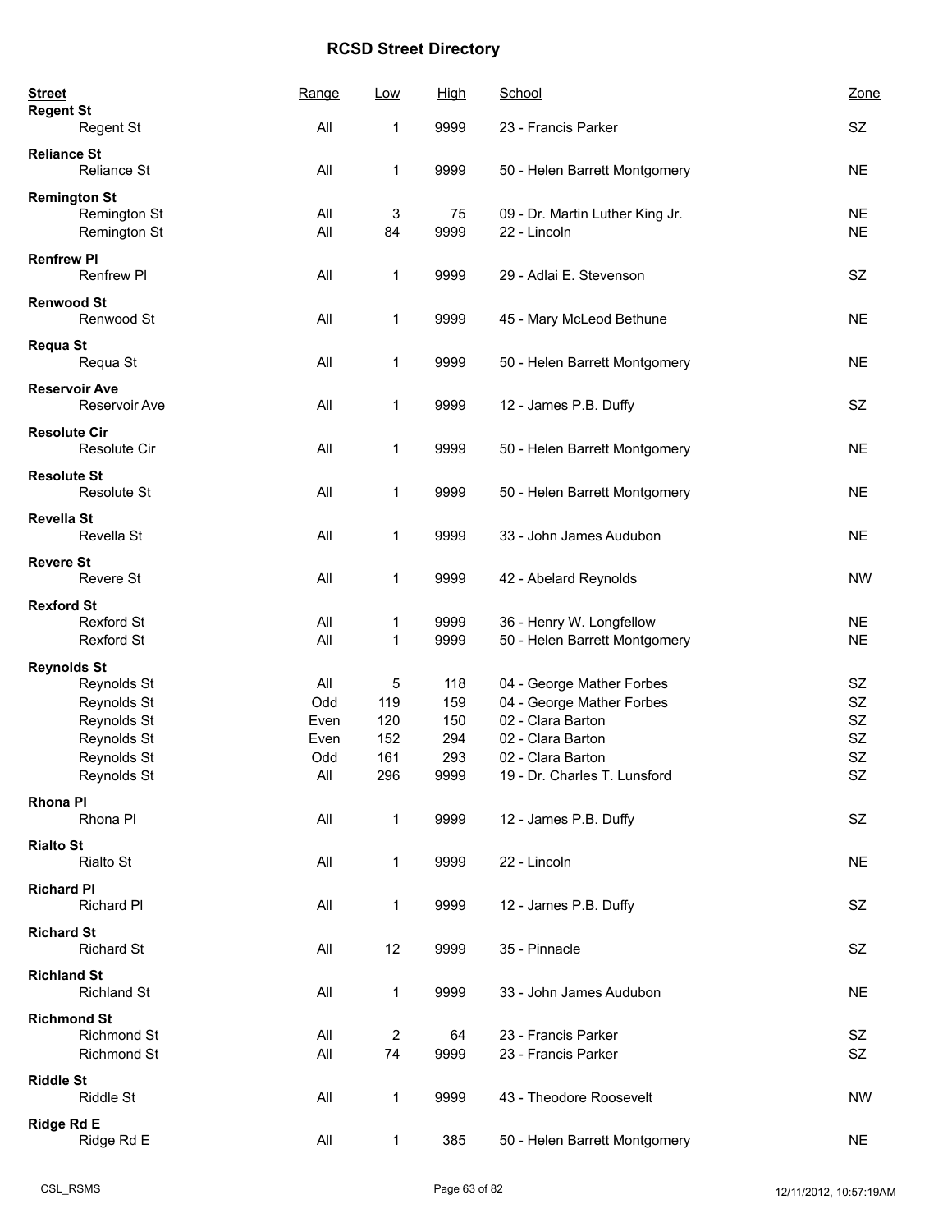# RCSD Street Directory

| Street | Range | Low | High | School | Zone |
|---|---|---|---|---|---|
| **Regent St** | | | | | |
| Regent St | All | 1 | 9999 | 23 - Francis Parker | SZ |
| **Reliance St** | | | | | |
| Reliance St | All | 1 | 9999 | 50 - Helen Barrett Montgomery | NE |
| **Remington St** | | | | | |
| Remington St | All | 3 | 75 | 09 - Dr. Martin Luther King Jr. | NE |
| Remington St | All | 84 | 9999 | 22 - Lincoln | NE |
| **Renfrew Pl** | | | | | |
| Renfrew Pl | All | 1 | 9999 | 29 - Adlai E. Stevenson | SZ |
| **Renwood St** | | | | | |
| Renwood St | All | 1 | 9999 | 45 - Mary McLeod Bethune | NE |
| **Requa St** | | | | | |
| Requa St | All | 1 | 9999 | 50 - Helen Barrett Montgomery | NE |
| **Reservoir Ave** | | | | | |
| Reservoir Ave | All | 1 | 9999 | 12 - James P.B. Duffy | SZ |
| **Resolute Cir** | | | | | |
| Resolute Cir | All | 1 | 9999 | 50 - Helen Barrett Montgomery | NE |
| **Resolute St** | | | | | |
| Resolute St | All | 1 | 9999 | 50 - Helen Barrett Montgomery | NE |
| **Revella St** | | | | | |
| Revella St | All | 1 | 9999 | 33 - John James Audubon | NE |
| **Revere St** | | | | | |
| Revere St | All | 1 | 9999 | 42 - Abelard Reynolds | NW |
| **Rexford St** | | | | | |
| Rexford St | All | 1 | 9999 | 36 - Henry W. Longfellow | NE |
| Rexford St | All | 1 | 9999 | 50 - Helen Barrett Montgomery | NE |
| **Reynolds St** | | | | | |
| Reynolds St | All | 5 | 118 | 04 - George Mather Forbes | SZ |
| Reynolds St | Odd | 119 | 159 | 04 - George Mather Forbes | SZ |
| Reynolds St | Even | 120 | 150 | 02 - Clara Barton | SZ |
| Reynolds St | Even | 152 | 294 | 02 - Clara Barton | SZ |
| Reynolds St | Odd | 161 | 293 | 02 - Clara Barton | SZ |
| Reynolds St | All | 296 | 9999 | 19 - Dr. Charles T. Lunsford | SZ |
| **Rhona Pl** | | | | | |
| Rhona Pl | All | 1 | 9999 | 12 - James P.B. Duffy | SZ |
| **Rialto St** | | | | | |
| Rialto St | All | 1 | 9999 | 22 - Lincoln | NE |
| **Richard Pl** | | | | | |
| Richard Pl | All | 1 | 9999 | 12 - James P.B. Duffy | SZ |
| **Richard St** | | | | | |
| Richard St | All | 12 | 9999 | 35 - Pinnacle | SZ |
| **Richland St** | | | | | |
| Richland St | All | 1 | 9999 | 33 - John James Audubon | NE |
| **Richmond St** | | | | | |
| Richmond St | All | 2 | 64 | 23 - Francis Parker | SZ |
| Richmond St | All | 74 | 9999 | 23 - Francis Parker | SZ |
| **Riddle St** | | | | | |
| Riddle St | All | 1 | 9999 | 43 - Theodore Roosevelt | NW |
| **Ridge Rd E** | | | | | |
| Ridge Rd E | All | 1 | 385 | 50 - Helen Barrett Montgomery | NE |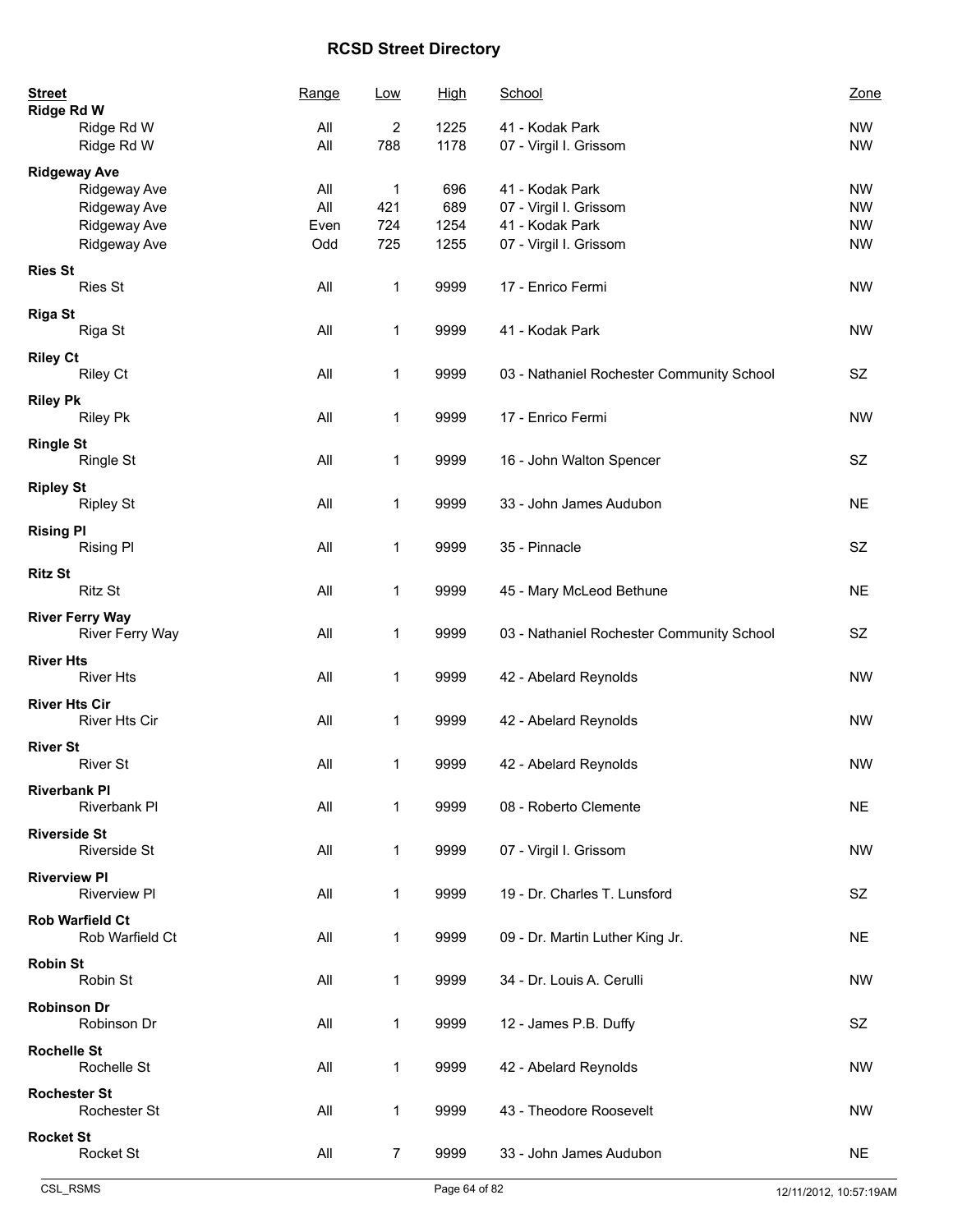# RCSD Street Directory

| Street | Range | Low | High | School | Zone |
|---|---|---|---|---|---|
| **Ridge Rd W** | | | | | |
| Ridge Rd W | All | 2 | 1225 | 41 - Kodak Park | NW |
| Ridge Rd W | All | 788 | 1178 | 07 - Virgil I. Grissom | NW |
| **Ridgeway Ave** | | | | | |
| Ridgeway Ave | All | 1 | 696 | 41 - Kodak Park | NW |
| Ridgeway Ave | All | 421 | 689 | 07 - Virgil I. Grissom | NW |
| Ridgeway Ave | Even | 724 | 1254 | 41 - Kodak Park | NW |
| Ridgeway Ave | Odd | 725 | 1255 | 07 - Virgil I. Grissom | NW |
| **Ries St** | | | | | |
| Ries St | All | 1 | 9999 | 17 - Enrico Fermi | NW |
| **Riga St** | | | | | |
| Riga St | All | 1 | 9999 | 41 - Kodak Park | NW |
| **Riley Ct** | | | | | |
| Riley Ct | All | 1 | 9999 | 03 - Nathaniel Rochester Community School | SZ |
| **Riley Pk** | | | | | |
| Riley Pk | All | 1 | 9999 | 17 - Enrico Fermi | NW |
| **Ringle St** | | | | | |
| Ringle St | All | 1 | 9999 | 16 - John Walton Spencer | SZ |
| **Ripley St** | | | | | |
| Ripley St | All | 1 | 9999 | 33 - John James Audubon | NE |
| **Rising Pl** | | | | | |
| Rising Pl | All | 1 | 9999 | 35 - Pinnacle | SZ |
| **Ritz St** | | | | | |
| Ritz St | All | 1 | 9999 | 45 - Mary McLeod Bethune | NE |
| **River Ferry Way** | | | | | |
| River Ferry Way | All | 1 | 9999 | 03 - Nathaniel Rochester Community School | SZ |
| **River Hts** | | | | | |
| River Hts | All | 1 | 9999 | 42 - Abelard Reynolds | NW |
| **River Hts Cir** | | | | | |
| River Hts Cir | All | 1 | 9999 | 42 - Abelard Reynolds | NW |
| **River St** | | | | | |
| River St | All | 1 | 9999 | 42 - Abelard Reynolds | NW |
| **Riverbank Pl** | | | | | |
| Riverbank Pl | All | 1 | 9999 | 08 - Roberto Clemente | NE |
| **Riverside St** | | | | | |
| Riverside St | All | 1 | 9999 | 07 - Virgil I. Grissom | NW |
| **Riverview Pl** | | | | | |
| Riverview Pl | All | 1 | 9999 | 19 - Dr. Charles T. Lunsford | SZ |
| **Rob Warfield Ct** | | | | | |
| Rob Warfield Ct | All | 1 | 9999 | 09 - Dr. Martin Luther King Jr. | NE |
| **Robin St** | | | | | |
| Robin St | All | 1 | 9999 | 34 - Dr. Louis A. Cerulli | NW |
| **Robinson Dr** | | | | | |
| Robinson Dr | All | 1 | 9999 | 12 - James P.B. Duffy | SZ |
| **Rochelle St** | | | | | |
| Rochelle St | All | 1 | 9999 | 42 - Abelard Reynolds | NW |
| **Rochester St** | | | | | |
| Rochester St | All | 1 | 9999 | 43 - Theodore Roosevelt | NW |
| **Rocket St** | | | | | |
| Rocket St | All | 7 | 9999 | 33 - John James Audubon | NE |

CSL_RSMS 12/11/2012, 10:57:19AM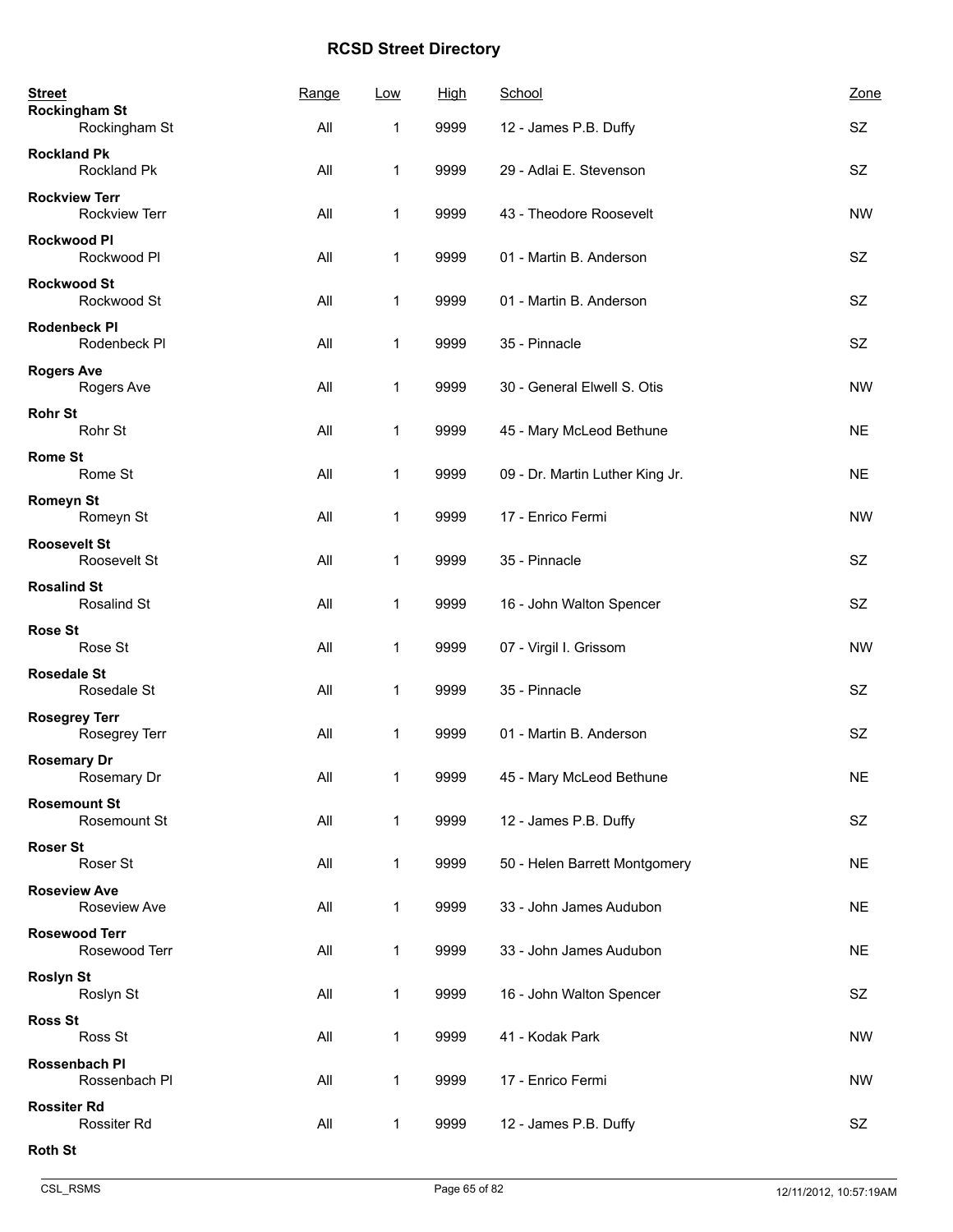# RCSD Street Directory

| Street | Range | Low | High | School | Zone |
|---|---|---|---|---|---|
| **Rockingham St** | | | | | |
| Rockingham St | All | 1 | 9999 | 12 - James P.B. Duffy | SZ |
| **Rockland Pk** | | | | | |
| Rockland Pk | All | 1 | 9999 | 29 - Adlai E. Stevenson | SZ |
| **Rockview Terr** | | | | | |
| Rockview Terr | All | 1 | 9999 | 43 - Theodore Roosevelt | NW |
| **Rockwood Pl** | | | | | |
| Rockwood Pl | All | 1 | 9999 | 01 - Martin B. Anderson | SZ |
| **Rockwood St** | | | | | |
| Rockwood St | All | 1 | 9999 | 01 - Martin B. Anderson | SZ |
| **Rodenbeck Pl** | | | | | |
| Rodenbeck Pl | All | 1 | 9999 | 35 - Pinnacle | SZ |
| **Rogers Ave** | | | | | |
| Rogers Ave | All | 1 | 9999 | 30 - General Elwell S. Otis | NW |
| **Rohr St** | | | | | |
| Rohr St | All | 1 | 9999 | 45 - Mary McLeod Bethune | NE |
| **Rome St** | | | | | |
| Rome St | All | 1 | 9999 | 09 - Dr. Martin Luther King Jr. | NE |
| **Romeyn St** | | | | | |
| Romeyn St | All | 1 | 9999 | 17 - Enrico Fermi | NW |
| **Roosevelt St** | | | | | |
| Roosevelt St | All | 1 | 9999 | 35 - Pinnacle | SZ |
| **Rosalind St** | | | | | |
| Rosalind St | All | 1 | 9999 | 16 - John Walton Spencer | SZ |
| **Rose St** | | | | | |
| Rose St | All | 1 | 9999 | 07 - Virgil I. Grissom | NW |
| **Rosedale St** | | | | | |
| Rosedale St | All | 1 | 9999 | 35 - Pinnacle | SZ |
| **Rosegrey Terr** | | | | | |
| Rosegrey Terr | All | 1 | 9999 | 01 - Martin B. Anderson | SZ |
| **Rosemary Dr** | | | | | |
| Rosemary Dr | All | 1 | 9999 | 45 - Mary McLeod Bethune | NE |
| **Rosemount St** | | | | | |
| Rosemount St | All | 1 | 9999 | 12 - James P.B. Duffy | SZ |
| **Roser St** | | | | | |
| Roser St | All | 1 | 9999 | 50 - Helen Barrett Montgomery | NE |
| **Roseview Ave** | | | | | |
| Roseview Ave | All | 1 | 9999 | 33 - John James Audubon | NE |
| **Rosewood Terr** | | | | | |
| Rosewood Terr | All | 1 | 9999 | 33 - John James Audubon | NE |
| **Roslyn St** | | | | | |
| Roslyn St | All | 1 | 9999 | 16 - John Walton Spencer | SZ |
| **Ross St** | | | | | |
| Ross St | All | 1 | 9999 | 41 - Kodak Park | NW |
| **Rossenbach Pl** | | | | | |
| Rossenbach Pl | All | 1 | 9999 | 17 - Enrico Fermi | NW |
| **Rossiter Rd** | | | | | |
| Rossiter Rd | All | 1 | 9999 | 12 - James P.B. Duffy | SZ |
| **Roth St** | | | | | |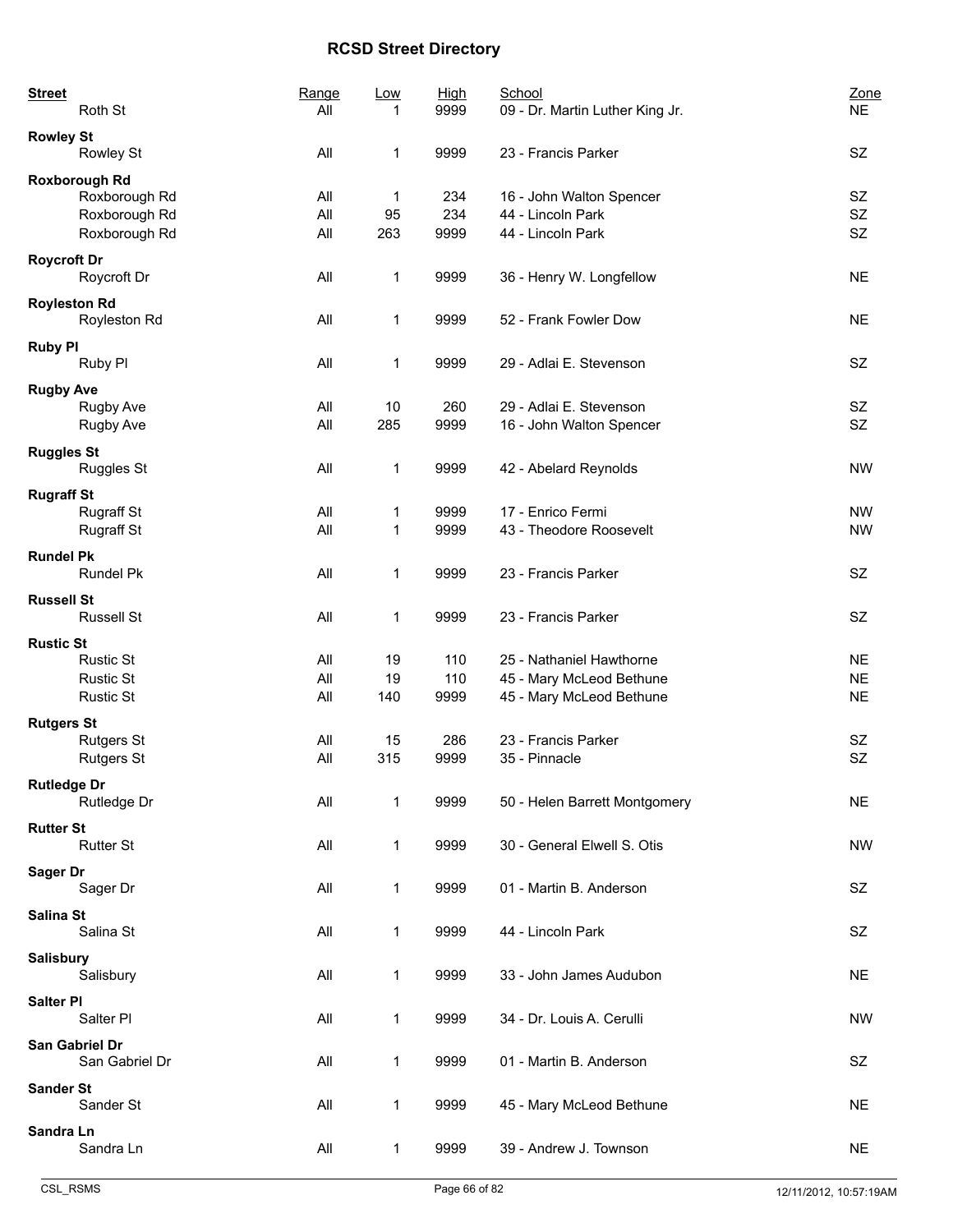# RCSD Street Directory

| Street | Range | Low | High | School | Zone |
|---|---|---|---|---|---|
| Roth St | All | 1 | 9999 | 09 - Dr. Martin Luther King Jr. | NE |
| **Rowley St** | | | | | |
| Rowley St | All | 1 | 9999 | 23 - Francis Parker | SZ |
| **Roxborough Rd** | | | | | |
| Roxborough Rd | All | 1 | 234 | 16 - John Walton Spencer | SZ |
| Roxborough Rd | All | 95 | 234 | 44 - Lincoln Park | SZ |
| Roxborough Rd | All | 263 | 9999 | 44 - Lincoln Park | SZ |
| **Roycroft Dr** | | | | | |
| Roycroft Dr | All | 1 | 9999 | 36 - Henry W. Longfellow | NE |
| **Royleston Rd** | | | | | |
| Royleston Rd | All | 1 | 9999 | 52 - Frank Fowler Dow | NE |
| **Ruby Pl** | | | | | |
| Ruby Pl | All | 1 | 9999 | 29 - Adlai E. Stevenson | SZ |
| **Rugby Ave** | | | | | |
| Rugby Ave | All | 10 | 260 | 29 - Adlai E. Stevenson | SZ |
| Rugby Ave | All | 285 | 9999 | 16 - John Walton Spencer | SZ |
| **Ruggles St** | | | | | |
| Ruggles St | All | 1 | 9999 | 42 - Abelard Reynolds | NW |
| **Rugraff St** | | | | | |
| Rugraff St | All | 1 | 9999 | 17 - Enrico Fermi | NW |
| Rugraff St | All | 1 | 9999 | 43 - Theodore Roosevelt | NW |
| **Rundel Pk** | | | | | |
| Rundel Pk | All | 1 | 9999 | 23 - Francis Parker | SZ |
| **Russell St** | | | | | |
| Russell St | All | 1 | 9999 | 23 - Francis Parker | SZ |
| **Rustic St** | | | | | |
| Rustic St | All | 19 | 110 | 25 - Nathaniel Hawthorne | NE |
| Rustic St | All | 19 | 110 | 45 - Mary McLeod Bethune | NE |
| Rustic St | All | 140 | 9999 | 45 - Mary McLeod Bethune | NE |
| **Rutgers St** | | | | | |
| Rutgers St | All | 15 | 286 | 23 - Francis Parker | SZ |
| Rutgers St | All | 315 | 9999 | 35 - Pinnacle | SZ |
| **Rutledge Dr** | | | | | |
| Rutledge Dr | All | 1 | 9999 | 50 - Helen Barrett Montgomery | NE |
| **Rutter St** | | | | | |
| Rutter St | All | 1 | 9999 | 30 - General Elwell S. Otis | NW |
| **Sager Dr** | | | | | |
| Sager Dr | All | 1 | 9999 | 01 - Martin B. Anderson | SZ |
| **Salina St** | | | | | |
| Salina St | All | 1 | 9999 | 44 - Lincoln Park | SZ |
| **Salisbury** | | | | | |
| Salisbury | All | 1 | 9999 | 33 - John James Audubon | NE |
| **Salter Pl** | | | | | |
| Salter Pl | All | 1 | 9999 | 34 - Dr. Louis A. Cerulli | NW |
| **San Gabriel Dr** | | | | | |
| San Gabriel Dr | All | 1 | 9999 | 01 - Martin B. Anderson | SZ |
| **Sander St** | | | | | |
| Sander St | All | 1 | 9999 | 45 - Mary McLeod Bethune | NE |
| **Sandra Ln** | | | | | |
| Sandra Ln | All | 1 | 9999 | 39 - Andrew J. Townson | NE |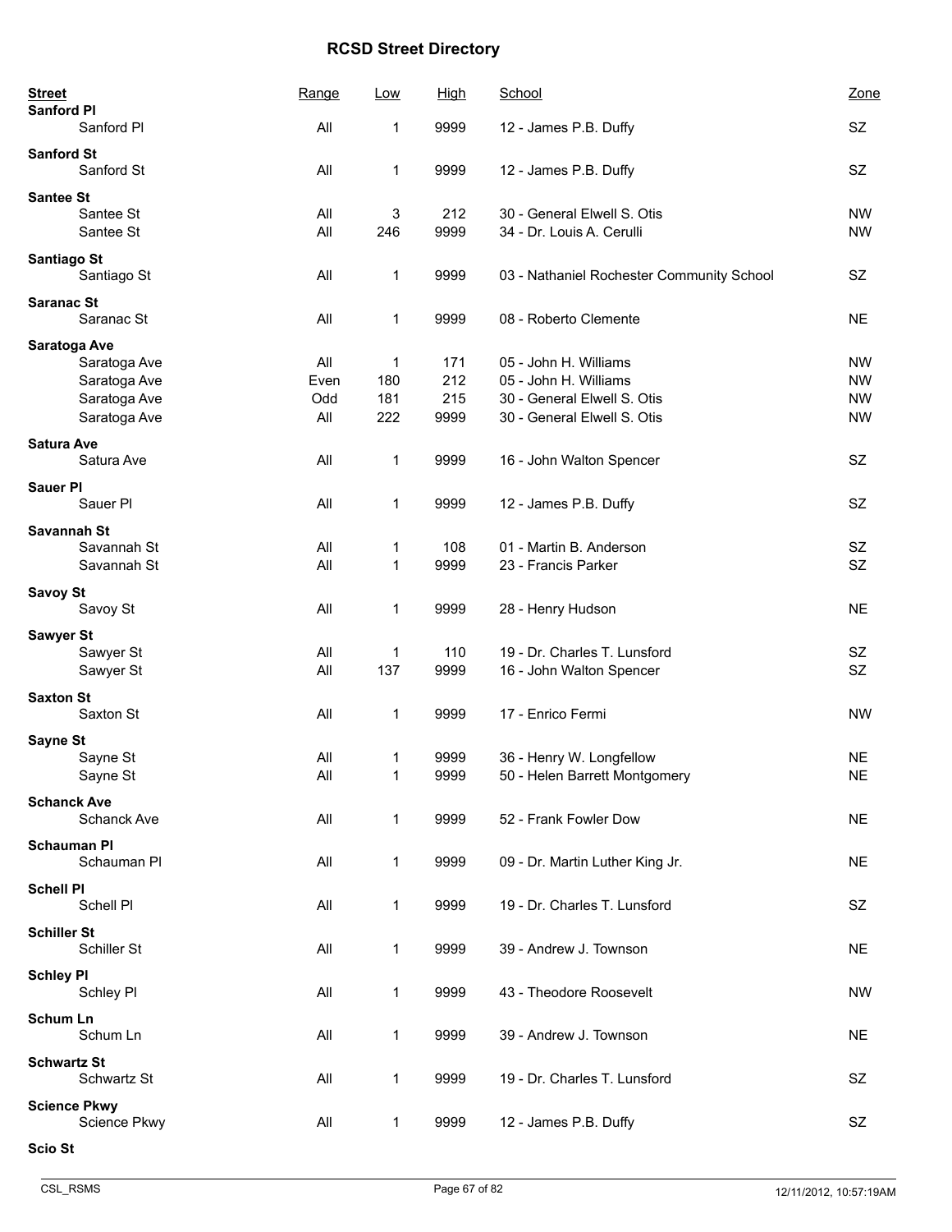# RCSD Street Directory

| Street | Range | Low | High | School | Zone |
|---|---|---|---|---|---|
| **Sanford Pl** | | | | | |
| Sanford Pl | All | 1 | 9999 | 12 - James P.B. Duffy | SZ |
| **Sanford St** | | | | | |
| Sanford St | All | 1 | 9999 | 12 - James P.B. Duffy | SZ |
| **Santee St** | | | | | |
| Santee St | All | 3 | 212 | 30 - General Elwell S. Otis | NW |
| Santee St | All | 246 | 9999 | 34 - Dr. Louis A. Cerulli | NW |
| **Santiago St** | | | | | |
| Santiago St | All | 1 | 9999 | 03 - Nathaniel Rochester Community School | SZ |
| **Saranac St** | | | | | |
| Saranac St | All | 1 | 9999 | 08 - Roberto Clemente | NE |
| **Saratoga Ave** | | | | | |
| Saratoga Ave | All | 1 | 171 | 05 - John H. Williams | NW |
| Saratoga Ave | Even | 180 | 212 | 05 - John H. Williams | NW |
| Saratoga Ave | Odd | 181 | 215 | 30 - General Elwell S. Otis | NW |
| Saratoga Ave | All | 222 | 9999 | 30 - General Elwell S. Otis | NW |
| **Satura Ave** | | | | | |
| Satura Ave | All | 1 | 9999 | 16 - John Walton Spencer | SZ |
| **Sauer Pl** | | | | | |
| Sauer Pl | All | 1 | 9999 | 12 - James P.B. Duffy | SZ |
| **Savannah St** | | | | | |
| Savannah St | All | 1 | 108 | 01 - Martin B. Anderson | SZ |
| Savannah St | All | 1 | 9999 | 23 - Francis Parker | SZ |
| **Savoy St** | | | | | |
| Savoy St | All | 1 | 9999 | 28 - Henry Hudson | NE |
| **Sawyer St** | | | | | |
| Sawyer St | All | 1 | 110 | 19 - Dr. Charles T. Lunsford | SZ |
| Sawyer St | All | 137 | 9999 | 16 - John Walton Spencer | SZ |
| **Saxton St** | | | | | |
| Saxton St | All | 1 | 9999 | 17 - Enrico Fermi | NW |
| **Sayne St** | | | | | |
| Sayne St | All | 1 | 9999 | 36 - Henry W. Longfellow | NE |
| Sayne St | All | 1 | 9999 | 50 - Helen Barrett Montgomery | NE |
| **Schanck Ave** | | | | | |
| Schanck Ave | All | 1 | 9999 | 52 - Frank Fowler Dow | NE |
| **Schauman Pl** | | | | | |
| Schauman Pl | All | 1 | 9999 | 09 - Dr. Martin Luther King Jr. | NE |
| **Schell Pl** | | | | | |
| Schell Pl | All | 1 | 9999 | 19 - Dr. Charles T. Lunsford | SZ |
| **Schiller St** | | | | | |
| Schiller St | All | 1 | 9999 | 39 - Andrew J. Townson | NE |
| **Schley Pl** | | | | | |
| Schley Pl | All | 1 | 9999 | 43 - Theodore Roosevelt | NW |
| **Schum Ln** | | | | | |
| Schum Ln | All | 1 | 9999 | 39 - Andrew J. Townson | NE |
| **Schwartz St** | | | | | |
| Schwartz St | All | 1 | 9999 | 19 - Dr. Charles T. Lunsford | SZ |
| **Science Pkwy** | | | | | |
| Science Pkwy | All | 1 | 9999 | 12 - James P.B. Duffy | SZ |
| **Scio St** | | | | | |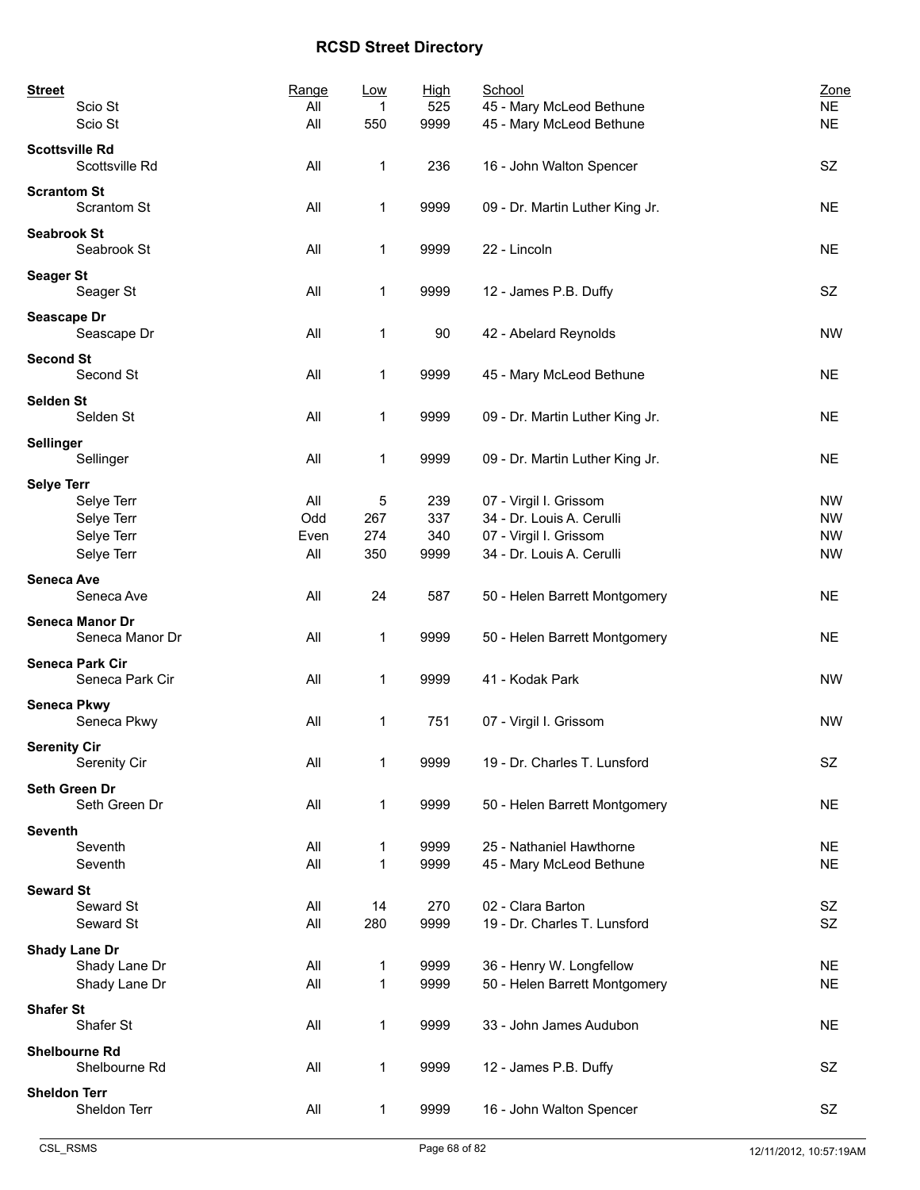# RCSD Street Directory

| Street | Range | Low | High | School | Zone |
|---|---|---|---|---|---|
| Scio St | All | 1 | 525 | 45 - Mary McLeod Bethune | NE |
| Scio St | All | 550 | 9999 | 45 - Mary McLeod Bethune | NE |
| **Scottsville Rd** | | | | | |
| Scottsville Rd | All | 1 | 236 | 16 - John Walton Spencer | SZ |
| **Scrantom St** | | | | | |
| Scrantom St | All | 1 | 9999 | 09 - Dr. Martin Luther King Jr. | NE |
| **Seabrook St** | | | | | |
| Seabrook St | All | 1 | 9999 | 22 - Lincoln | NE |
| **Seager St** | | | | | |
| Seager St | All | 1 | 9999 | 12 - James P.B. Duffy | SZ |
| **Seascape Dr** | | | | | |
| Seascape Dr | All | 1 | 90 | 42 - Abelard Reynolds | NW |
| **Second St** | | | | | |
| Second St | All | 1 | 9999 | 45 - Mary McLeod Bethune | NE |
| **Selden St** | | | | | |
| Selden St | All | 1 | 9999 | 09 - Dr. Martin Luther King Jr. | NE |
| **Sellinger** | | | | | |
| Sellinger | All | 1 | 9999 | 09 - Dr. Martin Luther King Jr. | NE |
| **Selye Terr** | | | | | |
| Selye Terr | All | 5 | 239 | 07 - Virgil I. Grissom | NW |
| Selye Terr | Odd | 267 | 337 | 34 - Dr. Louis A. Cerulli | NW |
| Selye Terr | Even | 274 | 340 | 07 - Virgil I. Grissom | NW |
| Selye Terr | All | 350 | 9999 | 34 - Dr. Louis A. Cerulli | NW |
| **Seneca Ave** | | | | | |
| Seneca Ave | All | 24 | 587 | 50 - Helen Barrett Montgomery | NE |
| **Seneca Manor Dr** | | | | | |
| Seneca Manor Dr | All | 1 | 9999 | 50 - Helen Barrett Montgomery | NE |
| **Seneca Park Cir** | | | | | |
| Seneca Park Cir | All | 1 | 9999 | 41 - Kodak Park | NW |
| **Seneca Pkwy** | | | | | |
| Seneca Pkwy | All | 1 | 751 | 07 - Virgil I. Grissom | NW |
| **Serenity Cir** | | | | | |
| Serenity Cir | All | 1 | 9999 | 19 - Dr. Charles T. Lunsford | SZ |
| **Seth Green Dr** | | | | | |
| Seth Green Dr | All | 1 | 9999 | 50 - Helen Barrett Montgomery | NE |
| **Seventh** | | | | | |
| Seventh | All | 1 | 9999 | 25 - Nathaniel Hawthorne | NE |
| Seventh | All | 1 | 9999 | 45 - Mary McLeod Bethune | NE |
| **Seward St** | | | | | |
| Seward St | All | 14 | 270 | 02 - Clara Barton | SZ |
| Seward St | All | 280 | 9999 | 19 - Dr. Charles T. Lunsford | SZ |
| **Shady Lane Dr** | | | | | |
| Shady Lane Dr | All | 1 | 9999 | 36 - Henry W. Longfellow | NE |
| Shady Lane Dr | All | 1 | 9999 | 50 - Helen Barrett Montgomery | NE |
| **Shafer St** | | | | | |
| Shafer St | All | 1 | 9999 | 33 - John James Audubon | NE |
| **Shelbourne Rd** | | | | | |
| Shelbourne Rd | All | 1 | 9999 | 12 - James P.B. Duffy | SZ |
| **Sheldon Terr** | | | | | |
| Sheldon Terr | All | 1 | 9999 | 16 - John Walton Spencer | SZ |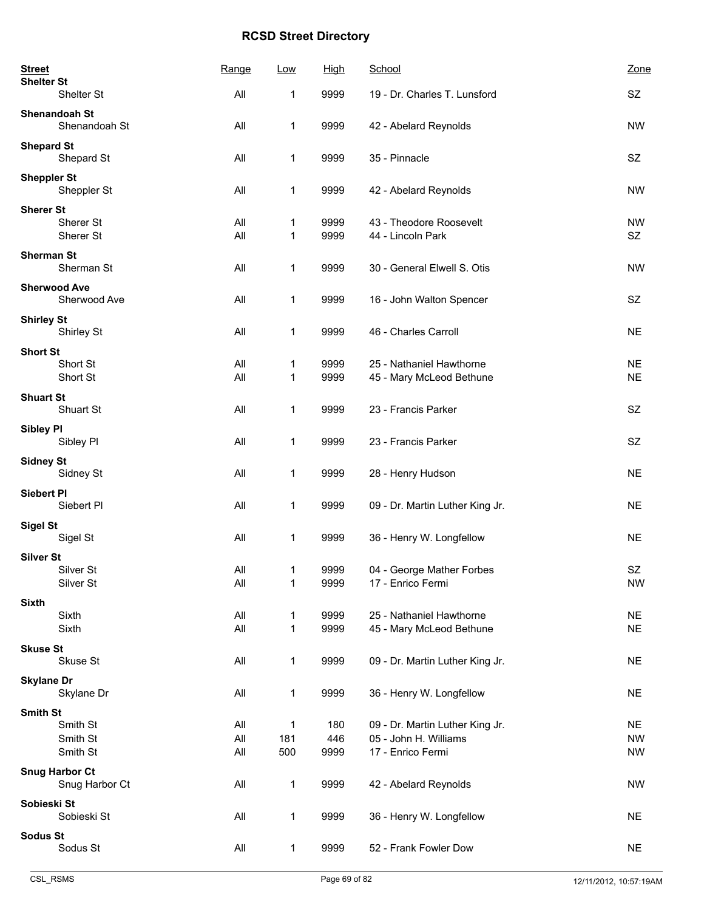# RCSD Street Directory

| Street | Range | Low | High | School | Zone |
|---|---|---|---|---|---|
| **Shelter St** | | | | | |
| Shelter St | All | 1 | 9999 | 19 - Dr. Charles T. Lunsford | SZ |
| **Shenandoah St** | | | | | |
| Shenandoah St | All | 1 | 9999 | 42 - Abelard Reynolds | NW |
| **Shepard St** | | | | | |
| Shepard St | All | 1 | 9999 | 35 - Pinnacle | SZ |
| **Sheppler St** | | | | | |
| Sheppler St | All | 1 | 9999 | 42 - Abelard Reynolds | NW |
| **Sherer St** | | | | | |
| Sherer St | All | 1 | 9999 | 43 - Theodore Roosevelt | NW |
| Sherer St | All | 1 | 9999 | 44 - Lincoln Park | SZ |
| **Sherman St** | | | | | |
| Sherman St | All | 1 | 9999 | 30 - General Elwell S. Otis | NW |
| **Sherwood Ave** | | | | | |
| Sherwood Ave | All | 1 | 9999 | 16 - John Walton Spencer | SZ |
| **Shirley St** | | | | | |
| Shirley St | All | 1 | 9999 | 46 - Charles Carroll | NE |
| **Short St** | | | | | |
| Short St | All | 1 | 9999 | 25 - Nathaniel Hawthorne | NE |
| Short St | All | 1 | 9999 | 45 - Mary McLeod Bethune | NE |
| **Shuart St** | | | | | |
| Shuart St | All | 1 | 9999 | 23 - Francis Parker | SZ |
| **Sibley Pl** | | | | | |
| Sibley Pl | All | 1 | 9999 | 23 - Francis Parker | SZ |
| **Sidney St** | | | | | |
| Sidney St | All | 1 | 9999 | 28 - Henry Hudson | NE |
| **Siebert Pl** | | | | | |
| Siebert Pl | All | 1 | 9999 | 09 - Dr. Martin Luther King Jr. | NE |
| **Sigel St** | | | | | |
| Sigel St | All | 1 | 9999 | 36 - Henry W. Longfellow | NE |
| **Silver St** | | | | | |
| Silver St | All | 1 | 9999 | 04 - George Mather Forbes | SZ |
| Silver St | All | 1 | 9999 | 17 - Enrico Fermi | NW |
| **Sixth** | | | | | |
| Sixth | All | 1 | 9999 | 25 - Nathaniel Hawthorne | NE |
| Sixth | All | 1 | 9999 | 45 - Mary McLeod Bethune | NE |
| **Skuse St** | | | | | |
| Skuse St | All | 1 | 9999 | 09 - Dr. Martin Luther King Jr. | NE |
| **Skylane Dr** | | | | | |
| Skylane Dr | All | 1 | 9999 | 36 - Henry W. Longfellow | NE |
| **Smith St** | | | | | |
| Smith St | All | 1 | 180 | 09 - Dr. Martin Luther King Jr. | NE |
| Smith St | All | 181 | 446 | 05 - John H. Williams | NW |
| Smith St | All | 500 | 9999 | 17 - Enrico Fermi | NW |
| **Snug Harbor Ct** | | | | | |
| Snug Harbor Ct | All | 1 | 9999 | 42 - Abelard Reynolds | NW |
| **Sobieski St** | | | | | |
| Sobieski St | All | 1 | 9999 | 36 - Henry W. Longfellow | NE |
| **Sodus St** | | | | | |
| Sodus St | All | 1 | 9999 | 52 - Frank Fowler Dow | NE |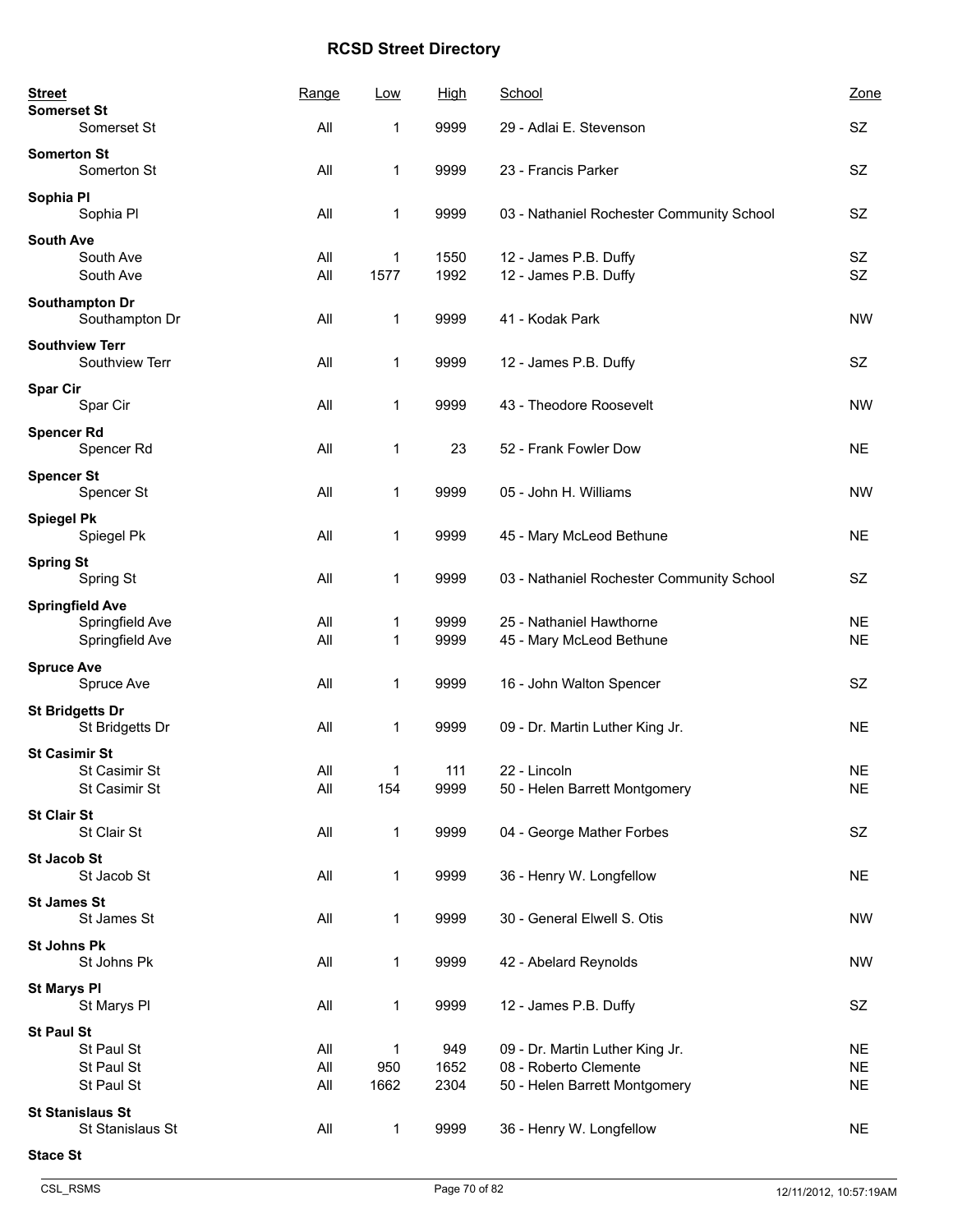# RCSD Street Directory

| Street | Range | Low | High | School | Zone |
|---|---|---|---|---|---|
| **Somerset St** | | | | | |
| Somerset St | All | 1 | 9999 | 29 - Adlai E. Stevenson | SZ |
| **Somerton St** | | | | | |
| Somerton St | All | 1 | 9999 | 23 - Francis Parker | SZ |
| **Sophia Pl** | | | | | |
| Sophia Pl | All | 1 | 9999 | 03 - Nathaniel Rochester Community School | SZ |
| **South Ave** | | | | | |
| South Ave | All | 1 | 1550 | 12 - James P.B. Duffy | SZ |
| South Ave | All | 1577 | 1992 | 12 - James P.B. Duffy | SZ |
| **Southampton Dr** | | | | | |
| Southampton Dr | All | 1 | 9999 | 41 - Kodak Park | NW |
| **Southview Terr** | | | | | |
| Southview Terr | All | 1 | 9999 | 12 - James P.B. Duffy | SZ |
| **Spar Cir** | | | | | |
| Spar Cir | All | 1 | 9999 | 43 - Theodore Roosevelt | NW |
| **Spencer Rd** | | | | | |
| Spencer Rd | All | 1 | 23 | 52 - Frank Fowler Dow | NE |
| **Spencer St** | | | | | |
| Spencer St | All | 1 | 9999 | 05 - John H. Williams | NW |
| **Spiegel Pk** | | | | | |
| Spiegel Pk | All | 1 | 9999 | 45 - Mary McLeod Bethune | NE |
| **Spring St** | | | | | |
| Spring St | All | 1 | 9999 | 03 - Nathaniel Rochester Community School | SZ |
| **Springfield Ave** | | | | | |
| Springfield Ave | All | 1 | 9999 | 25 - Nathaniel Hawthorne | NE |
| Springfield Ave | All | 1 | 9999 | 45 - Mary McLeod Bethune | NE |
| **Spruce Ave** | | | | | |
| Spruce Ave | All | 1 | 9999 | 16 - John Walton Spencer | SZ |
| **St Bridgetts Dr** | | | | | |
| St Bridgetts Dr | All | 1 | 9999 | 09 - Dr. Martin Luther King Jr. | NE |
| **St Casimir St** | | | | | |
| St Casimir St | All | 1 | 111 | 22 - Lincoln | NE |
| St Casimir St | All | 154 | 9999 | 50 - Helen Barrett Montgomery | NE |
| **St Clair St** | | | | | |
| St Clair St | All | 1 | 9999 | 04 - George Mather Forbes | SZ |
| **St Jacob St** | | | | | |
| St Jacob St | All | 1 | 9999 | 36 - Henry W. Longfellow | NE |
| **St James St** | | | | | |
| St James St | All | 1 | 9999 | 30 - General Elwell S. Otis | NW |
| **St Johns Pk** | | | | | |
| St Johns Pk | All | 1 | 9999 | 42 - Abelard Reynolds | NW |
| **St Marys Pl** | | | | | |
| St Marys Pl | All | 1 | 9999 | 12 - James P.B. Duffy | SZ |
| **St Paul St** | | | | | |
| St Paul St | All | 1 | 949 | 09 - Dr. Martin Luther King Jr. | NE |
| St Paul St | All | 950 | 1652 | 08 - Roberto Clemente | NE |
| St Paul St | All | 1662 | 2304 | 50 - Helen Barrett Montgomery | NE |
| **St Stanislaus St** | | | | | |
| St Stanislaus St | All | 1 | 9999 | 36 - Henry W. Longfellow | NE |
| **Stace St** | | | | | |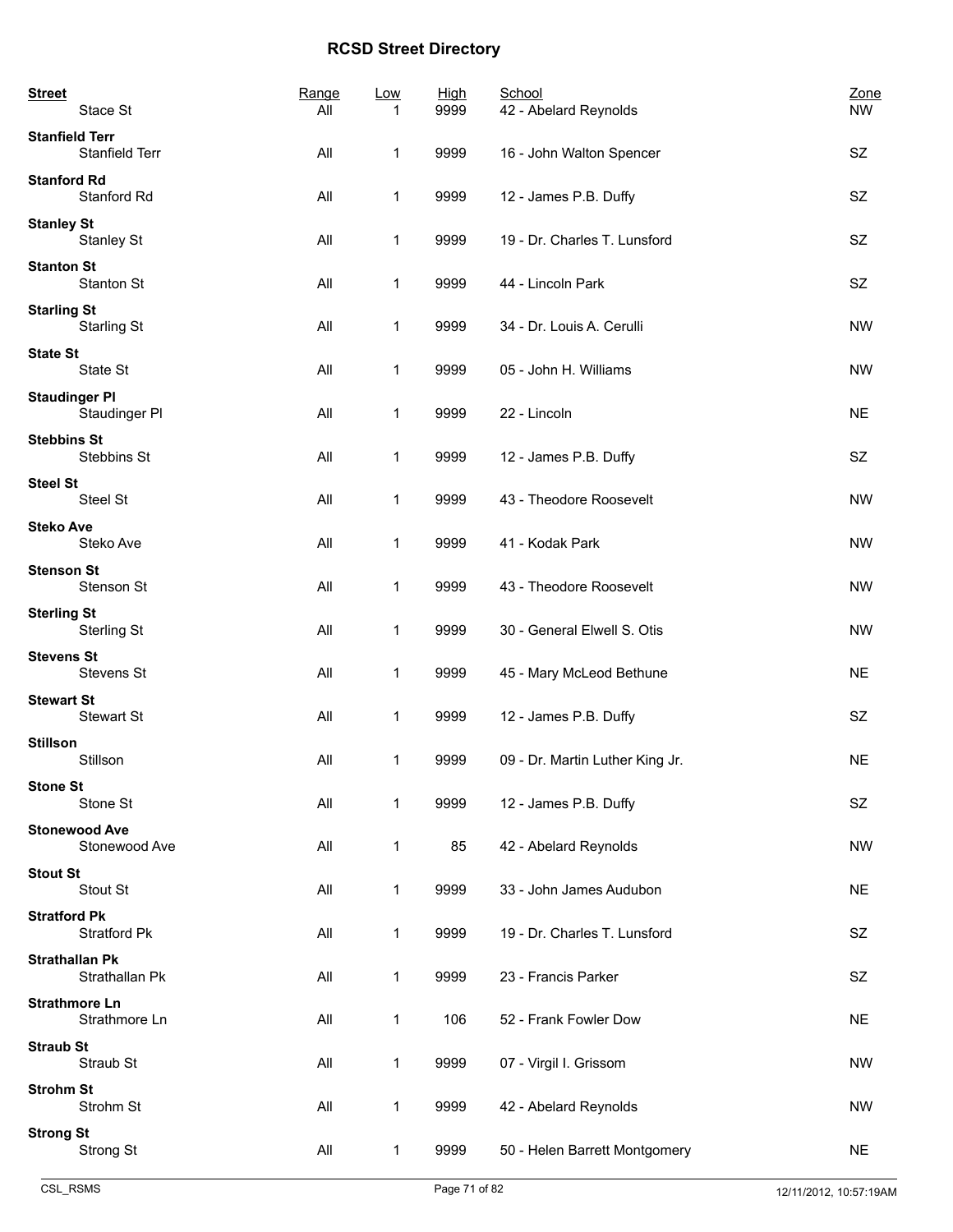# RCSD Street Directory

| Street | Range | Low | High | School | Zone |
|---|---|---|---|---|---|
| **Stace St** | | | | | |
| Stace St | All | 1 | 9999 | 42 - Abelard Reynolds | NW |
| **Stanfield Terr** | | | | | |
| Stanfield Terr | All | 1 | 9999 | 16 - John Walton Spencer | SZ |
| **Stanford Rd** | | | | | |
| Stanford Rd | All | 1 | 9999 | 12 - James P.B. Duffy | SZ |
| **Stanley St** | | | | | |
| Stanley St | All | 1 | 9999 | 19 - Dr. Charles T. Lunsford | SZ |
| **Stanton St** | | | | | |
| Stanton St | All | 1 | 9999 | 44 - Lincoln Park | SZ |
| **Starling St** | | | | | |
| Starling St | All | 1 | 9999 | 34 - Dr. Louis A. Cerulli | NW |
| **State St** | | | | | |
| State St | All | 1 | 9999 | 05 - John H. Williams | NW |
| **Staudinger Pl** | | | | | |
| Staudinger Pl | All | 1 | 9999 | 22 - Lincoln | NE |
| **Stebbins St** | | | | | |
| Stebbins St | All | 1 | 9999 | 12 - James P.B. Duffy | SZ |
| **Steel St** | | | | | |
| Steel St | All | 1 | 9999 | 43 - Theodore Roosevelt | NW |
| **Steko Ave** | | | | | |
| Steko Ave | All | 1 | 9999 | 41 - Kodak Park | NW |
| **Stenson St** | | | | | |
| Stenson St | All | 1 | 9999 | 43 - Theodore Roosevelt | NW |
| **Sterling St** | | | | | |
| Sterling St | All | 1 | 9999 | 30 - General Elwell S. Otis | NW |
| **Stevens St** | | | | | |
| Stevens St | All | 1 | 9999 | 45 - Mary McLeod Bethune | NE |
| **Stewart St** | | | | | |
| Stewart St | All | 1 | 9999 | 12 - James P.B. Duffy | SZ |
| **Stillson** | | | | | |
| Stillson | All | 1 | 9999 | 09 - Dr. Martin Luther King Jr. | NE |
| **Stone St** | | | | | |
| Stone St | All | 1 | 9999 | 12 - James P.B. Duffy | SZ |
| **Stonewood Ave** | | | | | |
| Stonewood Ave | All | 1 | 85 | 42 - Abelard Reynolds | NW |
| **Stout St** | | | | | |
| Stout St | All | 1 | 9999 | 33 - John James Audubon | NE |
| **Stratford Pk** | | | | | |
| Stratford Pk | All | 1 | 9999 | 19 - Dr. Charles T. Lunsford | SZ |
| **Strathallan Pk** | | | | | |
| Strathallan Pk | All | 1 | 9999 | 23 - Francis Parker | SZ |
| **Strathmore Ln** | | | | | |
| Strathmore Ln | All | 1 | 106 | 52 - Frank Fowler Dow | NE |
| **Straub St** | | | | | |
| Straub St | All | 1 | 9999 | 07 - Virgil I. Grissom | NW |
| **Strohm St** | | | | | |
| Strohm St | All | 1 | 9999 | 42 - Abelard Reynolds | NW |
| **Strong St** | | | | | |
| Strong St | All | 1 | 9999 | 50 - Helen Barrett Montgomery | NE |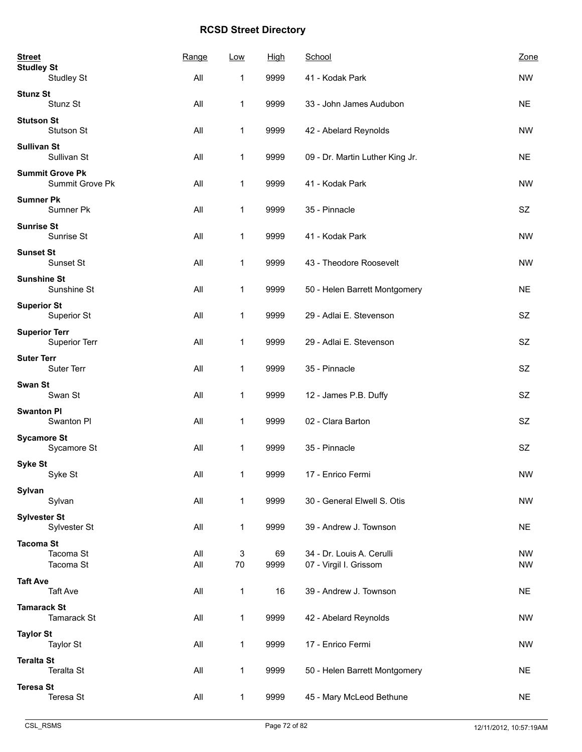# RCSD Street Directory

| Street | Range | Low | High | School | Zone |
|---|---|---|---|---|---|
| **Studley St** | | | | | |
| Studley St | All | 1 | 9999 | 41 - Kodak Park | NW |
| **Stunz St** | | | | | |
| Stunz St | All | 1 | 9999 | 33 - John James Audubon | NE |
| **Stutson St** | | | | | |
| Stutson St | All | 1 | 9999 | 42 - Abelard Reynolds | NW |
| **Sullivan St** | | | | | |
| Sullivan St | All | 1 | 9999 | 09 - Dr. Martin Luther King Jr. | NE |
| **Summit Grove Pk** | | | | | |
| Summit Grove Pk | All | 1 | 9999 | 41 - Kodak Park | NW |
| **Sumner Pk** | | | | | |
| Sumner Pk | All | 1 | 9999 | 35 - Pinnacle | SZ |
| **Sunrise St** | | | | | |
| Sunrise St | All | 1 | 9999 | 41 - Kodak Park | NW |
| **Sunset St** | | | | | |
| Sunset St | All | 1 | 9999 | 43 - Theodore Roosevelt | NW |
| **Sunshine St** | | | | | |
| Sunshine St | All | 1 | 9999 | 50 - Helen Barrett Montgomery | NE |
| **Superior St** | | | | | |
| Superior St | All | 1 | 9999 | 29 - Adlai E. Stevenson | SZ |
| **Superior Terr** | | | | | |
| Superior Terr | All | 1 | 9999 | 29 - Adlai E. Stevenson | SZ |
| **Suter Terr** | | | | | |
| Suter Terr | All | 1 | 9999 | 35 - Pinnacle | SZ |
| **Swan St** | | | | | |
| Swan St | All | 1 | 9999 | 12 - James P.B. Duffy | SZ |
| **Swanton Pl** | | | | | |
| Swanton Pl | All | 1 | 9999 | 02 - Clara Barton | SZ |
| **Sycamore St** | | | | | |
| Sycamore St | All | 1 | 9999 | 35 - Pinnacle | SZ |
| **Syke St** | | | | | |
| Syke St | All | 1 | 9999 | 17 - Enrico Fermi | NW |
| **Sylvan** | | | | | |
| Sylvan | All | 1 | 9999 | 30 - General Elwell S. Otis | NW |
| **Sylvester St** | | | | | |
| Sylvester St | All | 1 | 9999 | 39 - Andrew J. Townson | NE |
| **Tacoma St** | | | | | |
| Tacoma St | All | 3 | 69 | 34 - Dr. Louis A. Cerulli | NW |
| Tacoma St | All | 70 | 9999 | 07 - Virgil I. Grissom | NW |
| **Taft Ave** | | | | | |
| Taft Ave | All | 1 | 16 | 39 - Andrew J. Townson | NE |
| **Tamarack St** | | | | | |
| Tamarack St | All | 1 | 9999 | 42 - Abelard Reynolds | NW |
| **Taylor St** | | | | | |
| Taylor St | All | 1 | 9999 | 17 - Enrico Fermi | NW |
| **Teralta St** | | | | | |
| Teralta St | All | 1 | 9999 | 50 - Helen Barrett Montgomery | NE |
| **Teresa St** | | | | | |
| Teresa St | All | 1 | 9999 | 45 - Mary McLeod Bethune | NE |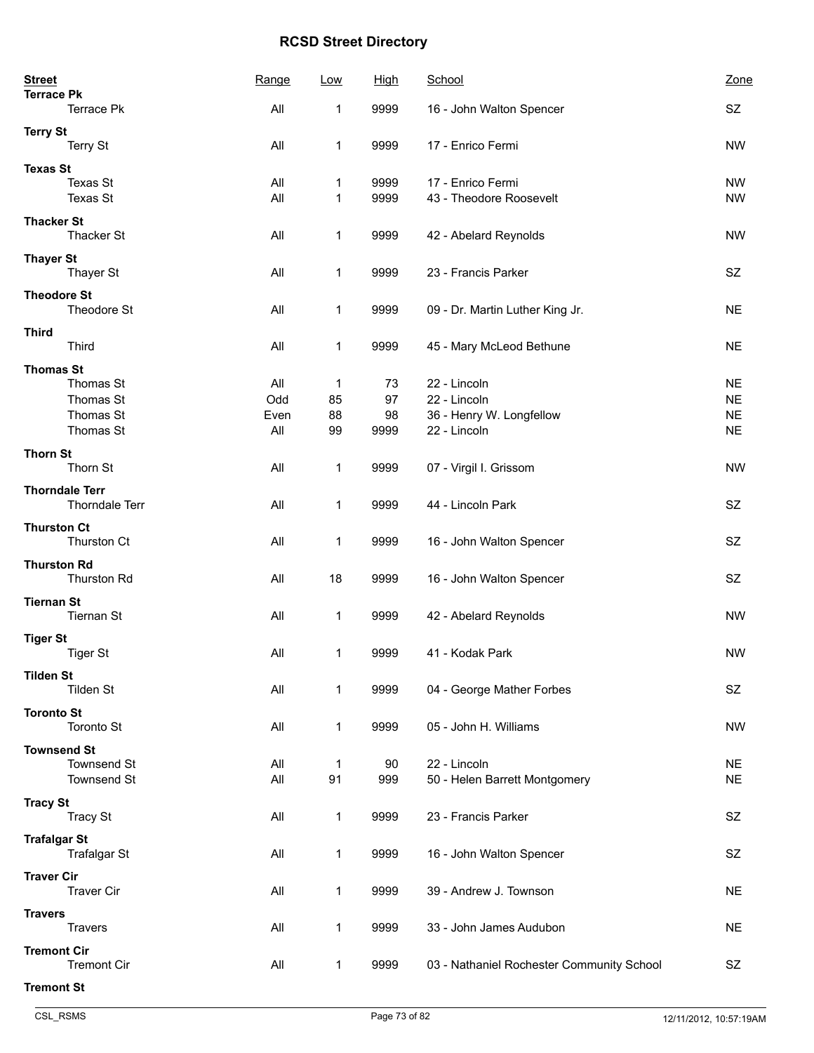# RCSD Street Directory

| Street | Range | Low | High | School | Zone |
|---|---|---|---|---|---|
| **Terrace Pk** | | | | | |
| Terrace Pk | All | 1 | 9999 | 16 - John Walton Spencer | SZ |
| **Terry St** | | | | | |
| Terry St | All | 1 | 9999 | 17 - Enrico Fermi | NW |
| **Texas St** | | | | | |
| Texas St | All | 1 | 9999 | 17 - Enrico Fermi | NW |
| Texas St | All | 1 | 9999 | 43 - Theodore Roosevelt | NW |
| **Thacker St** | | | | | |
| Thacker St | All | 1 | 9999 | 42 - Abelard Reynolds | NW |
| **Thayer St** | | | | | |
| Thayer St | All | 1 | 9999 | 23 - Francis Parker | SZ |
| **Theodore St** | | | | | |
| Theodore St | All | 1 | 9999 | 09 - Dr. Martin Luther King Jr. | NE |
| **Third** | | | | | |
| Third | All | 1 | 9999 | 45 - Mary McLeod Bethune | NE |
| **Thomas St** | | | | | |
| Thomas St | All | 1 | 73 | 22 - Lincoln | NE |
| Thomas St | Odd | 85 | 97 | 22 - Lincoln | NE |
| Thomas St | Even | 88 | 98 | 36 - Henry W. Longfellow | NE |
| Thomas St | All | 99 | 9999 | 22 - Lincoln | NE |
| **Thorn St** | | | | | |
| Thorn St | All | 1 | 9999 | 07 - Virgil I. Grissom | NW |
| **Thorndale Terr** | | | | | |
| Thorndale Terr | All | 1 | 9999 | 44 - Lincoln Park | SZ |
| **Thurston Ct** | | | | | |
| Thurston Ct | All | 1 | 9999 | 16 - John Walton Spencer | SZ |
| **Thurston Rd** | | | | | |
| Thurston Rd | All | 18 | 9999 | 16 - John Walton Spencer | SZ |
| **Tiernan St** | | | | | |
| Tiernan St | All | 1 | 9999 | 42 - Abelard Reynolds | NW |
| **Tiger St** | | | | | |
| Tiger St | All | 1 | 9999 | 41 - Kodak Park | NW |
| **Tilden St** | | | | | |
| Tilden St | All | 1 | 9999 | 04 - George Mather Forbes | SZ |
| **Toronto St** | | | | | |
| Toronto St | All | 1 | 9999 | 05 - John H. Williams | NW |
| **Townsend St** | | | | | |
| Townsend St | All | 1 | 90 | 22 - Lincoln | NE |
| Townsend St | All | 91 | 999 | 50 - Helen Barrett Montgomery | NE |
| **Tracy St** | | | | | |
| Tracy St | All | 1 | 9999 | 23 - Francis Parker | SZ |
| **Trafalgar St** | | | | | |
| Trafalgar St | All | 1 | 9999 | 16 - John Walton Spencer | SZ |
| **Traver Cir** | | | | | |
| Traver Cir | All | 1 | 9999 | 39 - Andrew J. Townson | NE |
| **Travers** | | | | | |
| Travers | All | 1 | 9999 | 33 - John James Audubon | NE |
| **Tremont Cir** | | | | | |
| Tremont Cir | All | 1 | 9999 | 03 - Nathaniel Rochester Community School | SZ |
| **Tremont St** | | | | | |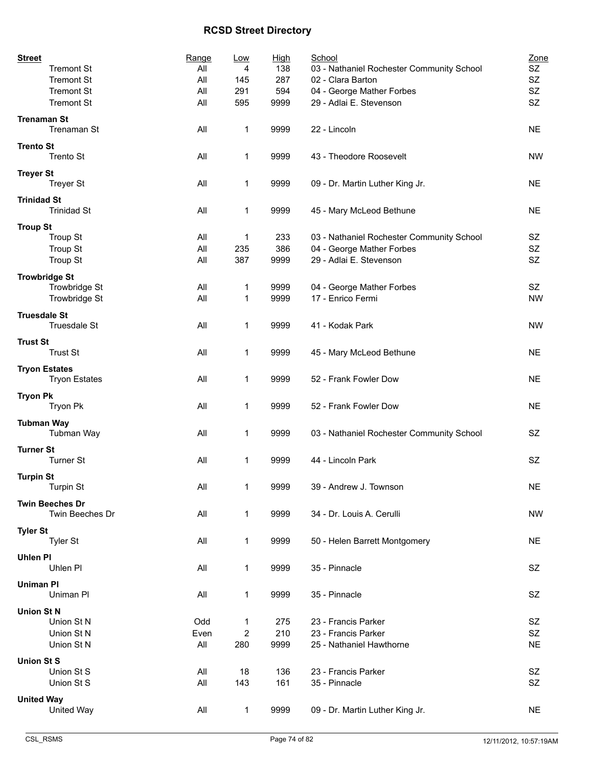# RCSD Street Directory

| Street | Range | Low | High | School | Zone |
|---|---|---|---|---|---|
| Tremont St | All | 4 | 138 | 03 - Nathaniel Rochester Community School | SZ |
| Tremont St | All | 145 | 287 | 02 - Clara Barton | SZ |
| Tremont St | All | 291 | 594 | 04 - George Mather Forbes | SZ |
| Tremont St | All | 595 | 9999 | 29 - Adlai E. Stevenson | SZ |
| **Trenaman St** | | | | | |
| Trenaman St | All | 1 | 9999 | 22 - Lincoln | NE |
| **Trento St** | | | | | |
| Trento St | All | 1 | 9999 | 43 - Theodore Roosevelt | NW |
| **Treyer St** | | | | | |
| Treyer St | All | 1 | 9999 | 09 - Dr. Martin Luther King Jr. | NE |
| **Trinidad St** | | | | | |
| Trinidad St | All | 1 | 9999 | 45 - Mary McLeod Bethune | NE |
| **Troup St** | | | | | |
| Troup St | All | 1 | 233 | 03 - Nathaniel Rochester Community School | SZ |
| Troup St | All | 235 | 386 | 04 - George Mather Forbes | SZ |
| Troup St | All | 387 | 9999 | 29 - Adlai E. Stevenson | SZ |
| **Trowbridge St** | | | | | |
| Trowbridge St | All | 1 | 9999 | 04 - George Mather Forbes | SZ |
| Trowbridge St | All | 1 | 9999 | 17 - Enrico Fermi | NW |
| **Truesdale St** | | | | | |
| Truesdale St | All | 1 | 9999 | 41 - Kodak Park | NW |
| **Trust St** | | | | | |
| Trust St | All | 1 | 9999 | 45 - Mary McLeod Bethune | NE |
| **Tryon Estates** | | | | | |
| Tryon Estates | All | 1 | 9999 | 52 - Frank Fowler Dow | NE |
| **Tryon Pk** | | | | | |
| Tryon Pk | All | 1 | 9999 | 52 - Frank Fowler Dow | NE |
| **Tubman Way** | | | | | |
| Tubman Way | All | 1 | 9999 | 03 - Nathaniel Rochester Community School | SZ |
| **Turner St** | | | | | |
| Turner St | All | 1 | 9999 | 44 - Lincoln Park | SZ |
| **Turpin St** | | | | | |
| Turpin St | All | 1 | 9999 | 39 - Andrew J. Townson | NE |
| **Twin Beeches Dr** | | | | | |
| Twin Beeches Dr | All | 1 | 9999 | 34 - Dr. Louis A. Cerulli | NW |
| **Tyler St** | | | | | |
| Tyler St | All | 1 | 9999 | 50 - Helen Barrett Montgomery | NE |
| **Uhlen Pl** | | | | | |
| Uhlen Pl | All | 1 | 9999 | 35 - Pinnacle | SZ |
| **Uniman Pl** | | | | | |
| Uniman Pl | All | 1 | 9999 | 35 - Pinnacle | SZ |
| **Union St N** | | | | | |
| Union St N | Odd | 1 | 275 | 23 - Francis Parker | SZ |
| Union St N | Even | 2 | 210 | 23 - Francis Parker | SZ |
| Union St N | All | 280 | 9999 | 25 - Nathaniel Hawthorne | NE |
| **Union St S** | | | | | |
| Union St S | All | 18 | 136 | 23 - Francis Parker | SZ |
| Union St S | All | 143 | 161 | 35 - Pinnacle | SZ |
| **United Way** | | | | | |
| United Way | All | 1 | 9999 | 09 - Dr. Martin Luther King Jr. | NE |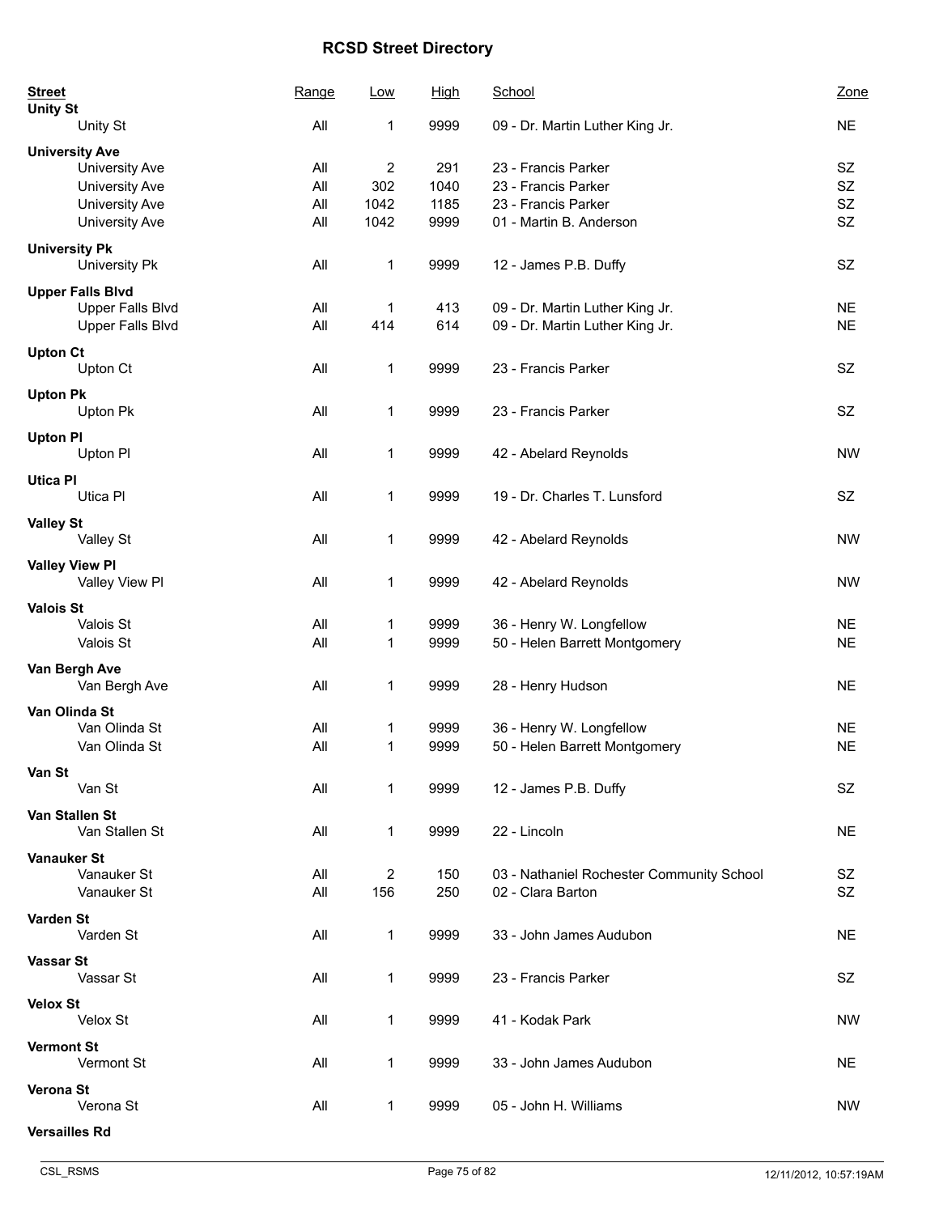# RCSD Street Directory

| Street | Range | Low | High | School | Zone |
|---|---|---|---|---|---|
| **Unity St** | | | | | |
| Unity St | All | 1 | 9999 | 09 - Dr. Martin Luther King Jr. | NE |
| **University Ave** | | | | | |
| University Ave | All | 2 | 291 | 23 - Francis Parker | SZ |
| University Ave | All | 302 | 1040 | 23 - Francis Parker | SZ |
| University Ave | All | 1042 | 1185 | 23 - Francis Parker | SZ |
| University Ave | All | 1042 | 9999 | 01 - Martin B. Anderson | SZ |
| **University Pk** | | | | | |
| University Pk | All | 1 | 9999 | 12 - James P.B. Duffy | SZ |
| **Upper Falls Blvd** | | | | | |
| Upper Falls Blvd | All | 1 | 413 | 09 - Dr. Martin Luther King Jr. | NE |
| Upper Falls Blvd | All | 414 | 614 | 09 - Dr. Martin Luther King Jr. | NE |
| **Upton Ct** | | | | | |
| Upton Ct | All | 1 | 9999 | 23 - Francis Parker | SZ |
| **Upton Pk** | | | | | |
| Upton Pk | All | 1 | 9999 | 23 - Francis Parker | SZ |
| **Upton Pl** | | | | | |
| Upton Pl | All | 1 | 9999 | 42 - Abelard Reynolds | NW |
| **Utica Pl** | | | | | |
| Utica Pl | All | 1 | 9999 | 19 - Dr. Charles T. Lunsford | SZ |
| **Valley St** | | | | | |
| Valley St | All | 1 | 9999 | 42 - Abelard Reynolds | NW |
| **Valley View Pl** | | | | | |
| Valley View Pl | All | 1 | 9999 | 42 - Abelard Reynolds | NW |
| **Valois St** | | | | | |
| Valois St | All | 1 | 9999 | 36 - Henry W. Longfellow | NE |
| Valois St | All | 1 | 9999 | 50 - Helen Barrett Montgomery | NE |
| **Van Bergh Ave** | | | | | |
| Van Bergh Ave | All | 1 | 9999 | 28 - Henry Hudson | NE |
| **Van Olinda St** | | | | | |
| Van Olinda St | All | 1 | 9999 | 36 - Henry W. Longfellow | NE |
| Van Olinda St | All | 1 | 9999 | 50 - Helen Barrett Montgomery | NE |
| **Van St** | | | | | |
| Van St | All | 1 | 9999 | 12 - James P.B. Duffy | SZ |
| **Van Stallen St** | | | | | |
| Van Stallen St | All | 1 | 9999 | 22 - Lincoln | NE |
| **Vanauker St** | | | | | |
| Vanauker St | All | 2 | 150 | 03 - Nathaniel Rochester Community School | SZ |
| Vanauker St | All | 156 | 250 | 02 - Clara Barton | SZ |
| **Varden St** | | | | | |
| Varden St | All | 1 | 9999 | 33 - John James Audubon | NE |
| **Vassar St** | | | | | |
| Vassar St | All | 1 | 9999 | 23 - Francis Parker | SZ |
| **Velox St** | | | | | |
| Velox St | All | 1 | 9999 | 41 - Kodak Park | NW |
| **Vermont St** | | | | | |
| Vermont St | All | 1 | 9999 | 33 - John James Audubon | NE |
| **Verona St** | | | | | |
| Verona St | All | 1 | 9999 | 05 - John H. Williams | NW |
| **Versailles Rd** | | | | | |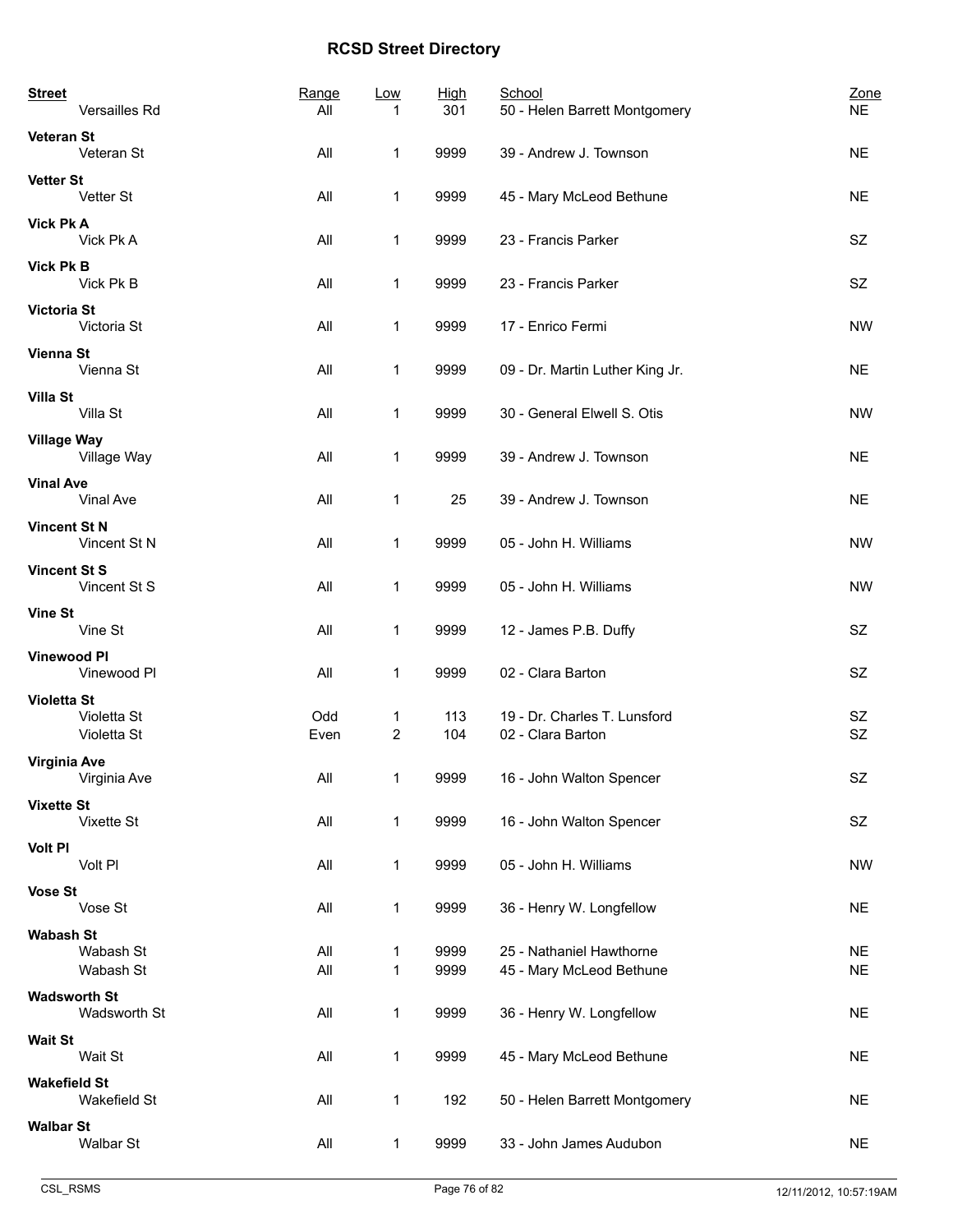## RCSD Street Directory

| Street | Range | Low | High | School | Zone |
|---|---|---|---|---|---|
| Versailles Rd | All | 1 | 301 | 50 - Helen Barrett Montgomery | NE |
| **Veteran St** | | | | | |
| Veteran St | All | 1 | 9999 | 39 - Andrew J. Townson | NE |
| **Vetter St** | | | | | |
| Vetter St | All | 1 | 9999 | 45 - Mary McLeod Bethune | NE |
| **Vick Pk A** | | | | | |
| Vick Pk A | All | 1 | 9999 | 23 - Francis Parker | SZ |
| **Vick Pk B** | | | | | |
| Vick Pk B | All | 1 | 9999 | 23 - Francis Parker | SZ |
| **Victoria St** | | | | | |
| Victoria St | All | 1 | 9999 | 17 - Enrico Fermi | NW |
| **Vienna St** | | | | | |
| Vienna St | All | 1 | 9999 | 09 - Dr. Martin Luther King Jr. | NE |
| **Villa St** | | | | | |
| Villa St | All | 1 | 9999 | 30 - General Elwell S. Otis | NW |
| **Village Way** | | | | | |
| Village Way | All | 1 | 9999 | 39 - Andrew J. Townson | NE |
| **Vinal Ave** | | | | | |
| Vinal Ave | All | 1 | 25 | 39 - Andrew J. Townson | NE |
| **Vincent St N** | | | | | |
| Vincent St N | All | 1 | 9999 | 05 - John H. Williams | NW |
| **Vincent St S** | | | | | |
| Vincent St S | All | 1 | 9999 | 05 - John H. Williams | NW |
| **Vine St** | | | | | |
| Vine St | All | 1 | 9999 | 12 - James P.B. Duffy | SZ |
| **Vinewood Pl** | | | | | |
| Vinewood Pl | All | 1 | 9999 | 02 - Clara Barton | SZ |
| **Violetta St** | | | | | |
| Violetta St | Odd | 1 | 113 | 19 - Dr. Charles T. Lunsford | SZ |
| Violetta St | Even | 2 | 104 | 02 - Clara Barton | SZ |
| **Virginia Ave** | | | | | |
| Virginia Ave | All | 1 | 9999 | 16 - John Walton Spencer | SZ |
| **Vixette St** | | | | | |
| Vixette St | All | 1 | 9999 | 16 - John Walton Spencer | SZ |
| **Volt Pl** | | | | | |
| Volt Pl | All | 1 | 9999 | 05 - John H. Williams | NW |
| **Vose St** | | | | | |
| Vose St | All | 1 | 9999 | 36 - Henry W. Longfellow | NE |
| **Wabash St** | | | | | |
| Wabash St | All | 1 | 9999 | 25 - Nathaniel Hawthorne | NE |
| Wabash St | All | 1 | 9999 | 45 - Mary McLeod Bethune | NE |
| **Wadsworth St** | | | | | |
| Wadsworth St | All | 1 | 9999 | 36 - Henry W. Longfellow | NE |
| **Wait St** | | | | | |
| Wait St | All | 1 | 9999 | 45 - Mary McLeod Bethune | NE |
| **Wakefield St** | | | | | |
| Wakefield St | All | 1 | 192 | 50 - Helen Barrett Montgomery | NE |
| **Walbar St** | | | | | |
| Walbar St | All | 1 | 9999 | 33 - John James Audubon | NE |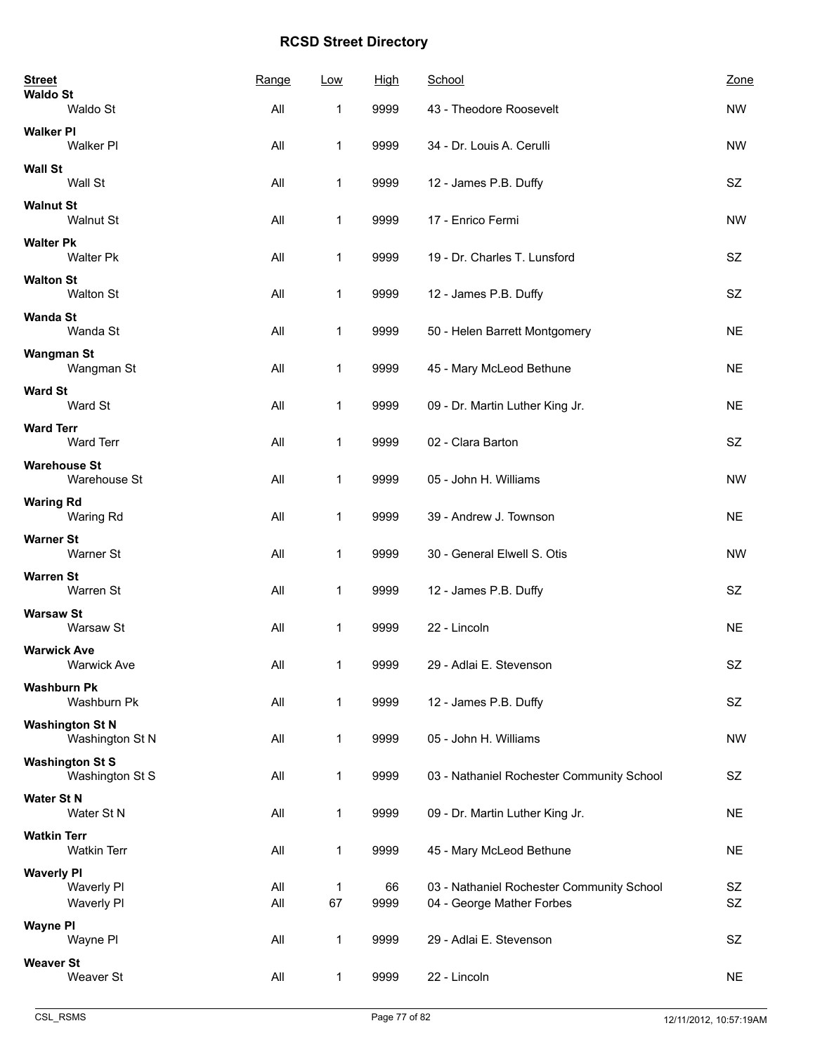# RCSD Street Directory

| Street | Range | Low | High | School | Zone |
|---|---|---|---|---|---|
| **Waldo St** | | | | | |
| Waldo St | All | 1 | 9999 | 43 - Theodore Roosevelt | NW |
| **Walker Pl** | | | | | |
| Walker Pl | All | 1 | 9999 | 34 - Dr. Louis A. Cerulli | NW |
| **Wall St** | | | | | |
| Wall St | All | 1 | 9999 | 12 - James P.B. Duffy | SZ |
| **Walnut St** | | | | | |
| Walnut St | All | 1 | 9999 | 17 - Enrico Fermi | NW |
| **Walter Pk** | | | | | |
| Walter Pk | All | 1 | 9999 | 19 - Dr. Charles T. Lunsford | SZ |
| **Walton St** | | | | | |
| Walton St | All | 1 | 9999 | 12 - James P.B. Duffy | SZ |
| **Wanda St** | | | | | |
| Wanda St | All | 1 | 9999 | 50 - Helen Barrett Montgomery | NE |
| **Wangman St** | | | | | |
| Wangman St | All | 1 | 9999 | 45 - Mary McLeod Bethune | NE |
| **Ward St** | | | | | |
| Ward St | All | 1 | 9999 | 09 - Dr. Martin Luther King Jr. | NE |
| **Ward Terr** | | | | | |
| Ward Terr | All | 1 | 9999 | 02 - Clara Barton | SZ |
| **Warehouse St** | | | | | |
| Warehouse St | All | 1 | 9999 | 05 - John H. Williams | NW |
| **Waring Rd** | | | | | |
| Waring Rd | All | 1 | 9999 | 39 - Andrew J. Townson | NE |
| **Warner St** | | | | | |
| Warner St | All | 1 | 9999 | 30 - General Elwell S. Otis | NW |
| **Warren St** | | | | | |
| Warren St | All | 1 | 9999 | 12 - James P.B. Duffy | SZ |
| **Warsaw St** | | | | | |
| Warsaw St | All | 1 | 9999 | 22 - Lincoln | NE |
| **Warwick Ave** | | | | | |
| Warwick Ave | All | 1 | 9999 | 29 - Adlai E. Stevenson | SZ |
| **Washburn Pk** | | | | | |
| Washburn Pk | All | 1 | 9999 | 12 - James P.B. Duffy | SZ |
| **Washington St N** | | | | | |
| Washington St N | All | 1 | 9999 | 05 - John H. Williams | NW |
| **Washington St S** | | | | | |
| Washington St S | All | 1 | 9999 | 03 - Nathaniel Rochester Community School | SZ |
| **Water St N** | | | | | |
| Water St N | All | 1 | 9999 | 09 - Dr. Martin Luther King Jr. | NE |
| **Watkin Terr** | | | | | |
| Watkin Terr | All | 1 | 9999 | 45 - Mary McLeod Bethune | NE |
| **Waverly Pl** | | | | | |
| Waverly Pl | All | 1 | 66 | 03 - Nathaniel Rochester Community School | SZ |
| Waverly Pl | All | 67 | 9999 | 04 - George Mather Forbes | SZ |
| **Wayne Pl** | | | | | |
| Wayne Pl | All | 1 | 9999 | 29 - Adlai E. Stevenson | SZ |
| **Weaver St** | | | | | |
| Weaver St | All | 1 | 9999 | 22 - Lincoln | NE |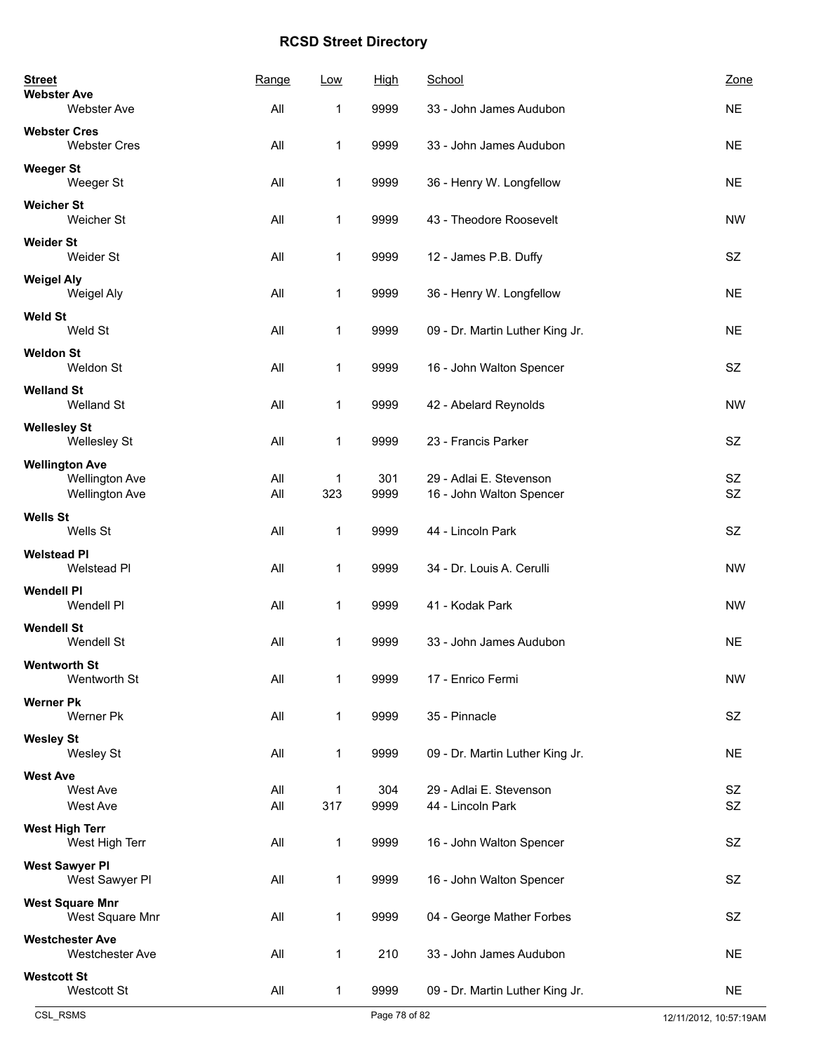# RCSD Street Directory

| Street | Range | Low | High | School | Zone |
|---|---|---|---|---|---|
| **Webster Ave** | | | | | |
| Webster Ave | All | 1 | 9999 | 33 - John James Audubon | NE |
| **Webster Cres** | | | | | |
| Webster Cres | All | 1 | 9999 | 33 - John James Audubon | NE |
| **Weeger St** | | | | | |
| Weeger St | All | 1 | 9999 | 36 - Henry W. Longfellow | NE |
| **Weicher St** | | | | | |
| Weicher St | All | 1 | 9999 | 43 - Theodore Roosevelt | NW |
| **Weider St** | | | | | |
| Weider St | All | 1 | 9999 | 12 - James P.B. Duffy | SZ |
| **Weigel Aly** | | | | | |
| Weigel Aly | All | 1 | 9999 | 36 - Henry W. Longfellow | NE |
| **Weld St** | | | | | |
| Weld St | All | 1 | 9999 | 09 - Dr. Martin Luther King Jr. | NE |
| **Weldon St** | | | | | |
| Weldon St | All | 1 | 9999 | 16 - John Walton Spencer | SZ |
| **Welland St** | | | | | |
| Welland St | All | 1 | 9999 | 42 - Abelard Reynolds | NW |
| **Wellesley St** | | | | | |
| Wellesley St | All | 1 | 9999 | 23 - Francis Parker | SZ |
| **Wellington Ave** | | | | | |
| Wellington Ave | All | 1 | 301 | 29 - Adlai E. Stevenson | SZ |
| Wellington Ave | All | 323 | 9999 | 16 - John Walton Spencer | SZ |
| **Wells St** | | | | | |
| Wells St | All | 1 | 9999 | 44 - Lincoln Park | SZ |
| **Welstead Pl** | | | | | |
| Welstead Pl | All | 1 | 9999 | 34 - Dr. Louis A. Cerulli | NW |
| **Wendell Pl** | | | | | |
| Wendell Pl | All | 1 | 9999 | 41 - Kodak Park | NW |
| **Wendell St** | | | | | |
| Wendell St | All | 1 | 9999 | 33 - John James Audubon | NE |
| **Wentworth St** | | | | | |
| Wentworth St | All | 1 | 9999 | 17 - Enrico Fermi | NW |
| **Werner Pk** | | | | | |
| Werner Pk | All | 1 | 9999 | 35 - Pinnacle | SZ |
| **Wesley St** | | | | | |
| Wesley St | All | 1 | 9999 | 09 - Dr. Martin Luther King Jr. | NE |
| **West Ave** | | | | | |
| West Ave | All | 1 | 304 | 29 - Adlai E. Stevenson | SZ |
| West Ave | All | 317 | 9999 | 44 - Lincoln Park | SZ |
| **West High Terr** | | | | | |
| West High Terr | All | 1 | 9999 | 16 - John Walton Spencer | SZ |
| **West Sawyer Pl** | | | | | |
| West Sawyer Pl | All | 1 | 9999 | 16 - John Walton Spencer | SZ |
| **West Square Mnr** | | | | | |
| West Square Mnr | All | 1 | 9999 | 04 - George Mather Forbes | SZ |
| **Westchester Ave** | | | | | |
| Westchester Ave | All | 1 | 210 | 33 - John James Audubon | NE |
| **Westcott St** | | | | | |
| Westcott St | All | 1 | 9999 | 09 - Dr. Martin Luther King Jr. | NE |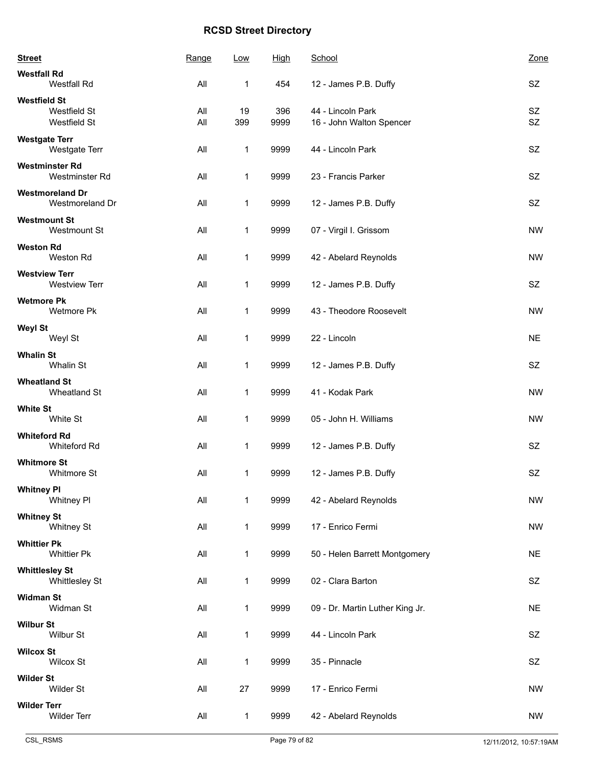## RCSD Street Directory

| Street | Range | Low | High | School | Zone |
|---|---|---|---|---|---|
| **Westfall Rd** | | | | | |
| Westfall Rd | All | 1 | 454 | 12 - James P.B. Duffy | SZ |
| **Westfield St** | | | | | |
| Westfield St | All | 19 | 396 | 44 - Lincoln Park | SZ |
| Westfield St | All | 399 | 9999 | 16 - John Walton Spencer | SZ |
| **Westgate Terr** | | | | | |
| Westgate Terr | All | 1 | 9999 | 44 - Lincoln Park | SZ |
| **Westminster Rd** | | | | | |
| Westminster Rd | All | 1 | 9999 | 23 - Francis Parker | SZ |
| **Westmoreland Dr** | | | | | |
| Westmoreland Dr | All | 1 | 9999 | 12 - James P.B. Duffy | SZ |
| **Westmount St** | | | | | |
| Westmount St | All | 1 | 9999 | 07 - Virgil I. Grissom | NW |
| **Weston Rd** | | | | | |
| Weston Rd | All | 1 | 9999 | 42 - Abelard Reynolds | NW |
| **Westview Terr** | | | | | |
| Westview Terr | All | 1 | 9999 | 12 - James P.B. Duffy | SZ |
| **Wetmore Pk** | | | | | |
| Wetmore Pk | All | 1 | 9999 | 43 - Theodore Roosevelt | NW |
| **Weyl St** | | | | | |
| Weyl St | All | 1 | 9999 | 22 - Lincoln | NE |
| **Whalin St** | | | | | |
| Whalin St | All | 1 | 9999 | 12 - James P.B. Duffy | SZ |
| **Wheatland St** | | | | | |
| Wheatland St | All | 1 | 9999 | 41 - Kodak Park | NW |
| **White St** | | | | | |
| White St | All | 1 | 9999 | 05 - John H. Williams | NW |
| **Whiteford Rd** | | | | | |
| Whiteford Rd | All | 1 | 9999 | 12 - James P.B. Duffy | SZ |
| **Whitmore St** | | | | | |
| Whitmore St | All | 1 | 9999 | 12 - James P.B. Duffy | SZ |
| **Whitney Pl** | | | | | |
| Whitney Pl | All | 1 | 9999 | 42 - Abelard Reynolds | NW |
| **Whitney St** | | | | | |
| Whitney St | All | 1 | 9999 | 17 - Enrico Fermi | NW |
| **Whittier Pk** | | | | | |
| Whittier Pk | All | 1 | 9999 | 50 - Helen Barrett Montgomery | NE |
| **Whittlesley St** | | | | | |
| Whittlesley St | All | 1 | 9999 | 02 - Clara Barton | SZ |
| **Widman St** | | | | | |
| Widman St | All | 1 | 9999 | 09 - Dr. Martin Luther King Jr. | NE |
| **Wilbur St** | | | | | |
| Wilbur St | All | 1 | 9999 | 44 - Lincoln Park | SZ |
| **Wilcox St** | | | | | |
| Wilcox St | All | 1 | 9999 | 35 - Pinnacle | SZ |
| **Wilder St** | | | | | |
| Wilder St | All | 27 | 9999 | 17 - Enrico Fermi | NW |
| **Wilder Terr** | | | | | |
| Wilder Terr | All | 1 | 9999 | 42 - Abelard Reynolds | NW |

CSL_RSMS 12/11/2012, 10:57:19AM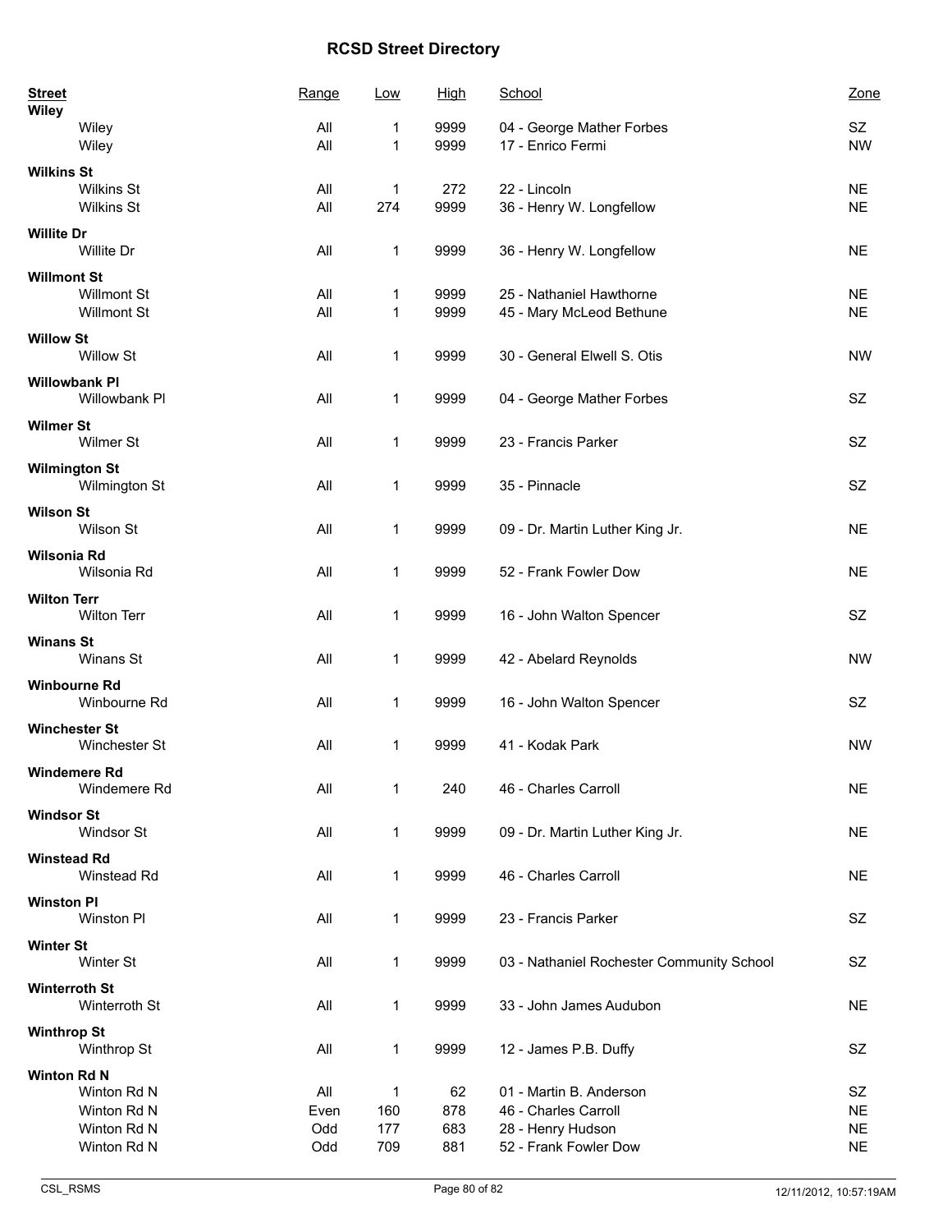# RCSD Street Directory

| Street | Range | Low | High | School | Zone |
|---|---|---|---|---|---|
| **Wiley** | | | | | |
| Wiley | All | 1 | 9999 | 04 - George Mather Forbes | SZ |
| Wiley | All | 1 | 9999 | 17 - Enrico Fermi | NW |
| **Wilkins St** | | | | | |
| Wilkins St | All | 1 | 272 | 22 - Lincoln | NE |
| Wilkins St | All | 274 | 9999 | 36 - Henry W. Longfellow | NE |
| **Willite Dr** | | | | | |
| Willite Dr | All | 1 | 9999 | 36 - Henry W. Longfellow | NE |
| **Willmont St** | | | | | |
| Willmont St | All | 1 | 9999 | 25 - Nathaniel Hawthorne | NE |
| Willmont St | All | 1 | 9999 | 45 - Mary McLeod Bethune | NE |
| **Willow St** | | | | | |
| Willow St | All | 1 | 9999 | 30 - General Elwell S. Otis | NW |
| **Willowbank Pl** | | | | | |
| Willowbank Pl | All | 1 | 9999 | 04 - George Mather Forbes | SZ |
| **Wilmer St** | | | | | |
| Wilmer St | All | 1 | 9999 | 23 - Francis Parker | SZ |
| **Wilmington St** | | | | | |
| Wilmington St | All | 1 | 9999 | 35 - Pinnacle | SZ |
| **Wilson St** | | | | | |
| Wilson St | All | 1 | 9999 | 09 - Dr. Martin Luther King Jr. | NE |
| **Wilsonia Rd** | | | | | |
| Wilsonia Rd | All | 1 | 9999 | 52 - Frank Fowler Dow | NE |
| **Wilton Terr** | | | | | |
| Wilton Terr | All | 1 | 9999 | 16 - John Walton Spencer | SZ |
| **Winans St** | | | | | |
| Winans St | All | 1 | 9999 | 42 - Abelard Reynolds | NW |
| **Winbourne Rd** | | | | | |
| Winbourne Rd | All | 1 | 9999 | 16 - John Walton Spencer | SZ |
| **Winchester St** | | | | | |
| Winchester St | All | 1 | 9999 | 41 - Kodak Park | NW |
| **Windemere Rd** | | | | | |
| Windemere Rd | All | 1 | 240 | 46 - Charles Carroll | NE |
| **Windsor St** | | | | | |
| Windsor St | All | 1 | 9999 | 09 - Dr. Martin Luther King Jr. | NE |
| **Winstead Rd** | | | | | |
| Winstead Rd | All | 1 | 9999 | 46 - Charles Carroll | NE |
| **Winston Pl** | | | | | |
| Winston Pl | All | 1 | 9999 | 23 - Francis Parker | SZ |
| **Winter St** | | | | | |
| Winter St | All | 1 | 9999 | 03 - Nathaniel Rochester Community School | SZ |
| **Winterroth St** | | | | | |
| Winterroth St | All | 1 | 9999 | 33 - John James Audubon | NE |
| **Winthrop St** | | | | | |
| Winthrop St | All | 1 | 9999 | 12 - James P.B. Duffy | SZ |
| **Winton Rd N** | | | | | |
| Winton Rd N | All | 1 | 62 | 01 - Martin B. Anderson | SZ |
| Winton Rd N | Even | 160 | 878 | 46 - Charles Carroll | NE |
| Winton Rd N | Odd | 177 | 683 | 28 - Henry Hudson | NE |
| Winton Rd N | Odd | 709 | 881 | 52 - Frank Fowler Dow | NE |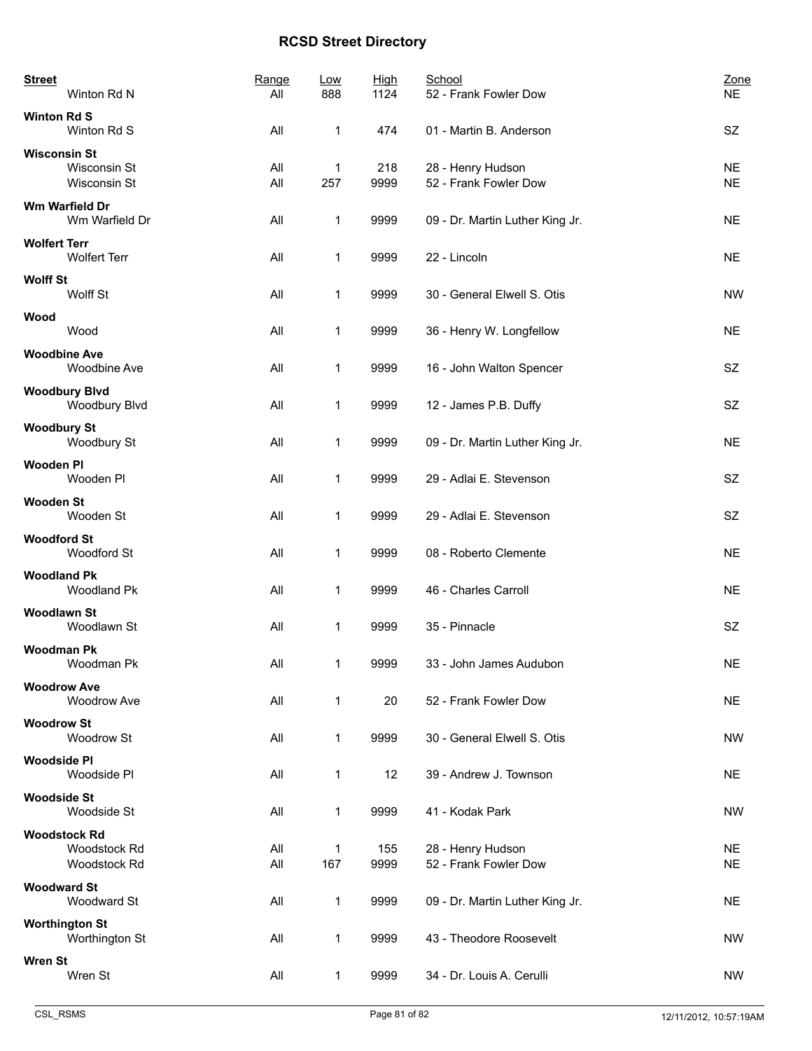# RCSD Street Directory

| Street | Range | Low | High | School | Zone |
|---|---|---|---|---|---|
| Winton Rd N | All | 888 | 1124 | 52 - Frank Fowler Dow | NE |
| **Winton Rd S** | | | | | |
| Winton Rd S | All | 1 | 474 | 01 - Martin B. Anderson | SZ |
| **Wisconsin St** | | | | | |
| Wisconsin St | All | 1 | 218 | 28 - Henry Hudson | NE |
| Wisconsin St | All | 257 | 9999 | 52 - Frank Fowler Dow | NE |
| **Wm Warfield Dr** | | | | | |
| Wm Warfield Dr | All | 1 | 9999 | 09 - Dr. Martin Luther King Jr. | NE |
| **Wolfert Terr** | | | | | |
| Wolfert Terr | All | 1 | 9999 | 22 - Lincoln | NE |
| **Wolff St** | | | | | |
| Wolff St | All | 1 | 9999 | 30 - General Elwell S. Otis | NW |
| **Wood** | | | | | |
| Wood | All | 1 | 9999 | 36 - Henry W. Longfellow | NE |
| **Woodbine Ave** | | | | | |
| Woodbine Ave | All | 1 | 9999 | 16 - John Walton Spencer | SZ |
| **Woodbury Blvd** | | | | | |
| Woodbury Blvd | All | 1 | 9999 | 12 - James P.B. Duffy | SZ |
| **Woodbury St** | | | | | |
| Woodbury St | All | 1 | 9999 | 09 - Dr. Martin Luther King Jr. | NE |
| **Wooden Pl** | | | | | |
| Wooden Pl | All | 1 | 9999 | 29 - Adlai E. Stevenson | SZ |
| **Wooden St** | | | | | |
| Wooden St | All | 1 | 9999 | 29 - Adlai E. Stevenson | SZ |
| **Woodford St** | | | | | |
| Woodford St | All | 1 | 9999 | 08 - Roberto Clemente | NE |
| **Woodland Pk** | | | | | |
| Woodland Pk | All | 1 | 9999 | 46 - Charles Carroll | NE |
| **Woodlawn St** | | | | | |
| Woodlawn St | All | 1 | 9999 | 35 - Pinnacle | SZ |
| **Woodman Pk** | | | | | |
| Woodman Pk | All | 1 | 9999 | 33 - John James Audubon | NE |
| **Woodrow Ave** | | | | | |
| Woodrow Ave | All | 1 | 20 | 52 - Frank Fowler Dow | NE |
| **Woodrow St** | | | | | |
| Woodrow St | All | 1 | 9999 | 30 - General Elwell S. Otis | NW |
| **Woodside Pl** | | | | | |
| Woodside Pl | All | 1 | 12 | 39 - Andrew J. Townson | NE |
| **Woodside St** | | | | | |
| Woodside St | All | 1 | 9999 | 41 - Kodak Park | NW |
| **Woodstock Rd** | | | | | |
| Woodstock Rd | All | 1 | 155 | 28 - Henry Hudson | NE |
| Woodstock Rd | All | 167 | 9999 | 52 - Frank Fowler Dow | NE |
| **Woodward St** | | | | | |
| Woodward St | All | 1 | 9999 | 09 - Dr. Martin Luther King Jr. | NE |
| **Worthington St** | | | | | |
| Worthington St | All | 1 | 9999 | 43 - Theodore Roosevelt | NW |
| **Wren St** | | | | | |
| Wren St | All | 1 | 9999 | 34 - Dr. Louis A. Cerulli | NW |

CSL_RSMS 12/11/2012, 10:57:19AM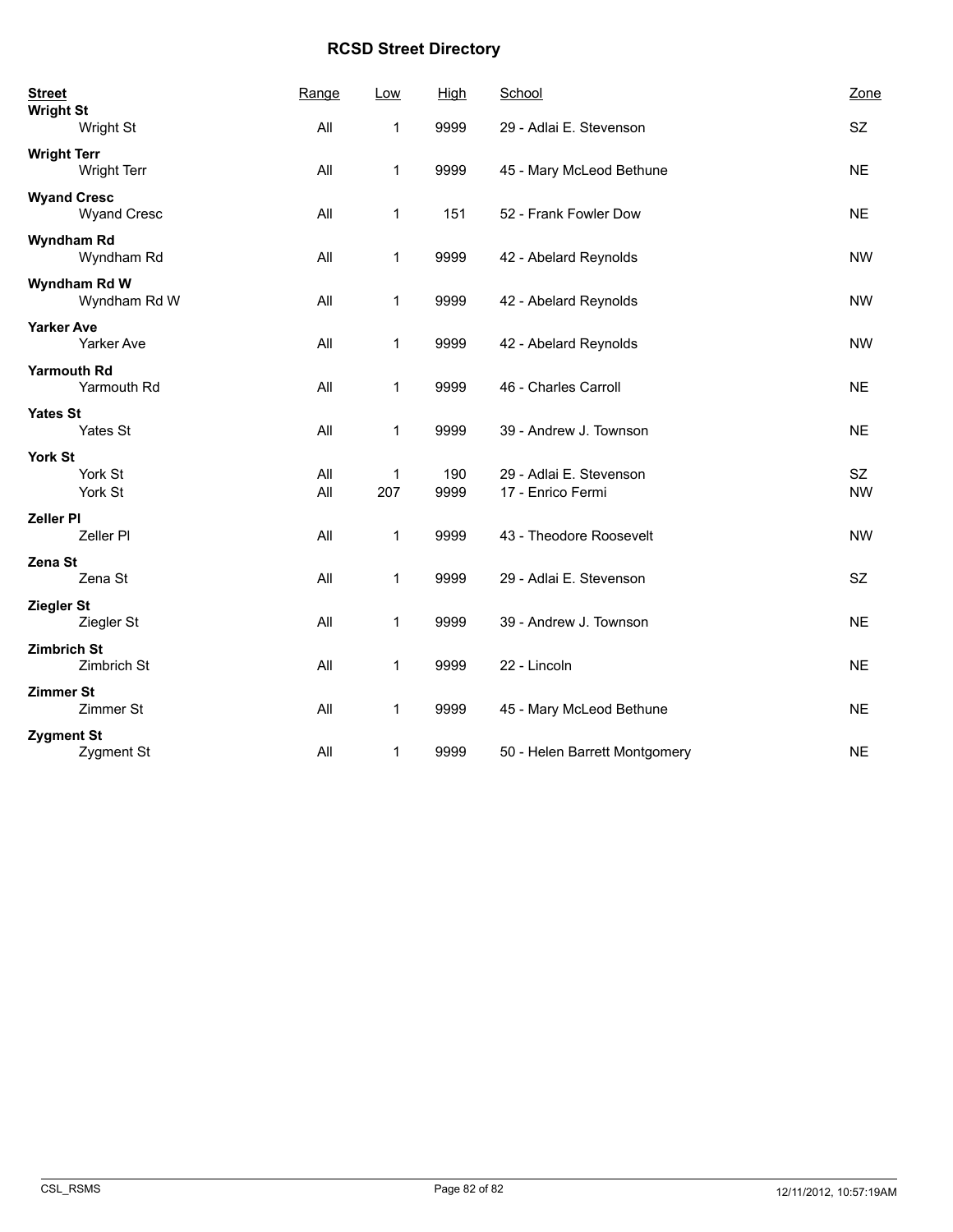# RCSD Street Directory

| Street | Range | Low | High | School | Zone |
|---|---|---|---|---|---|
| **Wright St** | | | | | |
| Wright St | All | 1 | 9999 | 29 - Adlai E. Stevenson | SZ |
| **Wright Terr** | | | | | |
| Wright Terr | All | 1 | 9999 | 45 - Mary McLeod Bethune | NE |
| **Wyand Cresc** | | | | | |
| Wyand Cresc | All | 1 | 151 | 52 - Frank Fowler Dow | NE |
| **Wyndham Rd** | | | | | |
| Wyndham Rd | All | 1 | 9999 | 42 - Abelard Reynolds | NW |
| **Wyndham Rd W** | | | | | |
| Wyndham Rd W | All | 1 | 9999 | 42 - Abelard Reynolds | NW |
| **Yarker Ave** | | | | | |
| Yarker Ave | All | 1 | 9999 | 42 - Abelard Reynolds | NW |
| **Yarmouth Rd** | | | | | |
| Yarmouth Rd | All | 1 | 9999 | 46 - Charles Carroll | NE |
| **Yates St** | | | | | |
| Yates St | All | 1 | 9999 | 39 - Andrew J. Townson | NE |
| **York St** | | | | | |
| York St | All | 1 | 190 | 29 - Adlai E. Stevenson | SZ |
| York St | All | 207 | 9999 | 17 - Enrico Fermi | NW |
| **Zeller Pl** | | | | | |
| Zeller Pl | All | 1 | 9999 | 43 - Theodore Roosevelt | NW |
| **Zena St** | | | | | |
| Zena St | All | 1 | 9999 | 29 - Adlai E. Stevenson | SZ |
| **Ziegler St** | | | | | |
| Ziegler St | All | 1 | 9999 | 39 - Andrew J. Townson | NE |
| **Zimbrich St** | | | | | |
| Zimbrich St | All | 1 | 9999 | 22 - Lincoln | NE |
| **Zimmer St** | | | | | |
| Zimmer St | All | 1 | 9999 | 45 - Mary McLeod Bethune | NE |
| **Zygment St** | | | | | |
| Zygment St | All | 1 | 9999 | 50 - Helen Barrett Montgomery | NE |